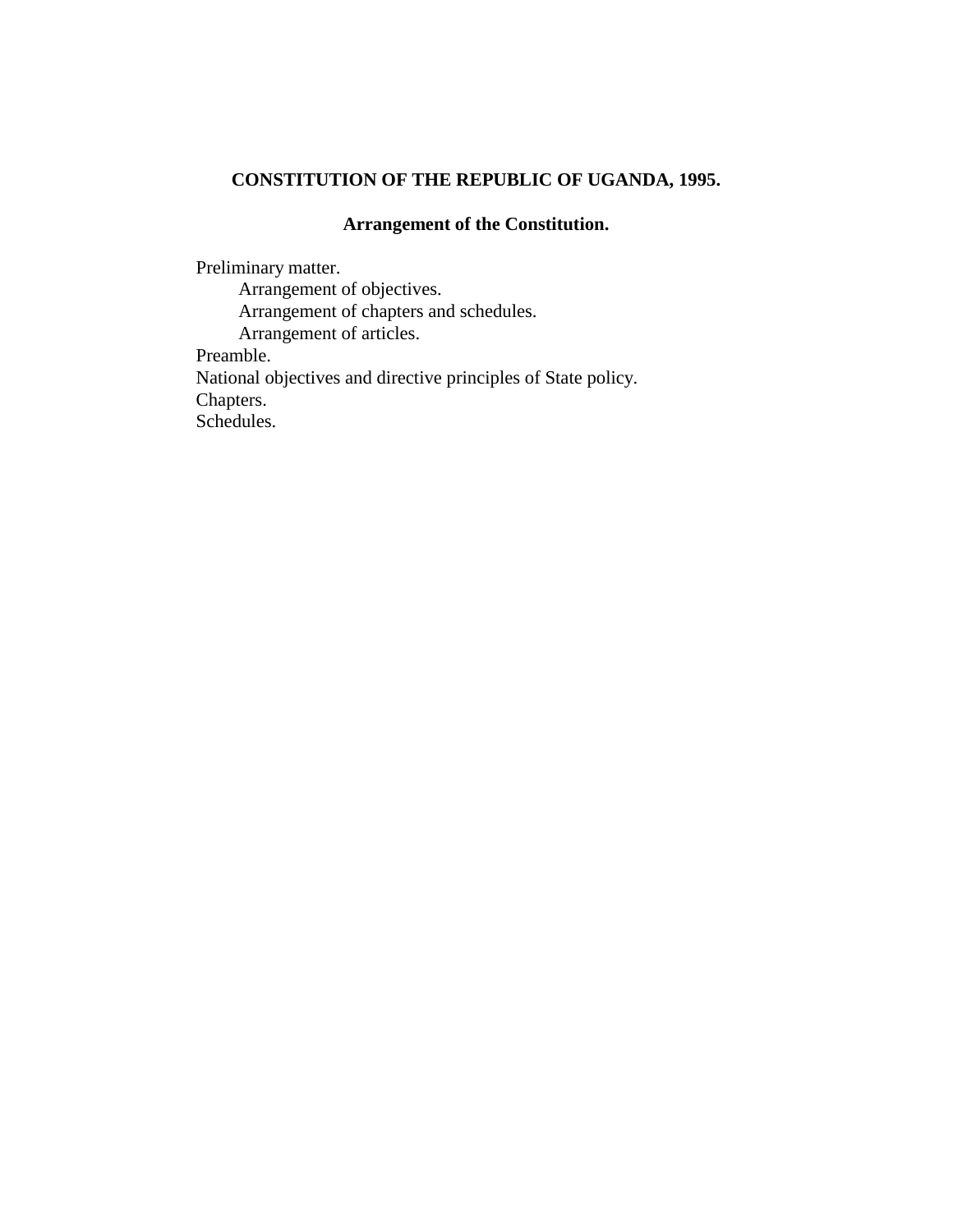# CONSTITUTION OF THE REPUBLIC OF UGANDA, 1995.

## Arrangement of the Constitution.

- Preliminary matter.
  - Arrangement of objectives.
  - Arrangement of chapters and schedules.
  - Arrangement of articles.
- Preamble.
- National objectives and directive principles of State policy.
- Chapters.
- Schedules.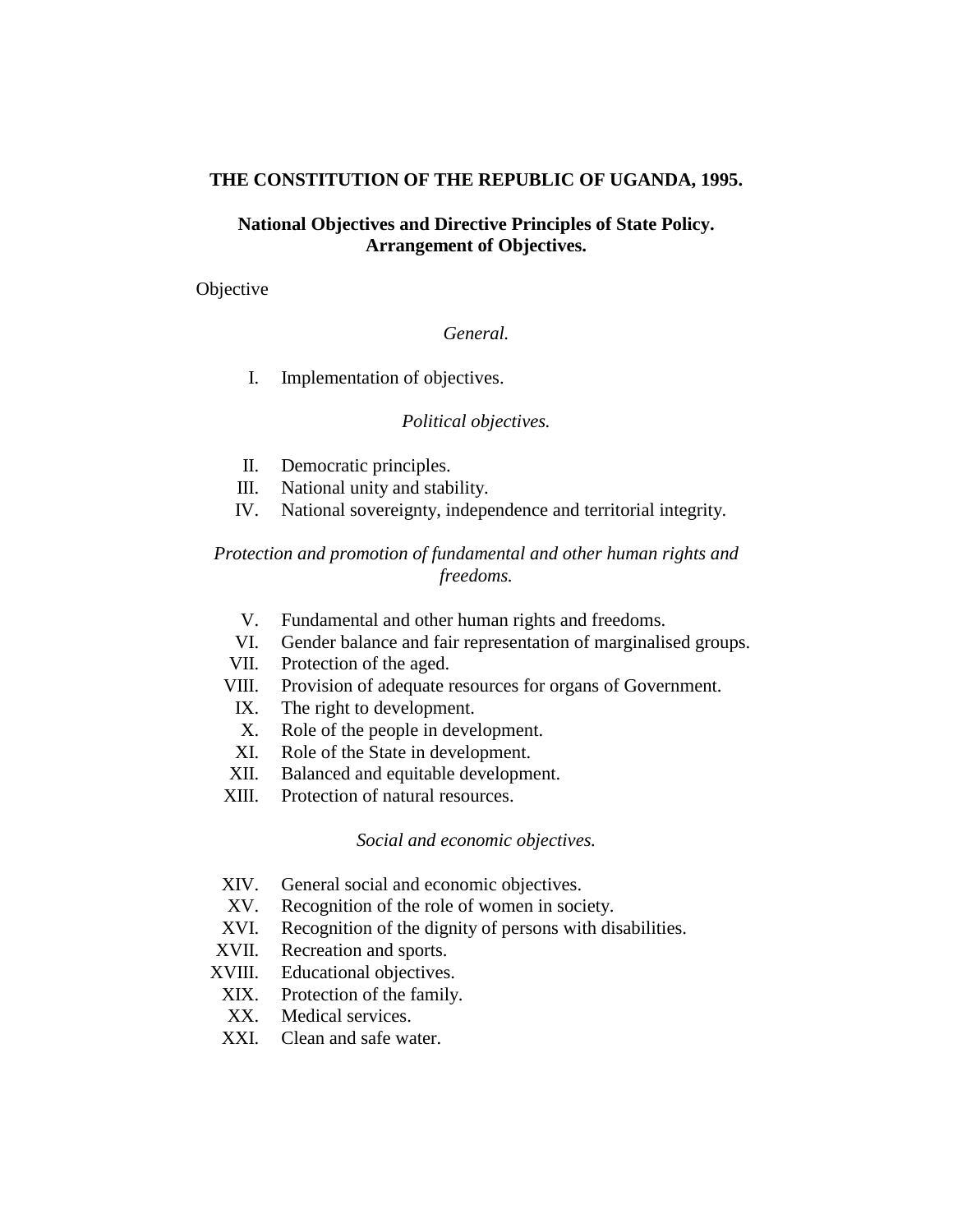**THE CONSTITUTION OF THE REPUBLIC OF UGANDA, 1995.**

**National Objectives and Directive Principles of State Policy.**
**Arrangement of Objectives.**

Objective

*General.*

I. Implementation of objectives.

*Political objectives.*

II. Democratic principles.
III. National unity and stability.
IV. National sovereignty, independence and territorial integrity.

*Protection and promotion of fundamental and other human rights and freedoms.*

V. Fundamental and other human rights and freedoms.
VI. Gender balance and fair representation of marginalised groups.
VII. Protection of the aged.
VIII. Provision of adequate resources for organs of Government.
IX. The right to development.
X. Role of the people in development.
XI. Role of the State in development.
XII. Balanced and equitable development.
XIII. Protection of natural resources.

*Social and economic objectives.*

XIV. General social and economic objectives.
XV. Recognition of the role of women in society.
XVI. Recognition of the dignity of persons with disabilities.
XVII. Recreation and sports.
XVIII. Educational objectives.
XIX. Protection of the family.
XX. Medical services.
XXI. Clean and safe water.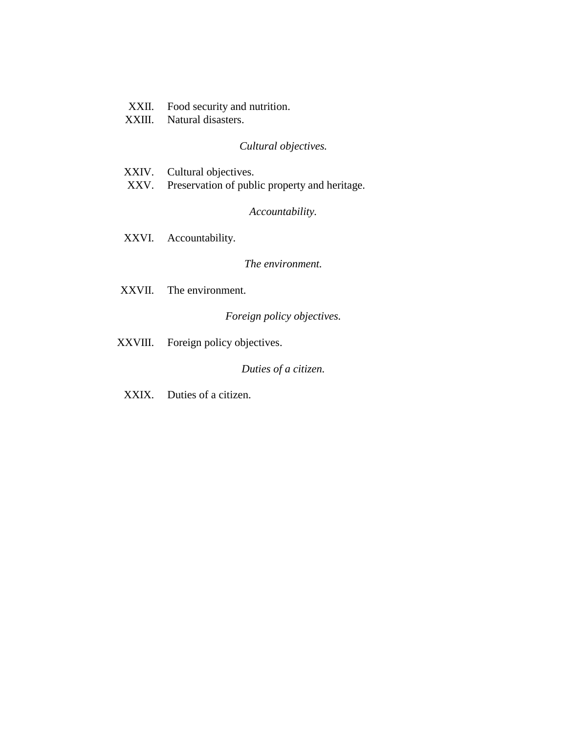XXII. Food security and nutrition.
XXIII. Natural disasters.

*Cultural objectives.*

XXIV. Cultural objectives.
XXV. Preservation of public property and heritage.

*Accountability.*

XXVI. Accountability.

*The environment.*

XXVII. The environment.

*Foreign policy objectives.*

XXVIII. Foreign policy objectives.

*Duties of a citizen.*

XXIX. Duties of a citizen.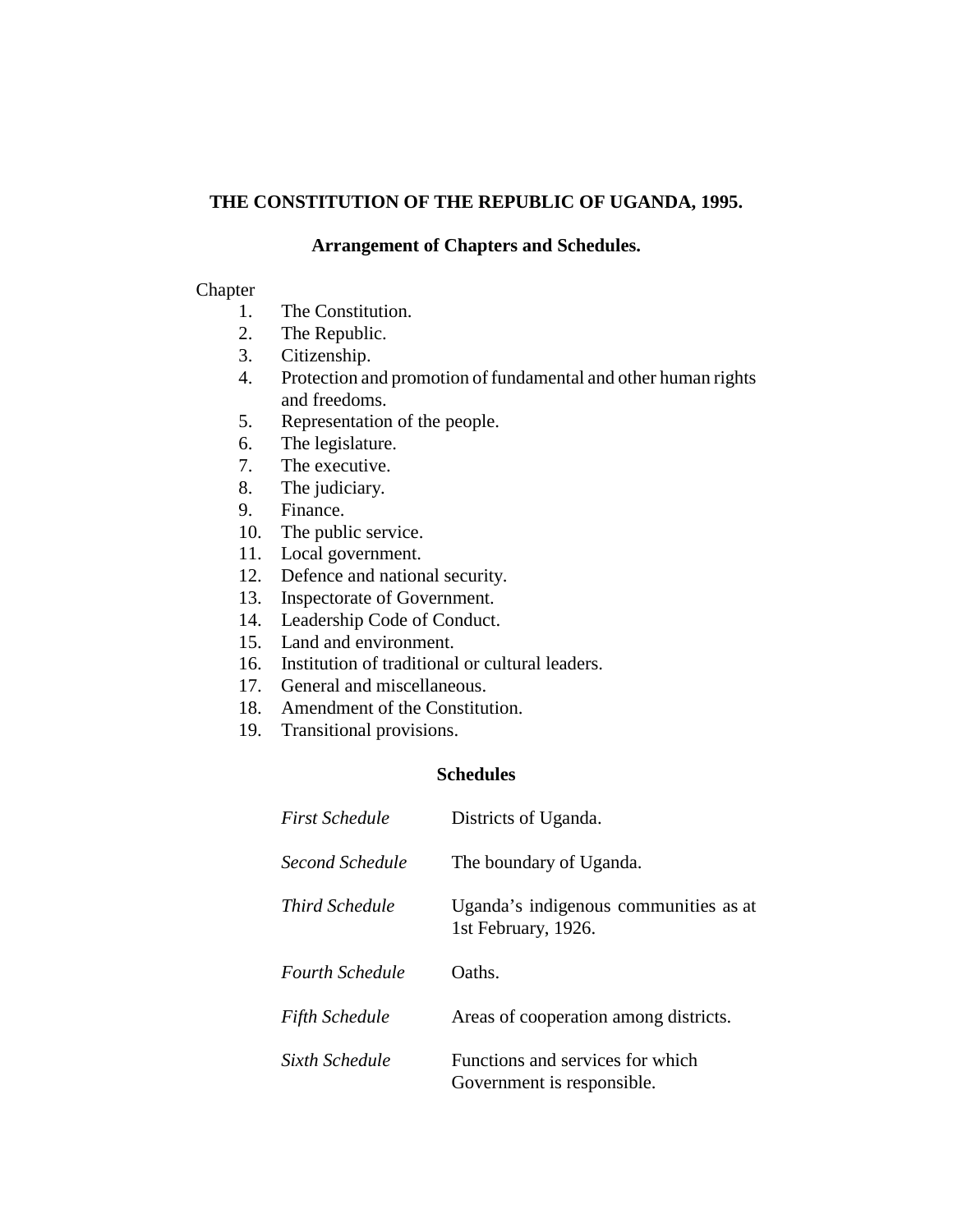# THE CONSTITUTION OF THE REPUBLIC OF UGANDA, 1995.

## Arrangement of Chapters and Schedules.

Chapter

1. The Constitution.
2. The Republic.
3. Citizenship.
4. Protection and promotion of fundamental and other human rights and freedoms.
5. Representation of the people.
6. The legislature.
7. The executive.
8. The judiciary.
9. Finance.
10. The public service.
11. Local government.
12. Defence and national security.
13. Inspectorate of Government.
14. Leadership Code of Conduct.
15. Land and environment.
16. Institution of traditional or cultural leaders.
17. General and miscellaneous.
18. Amendment of the Constitution.
19. Transitional provisions.

### Schedules

| | |
|---|---|
| *First Schedule* | Districts of Uganda. |
| *Second Schedule* | The boundary of Uganda. |
| *Third Schedule* | Uganda's indigenous communities as at 1st February, 1926. |
| *Fourth Schedule* | Oaths. |
| *Fifth Schedule* | Areas of cooperation among districts. |
| *Sixth Schedule* | Functions and services for which Government is responsible. |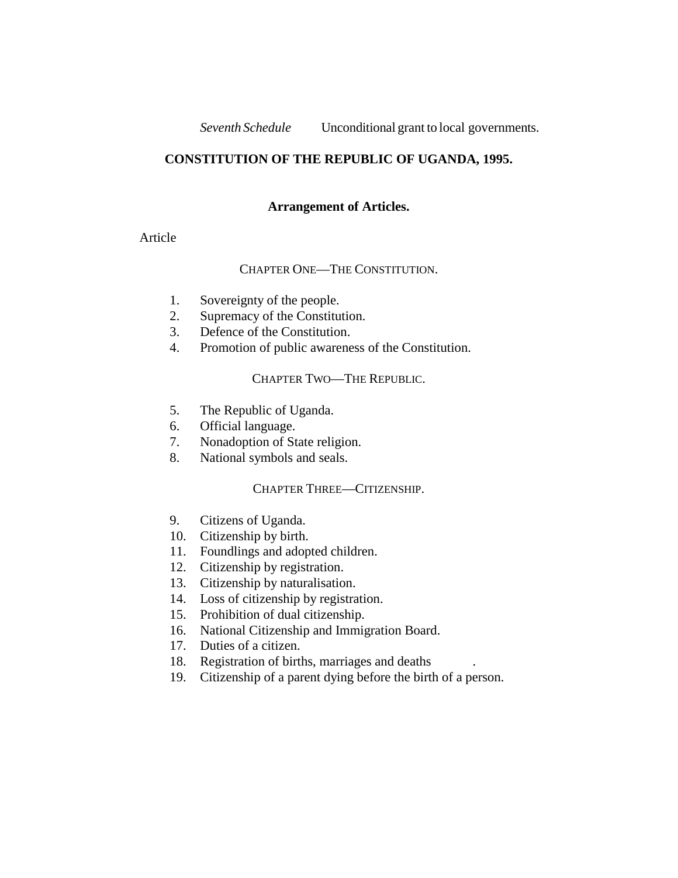*Seventh Schedule* Unconditional grant to local governments.

# CONSTITUTION OF THE REPUBLIC OF UGANDA, 1995.

## Arrangement of Articles.

Article

### CHAPTER ONE—THE CONSTITUTION.

1. Sovereignty of the people.
2. Supremacy of the Constitution.
3. Defence of the Constitution.
4. Promotion of public awareness of the Constitution.

### CHAPTER TWO—THE REPUBLIC.

5. The Republic of Uganda.
6. Official language.
7. Nonadoption of State religion.
8. National symbols and seals.

### CHAPTER THREE—CITIZENSHIP.

9. Citizens of Uganda.
10. Citizenship by birth.
11. Foundlings and adopted children.
12. Citizenship by registration.
13. Citizenship by naturalisation.
14. Loss of citizenship by registration.
15. Prohibition of dual citizenship.
16. National Citizenship and Immigration Board.
17. Duties of a citizen.
18. Registration of births, marriages and deaths .
19. Citizenship of a parent dying before the birth of a person.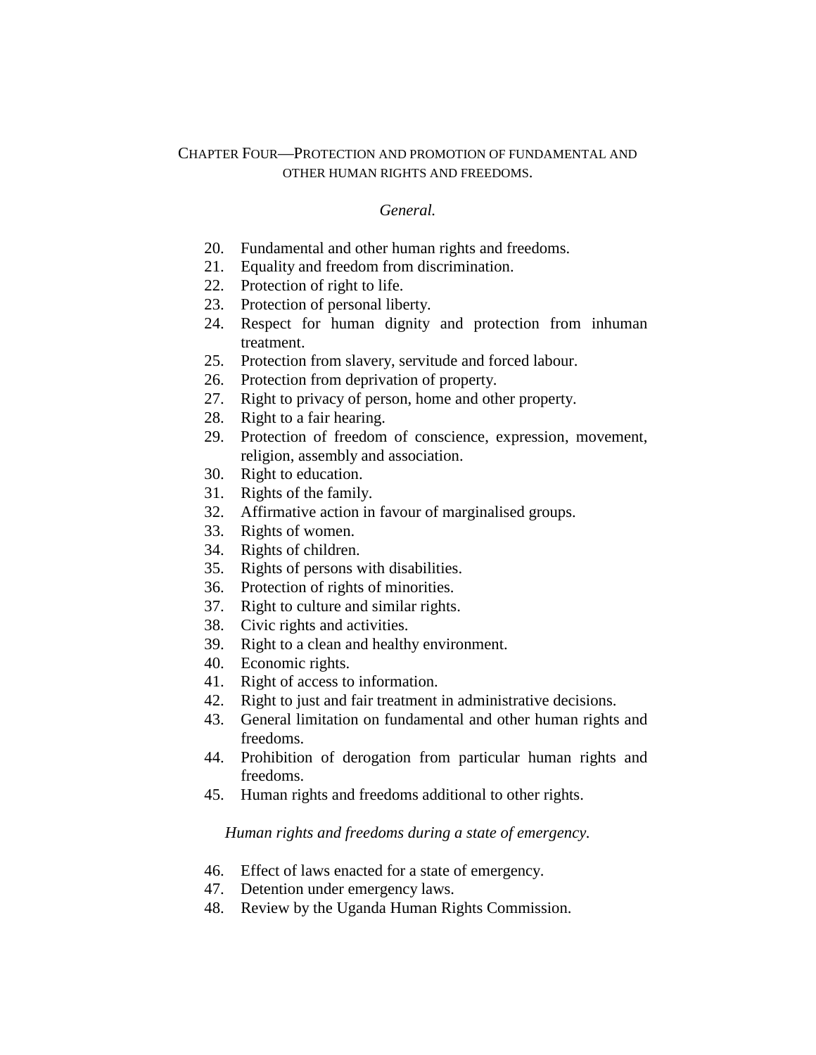## CHAPTER FOUR—PROTECTION AND PROMOTION OF FUNDAMENTAL AND OTHER HUMAN RIGHTS AND FREEDOMS.

*General.*

20. Fundamental and other human rights and freedoms.
21. Equality and freedom from discrimination.
22. Protection of right to life.
23. Protection of personal liberty.
24. Respect for human dignity and protection from inhuman treatment.
25. Protection from slavery, servitude and forced labour.
26. Protection from deprivation of property.
27. Right to privacy of person, home and other property.
28. Right to a fair hearing.
29. Protection of freedom of conscience, expression, movement, religion, assembly and association.
30. Right to education.
31. Rights of the family.
32. Affirmative action in favour of marginalised groups.
33. Rights of women.
34. Rights of children.
35. Rights of persons with disabilities.
36. Protection of rights of minorities.
37. Right to culture and similar rights.
38. Civic rights and activities.
39. Right to a clean and healthy environment.
40. Economic rights.
41. Right of access to information.
42. Right to just and fair treatment in administrative decisions.
43. General limitation on fundamental and other human rights and freedoms.
44. Prohibition of derogation from particular human rights and freedoms.
45. Human rights and freedoms additional to other rights.

*Human rights and freedoms during a state of emergency.*

46. Effect of laws enacted for a state of emergency.
47. Detention under emergency laws.
48. Review by the Uganda Human Rights Commission.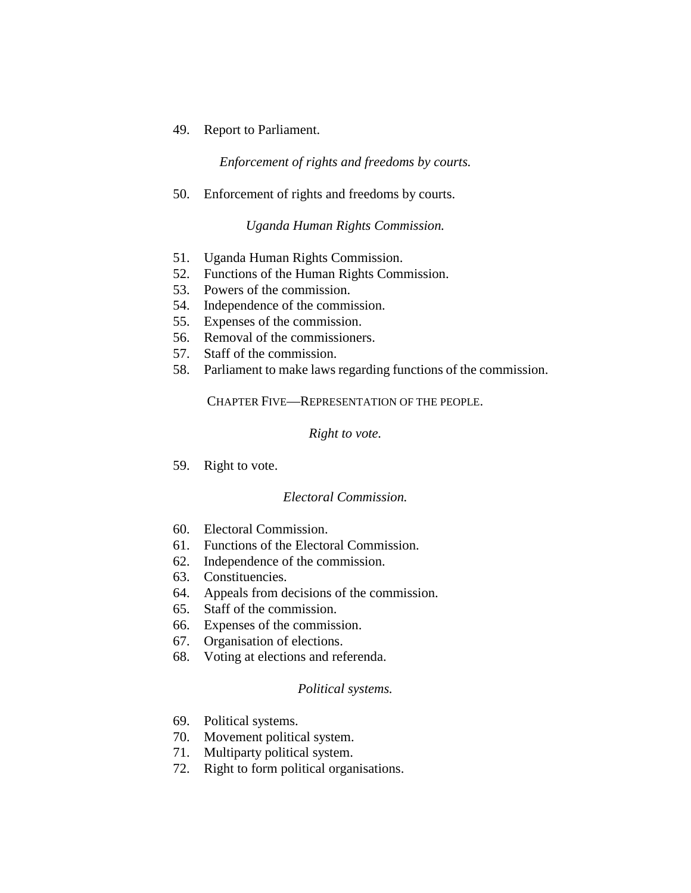49. Report to Parliament.

*Enforcement of rights and freedoms by courts.*

50. Enforcement of rights and freedoms by courts.

*Uganda Human Rights Commission.*

51. Uganda Human Rights Commission.
52. Functions of the Human Rights Commission.
53. Powers of the commission.
54. Independence of the commission.
55. Expenses of the commission.
56. Removal of the commissioners.
57. Staff of the commission.
58. Parliament to make laws regarding functions of the commission.

CHAPTER FIVE—REPRESENTATION OF THE PEOPLE.

*Right to vote.*

59. Right to vote.

*Electoral Commission.*

60. Electoral Commission.
61. Functions of the Electoral Commission.
62. Independence of the commission.
63. Constituencies.
64. Appeals from decisions of the commission.
65. Staff of the commission.
66. Expenses of the commission.
67. Organisation of elections.
68. Voting at elections and referenda.

*Political systems.*

69. Political systems.
70. Movement political system.
71. Multiparty political system.
72. Right to form political organisations.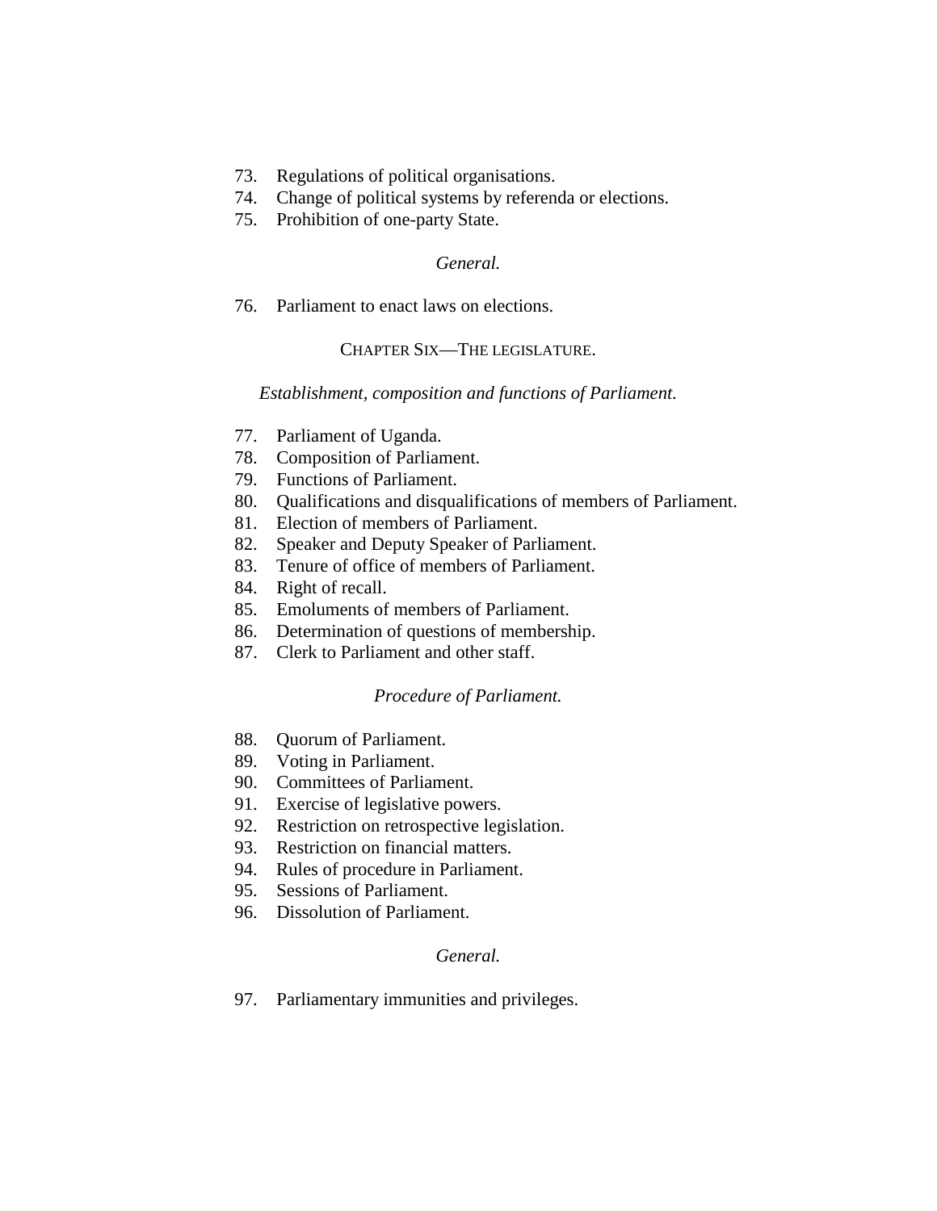73. Regulations of political organisations.
74. Change of political systems by referenda or elections.
75. Prohibition of one-party State.

*General.*

76. Parliament to enact laws on elections.

## CHAPTER SIX—THE LEGISLATURE.

*Establishment, composition and functions of Parliament.*

77. Parliament of Uganda.
78. Composition of Parliament.
79. Functions of Parliament.
80. Qualifications and disqualifications of members of Parliament.
81. Election of members of Parliament.
82. Speaker and Deputy Speaker of Parliament.
83. Tenure of office of members of Parliament.
84. Right of recall.
85. Emoluments of members of Parliament.
86. Determination of questions of membership.
87. Clerk to Parliament and other staff.

*Procedure of Parliament.*

88. Quorum of Parliament.
89. Voting in Parliament.
90. Committees of Parliament.
91. Exercise of legislative powers.
92. Restriction on retrospective legislation.
93. Restriction on financial matters.
94. Rules of procedure in Parliament.
95. Sessions of Parliament.
96. Dissolution of Parliament.

*General.*

97. Parliamentary immunities and privileges.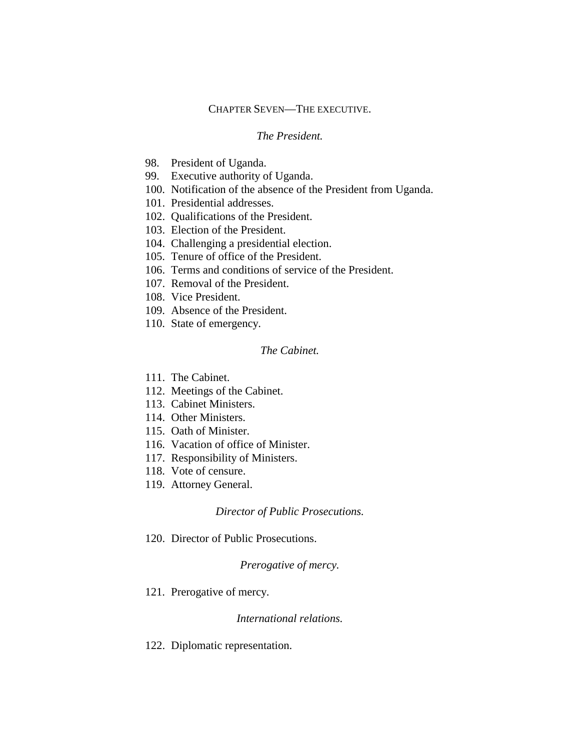## CHAPTER SEVEN—THE EXECUTIVE.

### *The President.*

98. President of Uganda.
99. Executive authority of Uganda.
100. Notification of the absence of the President from Uganda.
101. Presidential addresses.
102. Qualifications of the President.
103. Election of the President.
104. Challenging a presidential election.
105. Tenure of office of the President.
106. Terms and conditions of service of the President.
107. Removal of the President.
108. Vice President.
109. Absence of the President.
110. State of emergency.

### *The Cabinet.*

111. The Cabinet.
112. Meetings of the Cabinet.
113. Cabinet Ministers.
114. Other Ministers.
115. Oath of Minister.
116. Vacation of office of Minister.
117. Responsibility of Ministers.
118. Vote of censure.
119. Attorney General.

### *Director of Public Prosecutions.*

120. Director of Public Prosecutions.

### *Prerogative of mercy.*

121. Prerogative of mercy.

### *International relations.*

122. Diplomatic representation.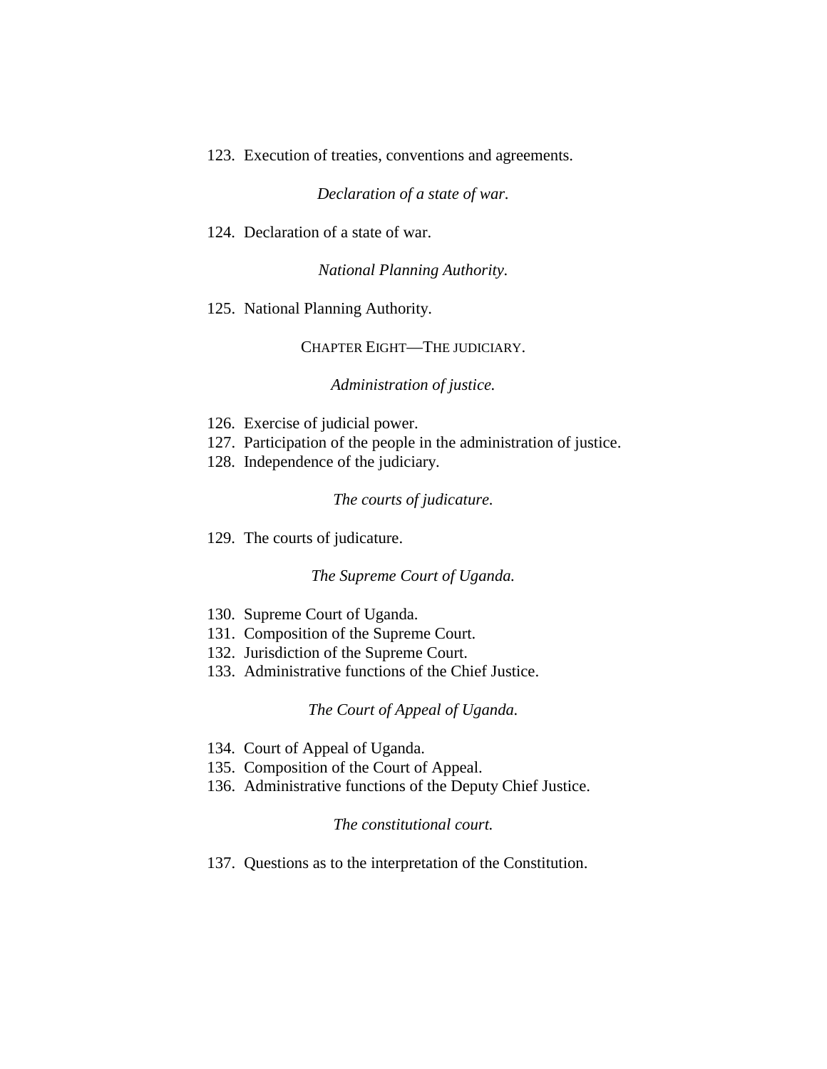123. Execution of treaties, conventions and agreements.

*Declaration of a state of war.*

124. Declaration of a state of war.

*National Planning Authority.*

125. National Planning Authority.

CHAPTER EIGHT—THE JUDICIARY.

*Administration of justice.*

126. Exercise of judicial power.
127. Participation of the people in the administration of justice.
128. Independence of the judiciary.

*The courts of judicature.*

129. The courts of judicature.

*The Supreme Court of Uganda.*

130. Supreme Court of Uganda.
131. Composition of the Supreme Court.
132. Jurisdiction of the Supreme Court.
133. Administrative functions of the Chief Justice.

*The Court of Appeal of Uganda.*

134. Court of Appeal of Uganda.
135. Composition of the Court of Appeal.
136. Administrative functions of the Deputy Chief Justice.

*The constitutional court.*

137. Questions as to the interpretation of the Constitution.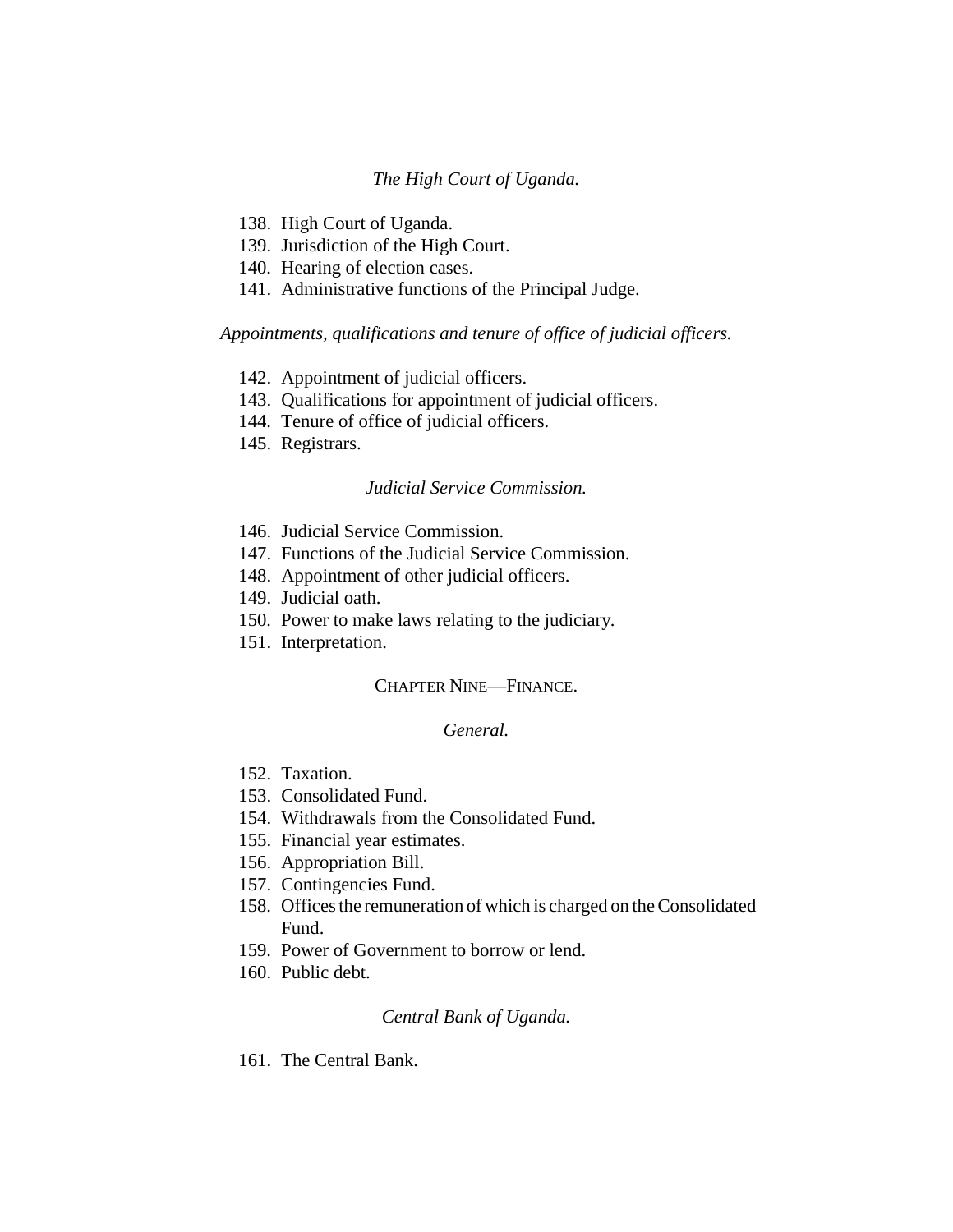*The High Court of Uganda.*

138. High Court of Uganda.
139. Jurisdiction of the High Court.
140. Hearing of election cases.
141. Administrative functions of the Principal Judge.

*Appointments, qualifications and tenure of office of judicial officers.*

142. Appointment of judicial officers.
143. Qualifications for appointment of judicial officers.
144. Tenure of office of judicial officers.
145. Registrars.

*Judicial Service Commission.*

146. Judicial Service Commission.
147. Functions of the Judicial Service Commission.
148. Appointment of other judicial officers.
149. Judicial oath.
150. Power to make laws relating to the judiciary.
151. Interpretation.

## CHAPTER NINE—FINANCE.

*General.*

152. Taxation.
153. Consolidated Fund.
154. Withdrawals from the Consolidated Fund.
155. Financial year estimates.
156. Appropriation Bill.
157. Contingencies Fund.
158. Offices the remuneration of which is charged on the Consolidated Fund.
159. Power of Government to borrow or lend.
160. Public debt.

*Central Bank of Uganda.*

161. The Central Bank.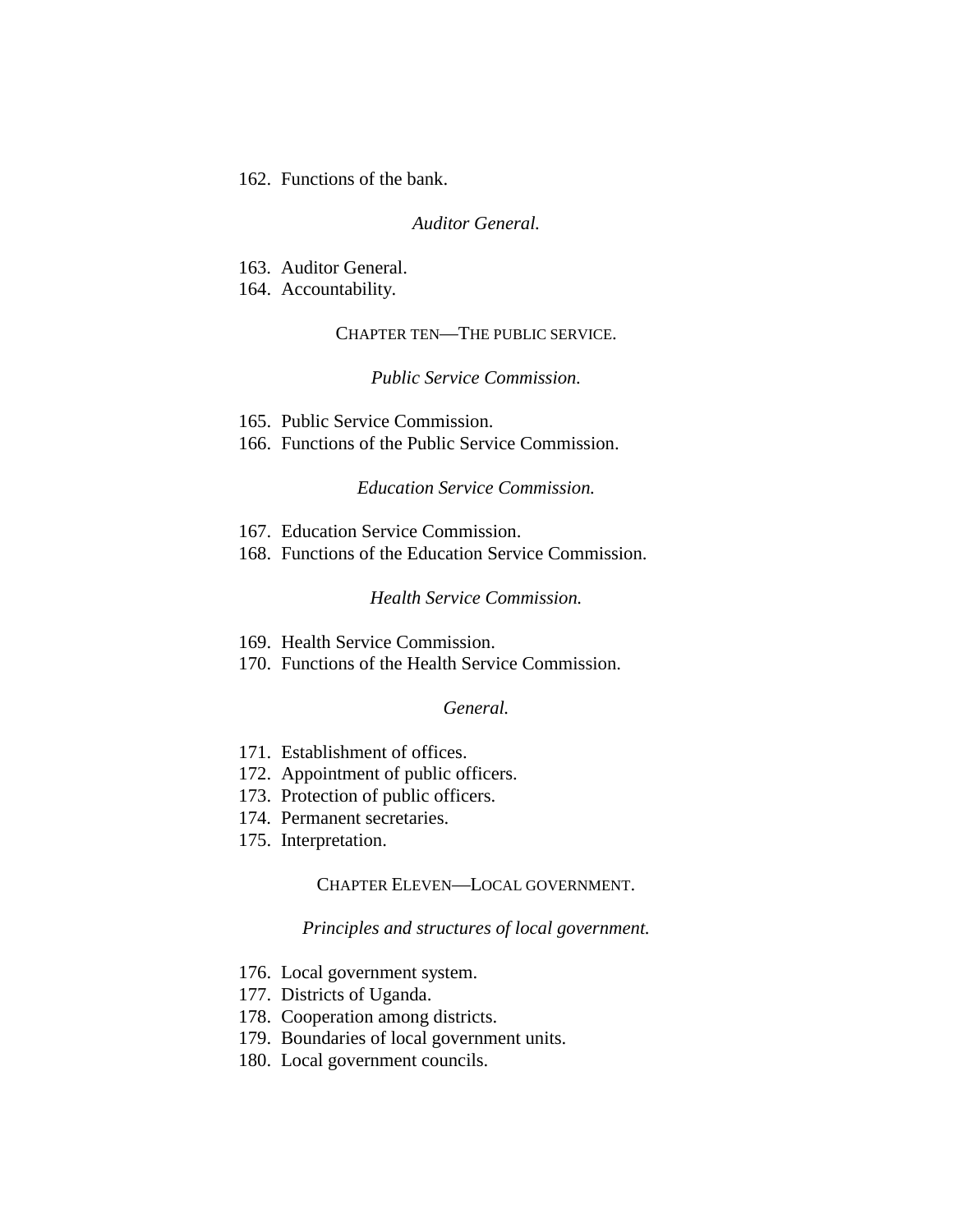162. Functions of the bank.

*Auditor General.*

163. Auditor General.
164. Accountability.

CHAPTER TEN—THE PUBLIC SERVICE.

*Public Service Commission.*

165. Public Service Commission.
166. Functions of the Public Service Commission.

*Education Service Commission.*

167. Education Service Commission.
168. Functions of the Education Service Commission.

*Health Service Commission.*

169. Health Service Commission.
170. Functions of the Health Service Commission.

*General.*

171. Establishment of offices.
172. Appointment of public officers.
173. Protection of public officers.
174. Permanent secretaries.
175. Interpretation.

CHAPTER ELEVEN—LOCAL GOVERNMENT.

*Principles and structures of local government.*

176. Local government system.
177. Districts of Uganda.
178. Cooperation among districts.
179. Boundaries of local government units.
180. Local government councils.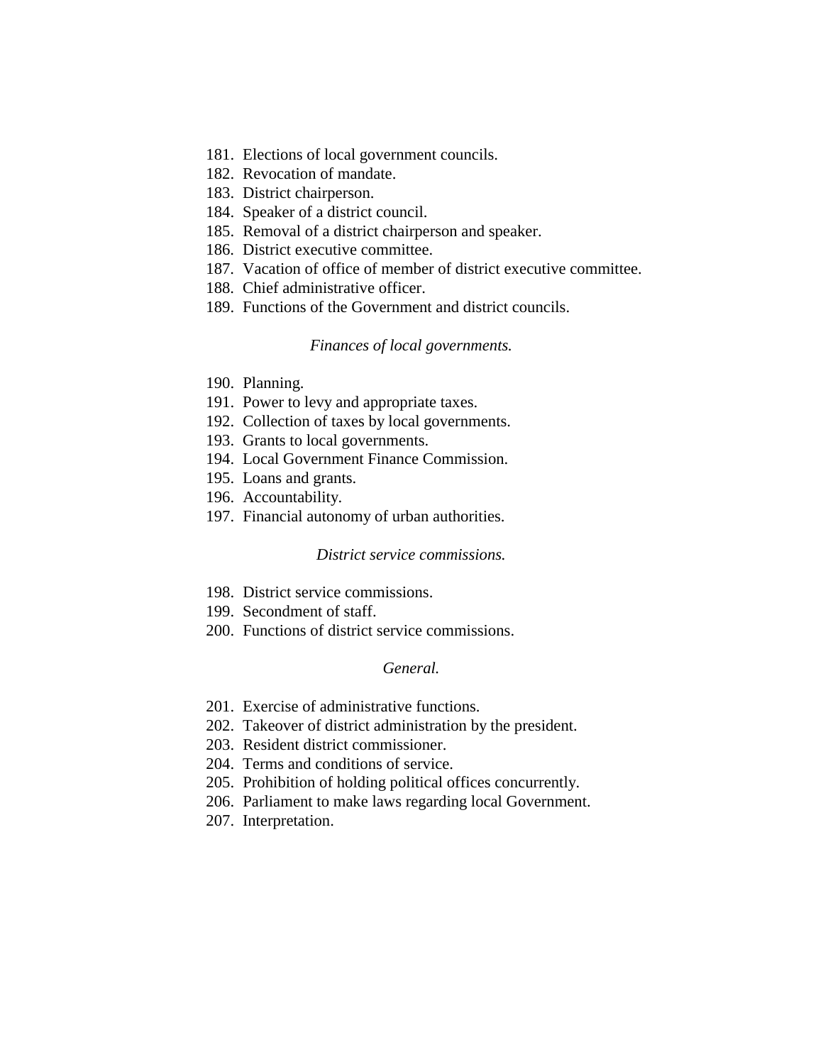181. Elections of local government councils.
182. Revocation of mandate.
183. District chairperson.
184. Speaker of a district council.
185. Removal of a district chairperson and speaker.
186. District executive committee.
187. Vacation of office of member of district executive committee.
188. Chief administrative officer.
189. Functions of the Government and district councils.

*Finances of local governments.*

190. Planning.
191. Power to levy and appropriate taxes.
192. Collection of taxes by local governments.
193. Grants to local governments.
194. Local Government Finance Commission.
195. Loans and grants.
196. Accountability.
197. Financial autonomy of urban authorities.

*District service commissions.*

198. District service commissions.
199. Secondment of staff.
200. Functions of district service commissions.

*General.*

201. Exercise of administrative functions.
202. Takeover of district administration by the president.
203. Resident district commissioner.
204. Terms and conditions of service.
205. Prohibition of holding political offices concurrently.
206. Parliament to make laws regarding local Government.
207. Interpretation.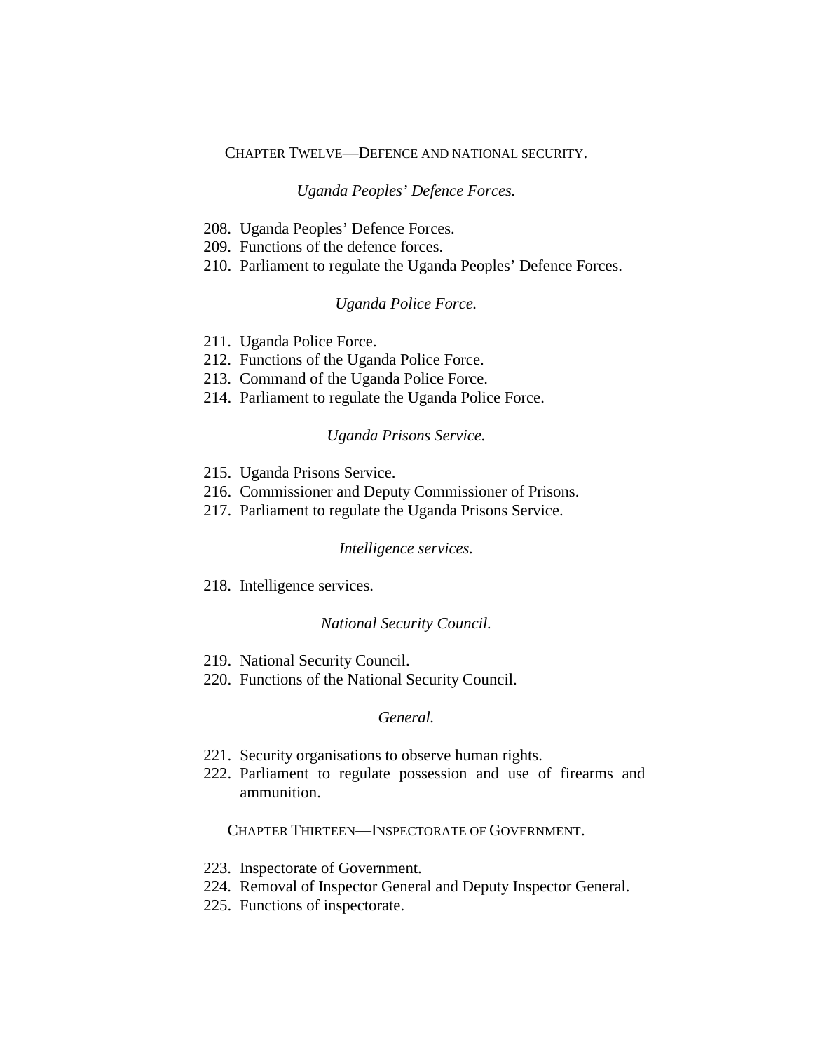## CHAPTER TWELVE—DEFENCE AND NATIONAL SECURITY.

*Uganda Peoples' Defence Forces.*

208. Uganda Peoples' Defence Forces.
209. Functions of the defence forces.
210. Parliament to regulate the Uganda Peoples' Defence Forces.

*Uganda Police Force.*

211. Uganda Police Force.
212. Functions of the Uganda Police Force.
213. Command of the Uganda Police Force.
214. Parliament to regulate the Uganda Police Force.

*Uganda Prisons Service.*

215. Uganda Prisons Service.
216. Commissioner and Deputy Commissioner of Prisons.
217. Parliament to regulate the Uganda Prisons Service.

*Intelligence services.*

218. Intelligence services.

*National Security Council.*

219. National Security Council.
220. Functions of the National Security Council.

*General.*

221. Security organisations to observe human rights.
222. Parliament to regulate possession and use of firearms and ammunition.

## CHAPTER THIRTEEN—INSPECTORATE OF GOVERNMENT.

223. Inspectorate of Government.
224. Removal of Inspector General and Deputy Inspector General.
225. Functions of inspectorate.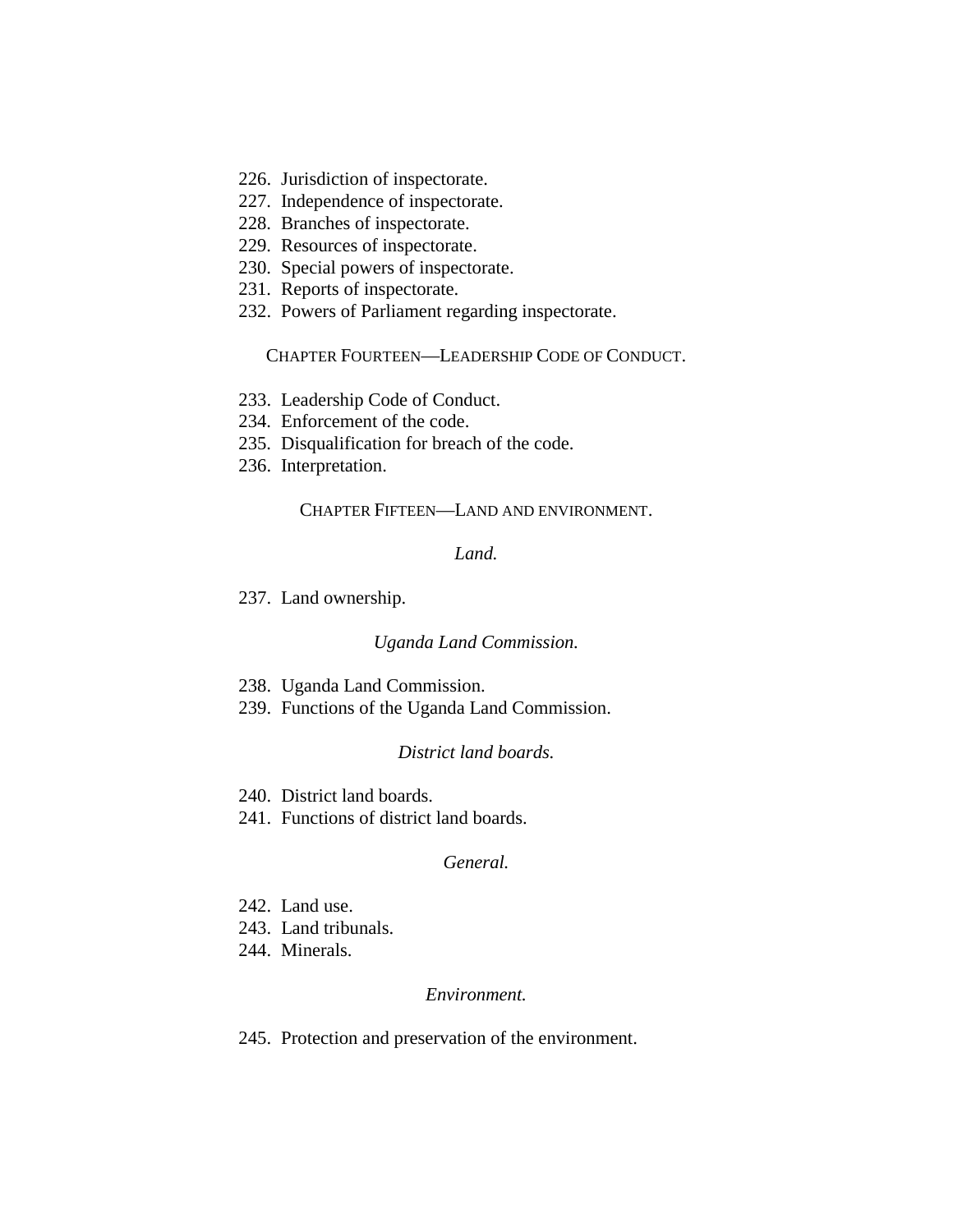226. Jurisdiction of inspectorate.
227. Independence of inspectorate.
228. Branches of inspectorate.
229. Resources of inspectorate.
230. Special powers of inspectorate.
231. Reports of inspectorate.
232. Powers of Parliament regarding inspectorate.

## CHAPTER FOURTEEN—LEADERSHIP CODE OF CONDUCT.

233. Leadership Code of Conduct.
234. Enforcement of the code.
235. Disqualification for breach of the code.
236. Interpretation.

## CHAPTER FIFTEEN—LAND AND ENVIRONMENT.

*Land.*

237. Land ownership.

*Uganda Land Commission.*

238. Uganda Land Commission.
239. Functions of the Uganda Land Commission.

*District land boards.*

240. District land boards.
241. Functions of district land boards.

*General.*

242. Land use.
243. Land tribunals.
244. Minerals.

*Environment.*

245. Protection and preservation of the environment.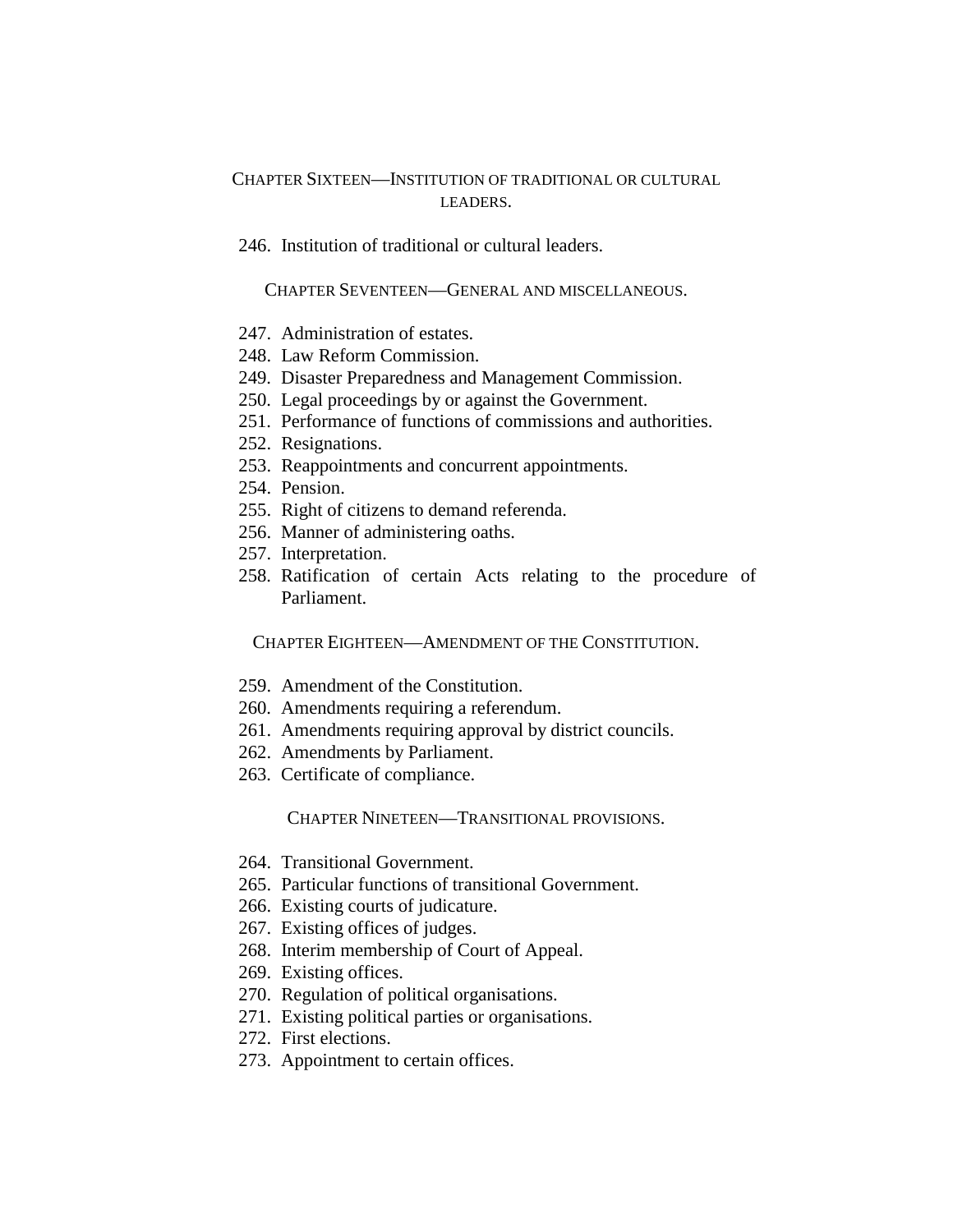## CHAPTER SIXTEEN—INSTITUTION OF TRADITIONAL OR CULTURAL LEADERS.

246. Institution of traditional or cultural leaders.

## CHAPTER SEVENTEEN—GENERAL AND MISCELLANEOUS.

247. Administration of estates.
248. Law Reform Commission.
249. Disaster Preparedness and Management Commission.
250. Legal proceedings by or against the Government.
251. Performance of functions of commissions and authorities.
252. Resignations.
253. Reappointments and concurrent appointments.
254. Pension.
255. Right of citizens to demand referenda.
256. Manner of administering oaths.
257. Interpretation.
258. Ratification of certain Acts relating to the procedure of Parliament.

## CHAPTER EIGHTEEN—AMENDMENT OF THE CONSTITUTION.

259. Amendment of the Constitution.
260. Amendments requiring a referendum.
261. Amendments requiring approval by district councils.
262. Amendments by Parliament.
263. Certificate of compliance.

## CHAPTER NINETEEN—TRANSITIONAL PROVISIONS.

264. Transitional Government.
265. Particular functions of transitional Government.
266. Existing courts of judicature.
267. Existing offices of judges.
268. Interim membership of Court of Appeal.
269. Existing offices.
270. Regulation of political organisations.
271. Existing political parties or organisations.
272. First elections.
273. Appointment to certain offices.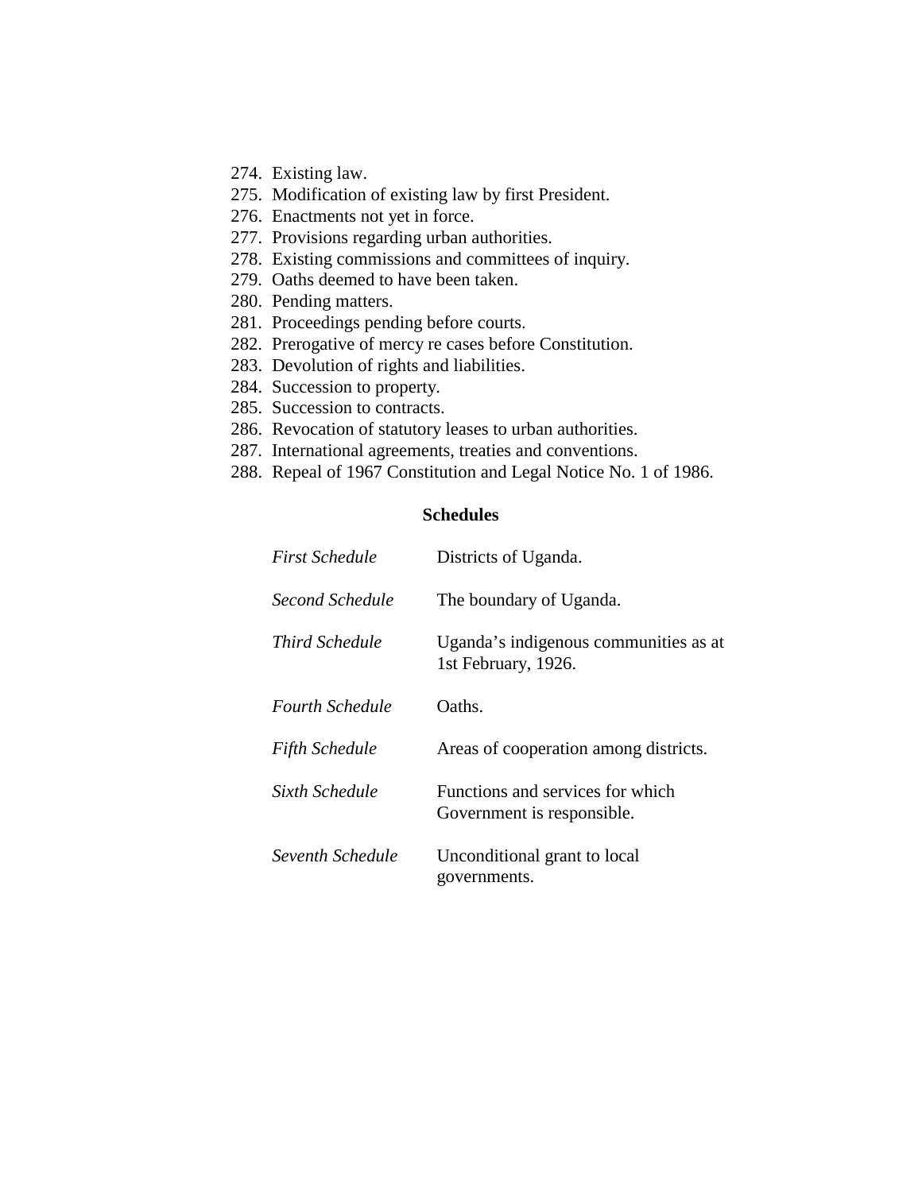274. Existing law.
275. Modification of existing law by first President.
276. Enactments not yet in force.
277. Provisions regarding urban authorities.
278. Existing commissions and committees of inquiry.
279. Oaths deemed to have been taken.
280. Pending matters.
281. Proceedings pending before courts.
282. Prerogative of mercy re cases before Constitution.
283. Devolution of rights and liabilities.
284. Succession to property.
285. Succession to contracts.
286. Revocation of statutory leases to urban authorities.
287. International agreements, treaties and conventions.
288. Repeal of 1967 Constitution and Legal Notice No. 1 of 1986.

**Schedules**

| | |
|---|---|
| *First Schedule* | Districts of Uganda. |
| *Second Schedule* | The boundary of Uganda. |
| *Third Schedule* | Uganda’s indigenous communities as at 1st February, 1926. |
| *Fourth Schedule* | Oaths. |
| *Fifth Schedule* | Areas of cooperation among districts. |
| *Sixth Schedule* | Functions and services for which Government is responsible. |
| *Seventh Schedule* | Unconditional grant to local governments. |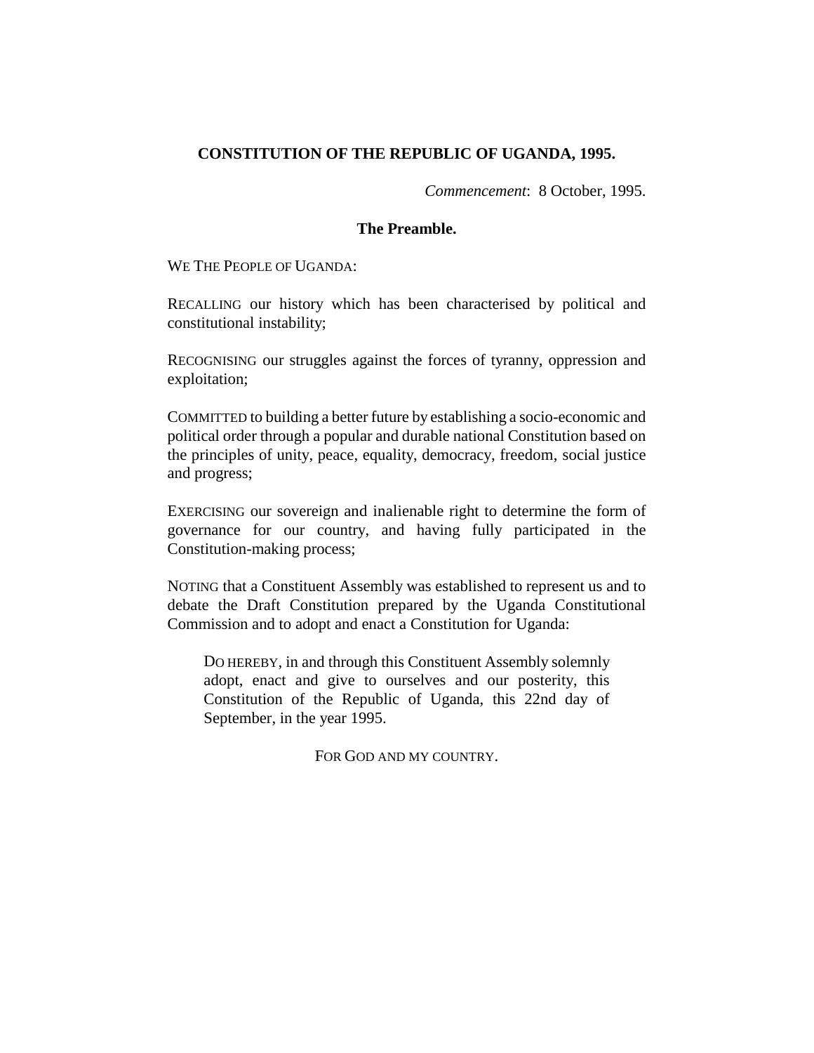# CONSTITUTION OF THE REPUBLIC OF UGANDA, 1995.

*Commencement*: 8 October, 1995.

## The Preamble.

WE THE PEOPLE OF UGANDA:

RECALLING our history which has been characterised by political and constitutional instability;

RECOGNISING our struggles against the forces of tyranny, oppression and exploitation;

COMMITTED to building a better future by establishing a socio-economic and political order through a popular and durable national Constitution based on the principles of unity, peace, equality, democracy, freedom, social justice and progress;

EXERCISING our sovereign and inalienable right to determine the form of governance for our country, and having fully participated in the Constitution-making process;

NOTING that a Constituent Assembly was established to represent us and to debate the Draft Constitution prepared by the Uganda Constitutional Commission and to adopt and enact a Constitution for Uganda:

> DO HEREBY, in and through this Constituent Assembly solemnly adopt, enact and give to ourselves and our posterity, this Constitution of the Republic of Uganda, this 22nd day of September, in the year 1995.

FOR GOD AND MY COUNTRY.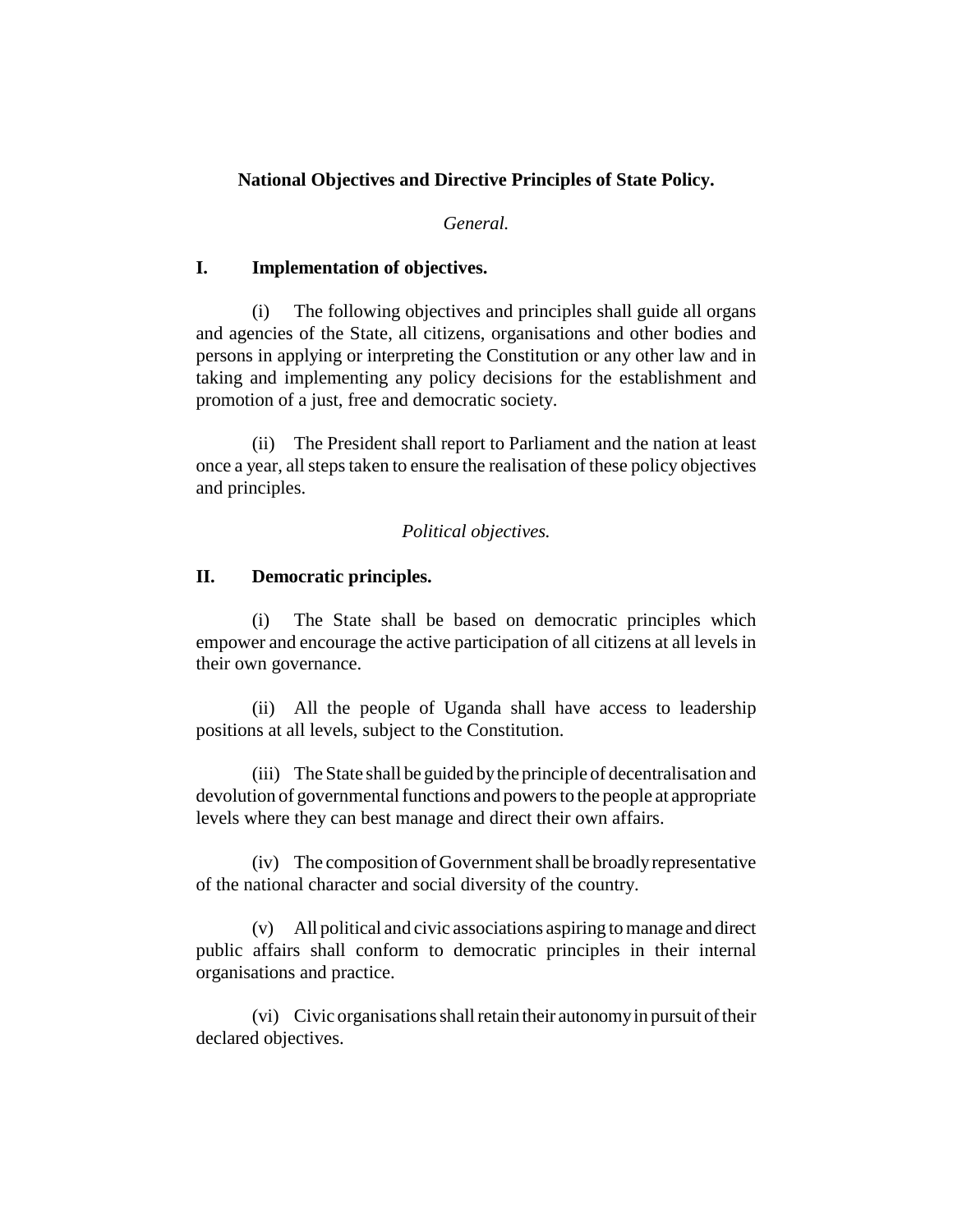## National Objectives and Directive Principles of State Policy.

*General.*

### I. Implementation of objectives.

(i) The following objectives and principles shall guide all organs and agencies of the State, all citizens, organisations and other bodies and persons in applying or interpreting the Constitution or any other law and in taking and implementing any policy decisions for the establishment and promotion of a just, free and democratic society.

(ii) The President shall report to Parliament and the nation at least once a year, all steps taken to ensure the realisation of these policy objectives and principles.

*Political objectives.*

### II. Democratic principles.

(i) The State shall be based on democratic principles which empower and encourage the active participation of all citizens at all levels in their own governance.

(ii) All the people of Uganda shall have access to leadership positions at all levels, subject to the Constitution.

(iii) The State shall be guided by the principle of decentralisation and devolution of governmental functions and powers to the people at appropriate levels where they can best manage and direct their own affairs.

(iv) The composition of Government shall be broadly representative of the national character and social diversity of the country.

(v) All political and civic associations aspiring to manage and direct public affairs shall conform to democratic principles in their internal organisations and practice.

(vi) Civic organisations shall retain their autonomy in pursuit of their declared objectives.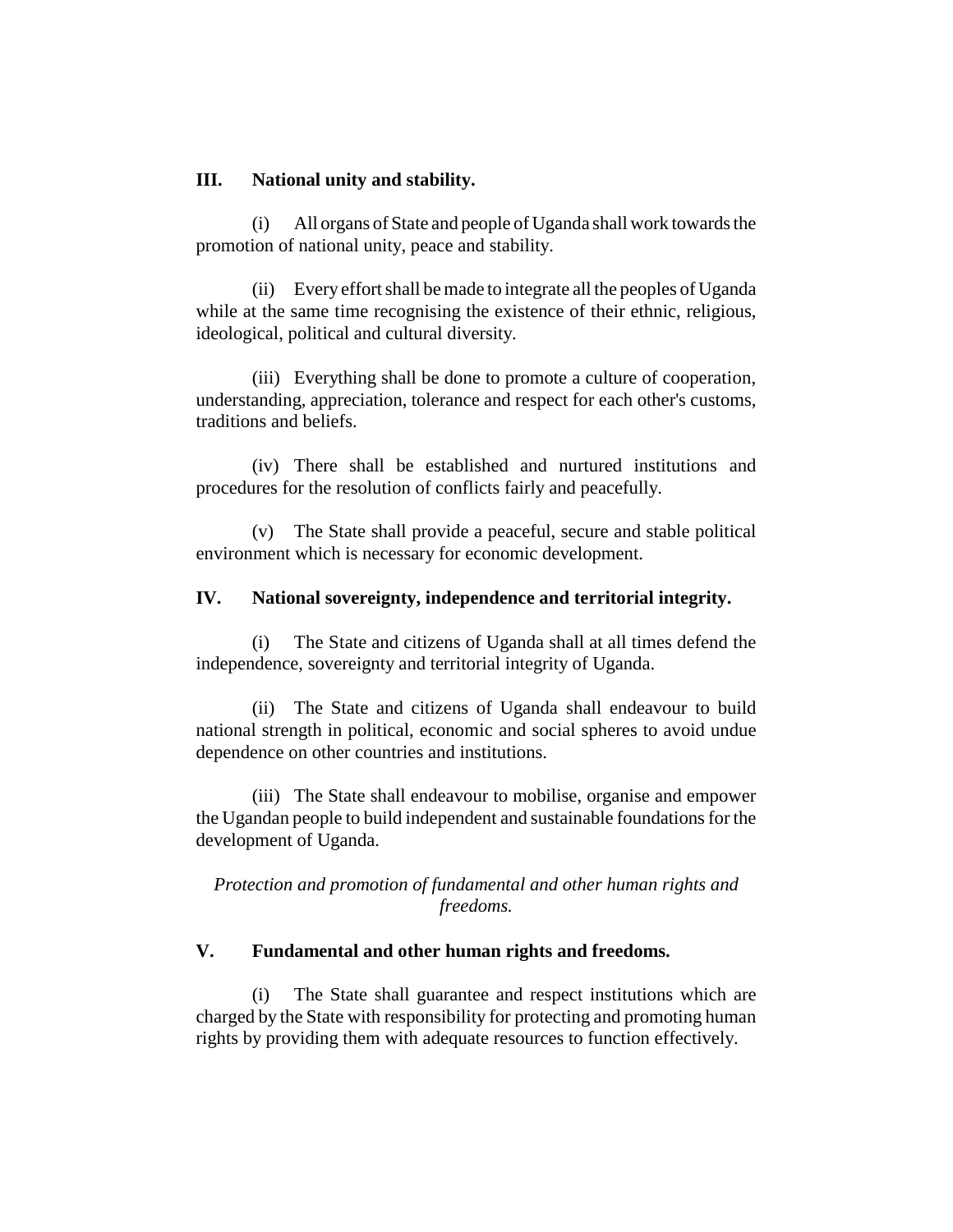**III. National unity and stability.**

(i) All organs of State and people of Uganda shall work towards the promotion of national unity, peace and stability.

(ii) Every effort shall be made to integrate all the peoples of Uganda while at the same time recognising the existence of their ethnic, religious, ideological, political and cultural diversity.

(iii) Everything shall be done to promote a culture of cooperation, understanding, appreciation, tolerance and respect for each other's customs, traditions and beliefs.

(iv) There shall be established and nurtured institutions and procedures for the resolution of conflicts fairly and peacefully.

(v) The State shall provide a peaceful, secure and stable political environment which is necessary for economic development.

**IV. National sovereignty, independence and territorial integrity.**

(i) The State and citizens of Uganda shall at all times defend the independence, sovereignty and territorial integrity of Uganda.

(ii) The State and citizens of Uganda shall endeavour to build national strength in political, economic and social spheres to avoid undue dependence on other countries and institutions.

(iii) The State shall endeavour to mobilise, organise and empower the Ugandan people to build independent and sustainable foundations for the development of Uganda.

*Protection and promotion of fundamental and other human rights and freedoms.*

**V. Fundamental and other human rights and freedoms.**

(i) The State shall guarantee and respect institutions which are charged by the State with responsibility for protecting and promoting human rights by providing them with adequate resources to function effectively.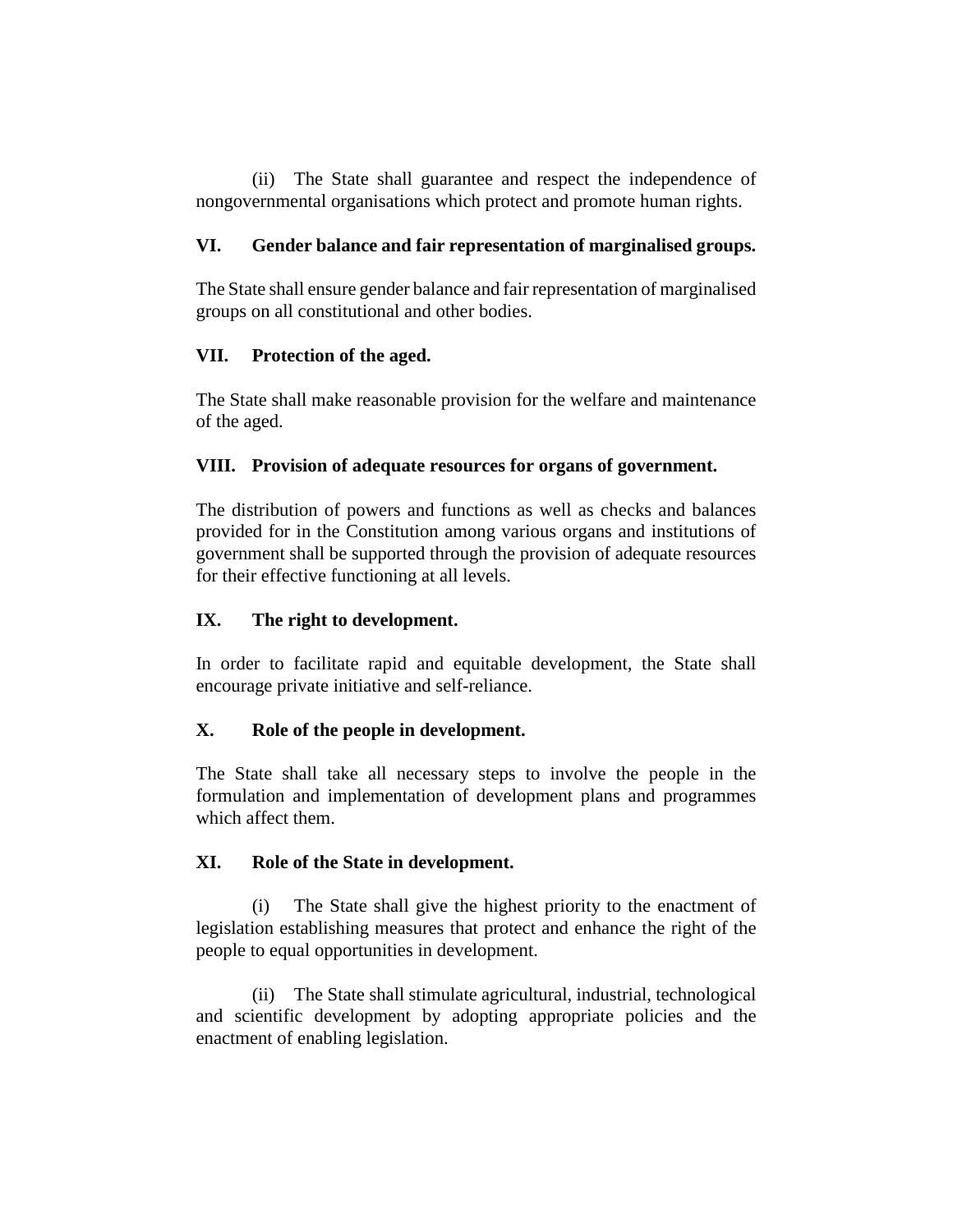(ii) The State shall guarantee and respect the independence of nongovernmental organisations which protect and promote human rights.

**VI. Gender balance and fair representation of marginalised groups.**

The State shall ensure gender balance and fair representation of marginalised groups on all constitutional and other bodies.

**VII. Protection of the aged.**

The State shall make reasonable provision for the welfare and maintenance of the aged.

**VIII. Provision of adequate resources for organs of government.**

The distribution of powers and functions as well as checks and balances provided for in the Constitution among various organs and institutions of government shall be supported through the provision of adequate resources for their effective functioning at all levels.

**IX. The right to development.**

In order to facilitate rapid and equitable development, the State shall encourage private initiative and self-reliance.

**X. Role of the people in development.**

The State shall take all necessary steps to involve the people in the formulation and implementation of development plans and programmes which affect them.

**XI. Role of the State in development.**

(i) The State shall give the highest priority to the enactment of legislation establishing measures that protect and enhance the right of the people to equal opportunities in development.

(ii) The State shall stimulate agricultural, industrial, technological and scientific development by adopting appropriate policies and the enactment of enabling legislation.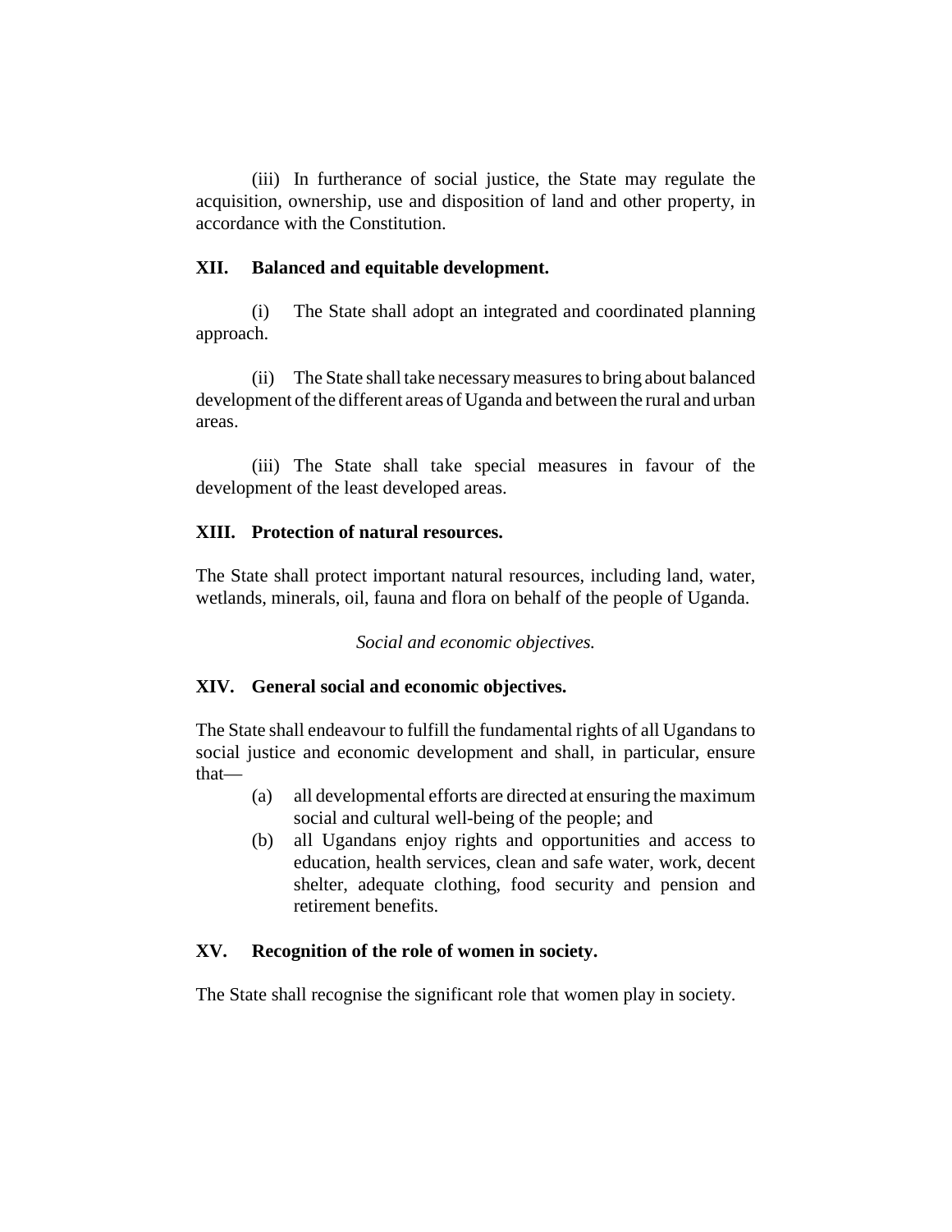(iii) In furtherance of social justice, the State may regulate the acquisition, ownership, use and disposition of land and other property, in accordance with the Constitution.

**XII. Balanced and equitable development.**

(i) The State shall adopt an integrated and coordinated planning approach.

(ii) The State shall take necessary measures to bring about balanced development of the different areas of Uganda and between the rural and urban areas.

(iii) The State shall take special measures in favour of the development of the least developed areas.

**XIII. Protection of natural resources.**

The State shall protect important natural resources, including land, water, wetlands, minerals, oil, fauna and flora on behalf of the people of Uganda.

*Social and economic objectives.*

**XIV. General social and economic objectives.**

The State shall endeavour to fulfill the fundamental rights of all Ugandans to social justice and economic development and shall, in particular, ensure that—

(a) all developmental efforts are directed at ensuring the maximum social and cultural well-being of the people; and

(b) all Ugandans enjoy rights and opportunities and access to education, health services, clean and safe water, work, decent shelter, adequate clothing, food security and pension and retirement benefits.

**XV. Recognition of the role of women in society.**

The State shall recognise the significant role that women play in society.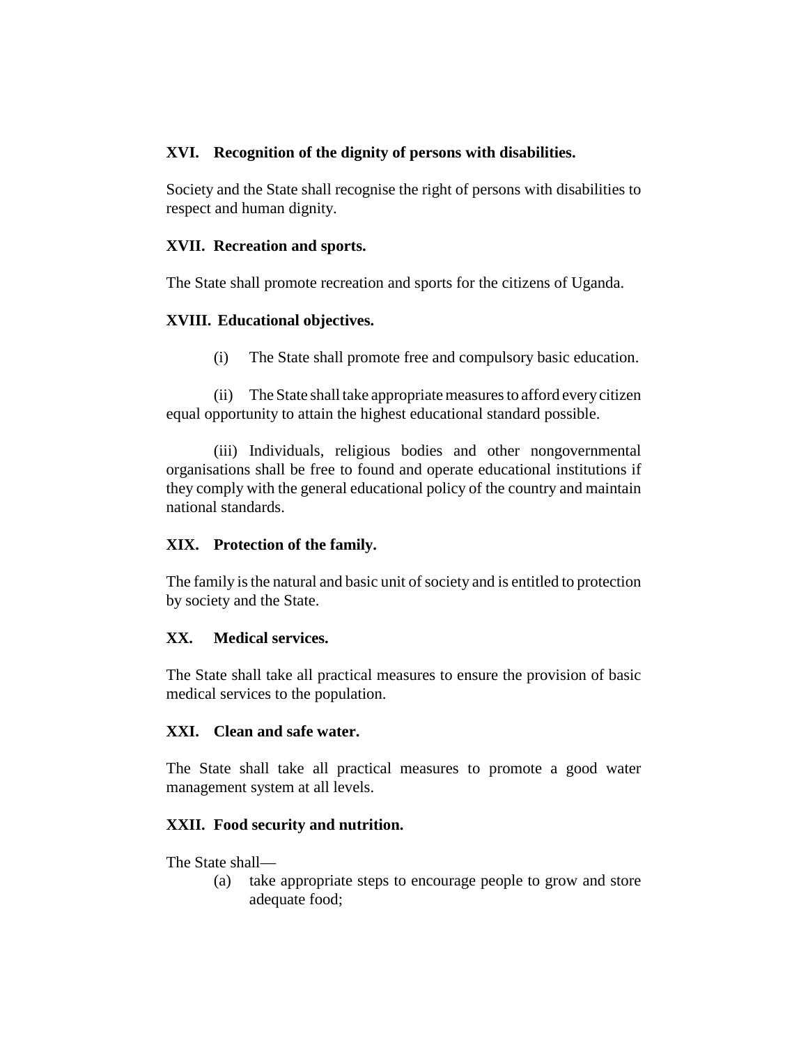**XVI. Recognition of the dignity of persons with disabilities.**

Society and the State shall recognise the right of persons with disabilities to respect and human dignity.

**XVII. Recreation and sports.**

The State shall promote recreation and sports for the citizens of Uganda.

**XVIII. Educational objectives.**

(i) The State shall promote free and compulsory basic education.

(ii) The State shall take appropriate measures to afford every citizen equal opportunity to attain the highest educational standard possible.

(iii) Individuals, religious bodies and other nongovernmental organisations shall be free to found and operate educational institutions if they comply with the general educational policy of the country and maintain national standards.

**XIX. Protection of the family.**

The family is the natural and basic unit of society and is entitled to protection by society and the State.

**XX. Medical services.**

The State shall take all practical measures to ensure the provision of basic medical services to the population.

**XXI. Clean and safe water.**

The State shall take all practical measures to promote a good water management system at all levels.

**XXII. Food security and nutrition.**

The State shall—

(a) take appropriate steps to encourage people to grow and store adequate food;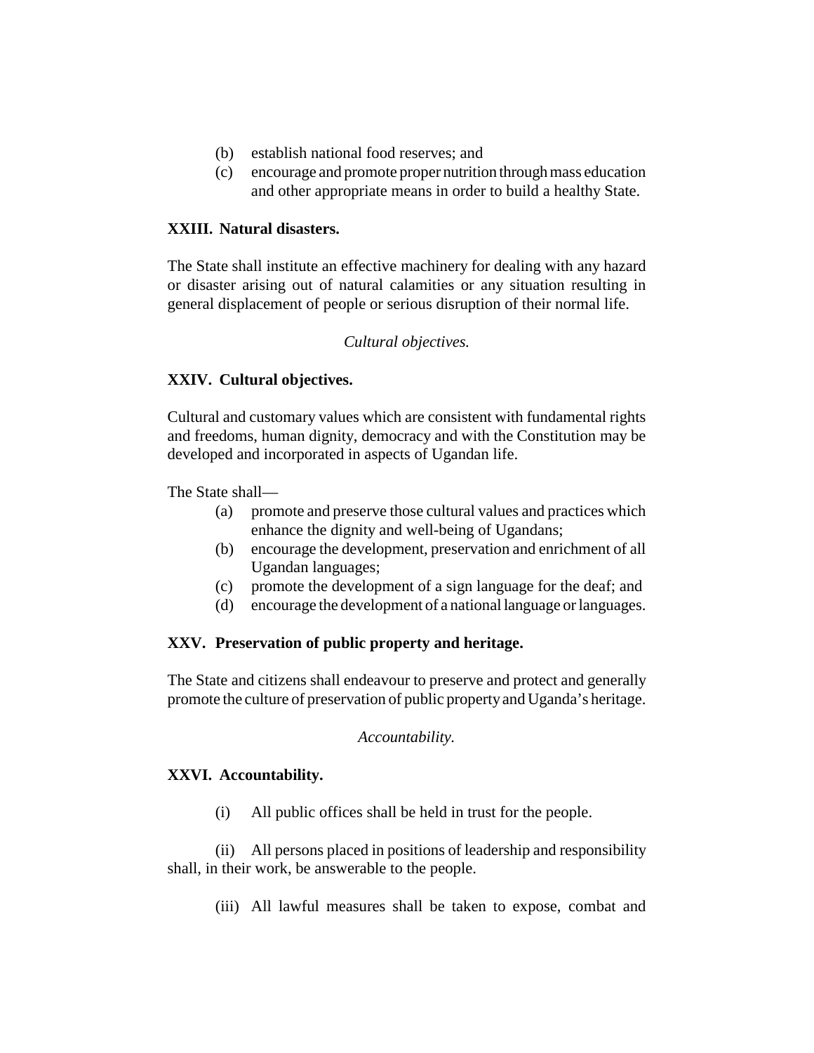(b) establish national food reserves; and
(c) encourage and promote proper nutrition through mass education and other appropriate means in order to build a healthy State.

**XXIII. Natural disasters.**

The State shall institute an effective machinery for dealing with any hazard or disaster arising out of natural calamities or any situation resulting in general displacement of people or serious disruption of their normal life.

*Cultural objectives.*

**XXIV. Cultural objectives.**

Cultural and customary values which are consistent with fundamental rights and freedoms, human dignity, democracy and with the Constitution may be developed and incorporated in aspects of Ugandan life.

The State shall—

(a) promote and preserve those cultural values and practices which enhance the dignity and well-being of Ugandans;
(b) encourage the development, preservation and enrichment of all Ugandan languages;
(c) promote the development of a sign language for the deaf; and
(d) encourage the development of a national language or languages.

**XXV. Preservation of public property and heritage.**

The State and citizens shall endeavour to preserve and protect and generally promote the culture of preservation of public property and Uganda's heritage.

*Accountability.*

**XXVI. Accountability.**

(i) All public offices shall be held in trust for the people.

(ii) All persons placed in positions of leadership and responsibility shall, in their work, be answerable to the people.

(iii) All lawful measures shall be taken to expose, combat and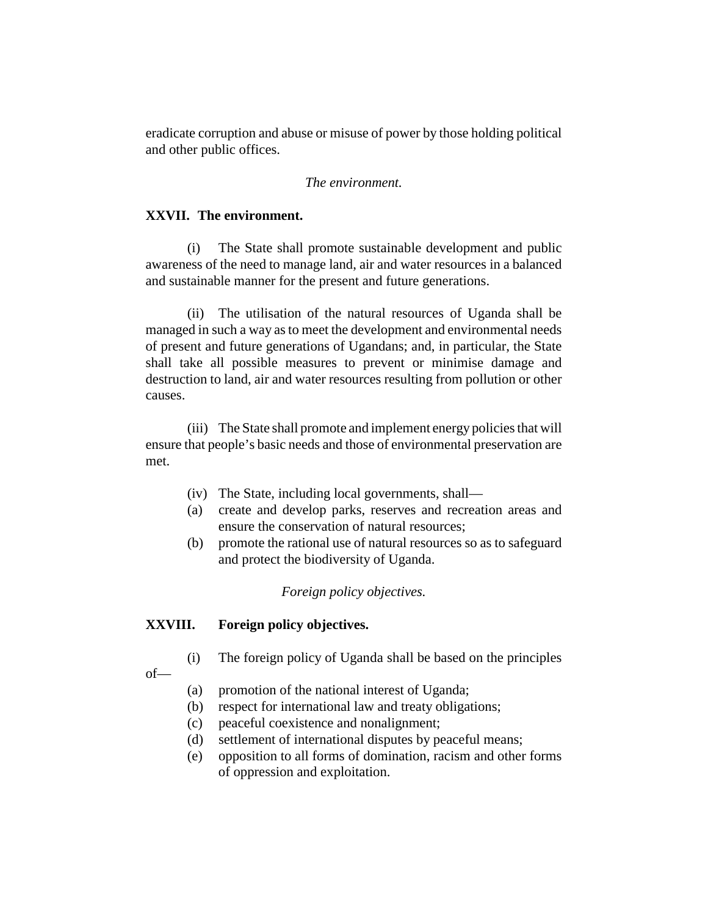eradicate corruption and abuse or misuse of power by those holding political and other public offices.

*The environment.*

**XXVII. The environment.**

(i) The State shall promote sustainable development and public awareness of the need to manage land, air and water resources in a balanced and sustainable manner for the present and future generations.

(ii) The utilisation of the natural resources of Uganda shall be managed in such a way as to meet the development and environmental needs of present and future generations of Ugandans; and, in particular, the State shall take all possible measures to prevent or minimise damage and destruction to land, air and water resources resulting from pollution or other causes.

(iii) The State shall promote and implement energy policies that will ensure that people's basic needs and those of environmental preservation are met.

(iv) The State, including local governments, shall—

(a) create and develop parks, reserves and recreation areas and ensure the conservation of natural resources;

(b) promote the rational use of natural resources so as to safeguard and protect the biodiversity of Uganda.

*Foreign policy objectives.*

**XXVIII. Foreign policy objectives.**

(i) The foreign policy of Uganda shall be based on the principles of—

(a) promotion of the national interest of Uganda;

(b) respect for international law and treaty obligations;

(c) peaceful coexistence and nonalignment;

(d) settlement of international disputes by peaceful means;

(e) opposition to all forms of domination, racism and other forms of oppression and exploitation.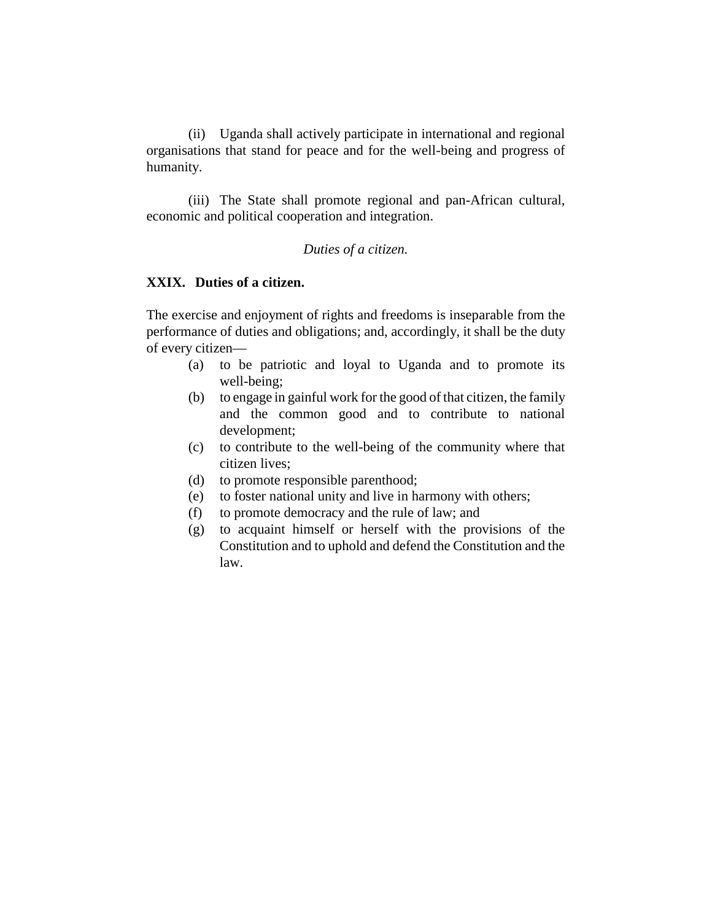(ii) Uganda shall actively participate in international and regional organisations that stand for peace and for the well-being and progress of humanity.

(iii) The State shall promote regional and pan-African cultural, economic and political cooperation and integration.

*Duties of a citizen.*

**XXIX. Duties of a citizen.**

The exercise and enjoyment of rights and freedoms is inseparable from the performance of duties and obligations; and, accordingly, it shall be the duty of every citizen—

(a) to be patriotic and loyal to Uganda and to promote its well-being;

(b) to engage in gainful work for the good of that citizen, the family and the common good and to contribute to national development;

(c) to contribute to the well-being of the community where that citizen lives;

(d) to promote responsible parenthood;

(e) to foster national unity and live in harmony with others;

(f) to promote democracy and the rule of law; and

(g) to acquaint himself or herself with the provisions of the Constitution and to uphold and defend the Constitution and the law.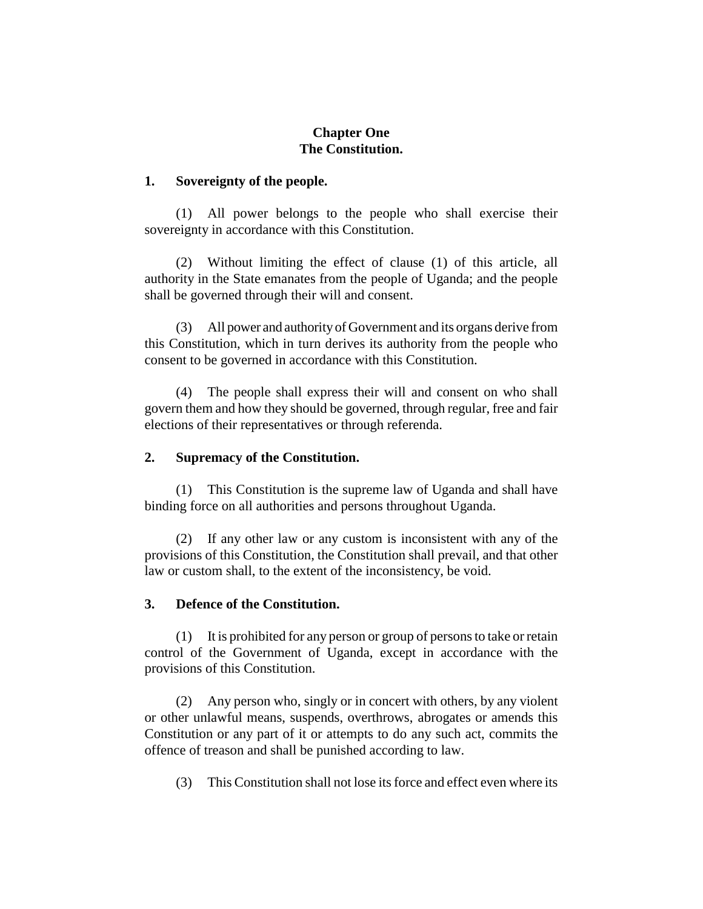## Chapter One
## The Constitution.

### 1. Sovereignty of the people.

(1) All power belongs to the people who shall exercise their sovereignty in accordance with this Constitution.

(2) Without limiting the effect of clause (1) of this article, all authority in the State emanates from the people of Uganda; and the people shall be governed through their will and consent.

(3) All power and authority of Government and its organs derive from this Constitution, which in turn derives its authority from the people who consent to be governed in accordance with this Constitution.

(4) The people shall express their will and consent on who shall govern them and how they should be governed, through regular, free and fair elections of their representatives or through referenda.

### 2. Supremacy of the Constitution.

(1) This Constitution is the supreme law of Uganda and shall have binding force on all authorities and persons throughout Uganda.

(2) If any other law or any custom is inconsistent with any of the provisions of this Constitution, the Constitution shall prevail, and that other law or custom shall, to the extent of the inconsistency, be void.

### 3. Defence of the Constitution.

(1) It is prohibited for any person or group of persons to take or retain control of the Government of Uganda, except in accordance with the provisions of this Constitution.

(2) Any person who, singly or in concert with others, by any violent or other unlawful means, suspends, overthrows, abrogates or amends this Constitution or any part of it or attempts to do any such act, commits the offence of treason and shall be punished according to law.

(3) This Constitution shall not lose its force and effect even where its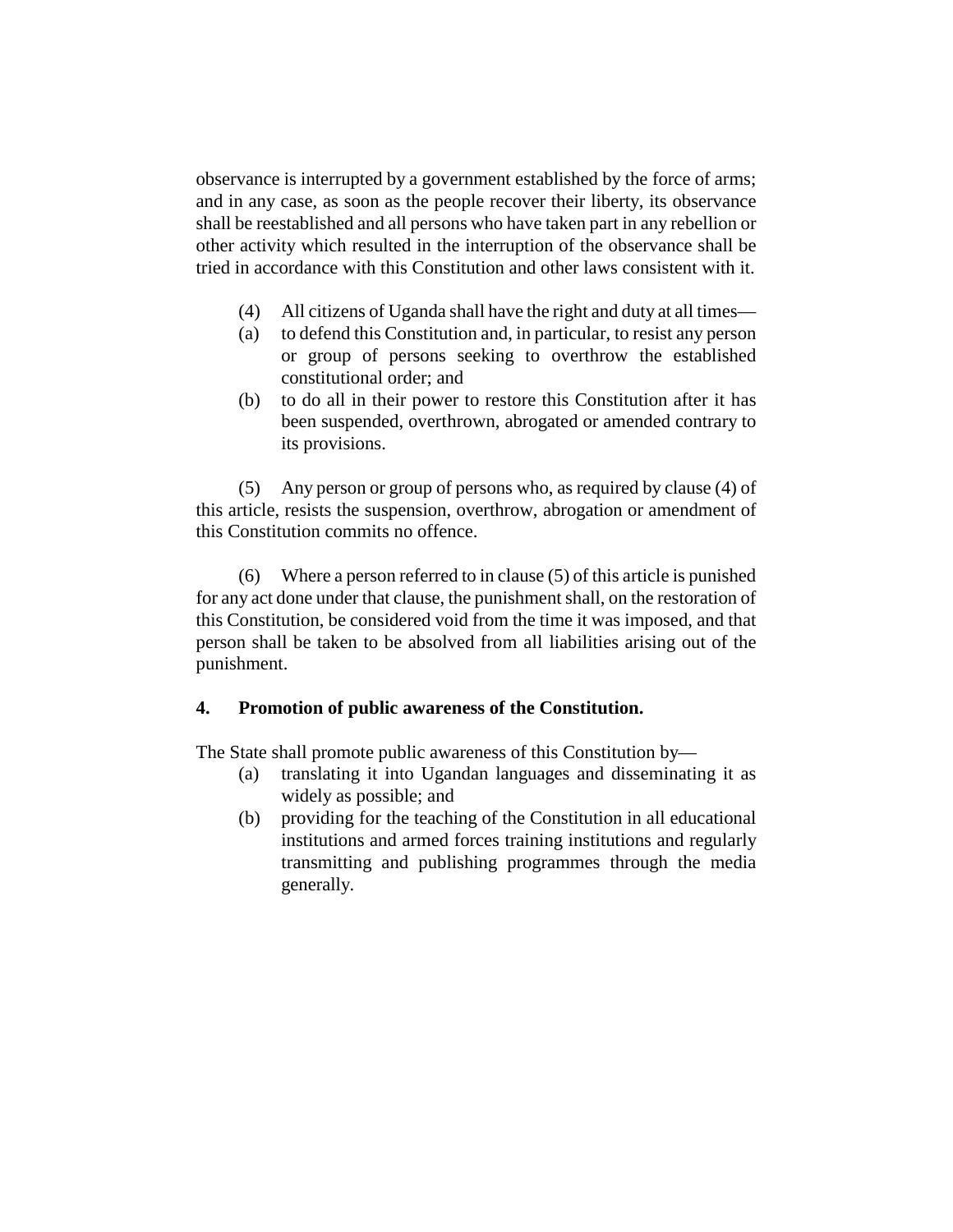observance is interrupted by a government established by the force of arms; and in any case, as soon as the people recover their liberty, its observance shall be reestablished and all persons who have taken part in any rebellion or other activity which resulted in the interruption of the observance shall be tried in accordance with this Constitution and other laws consistent with it.

(4) All citizens of Uganda shall have the right and duty at all times—

(a) to defend this Constitution and, in particular, to resist any person or group of persons seeking to overthrow the established constitutional order; and

(b) to do all in their power to restore this Constitution after it has been suspended, overthrown, abrogated or amended contrary to its provisions.

(5) Any person or group of persons who, as required by clause (4) of this article, resists the suspension, overthrow, abrogation or amendment of this Constitution commits no offence.

(6) Where a person referred to in clause (5) of this article is punished for any act done under that clause, the punishment shall, on the restoration of this Constitution, be considered void from the time it was imposed, and that person shall be taken to be absolved from all liabilities arising out of the punishment.

### 4. Promotion of public awareness of the Constitution.

The State shall promote public awareness of this Constitution by—

(a) translating it into Ugandan languages and disseminating it as widely as possible; and

(b) providing for the teaching of the Constitution in all educational institutions and armed forces training institutions and regularly transmitting and publishing programmes through the media generally.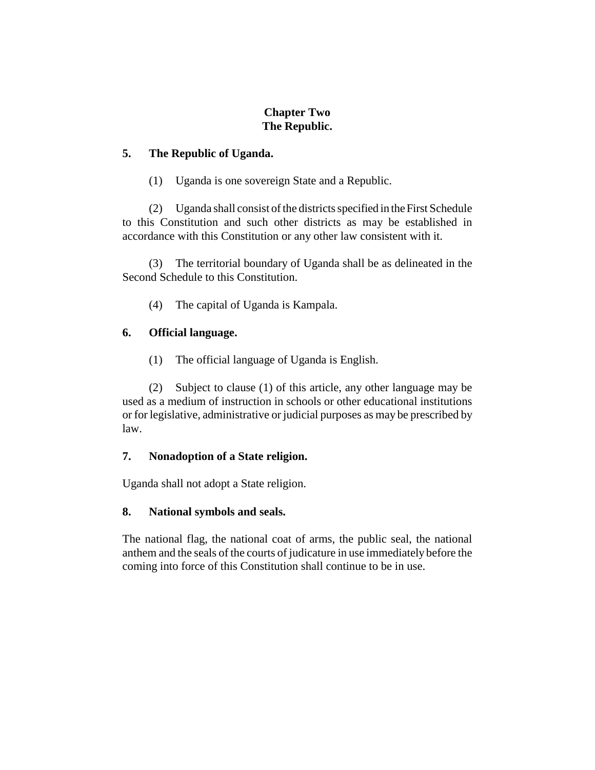# Chapter Two
# The Republic.

### 5. The Republic of Uganda.

(1) Uganda is one sovereign State and a Republic.

(2) Uganda shall consist of the districts specified in the First Schedule to this Constitution and such other districts as may be established in accordance with this Constitution or any other law consistent with it.

(3) The territorial boundary of Uganda shall be as delineated in the Second Schedule to this Constitution.

(4) The capital of Uganda is Kampala.

### 6. Official language.

(1) The official language of Uganda is English.

(2) Subject to clause (1) of this article, any other language may be used as a medium of instruction in schools or other educational institutions or for legislative, administrative or judicial purposes as may be prescribed by law.

### 7. Nonadoption of a State religion.

Uganda shall not adopt a State religion.

### 8. National symbols and seals.

The national flag, the national coat of arms, the public seal, the national anthem and the seals of the courts of judicature in use immediately before the coming into force of this Constitution shall continue to be in use.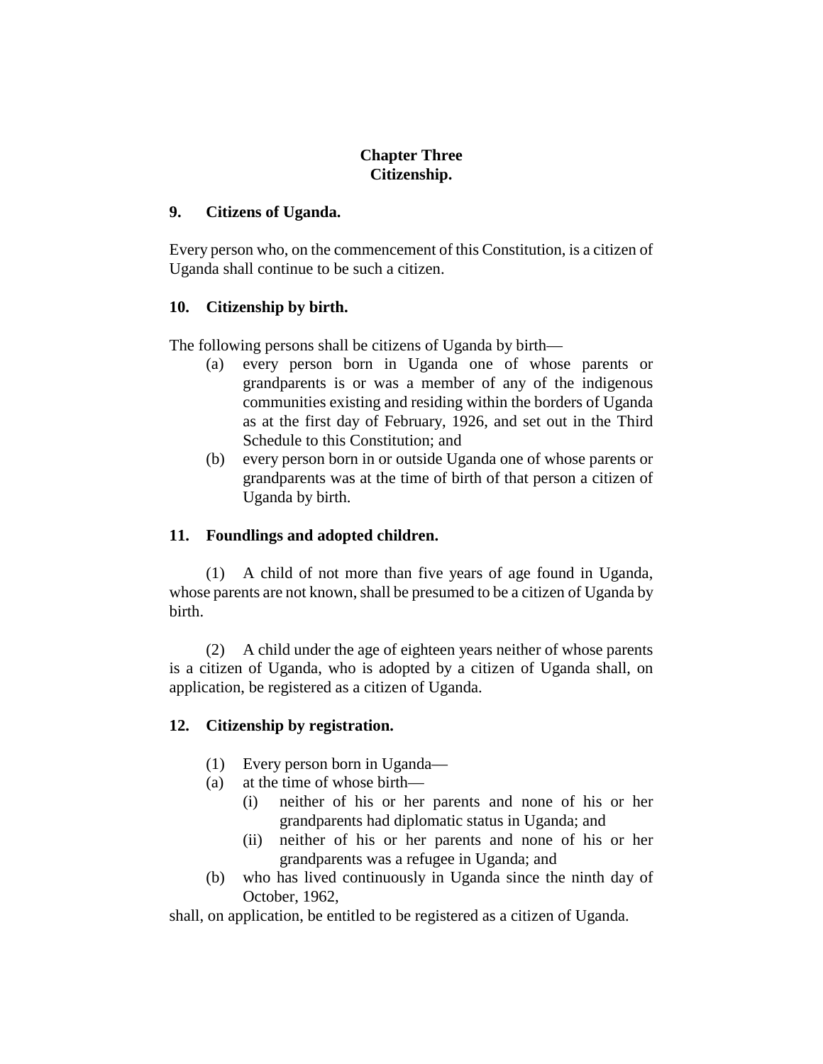# Chapter Three
# Citizenship.

## 9. Citizens of Uganda.

Every person who, on the commencement of this Constitution, is a citizen of Uganda shall continue to be such a citizen.

## 10. Citizenship by birth.

The following persons shall be citizens of Uganda by birth—

(a) every person born in Uganda one of whose parents or grandparents is or was a member of any of the indigenous communities existing and residing within the borders of Uganda as at the first day of February, 1926, and set out in the Third Schedule to this Constitution; and

(b) every person born in or outside Uganda one of whose parents or grandparents was at the time of birth of that person a citizen of Uganda by birth.

## 11. Foundlings and adopted children.

(1) A child of not more than five years of age found in Uganda, whose parents are not known, shall be presumed to be a citizen of Uganda by birth.

(2) A child under the age of eighteen years neither of whose parents is a citizen of Uganda, who is adopted by a citizen of Uganda shall, on application, be registered as a citizen of Uganda.

## 12. Citizenship by registration.

(1) Every person born in Uganda—

(a) at the time of whose birth—

(i) neither of his or her parents and none of his or her grandparents had diplomatic status in Uganda; and

(ii) neither of his or her parents and none of his or her grandparents was a refugee in Uganda; and

(b) who has lived continuously in Uganda since the ninth day of October, 1962,

shall, on application, be entitled to be registered as a citizen of Uganda.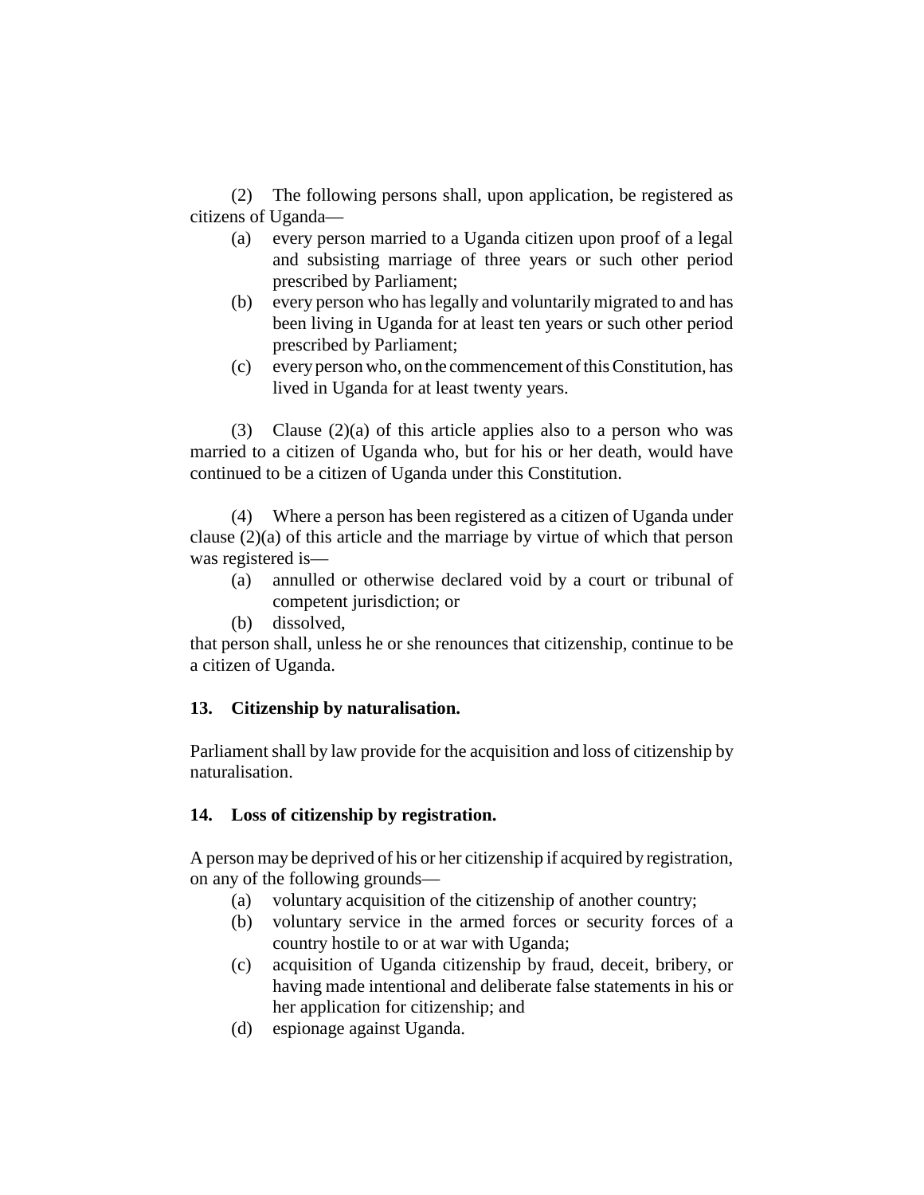(2) The following persons shall, upon application, be registered as citizens of Uganda—

- (a) every person married to a Uganda citizen upon proof of a legal and subsisting marriage of three years or such other period prescribed by Parliament;
- (b) every person who has legally and voluntarily migrated to and has been living in Uganda for at least ten years or such other period prescribed by Parliament;
- (c) every person who, on the commencement of this Constitution, has lived in Uganda for at least twenty years.

(3) Clause (2)(a) of this article applies also to a person who was married to a citizen of Uganda who, but for his or her death, would have continued to be a citizen of Uganda under this Constitution.

(4) Where a person has been registered as a citizen of Uganda under clause (2)(a) of this article and the marriage by virtue of which that person was registered is—

- (a) annulled or otherwise declared void by a court or tribunal of competent jurisdiction; or
- (b) dissolved,

that person shall, unless he or she renounces that citizenship, continue to be a citizen of Uganda.

**13. Citizenship by naturalisation.**

Parliament shall by law provide for the acquisition and loss of citizenship by naturalisation.

**14. Loss of citizenship by registration.**

A person may be deprived of his or her citizenship if acquired by registration, on any of the following grounds—

- (a) voluntary acquisition of the citizenship of another country;
- (b) voluntary service in the armed forces or security forces of a country hostile to or at war with Uganda;
- (c) acquisition of Uganda citizenship by fraud, deceit, bribery, or having made intentional and deliberate false statements in his or her application for citizenship; and
- (d) espionage against Uganda.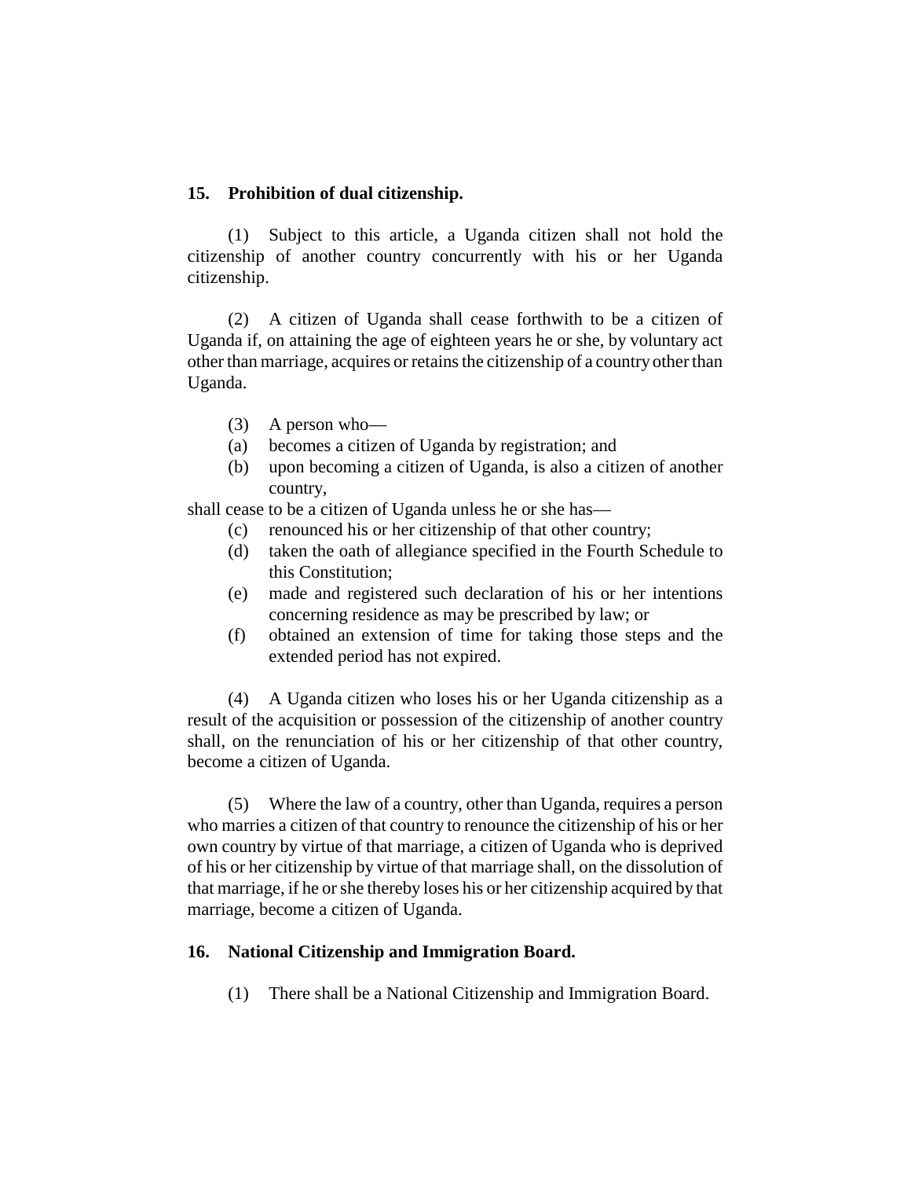**15. Prohibition of dual citizenship.**

(1) Subject to this article, a Uganda citizen shall not hold the citizenship of another country concurrently with his or her Uganda citizenship.

(2) A citizen of Uganda shall cease forthwith to be a citizen of Uganda if, on attaining the age of eighteen years he or she, by voluntary act other than marriage, acquires or retains the citizenship of a country other than Uganda.

(3) A person who—

(a) becomes a citizen of Uganda by registration; and

(b) upon becoming a citizen of Uganda, is also a citizen of another country,

shall cease to be a citizen of Uganda unless he or she has—

(c) renounced his or her citizenship of that other country;

(d) taken the oath of allegiance specified in the Fourth Schedule to this Constitution;

(e) made and registered such declaration of his or her intentions concerning residence as may be prescribed by law; or

(f) obtained an extension of time for taking those steps and the extended period has not expired.

(4) A Uganda citizen who loses his or her Uganda citizenship as a result of the acquisition or possession of the citizenship of another country shall, on the renunciation of his or her citizenship of that other country, become a citizen of Uganda.

(5) Where the law of a country, other than Uganda, requires a person who marries a citizen of that country to renounce the citizenship of his or her own country by virtue of that marriage, a citizen of Uganda who is deprived of his or her citizenship by virtue of that marriage shall, on the dissolution of that marriage, if he or she thereby loses his or her citizenship acquired by that marriage, become a citizen of Uganda.

**16. National Citizenship and Immigration Board.**

(1) There shall be a National Citizenship and Immigration Board.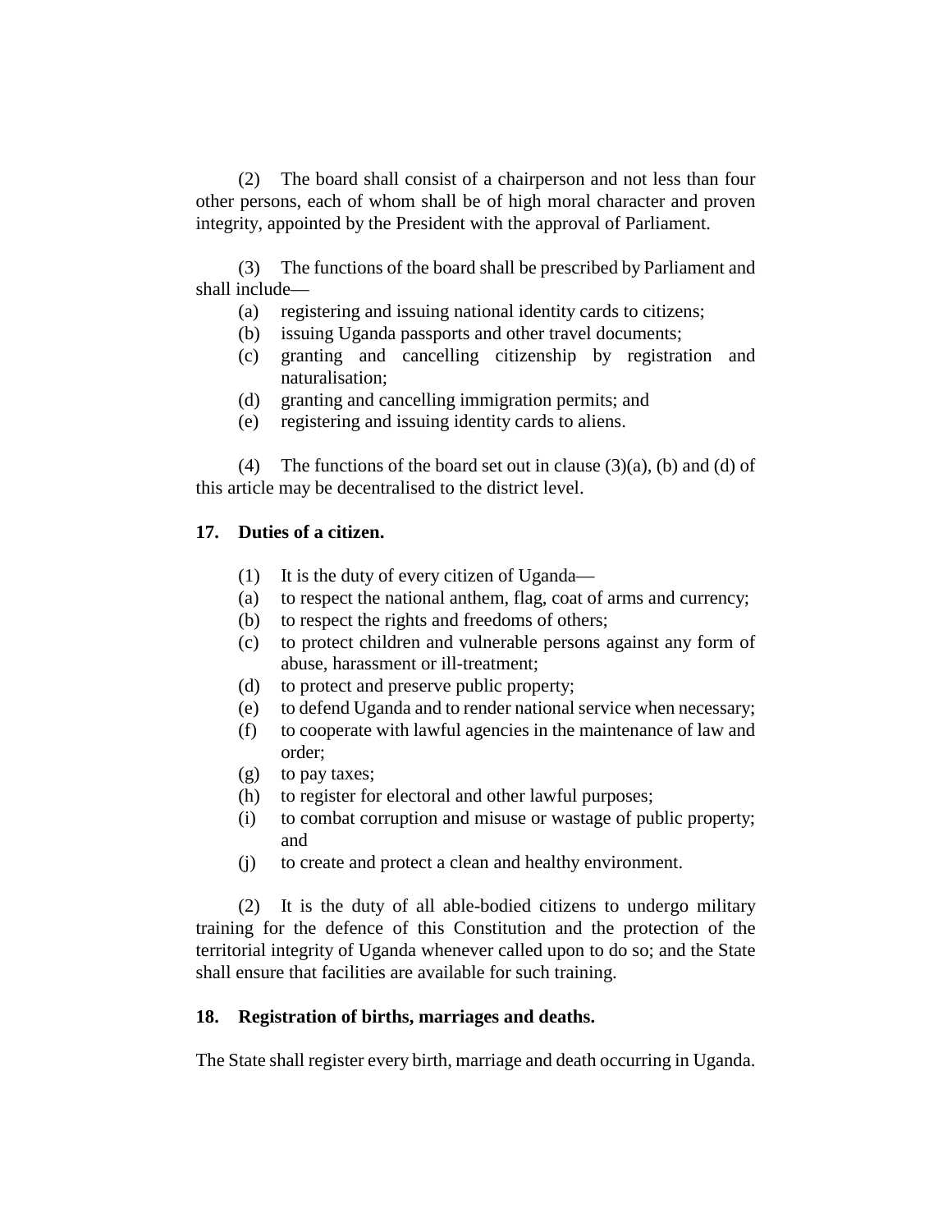(2) The board shall consist of a chairperson and not less than four other persons, each of whom shall be of high moral character and proven integrity, appointed by the President with the approval of Parliament.

(3) The functions of the board shall be prescribed by Parliament and shall include—

(a) registering and issuing national identity cards to citizens;
(b) issuing Uganda passports and other travel documents;
(c) granting and cancelling citizenship by registration and naturalisation;
(d) granting and cancelling immigration permits; and
(e) registering and issuing identity cards to aliens.

(4) The functions of the board set out in clause (3)(a), (b) and (d) of this article may be decentralised to the district level.

### 17. Duties of a citizen.

(1) It is the duty of every citizen of Uganda—

(a) to respect the national anthem, flag, coat of arms and currency;
(b) to respect the rights and freedoms of others;
(c) to protect children and vulnerable persons against any form of abuse, harassment or ill-treatment;
(d) to protect and preserve public property;
(e) to defend Uganda and to render national service when necessary;
(f) to cooperate with lawful agencies in the maintenance of law and order;
(g) to pay taxes;
(h) to register for electoral and other lawful purposes;
(i) to combat corruption and misuse or wastage of public property; and
(j) to create and protect a clean and healthy environment.

(2) It is the duty of all able-bodied citizens to undergo military training for the defence of this Constitution and the protection of the territorial integrity of Uganda whenever called upon to do so; and the State shall ensure that facilities are available for such training.

### 18. Registration of births, marriages and deaths.

The State shall register every birth, marriage and death occurring in Uganda.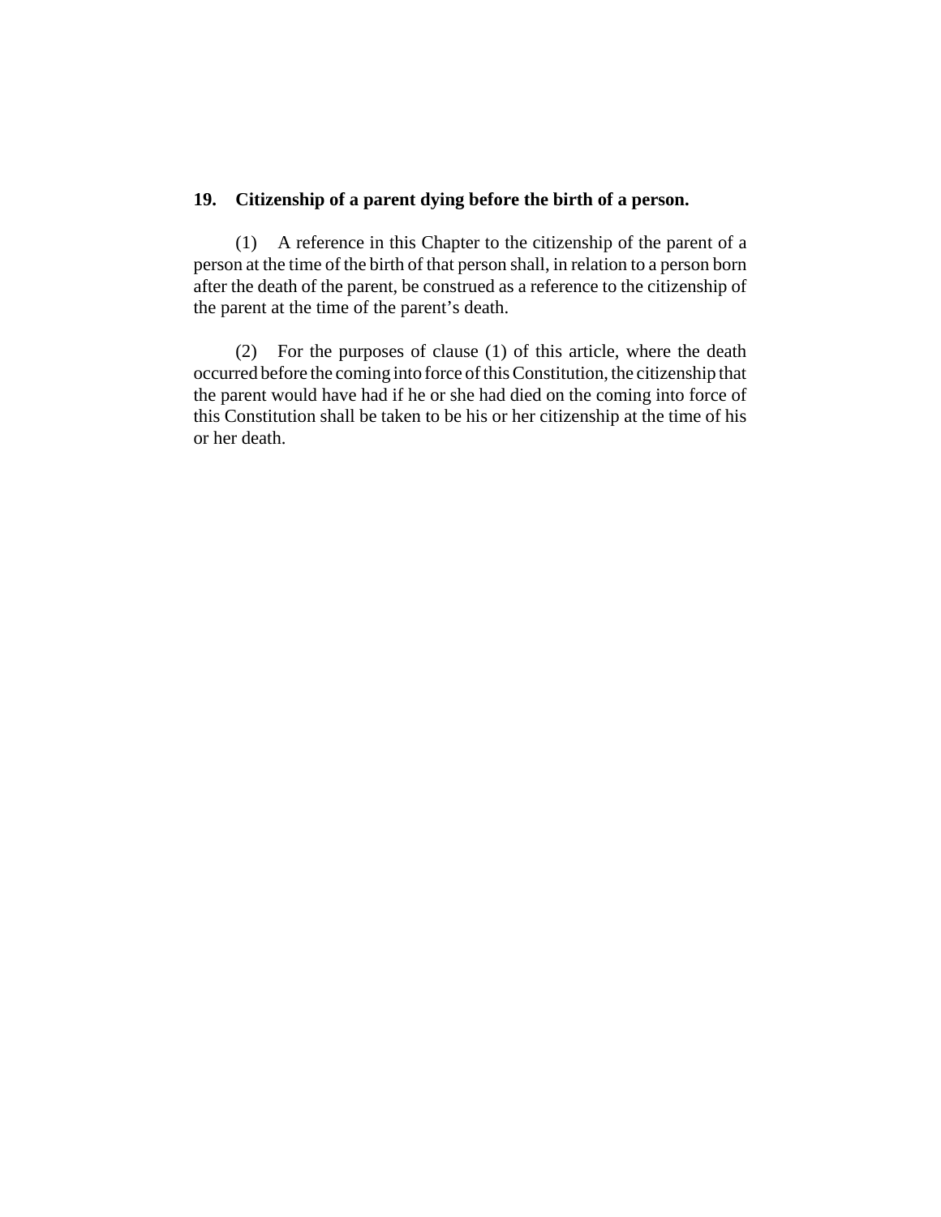**19. Citizenship of a parent dying before the birth of a person.**

(1) A reference in this Chapter to the citizenship of the parent of a person at the time of the birth of that person shall, in relation to a person born after the death of the parent, be construed as a reference to the citizenship of the parent at the time of the parent's death.

(2) For the purposes of clause (1) of this article, where the death occurred before the coming into force of this Constitution, the citizenship that the parent would have had if he or she had died on the coming into force of this Constitution shall be taken to be his or her citizenship at the time of his or her death.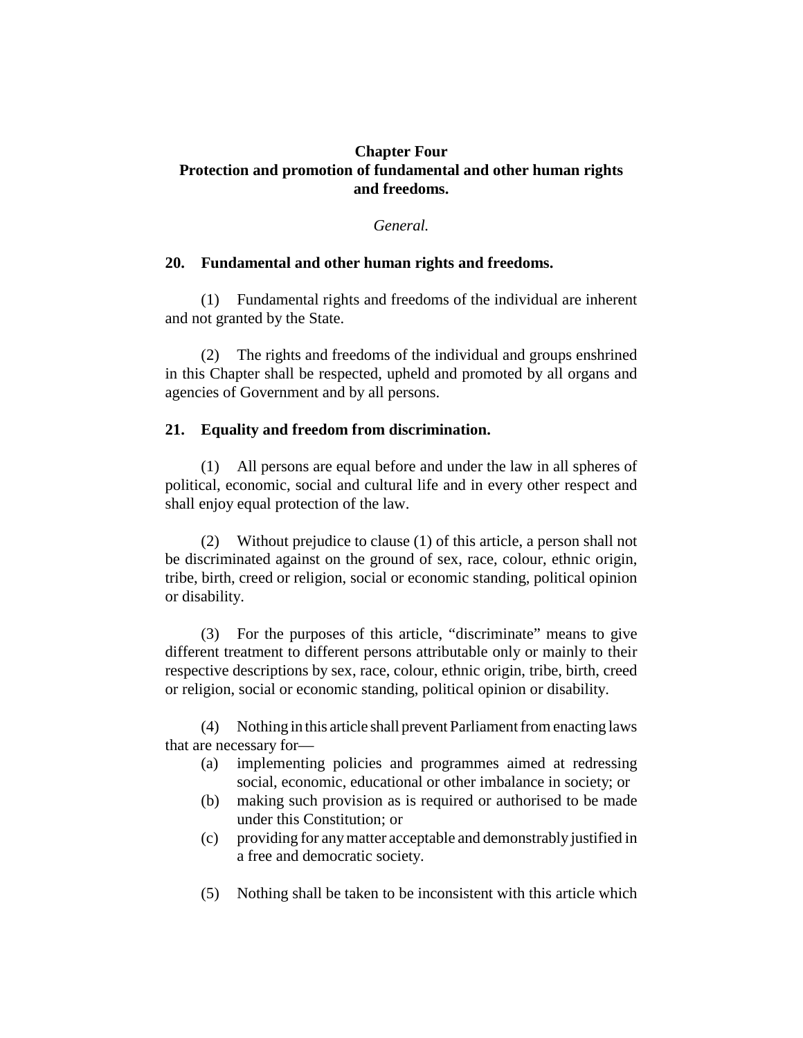## Chapter Four
## Protection and promotion of fundamental and other human rights and freedoms.

*General.*

### 20. Fundamental and other human rights and freedoms.

(1) Fundamental rights and freedoms of the individual are inherent and not granted by the State.

(2) The rights and freedoms of the individual and groups enshrined in this Chapter shall be respected, upheld and promoted by all organs and agencies of Government and by all persons.

### 21. Equality and freedom from discrimination.

(1) All persons are equal before and under the law in all spheres of political, economic, social and cultural life and in every other respect and shall enjoy equal protection of the law.

(2) Without prejudice to clause (1) of this article, a person shall not be discriminated against on the ground of sex, race, colour, ethnic origin, tribe, birth, creed or religion, social or economic standing, political opinion or disability.

(3) For the purposes of this article, "discriminate" means to give different treatment to different persons attributable only or mainly to their respective descriptions by sex, race, colour, ethnic origin, tribe, birth, creed or religion, social or economic standing, political opinion or disability.

(4) Nothing in this article shall prevent Parliament from enacting laws that are necessary for—

(a) implementing policies and programmes aimed at redressing social, economic, educational or other imbalance in society; or

(b) making such provision as is required or authorised to be made under this Constitution; or

(c) providing for any matter acceptable and demonstrably justified in a free and democratic society.

(5) Nothing shall be taken to be inconsistent with this article which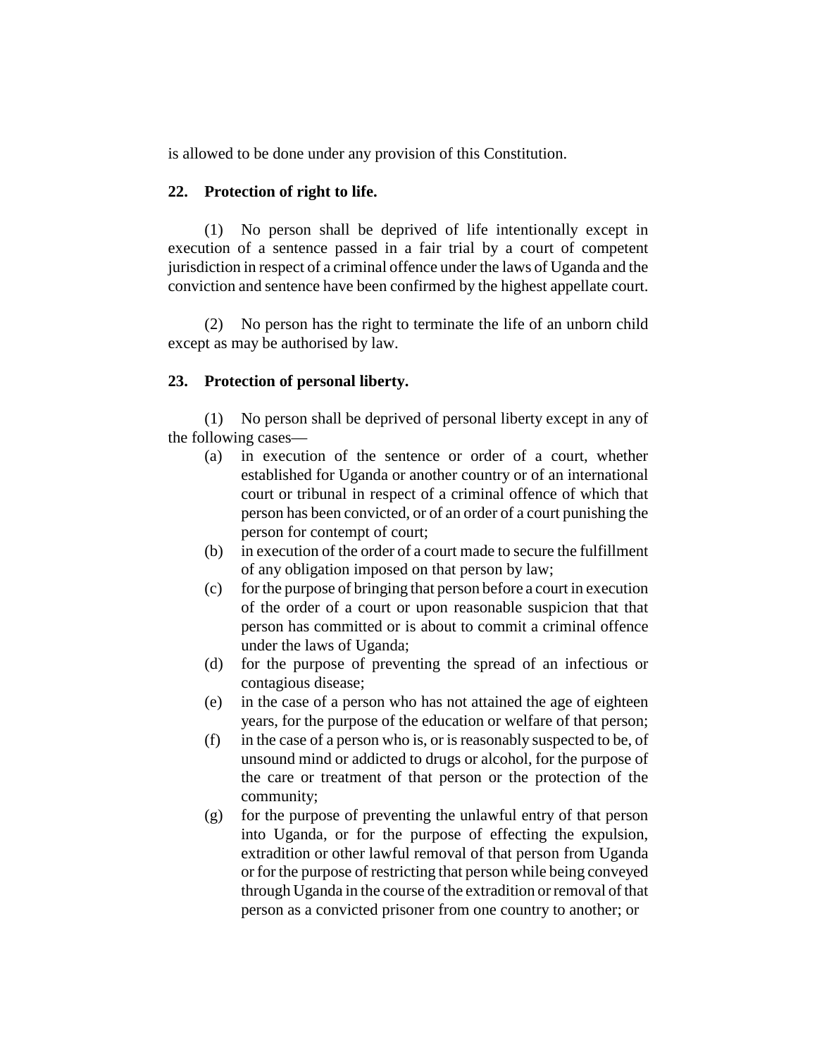is allowed to be done under any provision of this Constitution.

**22. Protection of right to life.**

(1) No person shall be deprived of life intentionally except in execution of a sentence passed in a fair trial by a court of competent jurisdiction in respect of a criminal offence under the laws of Uganda and the conviction and sentence have been confirmed by the highest appellate court.

(2) No person has the right to terminate the life of an unborn child except as may be authorised by law.

**23. Protection of personal liberty.**

(1) No person shall be deprived of personal liberty except in any of the following cases—

(a) in execution of the sentence or order of a court, whether established for Uganda or another country or of an international court or tribunal in respect of a criminal offence of which that person has been convicted, or of an order of a court punishing the person for contempt of court;

(b) in execution of the order of a court made to secure the fulfillment of any obligation imposed on that person by law;

(c) for the purpose of bringing that person before a court in execution of the order of a court or upon reasonable suspicion that that person has committed or is about to commit a criminal offence under the laws of Uganda;

(d) for the purpose of preventing the spread of an infectious or contagious disease;

(e) in the case of a person who has not attained the age of eighteen years, for the purpose of the education or welfare of that person;

(f) in the case of a person who is, or is reasonably suspected to be, of unsound mind or addicted to drugs or alcohol, for the purpose of the care or treatment of that person or the protection of the community;

(g) for the purpose of preventing the unlawful entry of that person into Uganda, or for the purpose of effecting the expulsion, extradition or other lawful removal of that person from Uganda or for the purpose of restricting that person while being conveyed through Uganda in the course of the extradition or removal of that person as a convicted prisoner from one country to another; or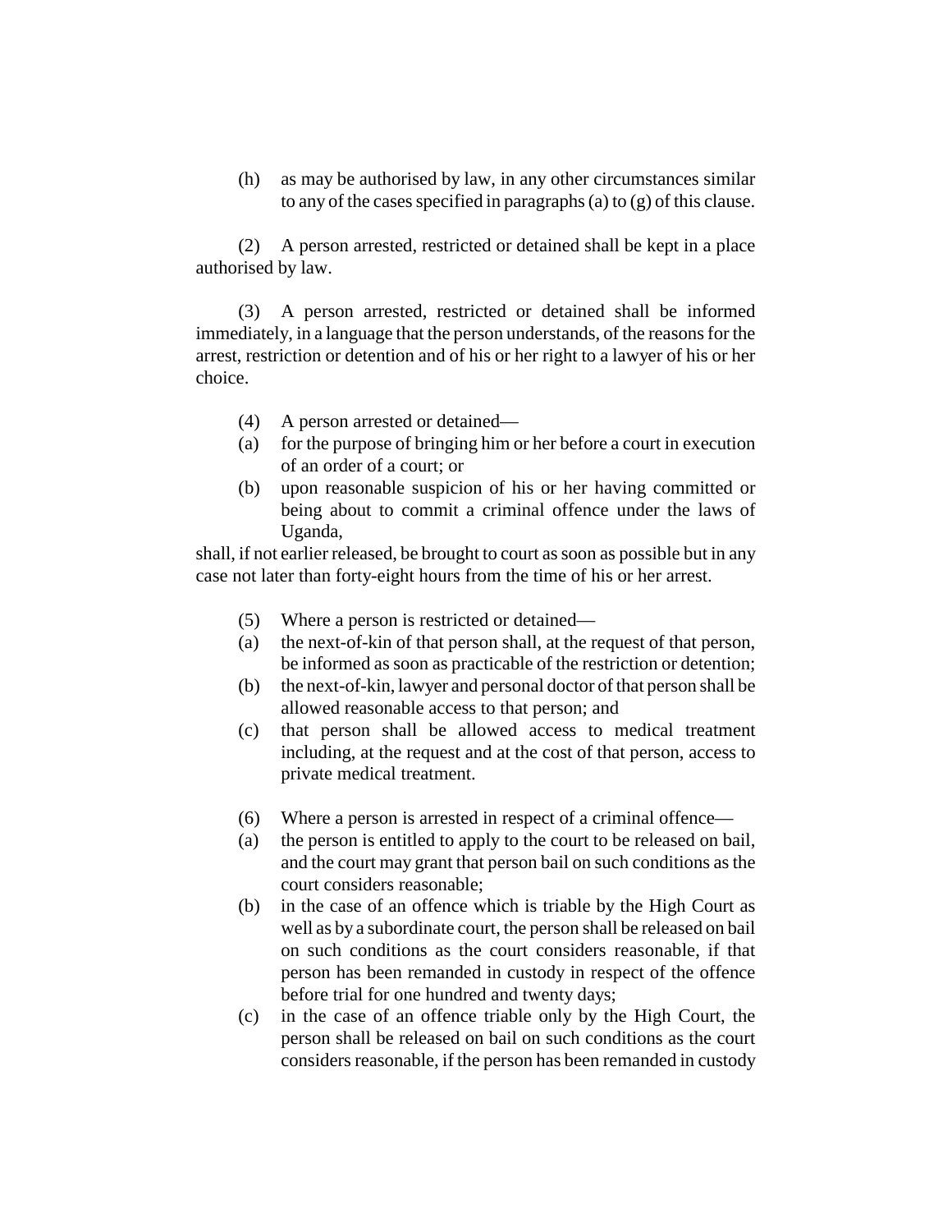(h) as may be authorised by law, in any other circumstances similar to any of the cases specified in paragraphs (a) to (g) of this clause.

(2) A person arrested, restricted or detained shall be kept in a place authorised by law.

(3) A person arrested, restricted or detained shall be informed immediately, in a language that the person understands, of the reasons for the arrest, restriction or detention and of his or her right to a lawyer of his or her choice.

(4) A person arrested or detained—

(a) for the purpose of bringing him or her before a court in execution of an order of a court; or

(b) upon reasonable suspicion of his or her having committed or being about to commit a criminal offence under the laws of Uganda,

shall, if not earlier released, be brought to court as soon as possible but in any case not later than forty-eight hours from the time of his or her arrest.

(5) Where a person is restricted or detained—

(a) the next-of-kin of that person shall, at the request of that person, be informed as soon as practicable of the restriction or detention;

(b) the next-of-kin, lawyer and personal doctor of that person shall be allowed reasonable access to that person; and

(c) that person shall be allowed access to medical treatment including, at the request and at the cost of that person, access to private medical treatment.

(6) Where a person is arrested in respect of a criminal offence—

(a) the person is entitled to apply to the court to be released on bail, and the court may grant that person bail on such conditions as the court considers reasonable;

(b) in the case of an offence which is triable by the High Court as well as by a subordinate court, the person shall be released on bail on such conditions as the court considers reasonable, if that person has been remanded in custody in respect of the offence before trial for one hundred and twenty days;

(c) in the case of an offence triable only by the High Court, the person shall be released on bail on such conditions as the court considers reasonable, if the person has been remanded in custody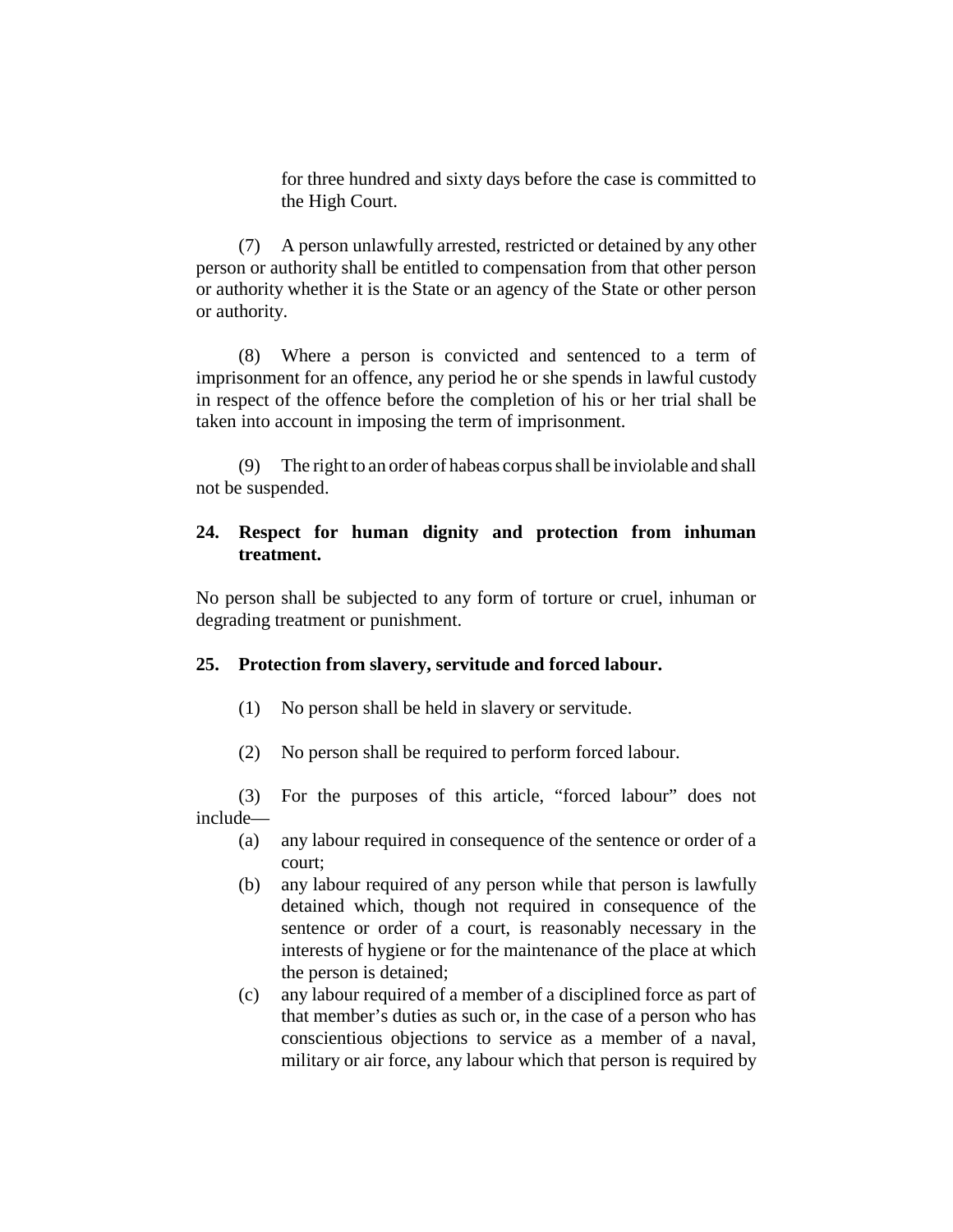for three hundred and sixty days before the case is committed to the High Court.

(7) A person unlawfully arrested, restricted or detained by any other person or authority shall be entitled to compensation from that other person or authority whether it is the State or an agency of the State or other person or authority.

(8) Where a person is convicted and sentenced to a term of imprisonment for an offence, any period he or she spends in lawful custody in respect of the offence before the completion of his or her trial shall be taken into account in imposing the term of imprisonment.

(9) The right to an order of habeas corpus shall be inviolable and shall not be suspended.

### 24. Respect for human dignity and protection from inhuman treatment.

No person shall be subjected to any form of torture or cruel, inhuman or degrading treatment or punishment.

### 25. Protection from slavery, servitude and forced labour.

(1) No person shall be held in slavery or servitude.

(2) No person shall be required to perform forced labour.

(3) For the purposes of this article, "forced labour" does not include—

(a) any labour required in consequence of the sentence or order of a court;

(b) any labour required of any person while that person is lawfully detained which, though not required in consequence of the sentence or order of a court, is reasonably necessary in the interests of hygiene or for the maintenance of the place at which the person is detained;

(c) any labour required of a member of a disciplined force as part of that member's duties as such or, in the case of a person who has conscientious objections to service as a member of a naval, military or air force, any labour which that person is required by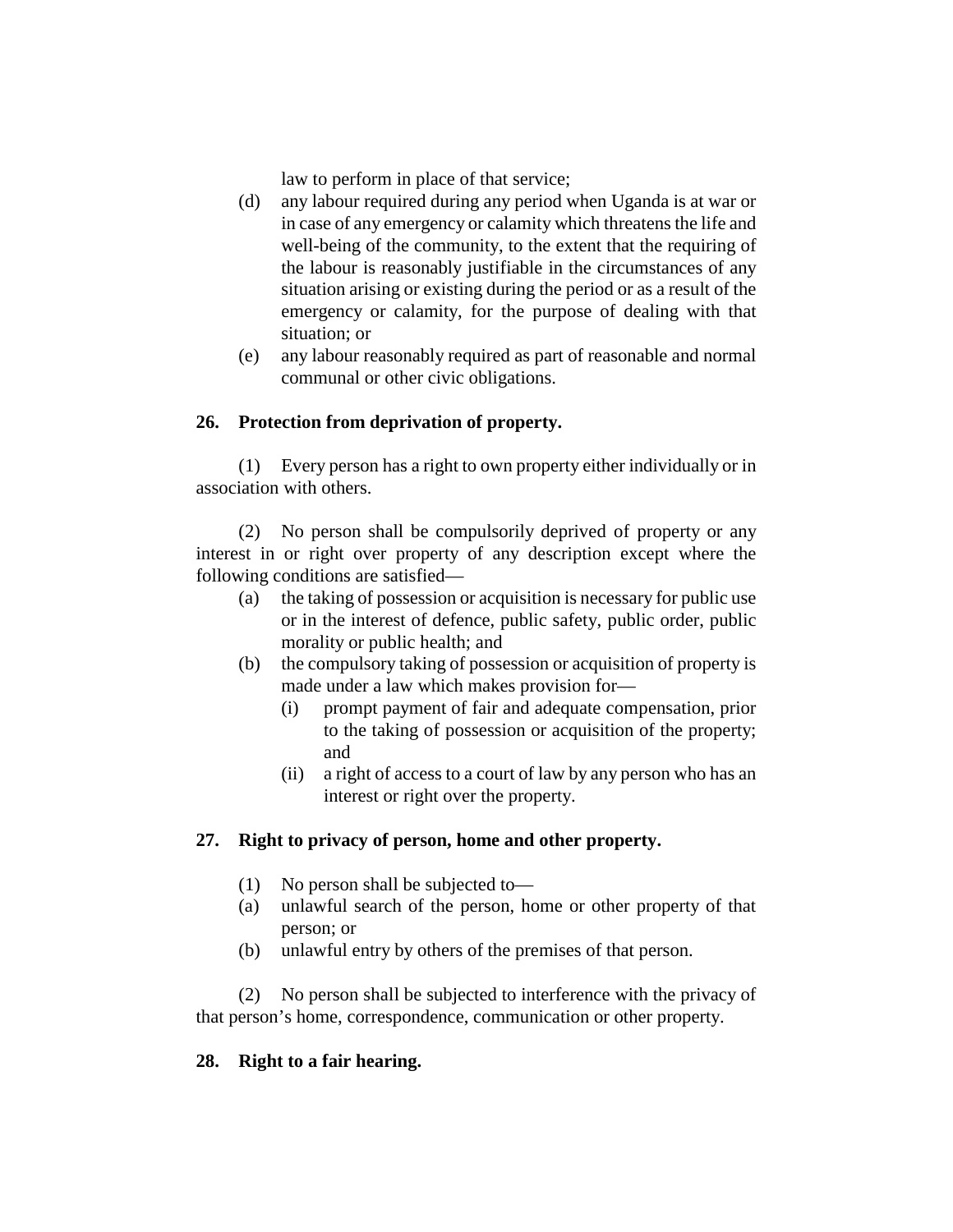law to perform in place of that service;

(d) any labour required during any period when Uganda is at war or in case of any emergency or calamity which threatens the life and well-being of the community, to the extent that the requiring of the labour is reasonably justifiable in the circumstances of any situation arising or existing during the period or as a result of the emergency or calamity, for the purpose of dealing with that situation; or

(e) any labour reasonably required as part of reasonable and normal communal or other civic obligations.

**26. Protection from deprivation of property.**

(1) Every person has a right to own property either individually or in association with others.

(2) No person shall be compulsorily deprived of property or any interest in or right over property of any description except where the following conditions are satisfied—

(a) the taking of possession or acquisition is necessary for public use or in the interest of defence, public safety, public order, public morality or public health; and

(b) the compulsory taking of possession or acquisition of property is made under a law which makes provision for—

  (i) prompt payment of fair and adequate compensation, prior to the taking of possession or acquisition of the property; and

  (ii) a right of access to a court of law by any person who has an interest or right over the property.

**27. Right to privacy of person, home and other property.**

(1) No person shall be subjected to—

(a) unlawful search of the person, home or other property of that person; or

(b) unlawful entry by others of the premises of that person.

(2) No person shall be subjected to interference with the privacy of that person's home, correspondence, communication or other property.

**28. Right to a fair hearing.**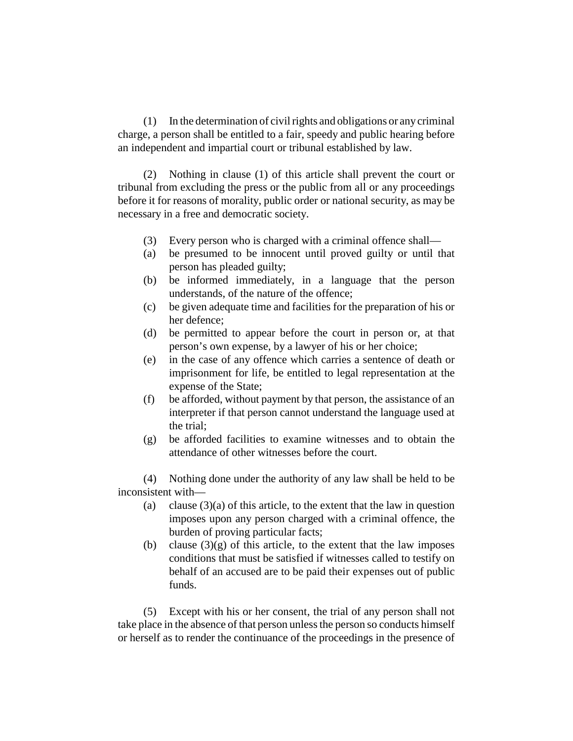(1) In the determination of civil rights and obligations or any criminal charge, a person shall be entitled to a fair, speedy and public hearing before an independent and impartial court or tribunal established by law.

(2) Nothing in clause (1) of this article shall prevent the court or tribunal from excluding the press or the public from all or any proceedings before it for reasons of morality, public order or national security, as may be necessary in a free and democratic society.

(3) Every person who is charged with a criminal offence shall—

(a) be presumed to be innocent until proved guilty or until that person has pleaded guilty;

(b) be informed immediately, in a language that the person understands, of the nature of the offence;

(c) be given adequate time and facilities for the preparation of his or her defence;

(d) be permitted to appear before the court in person or, at that person's own expense, by a lawyer of his or her choice;

(e) in the case of any offence which carries a sentence of death or imprisonment for life, be entitled to legal representation at the expense of the State;

(f) be afforded, without payment by that person, the assistance of an interpreter if that person cannot understand the language used at the trial;

(g) be afforded facilities to examine witnesses and to obtain the attendance of other witnesses before the court.

(4) Nothing done under the authority of any law shall be held to be inconsistent with—

(a) clause (3)(a) of this article, to the extent that the law in question imposes upon any person charged with a criminal offence, the burden of proving particular facts;

(b) clause (3)(g) of this article, to the extent that the law imposes conditions that must be satisfied if witnesses called to testify on behalf of an accused are to be paid their expenses out of public funds.

(5) Except with his or her consent, the trial of any person shall not take place in the absence of that person unless the person so conducts himself or herself as to render the continuance of the proceedings in the presence of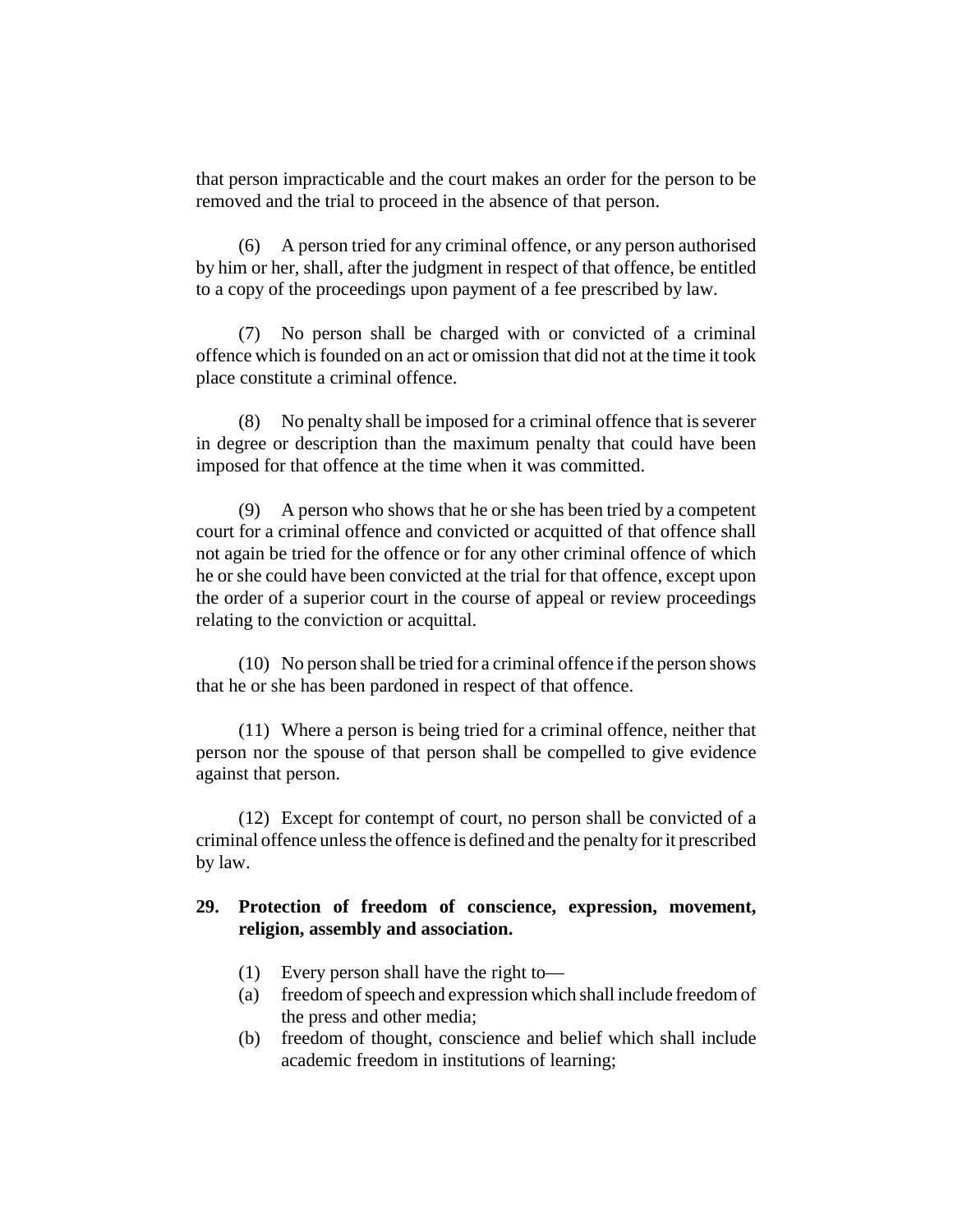that person impracticable and the court makes an order for the person to be removed and the trial to proceed in the absence of that person.

(6) A person tried for any criminal offence, or any person authorised by him or her, shall, after the judgment in respect of that offence, be entitled to a copy of the proceedings upon payment of a fee prescribed by law.

(7) No person shall be charged with or convicted of a criminal offence which is founded on an act or omission that did not at the time it took place constitute a criminal offence.

(8) No penalty shall be imposed for a criminal offence that is severer in degree or description than the maximum penalty that could have been imposed for that offence at the time when it was committed.

(9) A person who shows that he or she has been tried by a competent court for a criminal offence and convicted or acquitted of that offence shall not again be tried for the offence or for any other criminal offence of which he or she could have been convicted at the trial for that offence, except upon the order of a superior court in the course of appeal or review proceedings relating to the conviction or acquittal.

(10) No person shall be tried for a criminal offence if the person shows that he or she has been pardoned in respect of that offence.

(11) Where a person is being tried for a criminal offence, neither that person nor the spouse of that person shall be compelled to give evidence against that person.

(12) Except for contempt of court, no person shall be convicted of a criminal offence unless the offence is defined and the penalty for it prescribed by law.

**29. Protection of freedom of conscience, expression, movement, religion, assembly and association.**

(1) Every person shall have the right to—

(a) freedom of speech and expression which shall include freedom of the press and other media;

(b) freedom of thought, conscience and belief which shall include academic freedom in institutions of learning;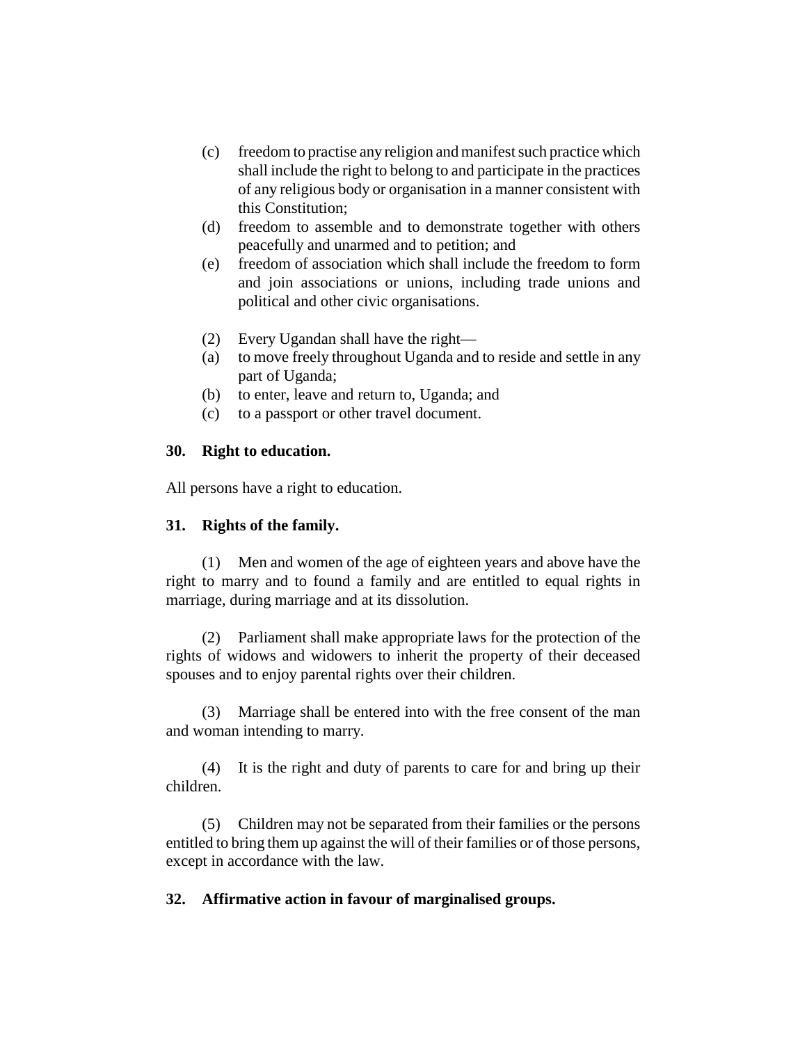(c) freedom to practise any religion and manifest such practice which shall include the right to belong to and participate in the practices of any religious body or organisation in a manner consistent with this Constitution;

(d) freedom to assemble and to demonstrate together with others peacefully and unarmed and to petition; and

(e) freedom of association which shall include the freedom to form and join associations or unions, including trade unions and political and other civic organisations.

(2) Every Ugandan shall have the right—

(a) to move freely throughout Uganda and to reside and settle in any part of Uganda;

(b) to enter, leave and return to, Uganda; and

(c) to a passport or other travel document.

**30. Right to education.**

All persons have a right to education.

**31. Rights of the family.**

(1) Men and women of the age of eighteen years and above have the right to marry and to found a family and are entitled to equal rights in marriage, during marriage and at its dissolution.

(2) Parliament shall make appropriate laws for the protection of the rights of widows and widowers to inherit the property of their deceased spouses and to enjoy parental rights over their children.

(3) Marriage shall be entered into with the free consent of the man and woman intending to marry.

(4) It is the right and duty of parents to care for and bring up their children.

(5) Children may not be separated from their families or the persons entitled to bring them up against the will of their families or of those persons, except in accordance with the law.

**32. Affirmative action in favour of marginalised groups.**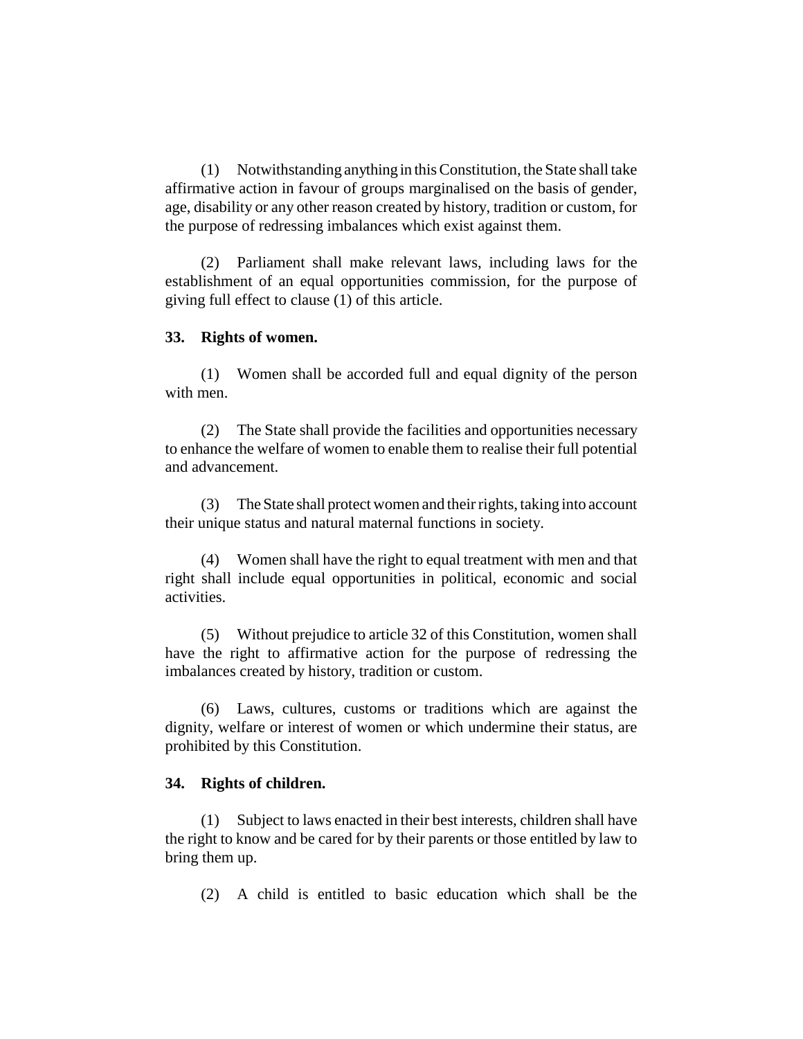(1) Notwithstanding anything in this Constitution, the State shall take affirmative action in favour of groups marginalised on the basis of gender, age, disability or any other reason created by history, tradition or custom, for the purpose of redressing imbalances which exist against them.

(2) Parliament shall make relevant laws, including laws for the establishment of an equal opportunities commission, for the purpose of giving full effect to clause (1) of this article.

**33. Rights of women.**

(1) Women shall be accorded full and equal dignity of the person with men.

(2) The State shall provide the facilities and opportunities necessary to enhance the welfare of women to enable them to realise their full potential and advancement.

(3) The State shall protect women and their rights, taking into account their unique status and natural maternal functions in society.

(4) Women shall have the right to equal treatment with men and that right shall include equal opportunities in political, economic and social activities.

(5) Without prejudice to article 32 of this Constitution, women shall have the right to affirmative action for the purpose of redressing the imbalances created by history, tradition or custom.

(6) Laws, cultures, customs or traditions which are against the dignity, welfare or interest of women or which undermine their status, are prohibited by this Constitution.

**34. Rights of children.**

(1) Subject to laws enacted in their best interests, children shall have the right to know and be cared for by their parents or those entitled by law to bring them up.

(2) A child is entitled to basic education which shall be the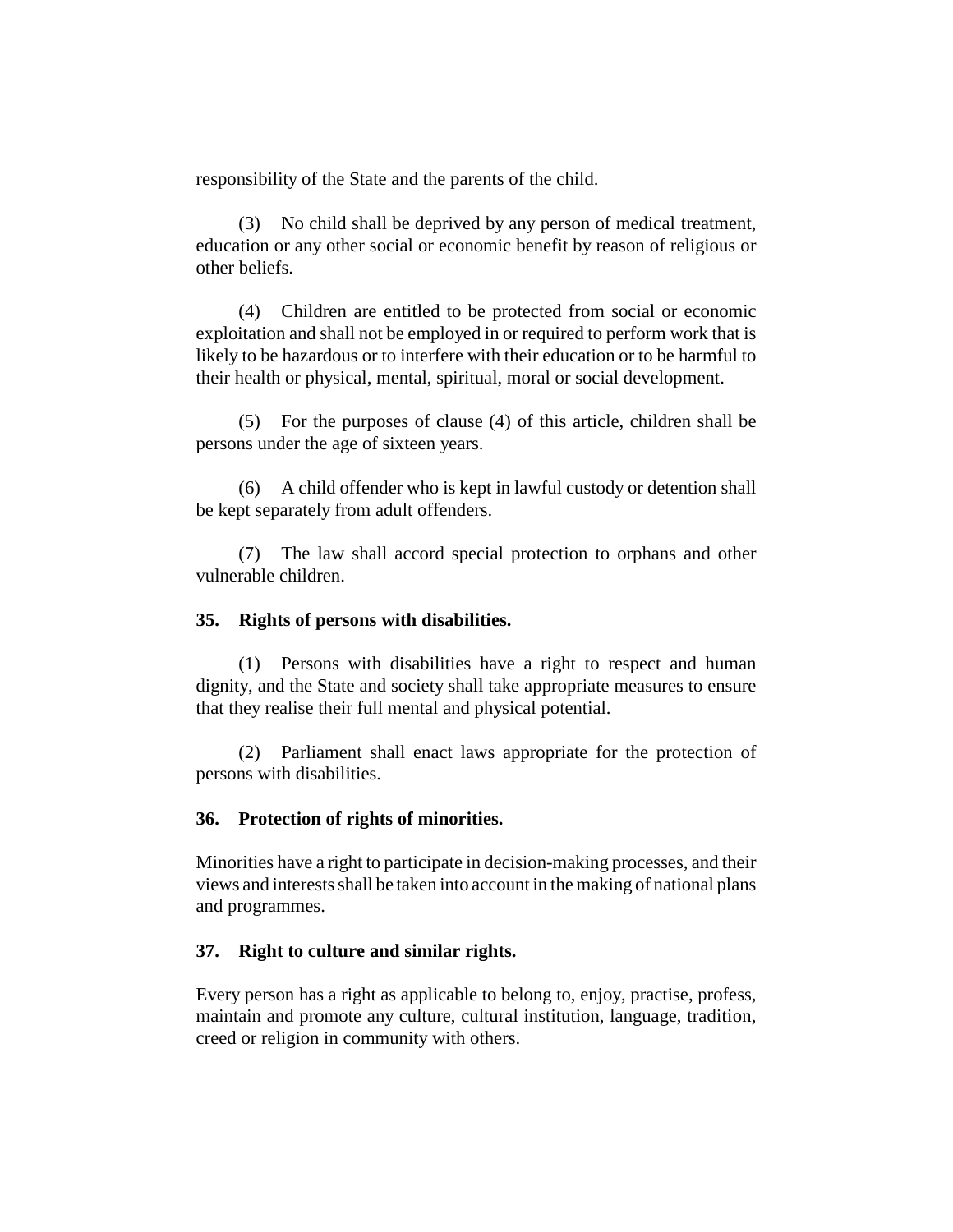responsibility of the State and the parents of the child.

(3) No child shall be deprived by any person of medical treatment, education or any other social or economic benefit by reason of religious or other beliefs.

(4) Children are entitled to be protected from social or economic exploitation and shall not be employed in or required to perform work that is likely to be hazardous or to interfere with their education or to be harmful to their health or physical, mental, spiritual, moral or social development.

(5) For the purposes of clause (4) of this article, children shall be persons under the age of sixteen years.

(6) A child offender who is kept in lawful custody or detention shall be kept separately from adult offenders.

(7) The law shall accord special protection to orphans and other vulnerable children.

**35. Rights of persons with disabilities.**

(1) Persons with disabilities have a right to respect and human dignity, and the State and society shall take appropriate measures to ensure that they realise their full mental and physical potential.

(2) Parliament shall enact laws appropriate for the protection of persons with disabilities.

**36. Protection of rights of minorities.**

Minorities have a right to participate in decision-making processes, and their views and interests shall be taken into account in the making of national plans and programmes.

**37. Right to culture and similar rights.**

Every person has a right as applicable to belong to, enjoy, practise, profess, maintain and promote any culture, cultural institution, language, tradition, creed or religion in community with others.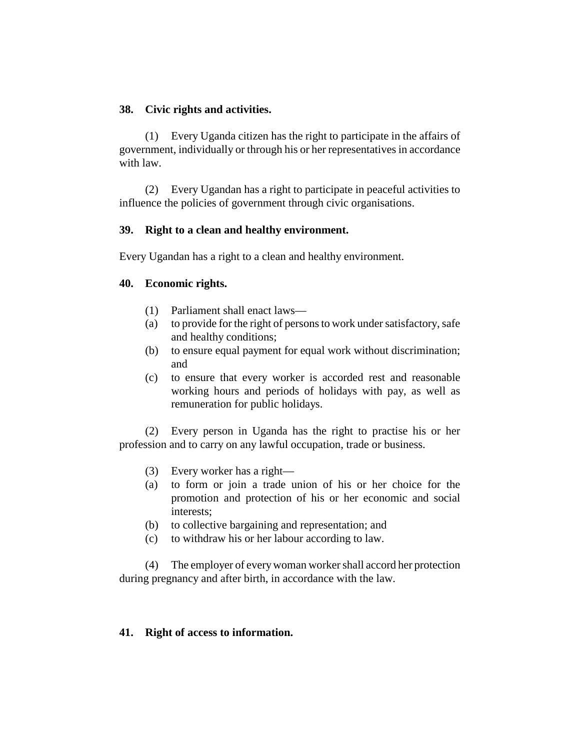**38. Civic rights and activities.**

(1) Every Uganda citizen has the right to participate in the affairs of government, individually or through his or her representatives in accordance with law.

(2) Every Ugandan has a right to participate in peaceful activities to influence the policies of government through civic organisations.

**39. Right to a clean and healthy environment.**

Every Ugandan has a right to a clean and healthy environment.

**40. Economic rights.**

(1) Parliament shall enact laws—

(a) to provide for the right of persons to work under satisfactory, safe and healthy conditions;

(b) to ensure equal payment for equal work without discrimination; and

(c) to ensure that every worker is accorded rest and reasonable working hours and periods of holidays with pay, as well as remuneration for public holidays.

(2) Every person in Uganda has the right to practise his or her profession and to carry on any lawful occupation, trade or business.

(3) Every worker has a right—

(a) to form or join a trade union of his or her choice for the promotion and protection of his or her economic and social interests;

(b) to collective bargaining and representation; and

(c) to withdraw his or her labour according to law.

(4) The employer of every woman worker shall accord her protection during pregnancy and after birth, in accordance with the law.

**41. Right of access to information.**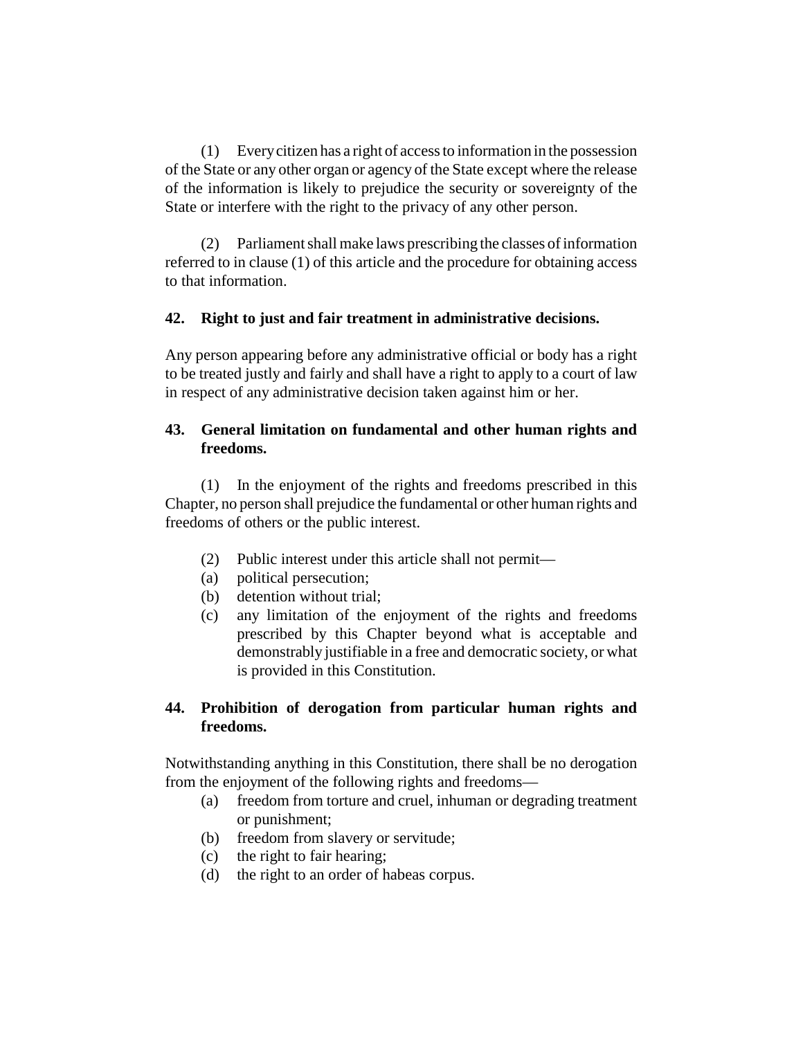(1) Every citizen has a right of access to information in the possession of the State or any other organ or agency of the State except where the release of the information is likely to prejudice the security or sovereignty of the State or interfere with the right to the privacy of any other person.

(2) Parliament shall make laws prescribing the classes of information referred to in clause (1) of this article and the procedure for obtaining access to that information.

**42. Right to just and fair treatment in administrative decisions.**

Any person appearing before any administrative official or body has a right to be treated justly and fairly and shall have a right to apply to a court of law in respect of any administrative decision taken against him or her.

**43. General limitation on fundamental and other human rights and freedoms.**

(1) In the enjoyment of the rights and freedoms prescribed in this Chapter, no person shall prejudice the fundamental or other human rights and freedoms of others or the public interest.

(2) Public interest under this article shall not permit—
- (a) political persecution;
- (b) detention without trial;
- (c) any limitation of the enjoyment of the rights and freedoms prescribed by this Chapter beyond what is acceptable and demonstrably justifiable in a free and democratic society, or what is provided in this Constitution.

**44. Prohibition of derogation from particular human rights and freedoms.**

Notwithstanding anything in this Constitution, there shall be no derogation from the enjoyment of the following rights and freedoms—
- (a) freedom from torture and cruel, inhuman or degrading treatment or punishment;
- (b) freedom from slavery or servitude;
- (c) the right to fair hearing;
- (d) the right to an order of habeas corpus.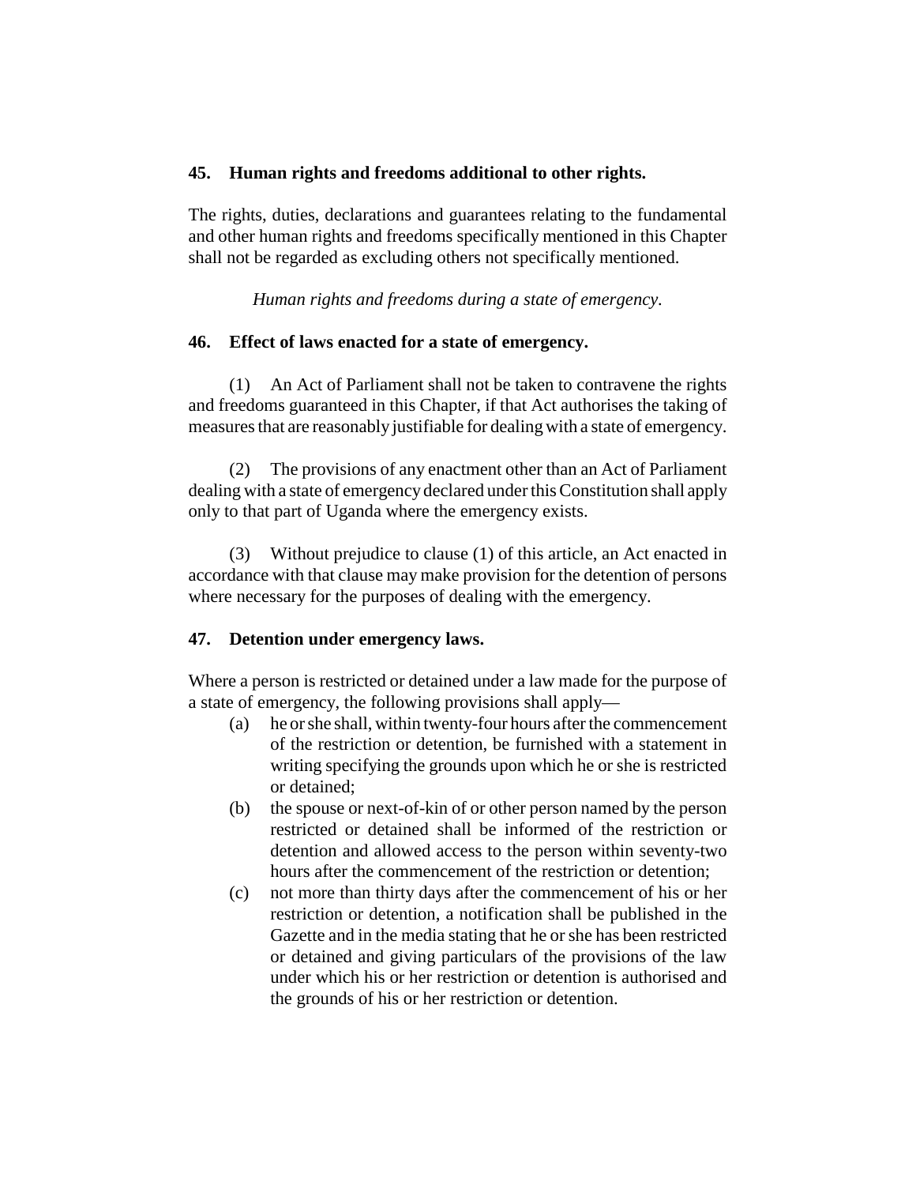### 45. Human rights and freedoms additional to other rights.

The rights, duties, declarations and guarantees relating to the fundamental and other human rights and freedoms specifically mentioned in this Chapter shall not be regarded as excluding others not specifically mentioned.

*Human rights and freedoms during a state of emergency.*

### 46. Effect of laws enacted for a state of emergency.

(1) An Act of Parliament shall not be taken to contravene the rights and freedoms guaranteed in this Chapter, if that Act authorises the taking of measures that are reasonably justifiable for dealing with a state of emergency.

(2) The provisions of any enactment other than an Act of Parliament dealing with a state of emergency declared under this Constitution shall apply only to that part of Uganda where the emergency exists.

(3) Without prejudice to clause (1) of this article, an Act enacted in accordance with that clause may make provision for the detention of persons where necessary for the purposes of dealing with the emergency.

### 47. Detention under emergency laws.

Where a person is restricted or detained under a law made for the purpose of a state of emergency, the following provisions shall apply—

(a) he or she shall, within twenty-four hours after the commencement of the restriction or detention, be furnished with a statement in writing specifying the grounds upon which he or she is restricted or detained;

(b) the spouse or next-of-kin of or other person named by the person restricted or detained shall be informed of the restriction or detention and allowed access to the person within seventy-two hours after the commencement of the restriction or detention;

(c) not more than thirty days after the commencement of his or her restriction or detention, a notification shall be published in the Gazette and in the media stating that he or she has been restricted or detained and giving particulars of the provisions of the law under which his or her restriction or detention is authorised and the grounds of his or her restriction or detention.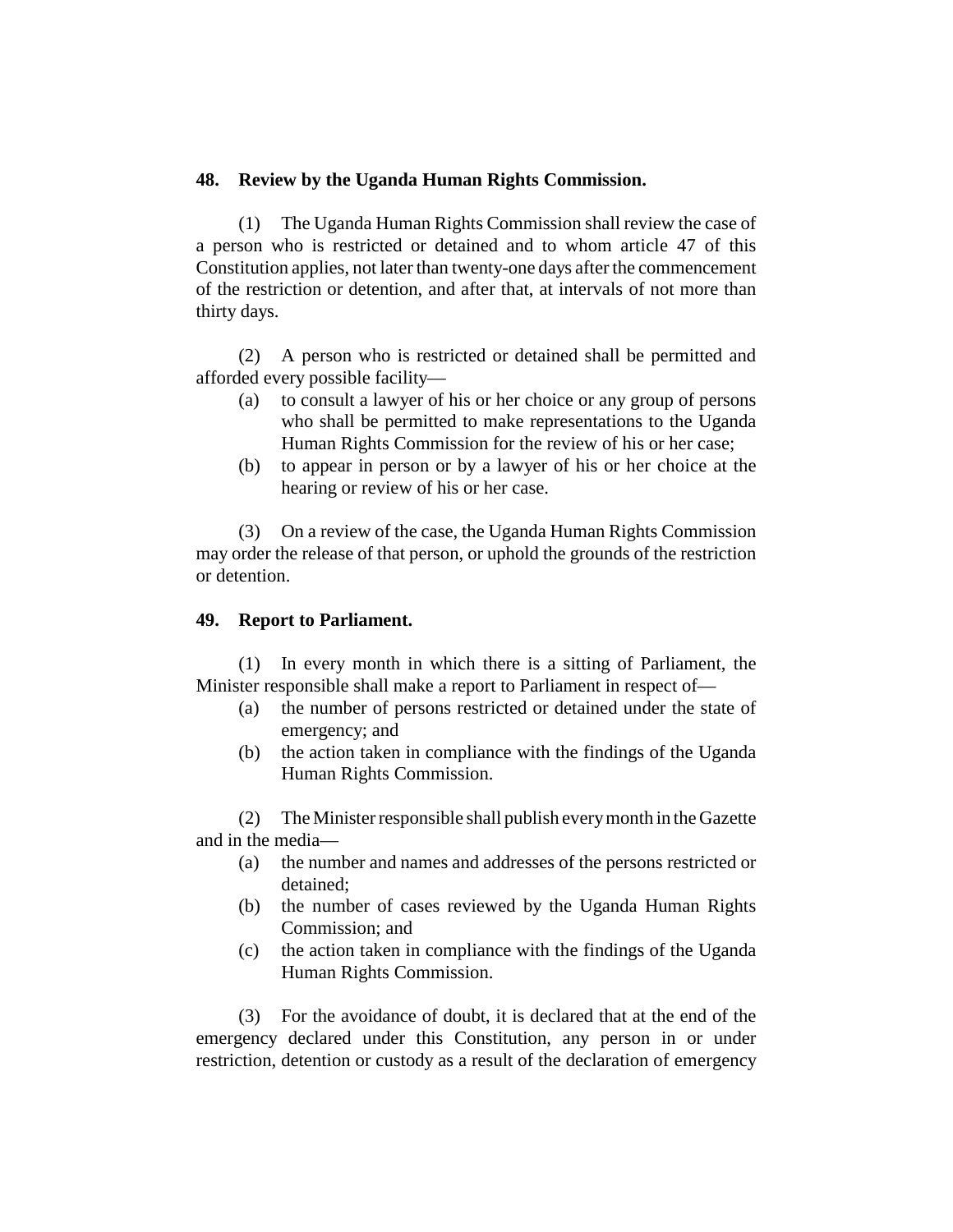**48. Review by the Uganda Human Rights Commission.**

(1) The Uganda Human Rights Commission shall review the case of a person who is restricted or detained and to whom article 47 of this Constitution applies, not later than twenty-one days after the commencement of the restriction or detention, and after that, at intervals of not more than thirty days.

(2) A person who is restricted or detained shall be permitted and afforded every possible facility—

- (a) to consult a lawyer of his or her choice or any group of persons who shall be permitted to make representations to the Uganda Human Rights Commission for the review of his or her case;
- (b) to appear in person or by a lawyer of his or her choice at the hearing or review of his or her case.

(3) On a review of the case, the Uganda Human Rights Commission may order the release of that person, or uphold the grounds of the restriction or detention.

**49. Report to Parliament.**

(1) In every month in which there is a sitting of Parliament, the Minister responsible shall make a report to Parliament in respect of—

- (a) the number of persons restricted or detained under the state of emergency; and
- (b) the action taken in compliance with the findings of the Uganda Human Rights Commission.

(2) The Minister responsible shall publish every month in the Gazette and in the media—

- (a) the number and names and addresses of the persons restricted or detained;
- (b) the number of cases reviewed by the Uganda Human Rights Commission; and
- (c) the action taken in compliance with the findings of the Uganda Human Rights Commission.

(3) For the avoidance of doubt, it is declared that at the end of the emergency declared under this Constitution, any person in or under restriction, detention or custody as a result of the declaration of emergency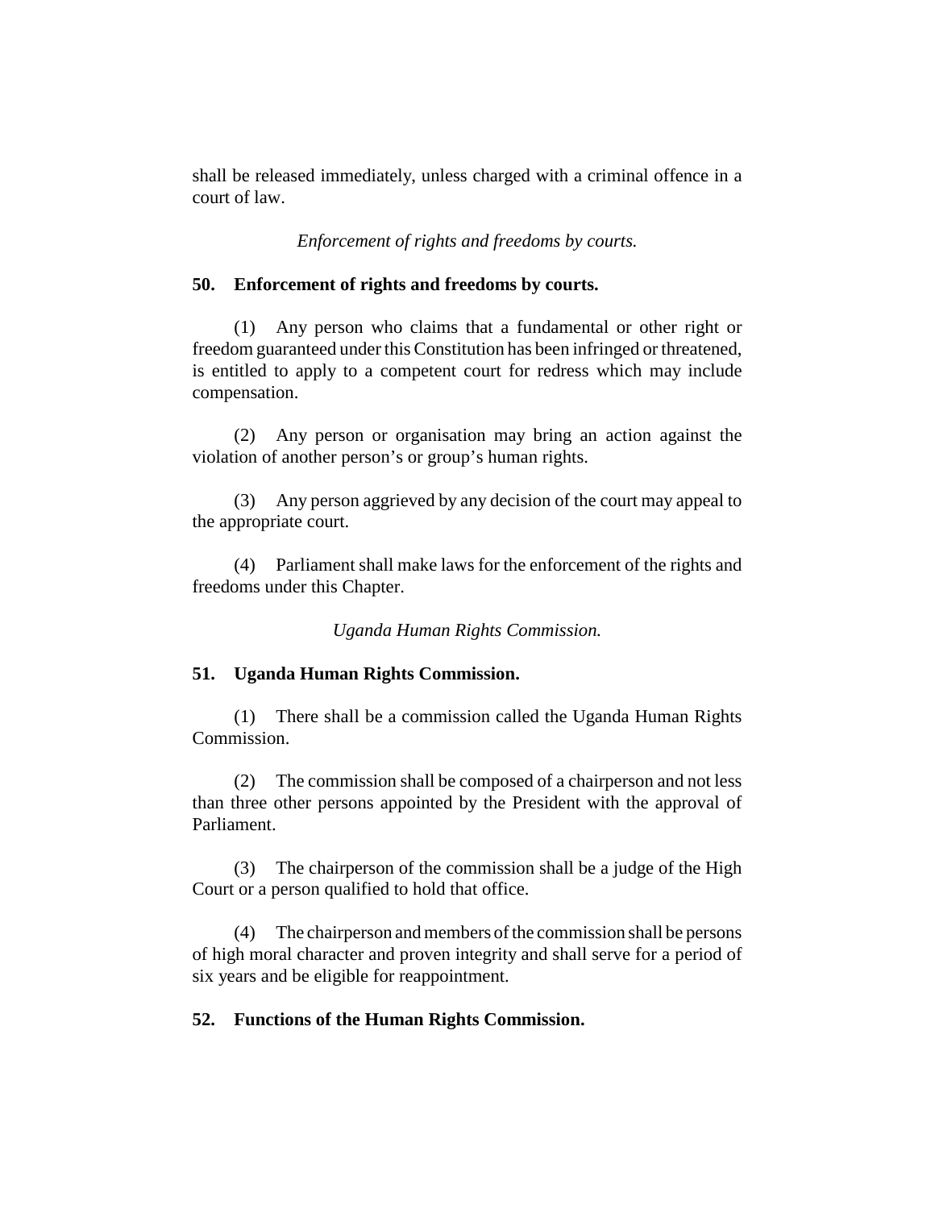shall be released immediately, unless charged with a criminal offence in a court of law.

*Enforcement of rights and freedoms by courts.*

**50. Enforcement of rights and freedoms by courts.**

(1) Any person who claims that a fundamental or other right or freedom guaranteed under this Constitution has been infringed or threatened, is entitled to apply to a competent court for redress which may include compensation.

(2) Any person or organisation may bring an action against the violation of another person's or group's human rights.

(3) Any person aggrieved by any decision of the court may appeal to the appropriate court.

(4) Parliament shall make laws for the enforcement of the rights and freedoms under this Chapter.

*Uganda Human Rights Commission.*

**51. Uganda Human Rights Commission.**

(1) There shall be a commission called the Uganda Human Rights Commission.

(2) The commission shall be composed of a chairperson and not less than three other persons appointed by the President with the approval of Parliament.

(3) The chairperson of the commission shall be a judge of the High Court or a person qualified to hold that office.

(4) The chairperson and members of the commission shall be persons of high moral character and proven integrity and shall serve for a period of six years and be eligible for reappointment.

**52. Functions of the Human Rights Commission.**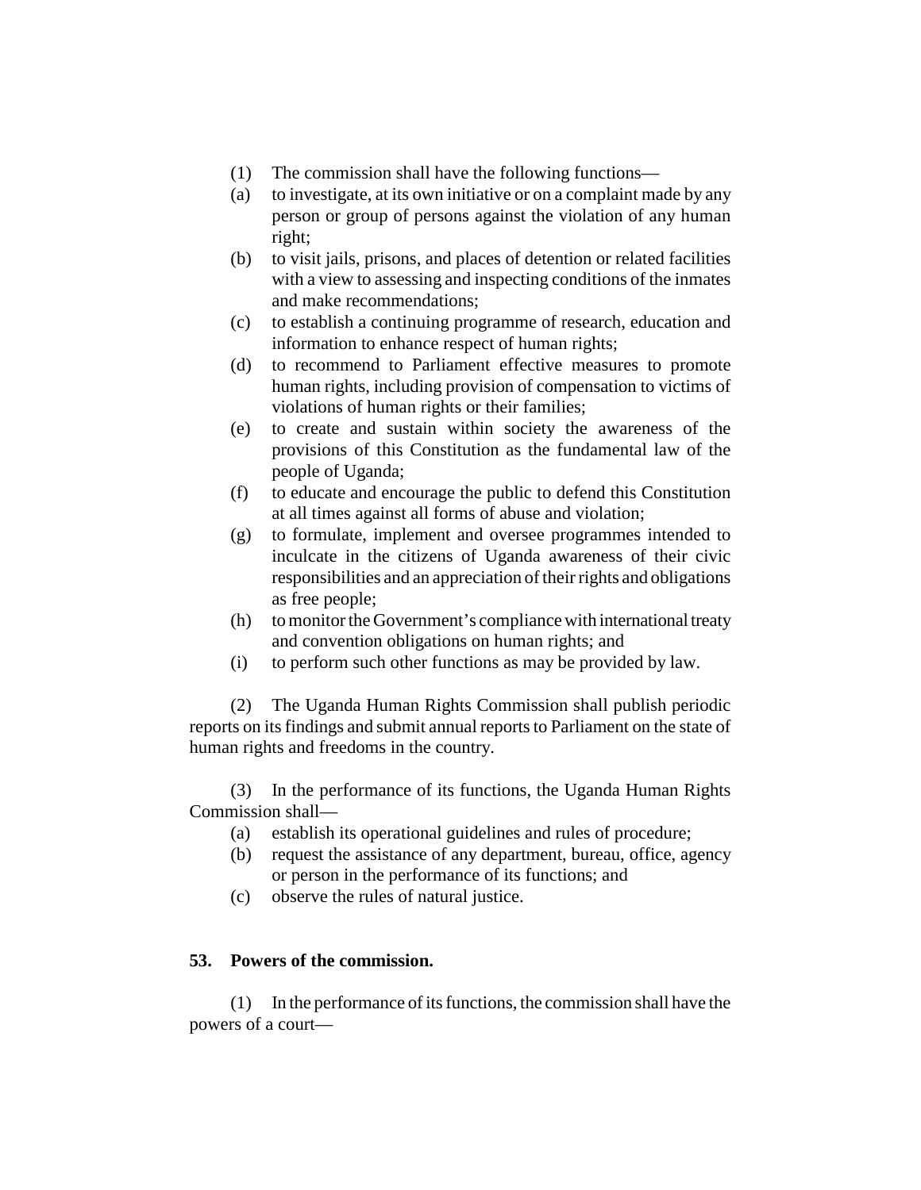(1) The commission shall have the following functions—

(a) to investigate, at its own initiative or on a complaint made by any person or group of persons against the violation of any human right;

(b) to visit jails, prisons, and places of detention or related facilities with a view to assessing and inspecting conditions of the inmates and make recommendations;

(c) to establish a continuing programme of research, education and information to enhance respect of human rights;

(d) to recommend to Parliament effective measures to promote human rights, including provision of compensation to victims of violations of human rights or their families;

(e) to create and sustain within society the awareness of the provisions of this Constitution as the fundamental law of the people of Uganda;

(f) to educate and encourage the public to defend this Constitution at all times against all forms of abuse and violation;

(g) to formulate, implement and oversee programmes intended to inculcate in the citizens of Uganda awareness of their civic responsibilities and an appreciation of their rights and obligations as free people;

(h) to monitor the Government's compliance with international treaty and convention obligations on human rights; and

(i) to perform such other functions as may be provided by law.

(2) The Uganda Human Rights Commission shall publish periodic reports on its findings and submit annual reports to Parliament on the state of human rights and freedoms in the country.

(3) In the performance of its functions, the Uganda Human Rights Commission shall—

(a) establish its operational guidelines and rules of procedure;

(b) request the assistance of any department, bureau, office, agency or person in the performance of its functions; and

(c) observe the rules of natural justice.

**53. Powers of the commission.**

(1) In the performance of its functions, the commission shall have the powers of a court—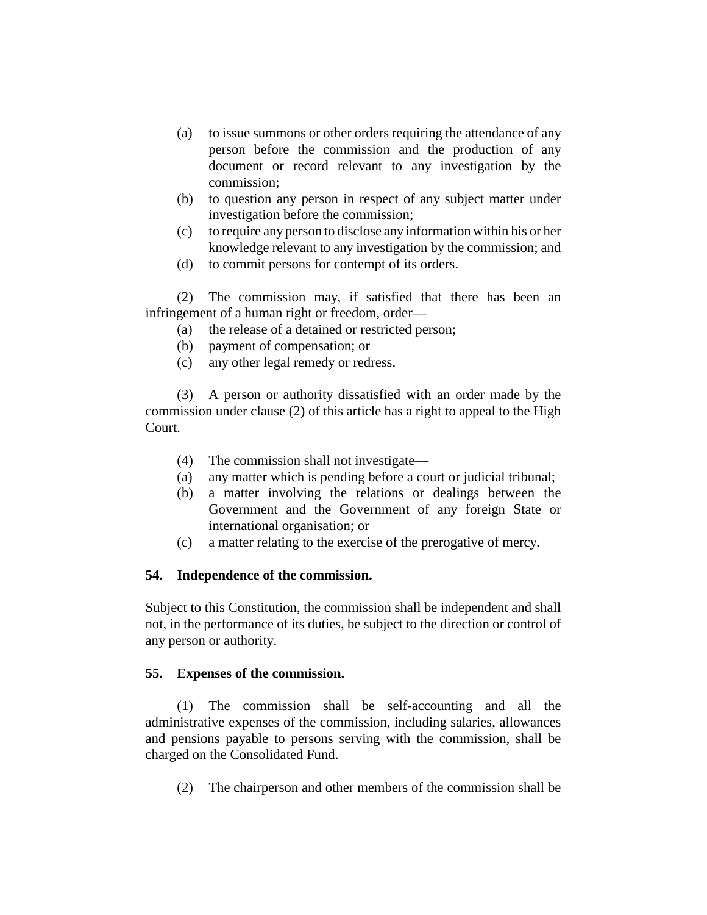(a) to issue summons or other orders requiring the attendance of any person before the commission and the production of any document or record relevant to any investigation by the commission;
(b) to question any person in respect of any subject matter under investigation before the commission;
(c) to require any person to disclose any information within his or her knowledge relevant to any investigation by the commission; and
(d) to commit persons for contempt of its orders.

(2) The commission may, if satisfied that there has been an infringement of a human right or freedom, order—
(a) the release of a detained or restricted person;
(b) payment of compensation; or
(c) any other legal remedy or redress.

(3) A person or authority dissatisfied with an order made by the commission under clause (2) of this article has a right to appeal to the High Court.

(4) The commission shall not investigate—
(a) any matter which is pending before a court or judicial tribunal;
(b) a matter involving the relations or dealings between the Government and the Government of any foreign State or international organisation; or
(c) a matter relating to the exercise of the prerogative of mercy.

**54. Independence of the commission.**

Subject to this Constitution, the commission shall be independent and shall not, in the performance of its duties, be subject to the direction or control of any person or authority.

**55. Expenses of the commission.**

(1) The commission shall be self-accounting and all the administrative expenses of the commission, including salaries, allowances and pensions payable to persons serving with the commission, shall be charged on the Consolidated Fund.

(2) The chairperson and other members of the commission shall be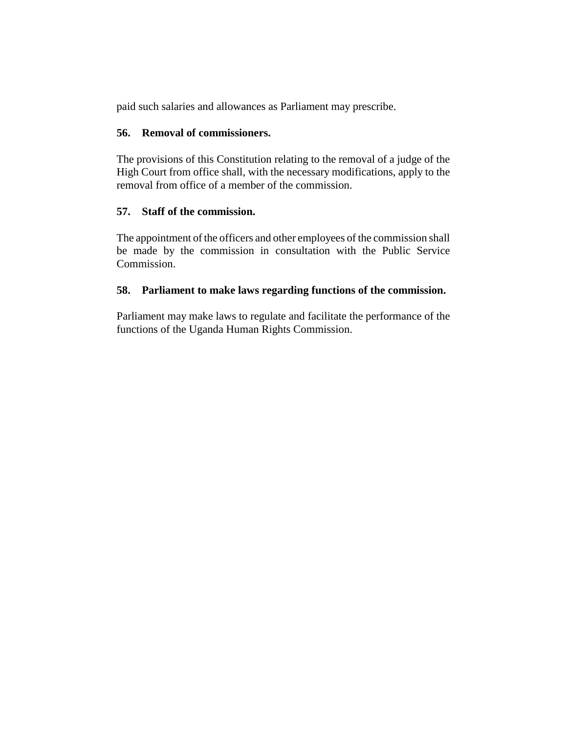paid such salaries and allowances as Parliament may prescribe.

**56. Removal of commissioners.**

The provisions of this Constitution relating to the removal of a judge of the High Court from office shall, with the necessary modifications, apply to the removal from office of a member of the commission.

**57. Staff of the commission.**

The appointment of the officers and other employees of the commission shall be made by the commission in consultation with the Public Service Commission.

**58. Parliament to make laws regarding functions of the commission.**

Parliament may make laws to regulate and facilitate the performance of the functions of the Uganda Human Rights Commission.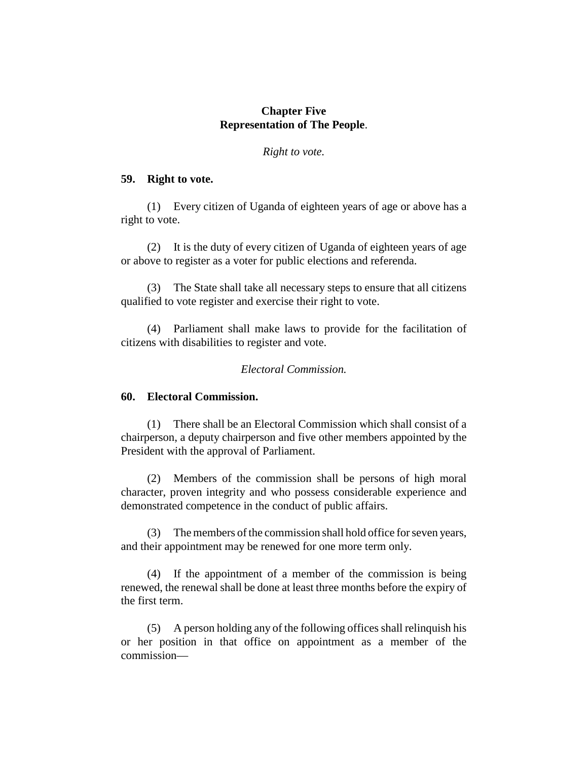# Chapter Five
# Representation of The People.

*Right to vote.*

### 59. Right to vote.

(1) Every citizen of Uganda of eighteen years of age or above has a right to vote.

(2) It is the duty of every citizen of Uganda of eighteen years of age or above to register as a voter for public elections and referenda.

(3) The State shall take all necessary steps to ensure that all citizens qualified to vote register and exercise their right to vote.

(4) Parliament shall make laws to provide for the facilitation of citizens with disabilities to register and vote.

*Electoral Commission.*

### 60. Electoral Commission.

(1) There shall be an Electoral Commission which shall consist of a chairperson, a deputy chairperson and five other members appointed by the President with the approval of Parliament.

(2) Members of the commission shall be persons of high moral character, proven integrity and who possess considerable experience and demonstrated competence in the conduct of public affairs.

(3) The members of the commission shall hold office for seven years, and their appointment may be renewed for one more term only.

(4) If the appointment of a member of the commission is being renewed, the renewal shall be done at least three months before the expiry of the first term.

(5) A person holding any of the following offices shall relinquish his or her position in that office on appointment as a member of the commission—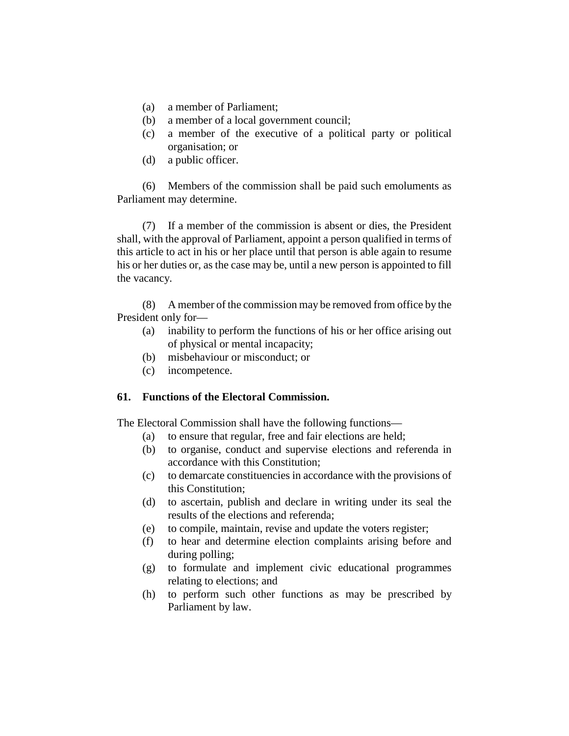(a) a member of Parliament;
(b) a member of a local government council;
(c) a member of the executive of a political party or political organisation; or
(d) a public officer.

(6) Members of the commission shall be paid such emoluments as Parliament may determine.

(7) If a member of the commission is absent or dies, the President shall, with the approval of Parliament, appoint a person qualified in terms of this article to act in his or her place until that person is able again to resume his or her duties or, as the case may be, until a new person is appointed to fill the vacancy.

(8) A member of the commission may be removed from office by the President only for—
(a) inability to perform the functions of his or her office arising out of physical or mental incapacity;
(b) misbehaviour or misconduct; or
(c) incompetence.

**61. Functions of the Electoral Commission.**

The Electoral Commission shall have the following functions—
(a) to ensure that regular, free and fair elections are held;
(b) to organise, conduct and supervise elections and referenda in accordance with this Constitution;
(c) to demarcate constituencies in accordance with the provisions of this Constitution;
(d) to ascertain, publish and declare in writing under its seal the results of the elections and referenda;
(e) to compile, maintain, revise and update the voters register;
(f) to hear and determine election complaints arising before and during polling;
(g) to formulate and implement civic educational programmes relating to elections; and
(h) to perform such other functions as may be prescribed by Parliament by law.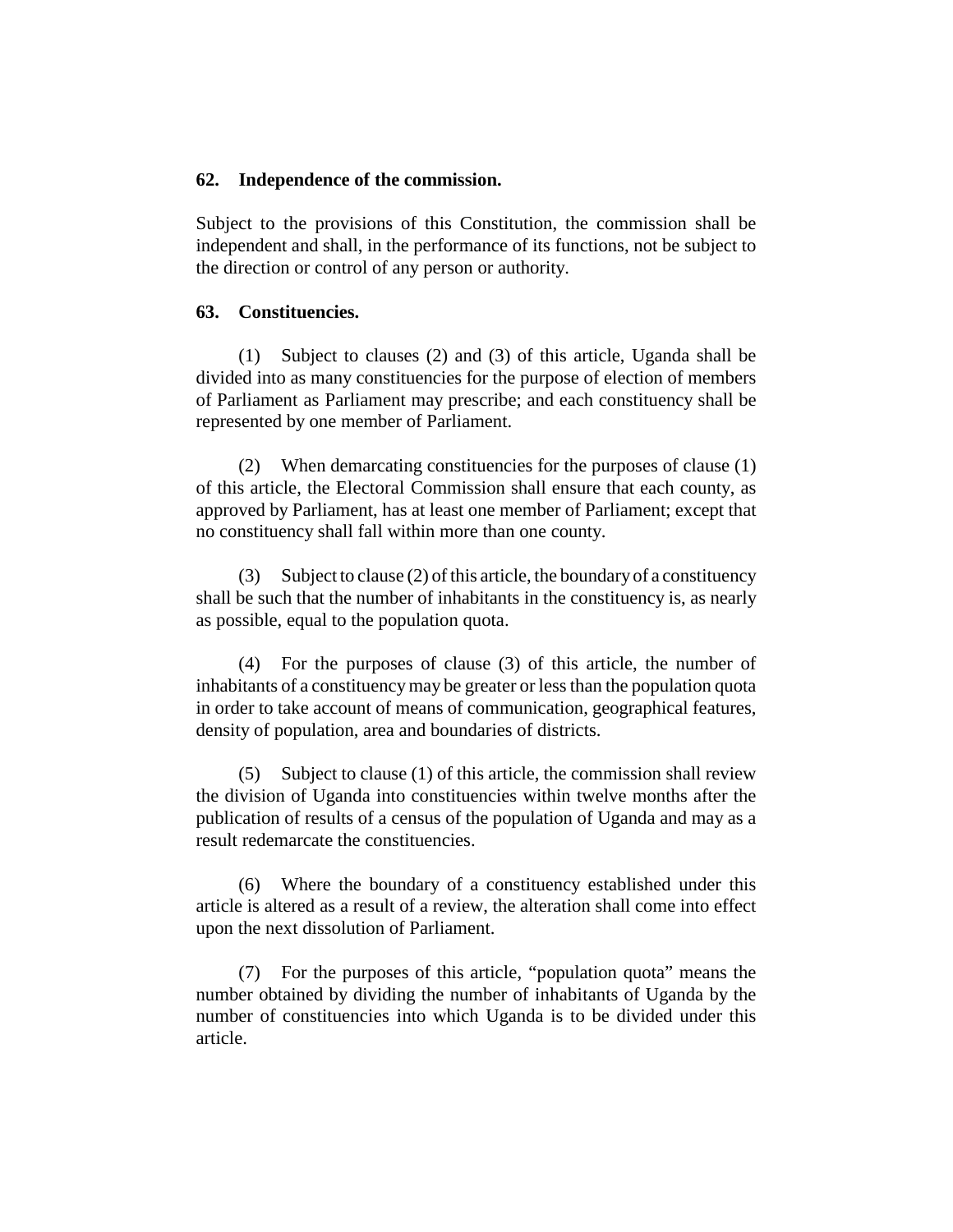**62. Independence of the commission.**

Subject to the provisions of this Constitution, the commission shall be independent and shall, in the performance of its functions, not be subject to the direction or control of any person or authority.

**63. Constituencies.**

(1) Subject to clauses (2) and (3) of this article, Uganda shall be divided into as many constituencies for the purpose of election of members of Parliament as Parliament may prescribe; and each constituency shall be represented by one member of Parliament.

(2) When demarcating constituencies for the purposes of clause (1) of this article, the Electoral Commission shall ensure that each county, as approved by Parliament, has at least one member of Parliament; except that no constituency shall fall within more than one county.

(3) Subject to clause (2) of this article, the boundary of a constituency shall be such that the number of inhabitants in the constituency is, as nearly as possible, equal to the population quota.

(4) For the purposes of clause (3) of this article, the number of inhabitants of a constituency may be greater or less than the population quota in order to take account of means of communication, geographical features, density of population, area and boundaries of districts.

(5) Subject to clause (1) of this article, the commission shall review the division of Uganda into constituencies within twelve months after the publication of results of a census of the population of Uganda and may as a result redemarcate the constituencies.

(6) Where the boundary of a constituency established under this article is altered as a result of a review, the alteration shall come into effect upon the next dissolution of Parliament.

(7) For the purposes of this article, "population quota" means the number obtained by dividing the number of inhabitants of Uganda by the number of constituencies into which Uganda is to be divided under this article.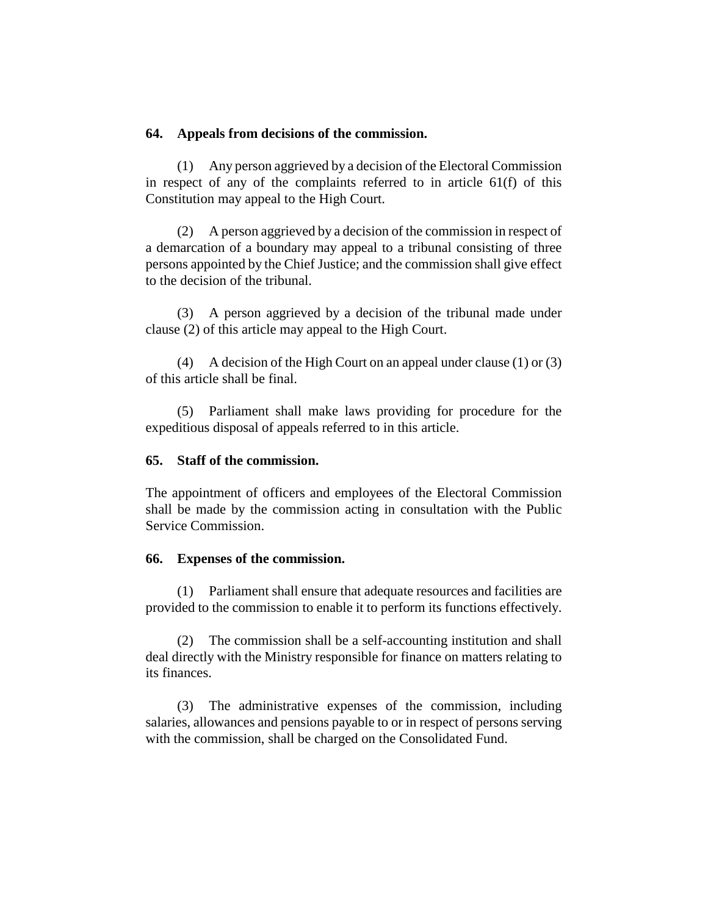**64. Appeals from decisions of the commission.**

(1) Any person aggrieved by a decision of the Electoral Commission in respect of any of the complaints referred to in article 61(f) of this Constitution may appeal to the High Court.

(2) A person aggrieved by a decision of the commission in respect of a demarcation of a boundary may appeal to a tribunal consisting of three persons appointed by the Chief Justice; and the commission shall give effect to the decision of the tribunal.

(3) A person aggrieved by a decision of the tribunal made under clause (2) of this article may appeal to the High Court.

(4) A decision of the High Court on an appeal under clause (1) or (3) of this article shall be final.

(5) Parliament shall make laws providing for procedure for the expeditious disposal of appeals referred to in this article.

**65. Staff of the commission.**

The appointment of officers and employees of the Electoral Commission shall be made by the commission acting in consultation with the Public Service Commission.

**66. Expenses of the commission.**

(1) Parliament shall ensure that adequate resources and facilities are provided to the commission to enable it to perform its functions effectively.

(2) The commission shall be a self-accounting institution and shall deal directly with the Ministry responsible for finance on matters relating to its finances.

(3) The administrative expenses of the commission, including salaries, allowances and pensions payable to or in respect of persons serving with the commission, shall be charged on the Consolidated Fund.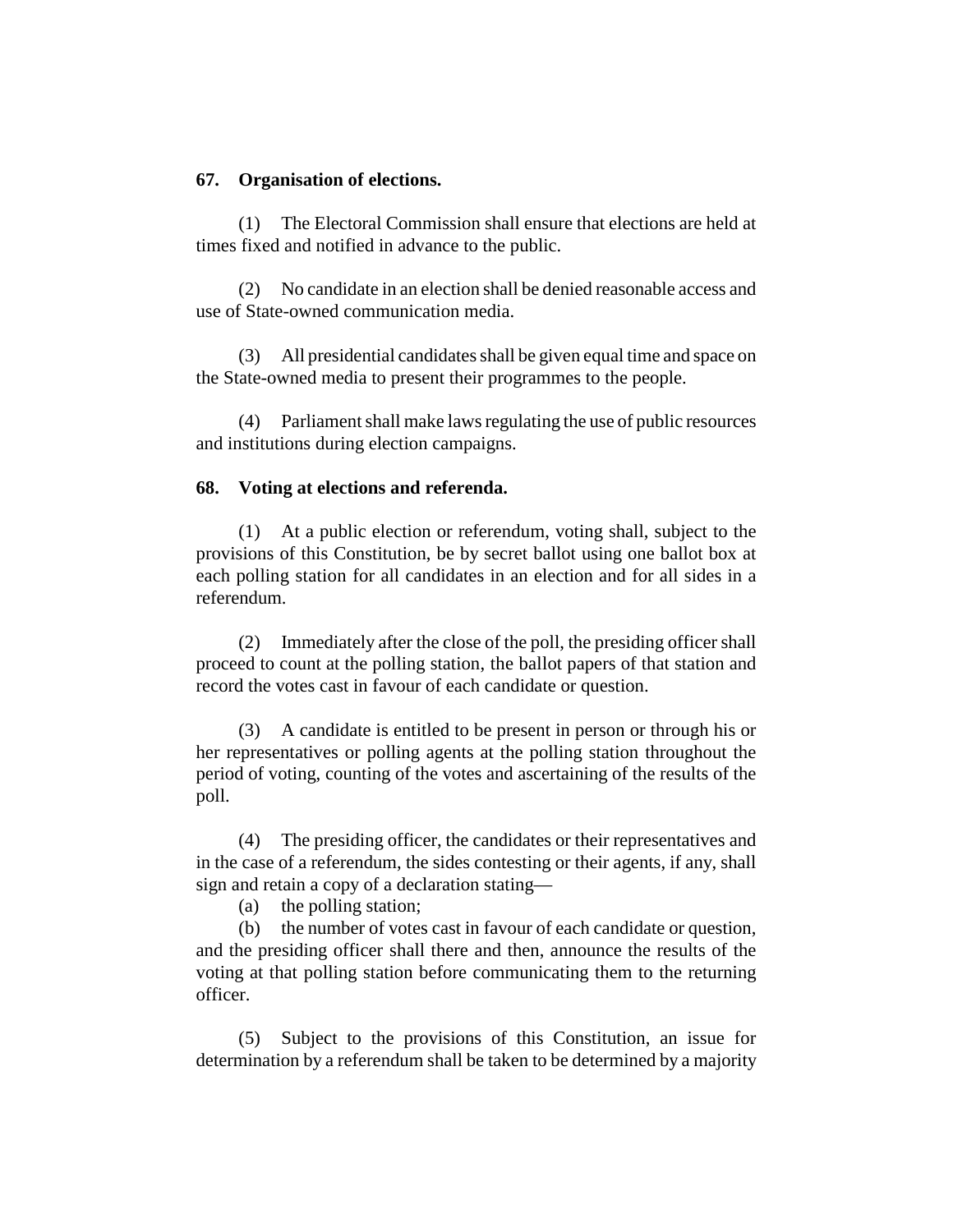**67. Organisation of elections.**

(1) The Electoral Commission shall ensure that elections are held at times fixed and notified in advance to the public.

(2) No candidate in an election shall be denied reasonable access and use of State-owned communication media.

(3) All presidential candidates shall be given equal time and space on the State-owned media to present their programmes to the people.

(4) Parliament shall make laws regulating the use of public resources and institutions during election campaigns.

**68. Voting at elections and referenda.**

(1) At a public election or referendum, voting shall, subject to the provisions of this Constitution, be by secret ballot using one ballot box at each polling station for all candidates in an election and for all sides in a referendum.

(2) Immediately after the close of the poll, the presiding officer shall proceed to count at the polling station, the ballot papers of that station and record the votes cast in favour of each candidate or question.

(3) A candidate is entitled to be present in person or through his or her representatives or polling agents at the polling station throughout the period of voting, counting of the votes and ascertaining of the results of the poll.

(4) The presiding officer, the candidates or their representatives and in the case of a referendum, the sides contesting or their agents, if any, shall sign and retain a copy of a declaration stating—

(a) the polling station;

(b) the number of votes cast in favour of each candidate or question,

and the presiding officer shall there and then, announce the results of the voting at that polling station before communicating them to the returning officer.

(5) Subject to the provisions of this Constitution, an issue for determination by a referendum shall be taken to be determined by a majority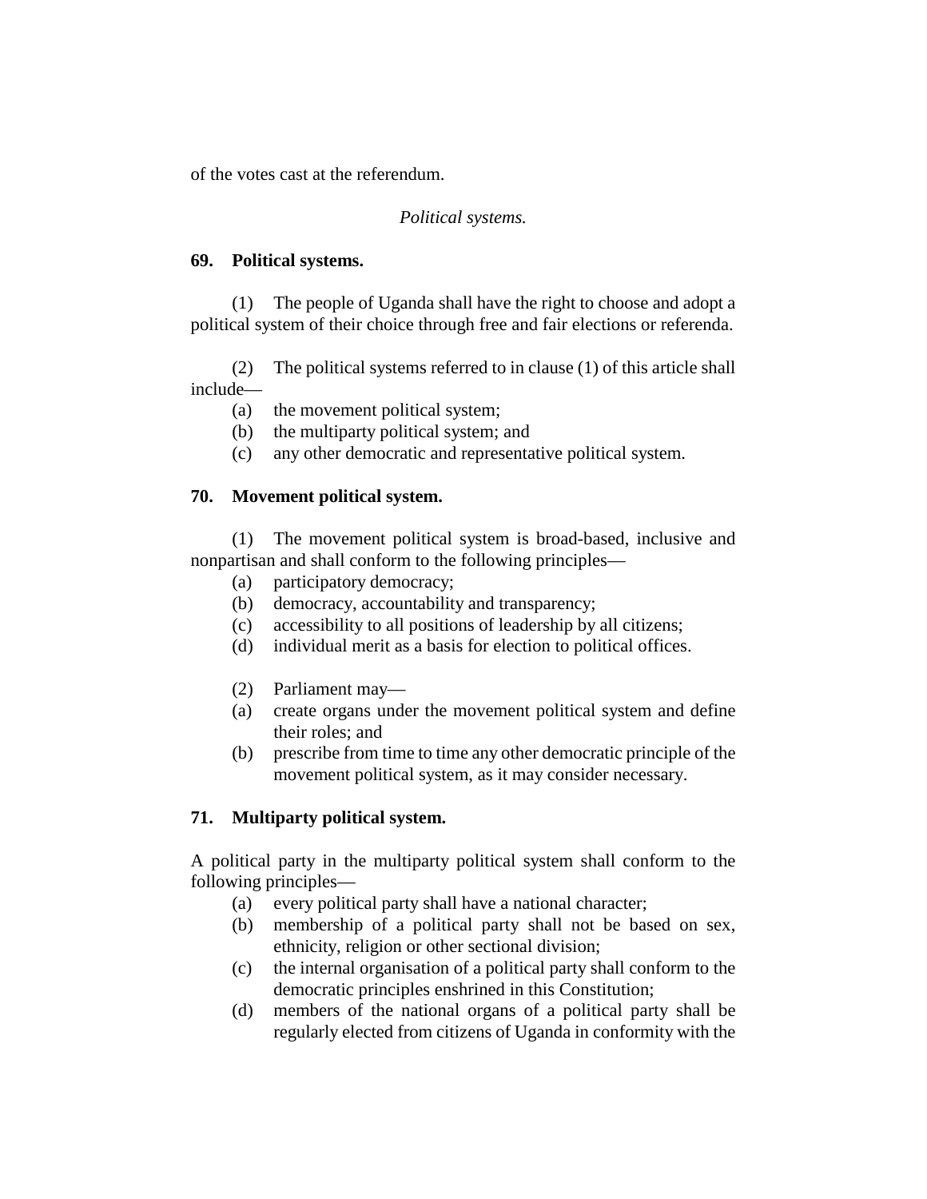of the votes cast at the referendum.

*Political systems.*

**69. Political systems.**

(1) The people of Uganda shall have the right to choose and adopt a political system of their choice through free and fair elections or referenda.

(2) The political systems referred to in clause (1) of this article shall include—

(a) the movement political system;
(b) the multiparty political system; and
(c) any other democratic and representative political system.

**70. Movement political system.**

(1) The movement political system is broad-based, inclusive and nonpartisan and shall conform to the following principles—

(a) participatory democracy;
(b) democracy, accountability and transparency;
(c) accessibility to all positions of leadership by all citizens;
(d) individual merit as a basis for election to political offices.

(2) Parliament may—

(a) create organs under the movement political system and define their roles; and
(b) prescribe from time to time any other democratic principle of the movement political system, as it may consider necessary.

**71. Multiparty political system.**

A political party in the multiparty political system shall conform to the following principles—

(a) every political party shall have a national character;
(b) membership of a political party shall not be based on sex, ethnicity, religion or other sectional division;
(c) the internal organisation of a political party shall conform to the democratic principles enshrined in this Constitution;
(d) members of the national organs of a political party shall be regularly elected from citizens of Uganda in conformity with the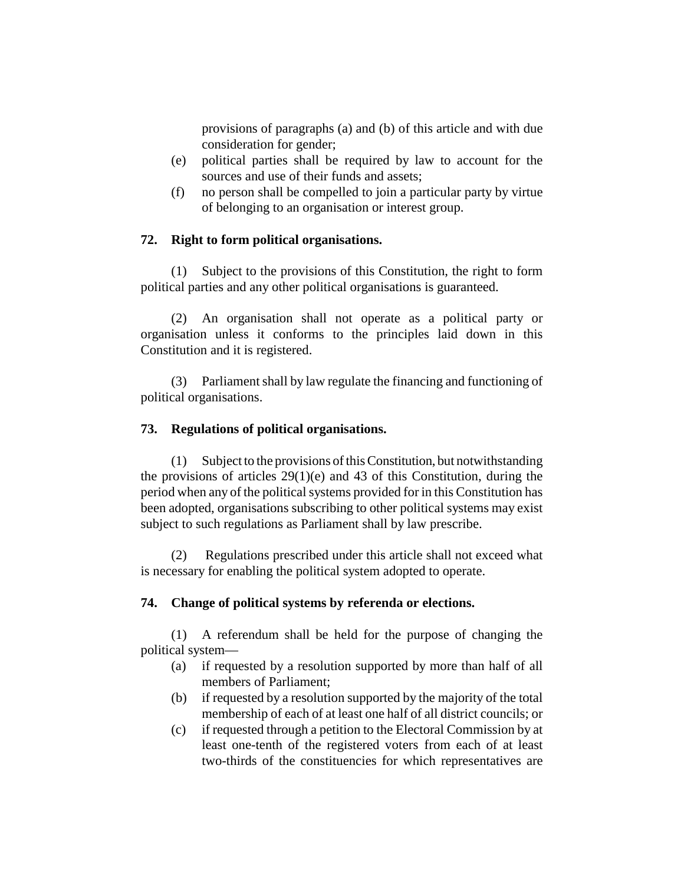provisions of paragraphs (a) and (b) of this article and with due consideration for gender;

(e) political parties shall be required by law to account for the sources and use of their funds and assets;

(f) no person shall be compelled to join a particular party by virtue of belonging to an organisation or interest group.

### 72. Right to form political organisations.

(1) Subject to the provisions of this Constitution, the right to form political parties and any other political organisations is guaranteed.

(2) An organisation shall not operate as a political party or organisation unless it conforms to the principles laid down in this Constitution and it is registered.

(3) Parliament shall by law regulate the financing and functioning of political organisations.

### 73. Regulations of political organisations.

(1) Subject to the provisions of this Constitution, but notwithstanding the provisions of articles 29(1)(e) and 43 of this Constitution, during the period when any of the political systems provided for in this Constitution has been adopted, organisations subscribing to other political systems may exist subject to such regulations as Parliament shall by law prescribe.

(2) Regulations prescribed under this article shall not exceed what is necessary for enabling the political system adopted to operate.

### 74. Change of political systems by referenda or elections.

(1) A referendum shall be held for the purpose of changing the political system—

(a) if requested by a resolution supported by more than half of all members of Parliament;

(b) if requested by a resolution supported by the majority of the total membership of each of at least one half of all district councils; or

(c) if requested through a petition to the Electoral Commission by at least one-tenth of the registered voters from each of at least two-thirds of the constituencies for which representatives are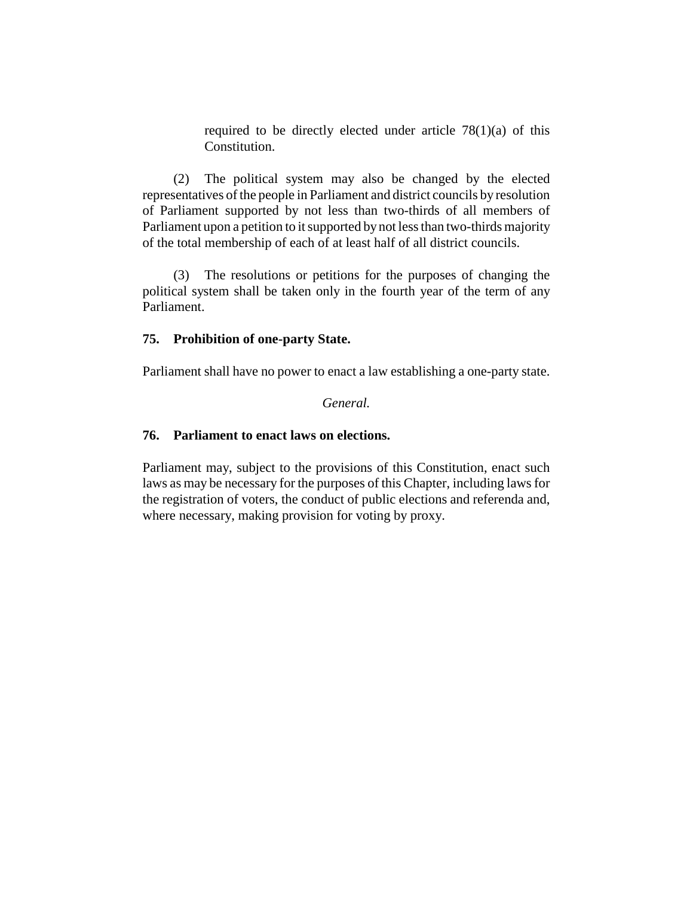required to be directly elected under article 78(1)(a) of this Constitution.

(2) The political system may also be changed by the elected representatives of the people in Parliament and district councils by resolution of Parliament supported by not less than two-thirds of all members of Parliament upon a petition to it supported by not less than two-thirds majority of the total membership of each of at least half of all district councils.

(3) The resolutions or petitions for the purposes of changing the political system shall be taken only in the fourth year of the term of any Parliament.

**75. Prohibition of one-party State.**

Parliament shall have no power to enact a law establishing a one-party state.

*General.*

**76. Parliament to enact laws on elections.**

Parliament may, subject to the provisions of this Constitution, enact such laws as may be necessary for the purposes of this Chapter, including laws for the registration of voters, the conduct of public elections and referenda and, where necessary, making provision for voting by proxy.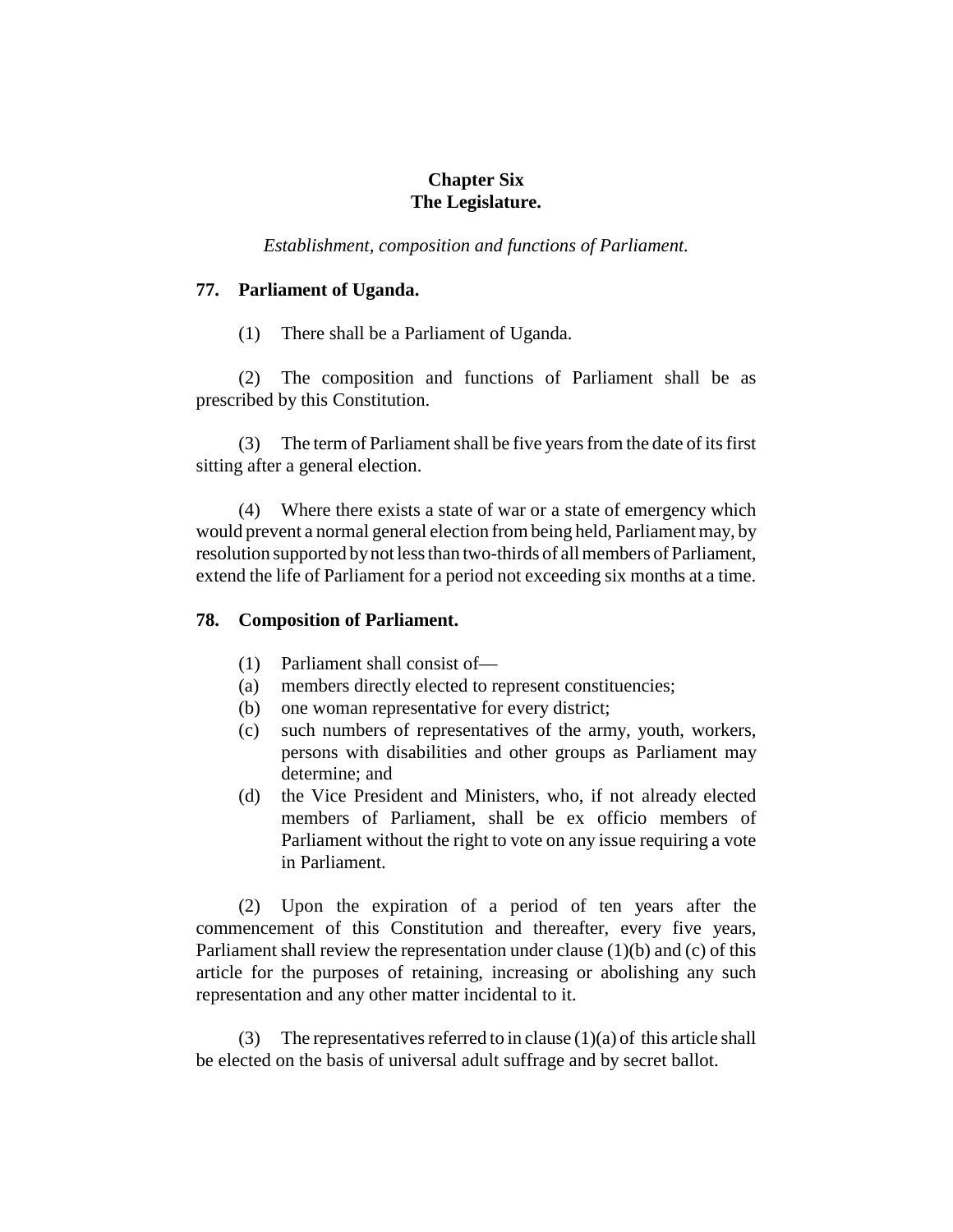# Chapter Six
# The Legislature.

*Establishment, composition and functions of Parliament.*

## 77. Parliament of Uganda.

(1) There shall be a Parliament of Uganda.

(2) The composition and functions of Parliament shall be as prescribed by this Constitution.

(3) The term of Parliament shall be five years from the date of its first sitting after a general election.

(4) Where there exists a state of war or a state of emergency which would prevent a normal general election from being held, Parliament may, by resolution supported by not less than two-thirds of all members of Parliament, extend the life of Parliament for a period not exceeding six months at a time.

## 78. Composition of Parliament.

(1) Parliament shall consist of—

(a) members directly elected to represent constituencies;

(b) one woman representative for every district;

(c) such numbers of representatives of the army, youth, workers, persons with disabilities and other groups as Parliament may determine; and

(d) the Vice President and Ministers, who, if not already elected members of Parliament, shall be ex officio members of Parliament without the right to vote on any issue requiring a vote in Parliament.

(2) Upon the expiration of a period of ten years after the commencement of this Constitution and thereafter, every five years, Parliament shall review the representation under clause (1)(b) and (c) of this article for the purposes of retaining, increasing or abolishing any such representation and any other matter incidental to it.

(3) The representatives referred to in clause (1)(a) of this article shall be elected on the basis of universal adult suffrage and by secret ballot.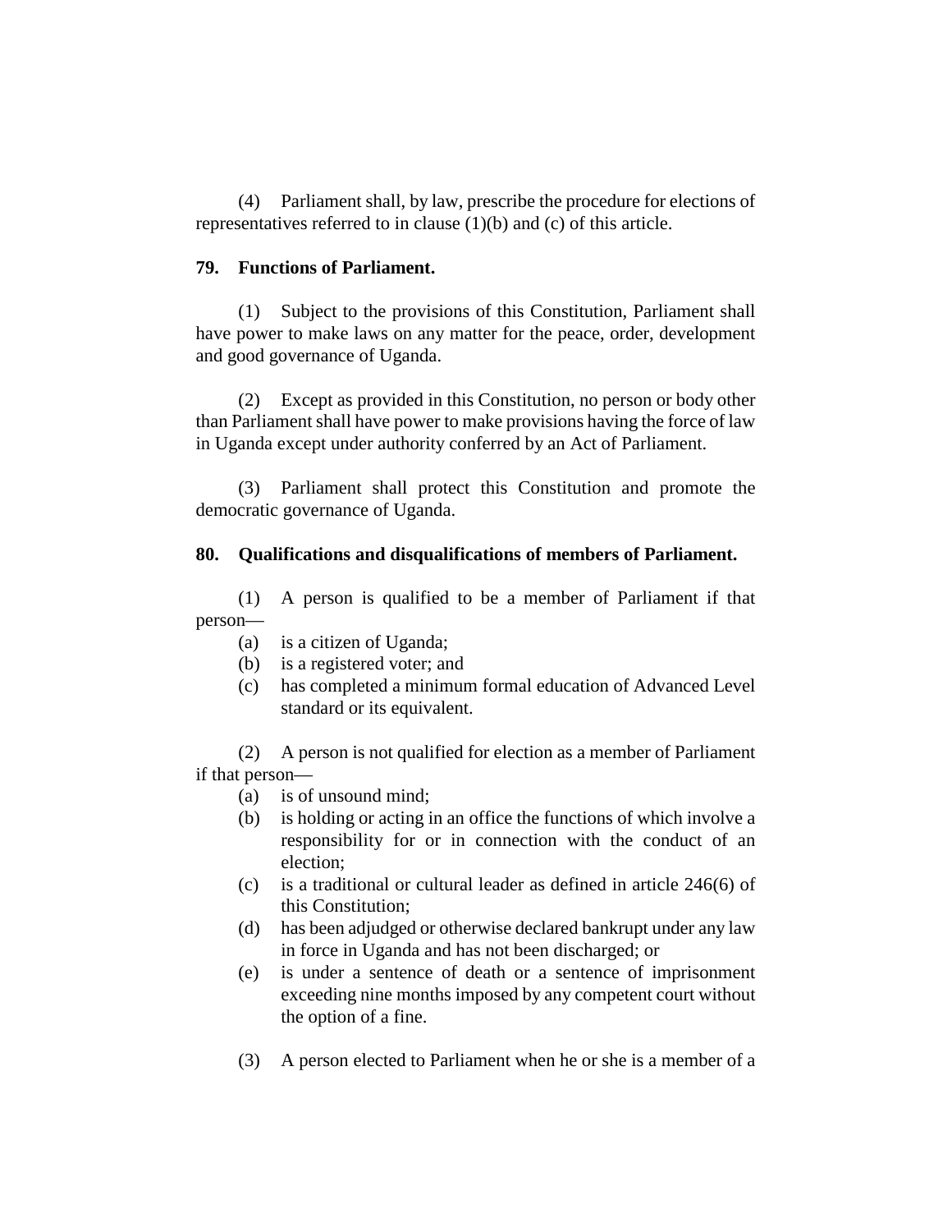(4) Parliament shall, by law, prescribe the procedure for elections of representatives referred to in clause (1)(b) and (c) of this article.

**79. Functions of Parliament.**

(1) Subject to the provisions of this Constitution, Parliament shall have power to make laws on any matter for the peace, order, development and good governance of Uganda.

(2) Except as provided in this Constitution, no person or body other than Parliament shall have power to make provisions having the force of law in Uganda except under authority conferred by an Act of Parliament.

(3) Parliament shall protect this Constitution and promote the democratic governance of Uganda.

**80. Qualifications and disqualifications of members of Parliament.**

(1) A person is qualified to be a member of Parliament if that person—

- (a) is a citizen of Uganda;
- (b) is a registered voter; and
- (c) has completed a minimum formal education of Advanced Level standard or its equivalent.

(2) A person is not qualified for election as a member of Parliament if that person—

- (a) is of unsound mind;
- (b) is holding or acting in an office the functions of which involve a responsibility for or in connection with the conduct of an election;
- (c) is a traditional or cultural leader as defined in article 246(6) of this Constitution;
- (d) has been adjudged or otherwise declared bankrupt under any law in force in Uganda and has not been discharged; or
- (e) is under a sentence of death or a sentence of imprisonment exceeding nine months imposed by any competent court without the option of a fine.

(3) A person elected to Parliament when he or she is a member of a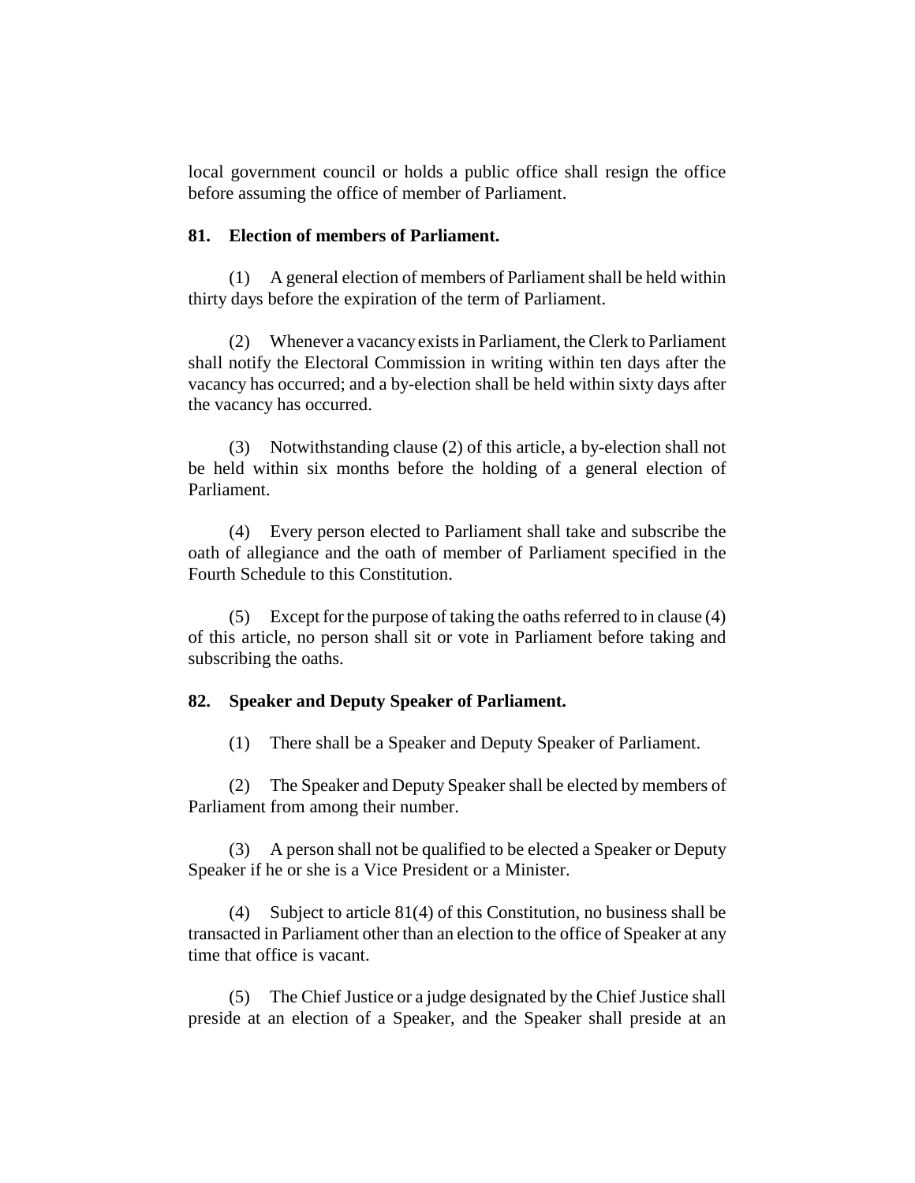local government council or holds a public office shall resign the office before assuming the office of member of Parliament.

### 81. Election of members of Parliament.

(1) A general election of members of Parliament shall be held within thirty days before the expiration of the term of Parliament.

(2) Whenever a vacancy exists in Parliament, the Clerk to Parliament shall notify the Electoral Commission in writing within ten days after the vacancy has occurred; and a by-election shall be held within sixty days after the vacancy has occurred.

(3) Notwithstanding clause (2) of this article, a by-election shall not be held within six months before the holding of a general election of Parliament.

(4) Every person elected to Parliament shall take and subscribe the oath of allegiance and the oath of member of Parliament specified in the Fourth Schedule to this Constitution.

(5) Except for the purpose of taking the oaths referred to in clause (4) of this article, no person shall sit or vote in Parliament before taking and subscribing the oaths.

### 82. Speaker and Deputy Speaker of Parliament.

(1) There shall be a Speaker and Deputy Speaker of Parliament.

(2) The Speaker and Deputy Speaker shall be elected by members of Parliament from among their number.

(3) A person shall not be qualified to be elected a Speaker or Deputy Speaker if he or she is a Vice President or a Minister.

(4) Subject to article 81(4) of this Constitution, no business shall be transacted in Parliament other than an election to the office of Speaker at any time that office is vacant.

(5) The Chief Justice or a judge designated by the Chief Justice shall preside at an election of a Speaker, and the Speaker shall preside at an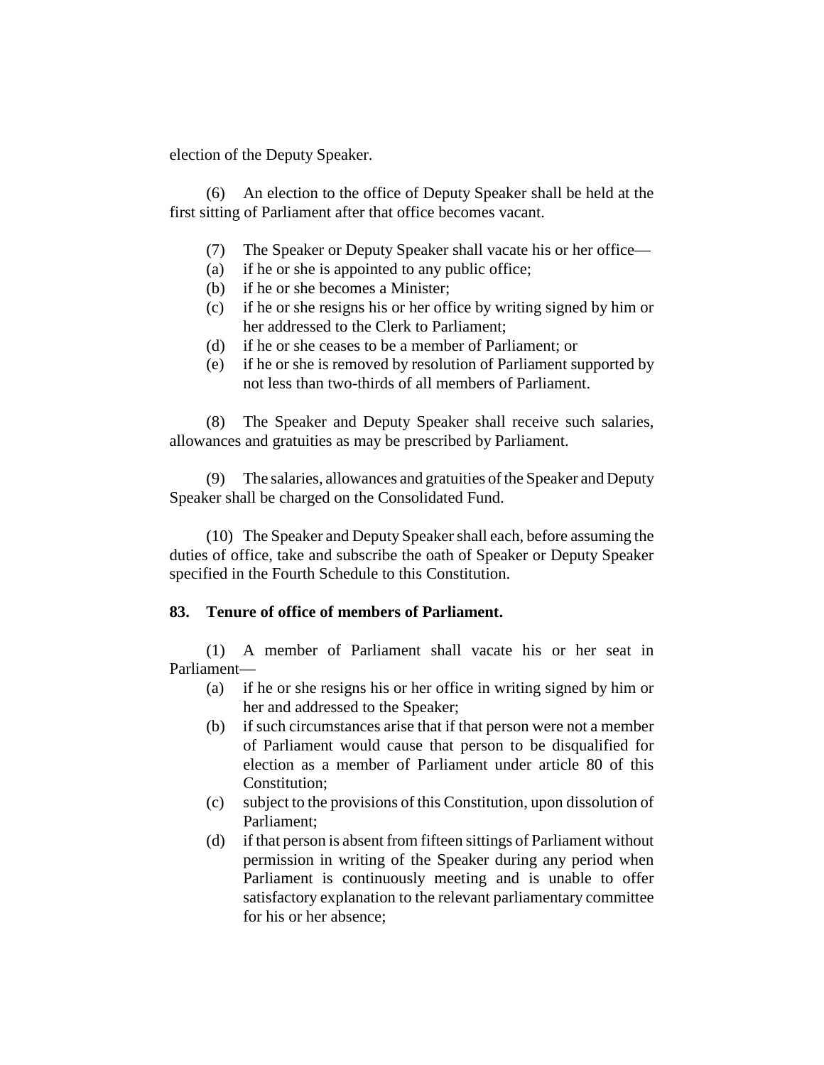election of the Deputy Speaker.

(6) An election to the office of Deputy Speaker shall be held at the first sitting of Parliament after that office becomes vacant.

(7) The Speaker or Deputy Speaker shall vacate his or her office—

(a) if he or she is appointed to any public office;

(b) if he or she becomes a Minister;

(c) if he or she resigns his or her office by writing signed by him or her addressed to the Clerk to Parliament;

(d) if he or she ceases to be a member of Parliament; or

(e) if he or she is removed by resolution of Parliament supported by not less than two-thirds of all members of Parliament.

(8) The Speaker and Deputy Speaker shall receive such salaries, allowances and gratuities as may be prescribed by Parliament.

(9) The salaries, allowances and gratuities of the Speaker and Deputy Speaker shall be charged on the Consolidated Fund.

(10) The Speaker and Deputy Speaker shall each, before assuming the duties of office, take and subscribe the oath of Speaker or Deputy Speaker specified in the Fourth Schedule to this Constitution.

**83. Tenure of office of members of Parliament.**

(1) A member of Parliament shall vacate his or her seat in Parliament—

(a) if he or she resigns his or her office in writing signed by him or her and addressed to the Speaker;

(b) if such circumstances arise that if that person were not a member of Parliament would cause that person to be disqualified for election as a member of Parliament under article 80 of this Constitution;

(c) subject to the provisions of this Constitution, upon dissolution of Parliament;

(d) if that person is absent from fifteen sittings of Parliament without permission in writing of the Speaker during any period when Parliament is continuously meeting and is unable to offer satisfactory explanation to the relevant parliamentary committee for his or her absence;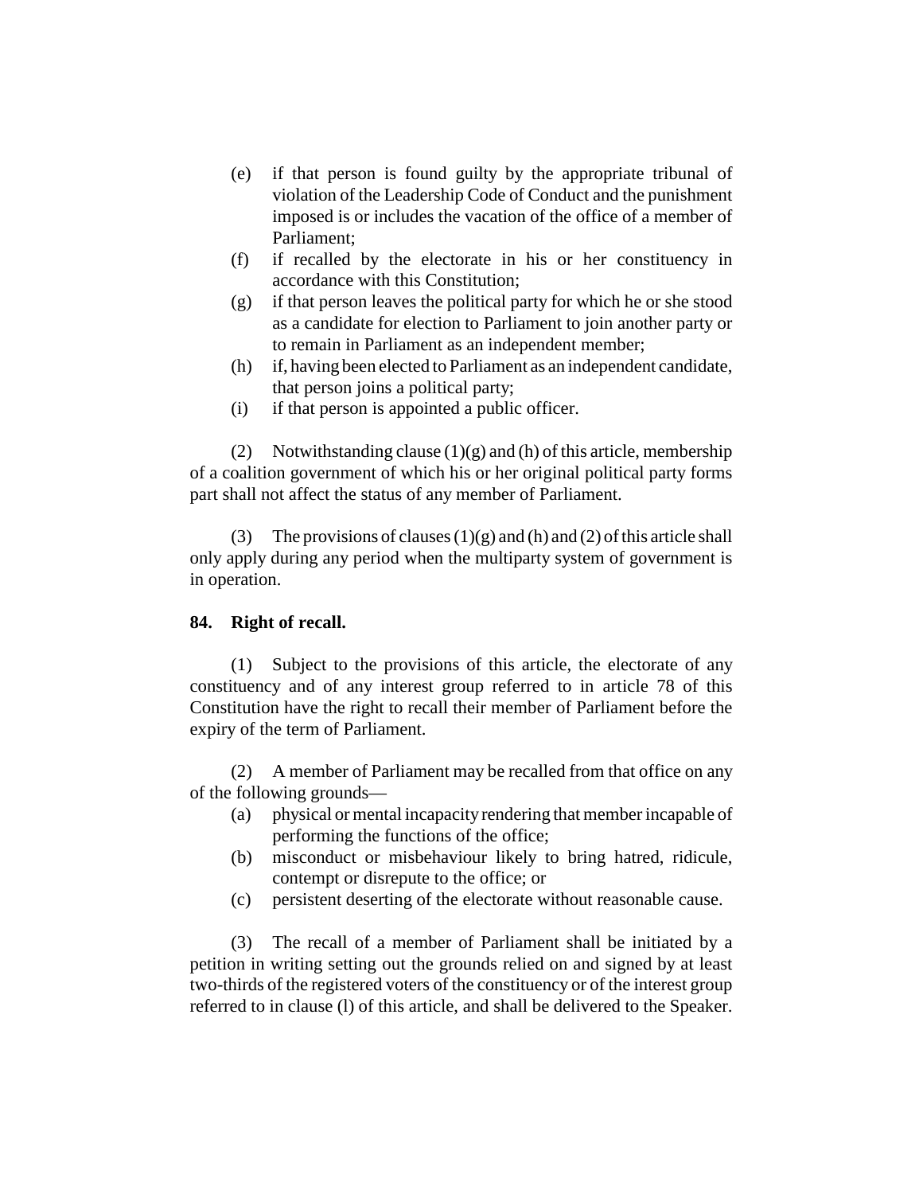(e) if that person is found guilty by the appropriate tribunal of violation of the Leadership Code of Conduct and the punishment imposed is or includes the vacation of the office of a member of Parliament;
(f) if recalled by the electorate in his or her constituency in accordance with this Constitution;
(g) if that person leaves the political party for which he or she stood as a candidate for election to Parliament to join another party or to remain in Parliament as an independent member;
(h) if, having been elected to Parliament as an independent candidate, that person joins a political party;
(i) if that person is appointed a public officer.

(2) Notwithstanding clause (1)(g) and (h) of this article, membership of a coalition government of which his or her original political party forms part shall not affect the status of any member of Parliament.

(3) The provisions of clauses (1)(g) and (h) and (2) of this article shall only apply during any period when the multiparty system of government is in operation.

**84. Right of recall.**

(1) Subject to the provisions of this article, the electorate of any constituency and of any interest group referred to in article 78 of this Constitution have the right to recall their member of Parliament before the expiry of the term of Parliament.

(2) A member of Parliament may be recalled from that office on any of the following grounds—
(a) physical or mental incapacity rendering that member incapable of performing the functions of the office;
(b) misconduct or misbehaviour likely to bring hatred, ridicule, contempt or disrepute to the office; or
(c) persistent deserting of the electorate without reasonable cause.

(3) The recall of a member of Parliament shall be initiated by a petition in writing setting out the grounds relied on and signed by at least two-thirds of the registered voters of the constituency or of the interest group referred to in clause (l) of this article, and shall be delivered to the Speaker.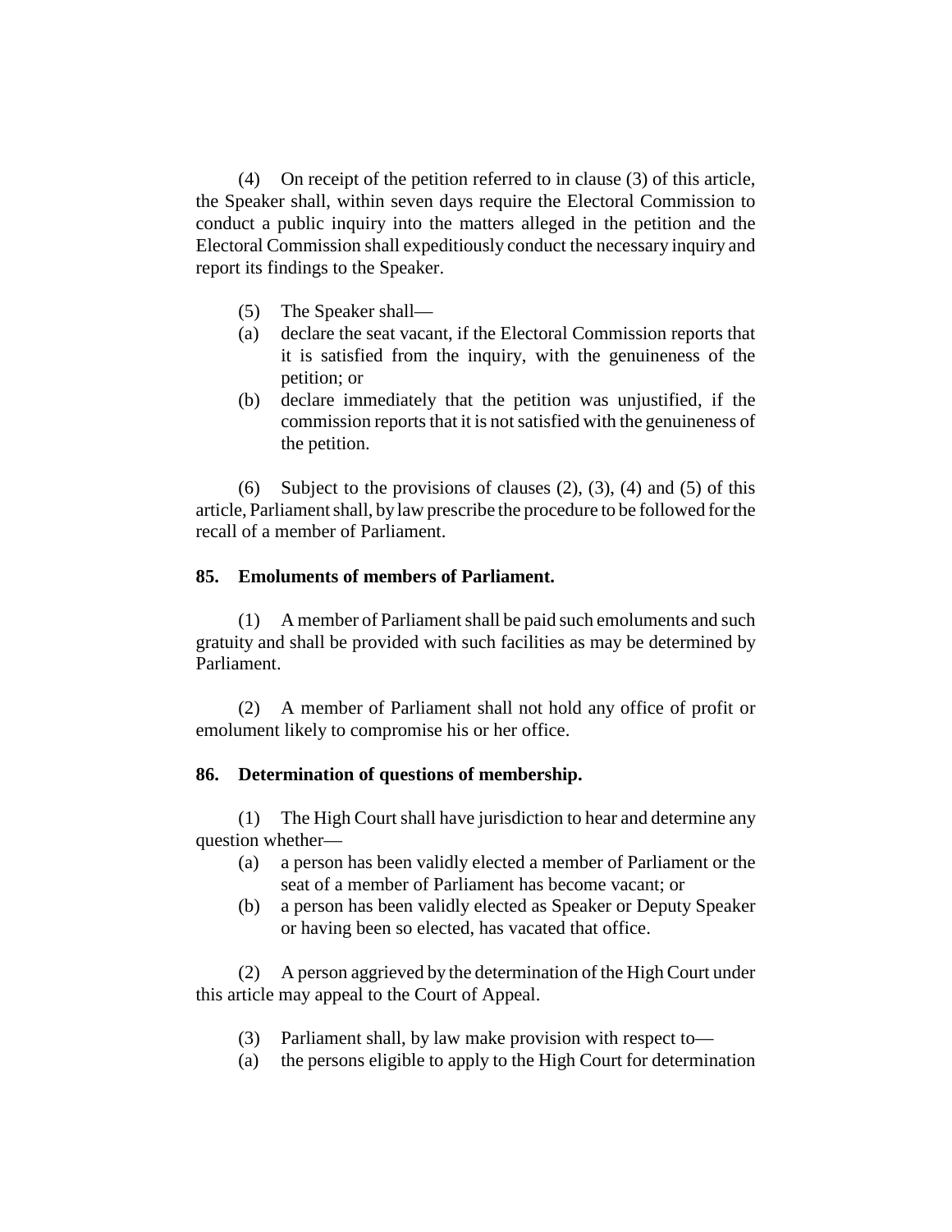(4) On receipt of the petition referred to in clause (3) of this article, the Speaker shall, within seven days require the Electoral Commission to conduct a public inquiry into the matters alleged in the petition and the Electoral Commission shall expeditiously conduct the necessary inquiry and report its findings to the Speaker.

(5) The Speaker shall—

(a) declare the seat vacant, if the Electoral Commission reports that it is satisfied from the inquiry, with the genuineness of the petition; or

(b) declare immediately that the petition was unjustified, if the commission reports that it is not satisfied with the genuineness of the petition.

(6) Subject to the provisions of clauses (2), (3), (4) and (5) of this article, Parliament shall, by law prescribe the procedure to be followed for the recall of a member of Parliament.

**85. Emoluments of members of Parliament.**

(1) A member of Parliament shall be paid such emoluments and such gratuity and shall be provided with such facilities as may be determined by Parliament.

(2) A member of Parliament shall not hold any office of profit or emolument likely to compromise his or her office.

**86. Determination of questions of membership.**

(1) The High Court shall have jurisdiction to hear and determine any question whether—

(a) a person has been validly elected a member of Parliament or the seat of a member of Parliament has become vacant; or

(b) a person has been validly elected as Speaker or Deputy Speaker or having been so elected, has vacated that office.

(2) A person aggrieved by the determination of the High Court under this article may appeal to the Court of Appeal.

(3) Parliament shall, by law make provision with respect to—

(a) the persons eligible to apply to the High Court for determination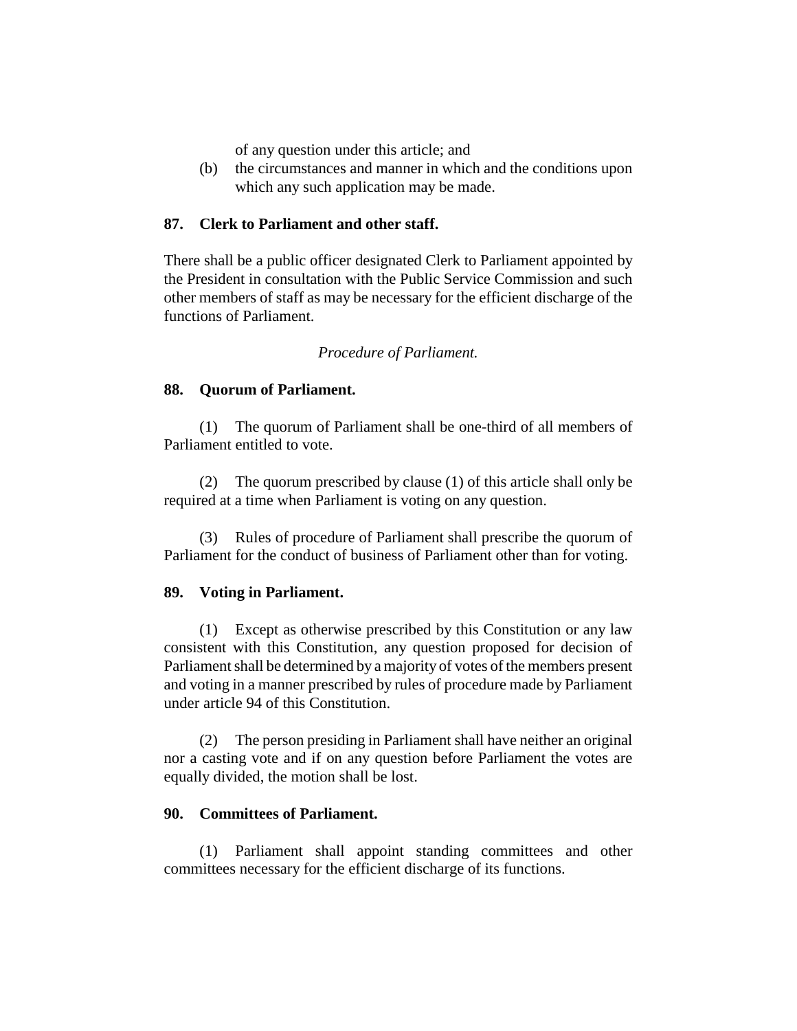of any question under this article; and

(b) the circumstances and manner in which and the conditions upon which any such application may be made.

**87. Clerk to Parliament and other staff.**

There shall be a public officer designated Clerk to Parliament appointed by the President in consultation with the Public Service Commission and such other members of staff as may be necessary for the efficient discharge of the functions of Parliament.

*Procedure of Parliament.*

**88. Quorum of Parliament.**

(1) The quorum of Parliament shall be one-third of all members of Parliament entitled to vote.

(2) The quorum prescribed by clause (1) of this article shall only be required at a time when Parliament is voting on any question.

(3) Rules of procedure of Parliament shall prescribe the quorum of Parliament for the conduct of business of Parliament other than for voting.

**89. Voting in Parliament.**

(1) Except as otherwise prescribed by this Constitution or any law consistent with this Constitution, any question proposed for decision of Parliament shall be determined by a majority of votes of the members present and voting in a manner prescribed by rules of procedure made by Parliament under article 94 of this Constitution.

(2) The person presiding in Parliament shall have neither an original nor a casting vote and if on any question before Parliament the votes are equally divided, the motion shall be lost.

**90. Committees of Parliament.**

(1) Parliament shall appoint standing committees and other committees necessary for the efficient discharge of its functions.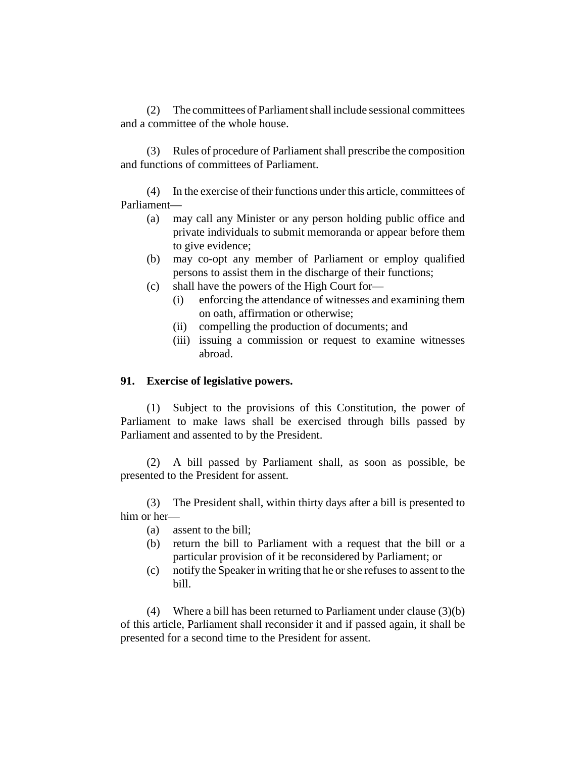(2) The committees of Parliament shall include sessional committees and a committee of the whole house.

(3) Rules of procedure of Parliament shall prescribe the composition and functions of committees of Parliament.

(4) In the exercise of their functions under this article, committees of Parliament—

- (a) may call any Minister or any person holding public office and private individuals to submit memoranda or appear before them to give evidence;
- (b) may co-opt any member of Parliament or employ qualified persons to assist them in the discharge of their functions;
- (c) shall have the powers of the High Court for—
  - (i) enforcing the attendance of witnesses and examining them on oath, affirmation or otherwise;
  - (ii) compelling the production of documents; and
  - (iii) issuing a commission or request to examine witnesses abroad.

### 91. Exercise of legislative powers.

(1) Subject to the provisions of this Constitution, the power of Parliament to make laws shall be exercised through bills passed by Parliament and assented to by the President.

(2) A bill passed by Parliament shall, as soon as possible, be presented to the President for assent.

(3) The President shall, within thirty days after a bill is presented to him or her—

- (a) assent to the bill;
- (b) return the bill to Parliament with a request that the bill or a particular provision of it be reconsidered by Parliament; or
- (c) notify the Speaker in writing that he or she refuses to assent to the bill.

(4) Where a bill has been returned to Parliament under clause (3)(b) of this article, Parliament shall reconsider it and if passed again, it shall be presented for a second time to the President for assent.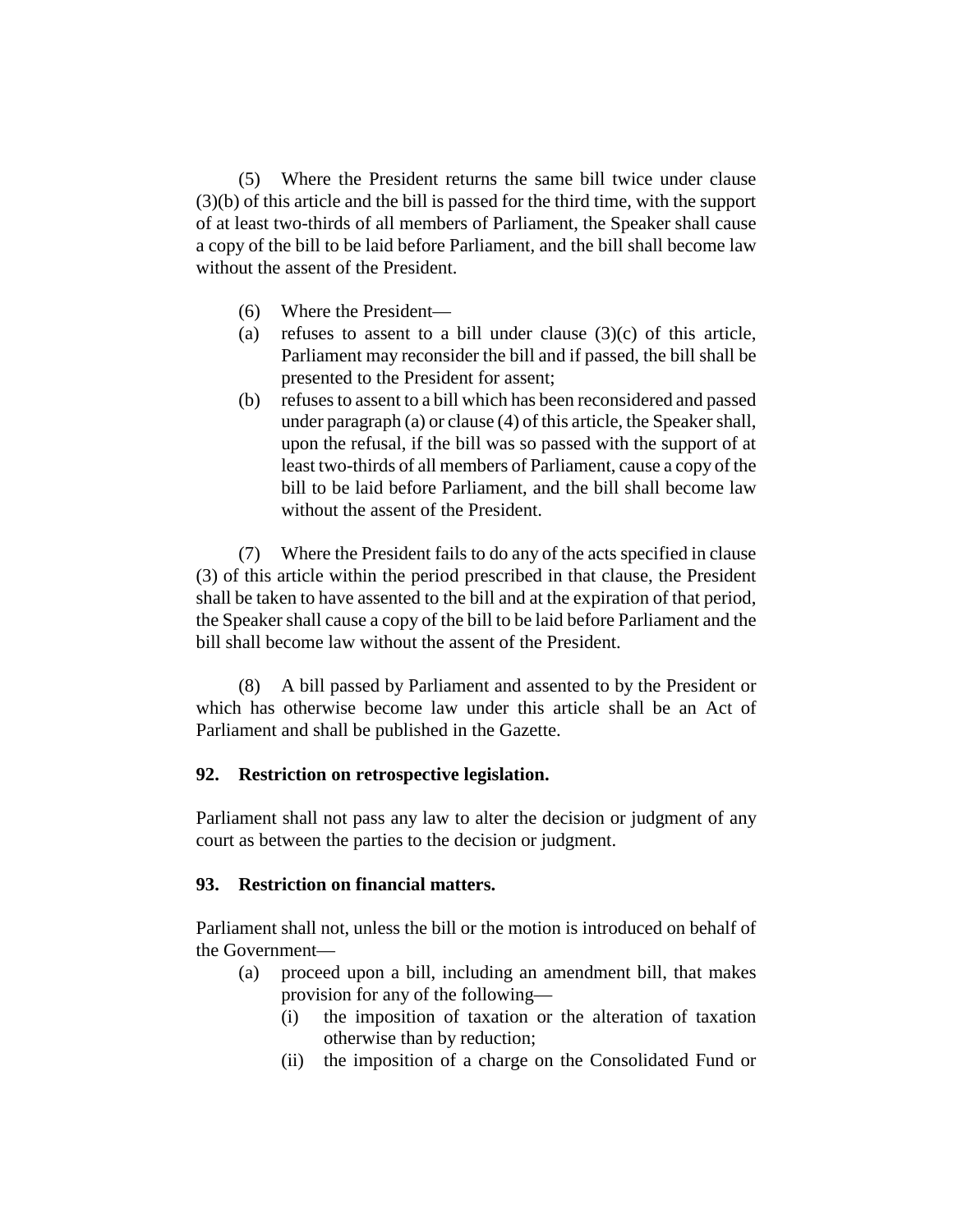(5) Where the President returns the same bill twice under clause (3)(b) of this article and the bill is passed for the third time, with the support of at least two-thirds of all members of Parliament, the Speaker shall cause a copy of the bill to be laid before Parliament, and the bill shall become law without the assent of the President.

(6) Where the President—

(a) refuses to assent to a bill under clause (3)(c) of this article, Parliament may reconsider the bill and if passed, the bill shall be presented to the President for assent;

(b) refuses to assent to a bill which has been reconsidered and passed under paragraph (a) or clause (4) of this article, the Speaker shall, upon the refusal, if the bill was so passed with the support of at least two-thirds of all members of Parliament, cause a copy of the bill to be laid before Parliament, and the bill shall become law without the assent of the President.

(7) Where the President fails to do any of the acts specified in clause (3) of this article within the period prescribed in that clause, the President shall be taken to have assented to the bill and at the expiration of that period, the Speaker shall cause a copy of the bill to be laid before Parliament and the bill shall become law without the assent of the President.

(8) A bill passed by Parliament and assented to by the President or which has otherwise become law under this article shall be an Act of Parliament and shall be published in the Gazette.

**92. Restriction on retrospective legislation.**

Parliament shall not pass any law to alter the decision or judgment of any court as between the parties to the decision or judgment.

**93. Restriction on financial matters.**

Parliament shall not, unless the bill or the motion is introduced on behalf of the Government—

(a) proceed upon a bill, including an amendment bill, that makes provision for any of the following—

(i) the imposition of taxation or the alteration of taxation otherwise than by reduction;

(ii) the imposition of a charge on the Consolidated Fund or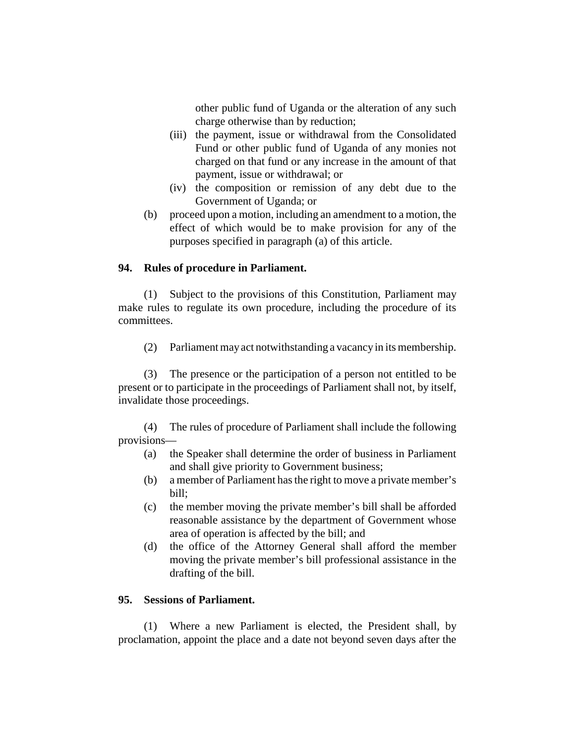other public fund of Uganda or the alteration of any such charge otherwise than by reduction;

(iii) the payment, issue or withdrawal from the Consolidated Fund or other public fund of Uganda of any monies not charged on that fund or any increase in the amount of that payment, issue or withdrawal; or

(iv) the composition or remission of any debt due to the Government of Uganda; or

(b) proceed upon a motion, including an amendment to a motion, the effect of which would be to make provision for any of the purposes specified in paragraph (a) of this article.

**94. Rules of procedure in Parliament.**

(1) Subject to the provisions of this Constitution, Parliament may make rules to regulate its own procedure, including the procedure of its committees.

(2) Parliament may act notwithstanding a vacancy in its membership.

(3) The presence or the participation of a person not entitled to be present or to participate in the proceedings of Parliament shall not, by itself, invalidate those proceedings.

(4) The rules of procedure of Parliament shall include the following provisions—

(a) the Speaker shall determine the order of business in Parliament and shall give priority to Government business;

(b) a member of Parliament has the right to move a private member's bill;

(c) the member moving the private member's bill shall be afforded reasonable assistance by the department of Government whose area of operation is affected by the bill; and

(d) the office of the Attorney General shall afford the member moving the private member's bill professional assistance in the drafting of the bill.

**95. Sessions of Parliament.**

(1) Where a new Parliament is elected, the President shall, by proclamation, appoint the place and a date not beyond seven days after the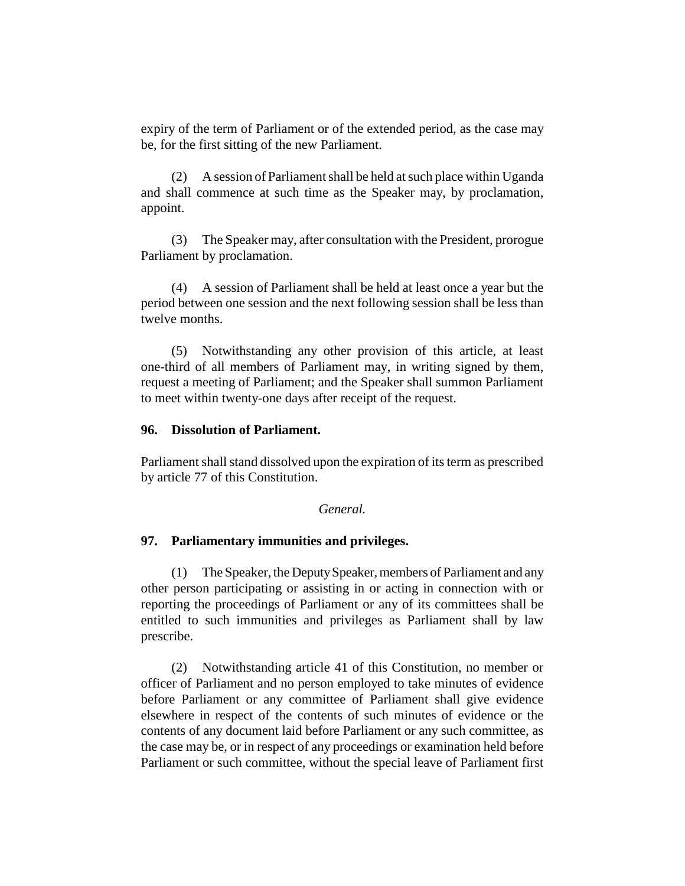expiry of the term of Parliament or of the extended period, as the case may be, for the first sitting of the new Parliament.

(2) A session of Parliament shall be held at such place within Uganda and shall commence at such time as the Speaker may, by proclamation, appoint.

(3) The Speaker may, after consultation with the President, prorogue Parliament by proclamation.

(4) A session of Parliament shall be held at least once a year but the period between one session and the next following session shall be less than twelve months.

(5) Notwithstanding any other provision of this article, at least one-third of all members of Parliament may, in writing signed by them, request a meeting of Parliament; and the Speaker shall summon Parliament to meet within twenty-one days after receipt of the request.

### 96. Dissolution of Parliament.

Parliament shall stand dissolved upon the expiration of its term as prescribed by article 77 of this Constitution.

*General.*

### 97. Parliamentary immunities and privileges.

(1) The Speaker, the Deputy Speaker, members of Parliament and any other person participating or assisting in or acting in connection with or reporting the proceedings of Parliament or any of its committees shall be entitled to such immunities and privileges as Parliament shall by law prescribe.

(2) Notwithstanding article 41 of this Constitution, no member or officer of Parliament and no person employed to take minutes of evidence before Parliament or any committee of Parliament shall give evidence elsewhere in respect of the contents of such minutes of evidence or the contents of any document laid before Parliament or any such committee, as the case may be, or in respect of any proceedings or examination held before Parliament or such committee, without the special leave of Parliament first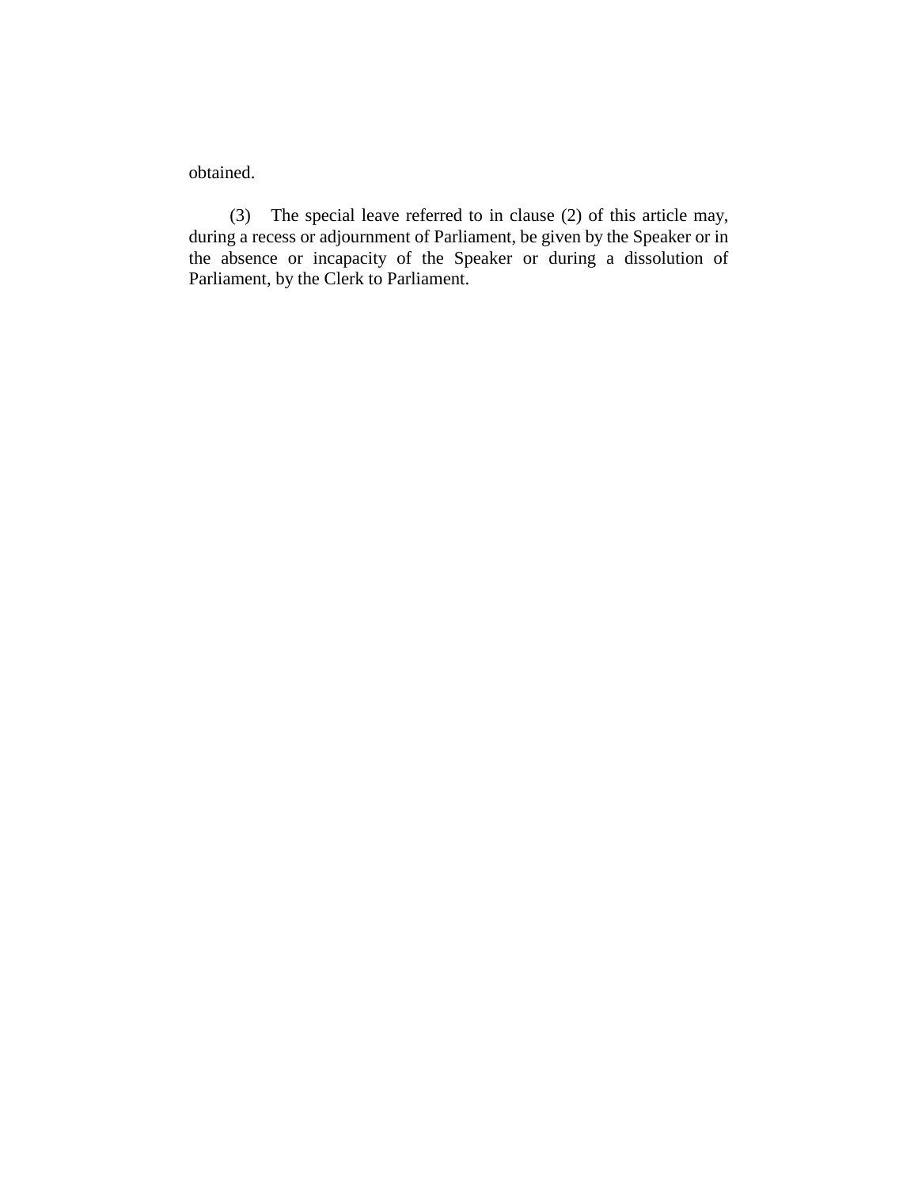obtained.

(3) The special leave referred to in clause (2) of this article may, during a recess or adjournment of Parliament, be given by the Speaker or in the absence or incapacity of the Speaker or during a dissolution of Parliament, by the Clerk to Parliament.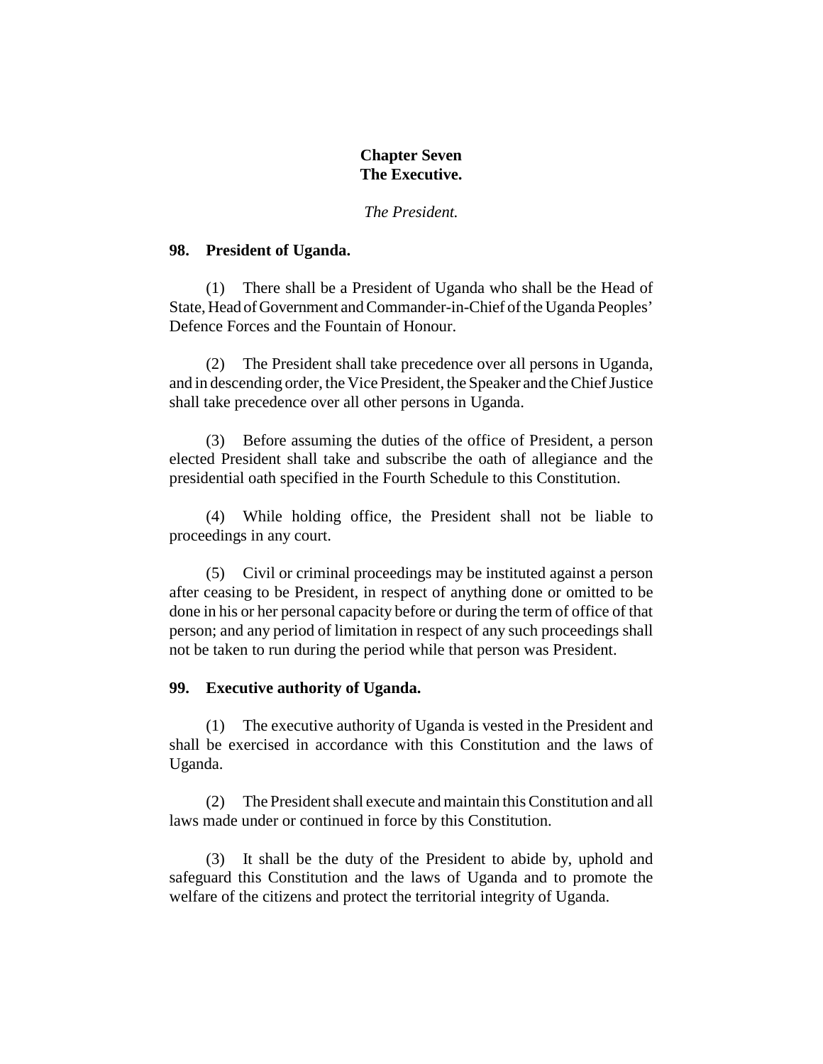# Chapter Seven
# The Executive.

*The President.*

### 98. President of Uganda.

(1) There shall be a President of Uganda who shall be the Head of State, Head of Government and Commander-in-Chief of the Uganda Peoples' Defence Forces and the Fountain of Honour.

(2) The President shall take precedence over all persons in Uganda, and in descending order, the Vice President, the Speaker and the Chief Justice shall take precedence over all other persons in Uganda.

(3) Before assuming the duties of the office of President, a person elected President shall take and subscribe the oath of allegiance and the presidential oath specified in the Fourth Schedule to this Constitution.

(4) While holding office, the President shall not be liable to proceedings in any court.

(5) Civil or criminal proceedings may be instituted against a person after ceasing to be President, in respect of anything done or omitted to be done in his or her personal capacity before or during the term of office of that person; and any period of limitation in respect of any such proceedings shall not be taken to run during the period while that person was President.

### 99. Executive authority of Uganda.

(1) The executive authority of Uganda is vested in the President and shall be exercised in accordance with this Constitution and the laws of Uganda.

(2) The President shall execute and maintain this Constitution and all laws made under or continued in force by this Constitution.

(3) It shall be the duty of the President to abide by, uphold and safeguard this Constitution and the laws of Uganda and to promote the welfare of the citizens and protect the territorial integrity of Uganda.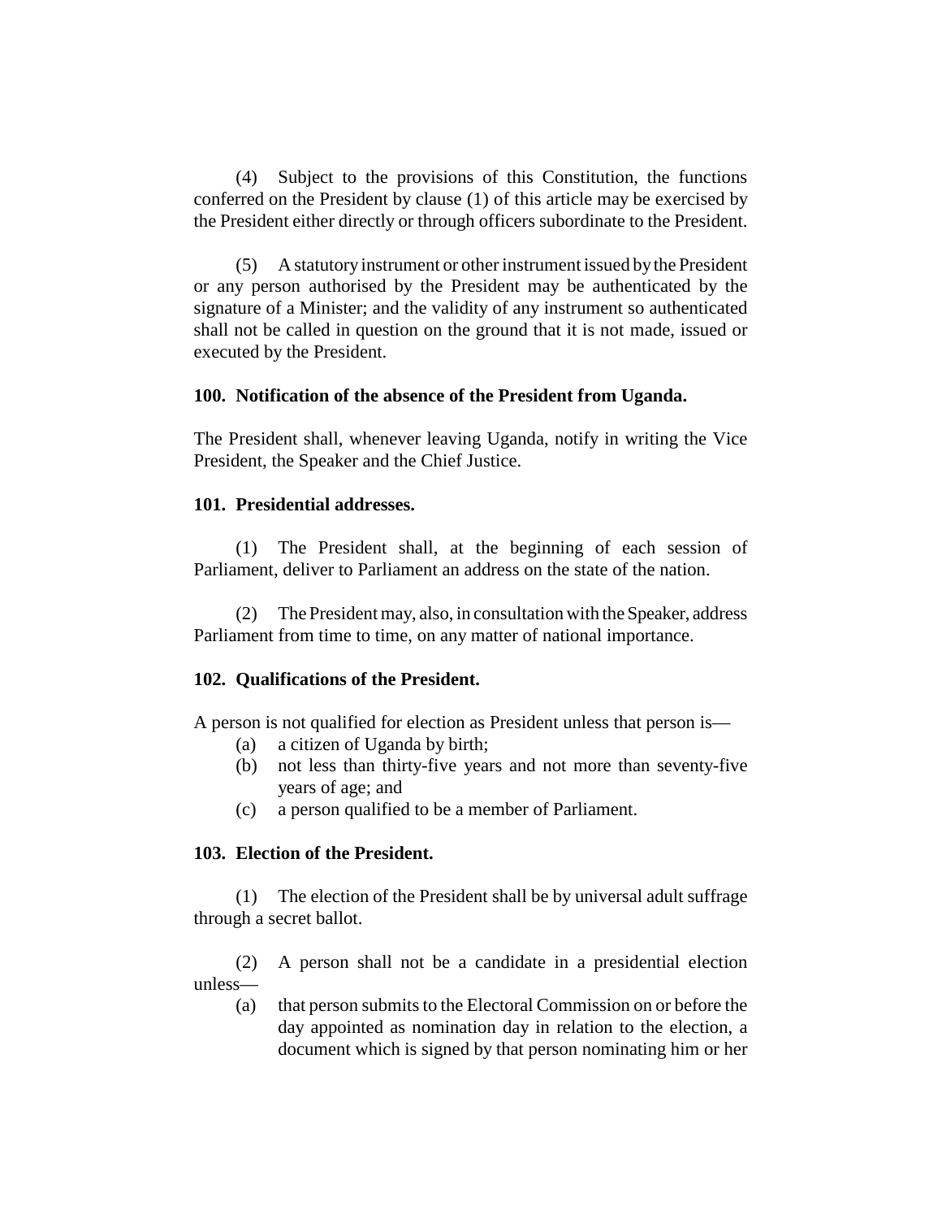(4) Subject to the provisions of this Constitution, the functions conferred on the President by clause (1) of this article may be exercised by the President either directly or through officers subordinate to the President.

(5) A statutory instrument or other instrument issued by the President or any person authorised by the President may be authenticated by the signature of a Minister; and the validity of any instrument so authenticated shall not be called in question on the ground that it is not made, issued or executed by the President.

**100. Notification of the absence of the President from Uganda.**

The President shall, whenever leaving Uganda, notify in writing the Vice President, the Speaker and the Chief Justice.

**101. Presidential addresses.**

(1) The President shall, at the beginning of each session of Parliament, deliver to Parliament an address on the state of the nation.

(2) The President may, also, in consultation with the Speaker, address Parliament from time to time, on any matter of national importance.

**102. Qualifications of the President.**

A person is not qualified for election as President unless that person is—

(a) a citizen of Uganda by birth;

(b) not less than thirty-five years and not more than seventy-five years of age; and

(c) a person qualified to be a member of Parliament.

**103. Election of the President.**

(1) The election of the President shall be by universal adult suffrage through a secret ballot.

(2) A person shall not be a candidate in a presidential election unless—

(a) that person submits to the Electoral Commission on or before the day appointed as nomination day in relation to the election, a document which is signed by that person nominating him or her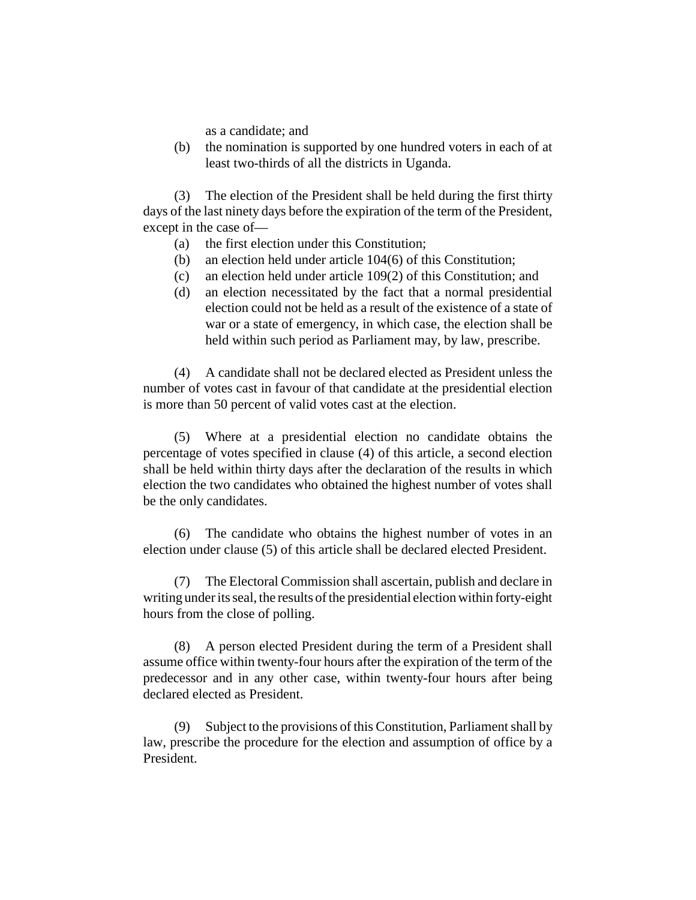as a candidate; and

(b) the nomination is supported by one hundred voters in each of at least two-thirds of all the districts in Uganda.

(3) The election of the President shall be held during the first thirty days of the last ninety days before the expiration of the term of the President, except in the case of—

(a) the first election under this Constitution;

(b) an election held under article 104(6) of this Constitution;

(c) an election held under article 109(2) of this Constitution; and

(d) an election necessitated by the fact that a normal presidential election could not be held as a result of the existence of a state of war or a state of emergency, in which case, the election shall be held within such period as Parliament may, by law, prescribe.

(4) A candidate shall not be declared elected as President unless the number of votes cast in favour of that candidate at the presidential election is more than 50 percent of valid votes cast at the election.

(5) Where at a presidential election no candidate obtains the percentage of votes specified in clause (4) of this article, a second election shall be held within thirty days after the declaration of the results in which election the two candidates who obtained the highest number of votes shall be the only candidates.

(6) The candidate who obtains the highest number of votes in an election under clause (5) of this article shall be declared elected President.

(7) The Electoral Commission shall ascertain, publish and declare in writing under its seal, the results of the presidential election within forty-eight hours from the close of polling.

(8) A person elected President during the term of a President shall assume office within twenty-four hours after the expiration of the term of the predecessor and in any other case, within twenty-four hours after being declared elected as President.

(9) Subject to the provisions of this Constitution, Parliament shall by law, prescribe the procedure for the election and assumption of office by a President.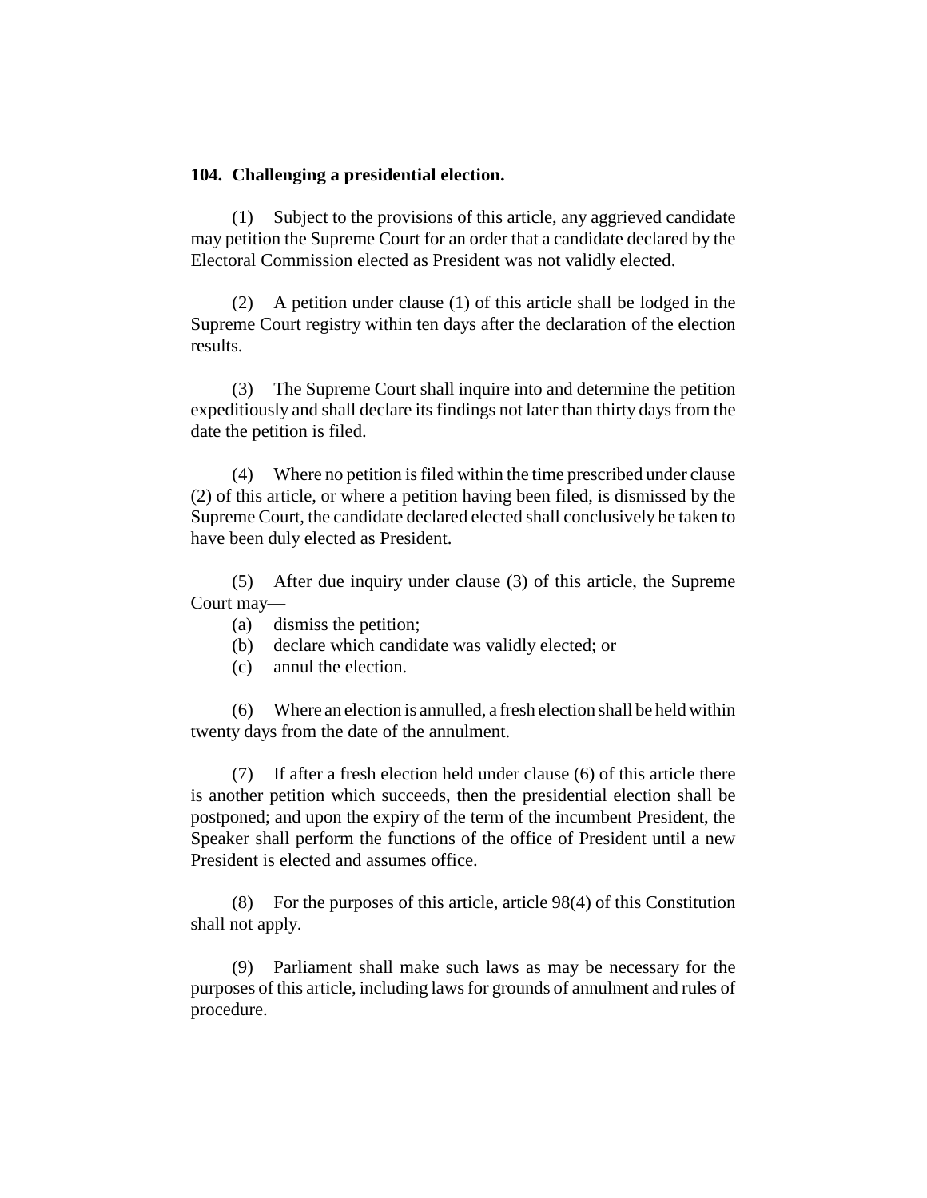**104. Challenging a presidential election.**

(1) Subject to the provisions of this article, any aggrieved candidate may petition the Supreme Court for an order that a candidate declared by the Electoral Commission elected as President was not validly elected.

(2) A petition under clause (1) of this article shall be lodged in the Supreme Court registry within ten days after the declaration of the election results.

(3) The Supreme Court shall inquire into and determine the petition expeditiously and shall declare its findings not later than thirty days from the date the petition is filed.

(4) Where no petition is filed within the time prescribed under clause (2) of this article, or where a petition having been filed, is dismissed by the Supreme Court, the candidate declared elected shall conclusively be taken to have been duly elected as President.

(5) After due inquiry under clause (3) of this article, the Supreme Court may—

(a) dismiss the petition;
(b) declare which candidate was validly elected; or
(c) annul the election.

(6) Where an election is annulled, a fresh election shall be held within twenty days from the date of the annulment.

(7) If after a fresh election held under clause (6) of this article there is another petition which succeeds, then the presidential election shall be postponed; and upon the expiry of the term of the incumbent President, the Speaker shall perform the functions of the office of President until a new President is elected and assumes office.

(8) For the purposes of this article, article 98(4) of this Constitution shall not apply.

(9) Parliament shall make such laws as may be necessary for the purposes of this article, including laws for grounds of annulment and rules of procedure.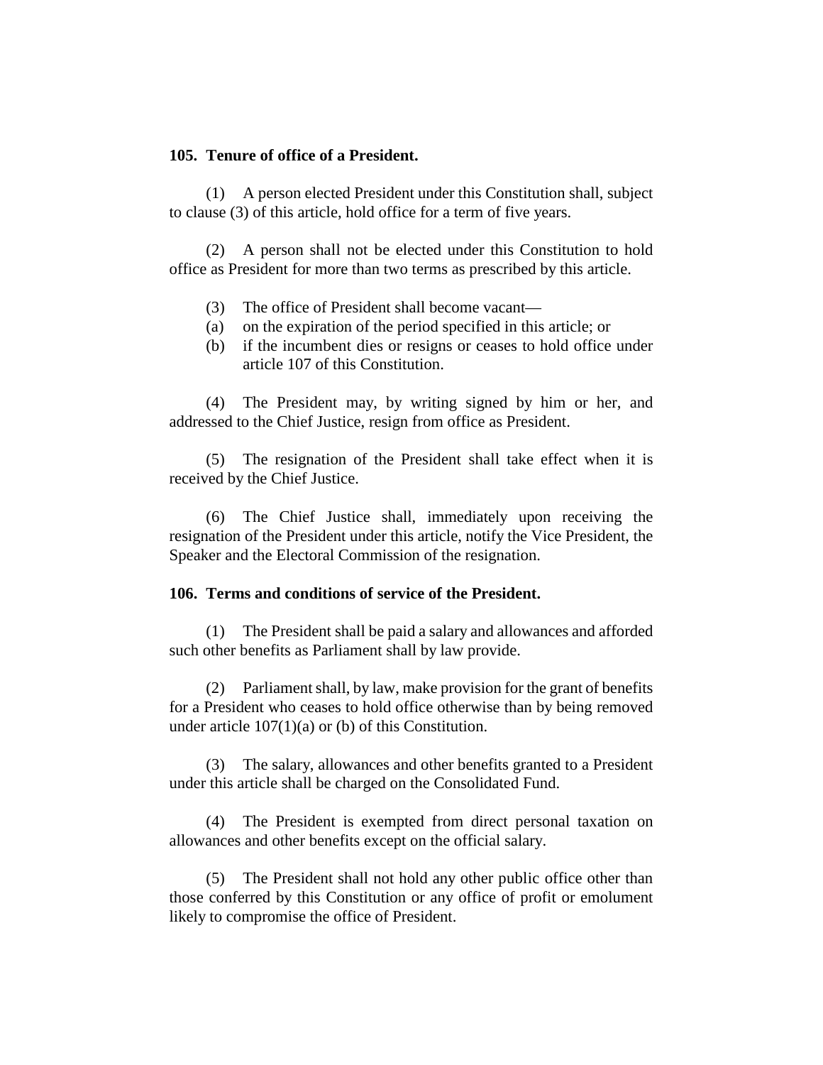**105. Tenure of office of a President.**

(1) A person elected President under this Constitution shall, subject to clause (3) of this article, hold office for a term of five years.

(2) A person shall not be elected under this Constitution to hold office as President for more than two terms as prescribed by this article.

(3) The office of President shall become vacant—

(a) on the expiration of the period specified in this article; or

(b) if the incumbent dies or resigns or ceases to hold office under article 107 of this Constitution.

(4) The President may, by writing signed by him or her, and addressed to the Chief Justice, resign from office as President.

(5) The resignation of the President shall take effect when it is received by the Chief Justice.

(6) The Chief Justice shall, immediately upon receiving the resignation of the President under this article, notify the Vice President, the Speaker and the Electoral Commission of the resignation.

**106. Terms and conditions of service of the President.**

(1) The President shall be paid a salary and allowances and afforded such other benefits as Parliament shall by law provide.

(2) Parliament shall, by law, make provision for the grant of benefits for a President who ceases to hold office otherwise than by being removed under article 107(1)(a) or (b) of this Constitution.

(3) The salary, allowances and other benefits granted to a President under this article shall be charged on the Consolidated Fund.

(4) The President is exempted from direct personal taxation on allowances and other benefits except on the official salary.

(5) The President shall not hold any other public office other than those conferred by this Constitution or any office of profit or emolument likely to compromise the office of President.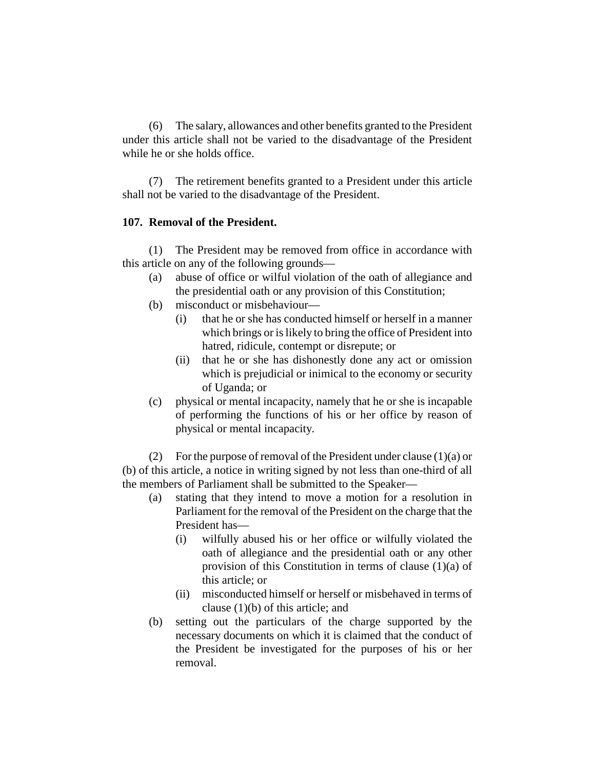(6) The salary, allowances and other benefits granted to the President under this article shall not be varied to the disadvantage of the President while he or she holds office.

(7) The retirement benefits granted to a President under this article shall not be varied to the disadvantage of the President.

**107. Removal of the President.**

(1) The President may be removed from office in accordance with this article on any of the following grounds—

- (a) abuse of office or wilful violation of the oath of allegiance and the presidential oath or any provision of this Constitution;
- (b) misconduct or misbehaviour—
  - (i) that he or she has conducted himself or herself in a manner which brings or is likely to bring the office of President into hatred, ridicule, contempt or disrepute; or
  - (ii) that he or she has dishonestly done any act or omission which is prejudicial or inimical to the economy or security of Uganda; or
- (c) physical or mental incapacity, namely that he or she is incapable of performing the functions of his or her office by reason of physical or mental incapacity.

(2) For the purpose of removal of the President under clause (1)(a) or (b) of this article, a notice in writing signed by not less than one-third of all the members of Parliament shall be submitted to the Speaker—

- (a) stating that they intend to move a motion for a resolution in Parliament for the removal of the President on the charge that the President has—
  - (i) wilfully abused his or her office or wilfully violated the oath of allegiance and the presidential oath or any other provision of this Constitution in terms of clause (1)(a) of this article; or
  - (ii) misconducted himself or herself or misbehaved in terms of clause (1)(b) of this article; and
- (b) setting out the particulars of the charge supported by the necessary documents on which it is claimed that the conduct of the President be investigated for the purposes of his or her removal.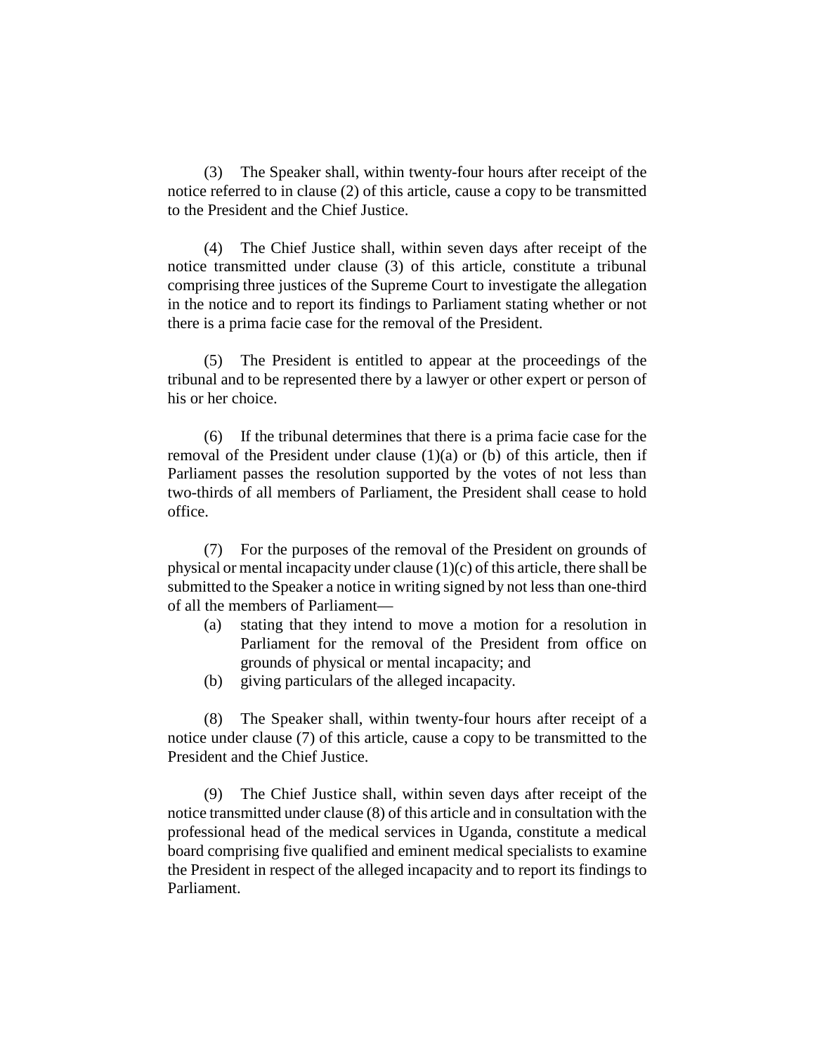(3) The Speaker shall, within twenty-four hours after receipt of the notice referred to in clause (2) of this article, cause a copy to be transmitted to the President and the Chief Justice.

(4) The Chief Justice shall, within seven days after receipt of the notice transmitted under clause (3) of this article, constitute a tribunal comprising three justices of the Supreme Court to investigate the allegation in the notice and to report its findings to Parliament stating whether or not there is a prima facie case for the removal of the President.

(5) The President is entitled to appear at the proceedings of the tribunal and to be represented there by a lawyer or other expert or person of his or her choice.

(6) If the tribunal determines that there is a prima facie case for the removal of the President under clause (1)(a) or (b) of this article, then if Parliament passes the resolution supported by the votes of not less than two-thirds of all members of Parliament, the President shall cease to hold office.

(7) For the purposes of the removal of the President on grounds of physical or mental incapacity under clause (1)(c) of this article, there shall be submitted to the Speaker a notice in writing signed by not less than one-third of all the members of Parliament—

- (a) stating that they intend to move a motion for a resolution in Parliament for the removal of the President from office on grounds of physical or mental incapacity; and
- (b) giving particulars of the alleged incapacity.

(8) The Speaker shall, within twenty-four hours after receipt of a notice under clause (7) of this article, cause a copy to be transmitted to the President and the Chief Justice.

(9) The Chief Justice shall, within seven days after receipt of the notice transmitted under clause (8) of this article and in consultation with the professional head of the medical services in Uganda, constitute a medical board comprising five qualified and eminent medical specialists to examine the President in respect of the alleged incapacity and to report its findings to Parliament.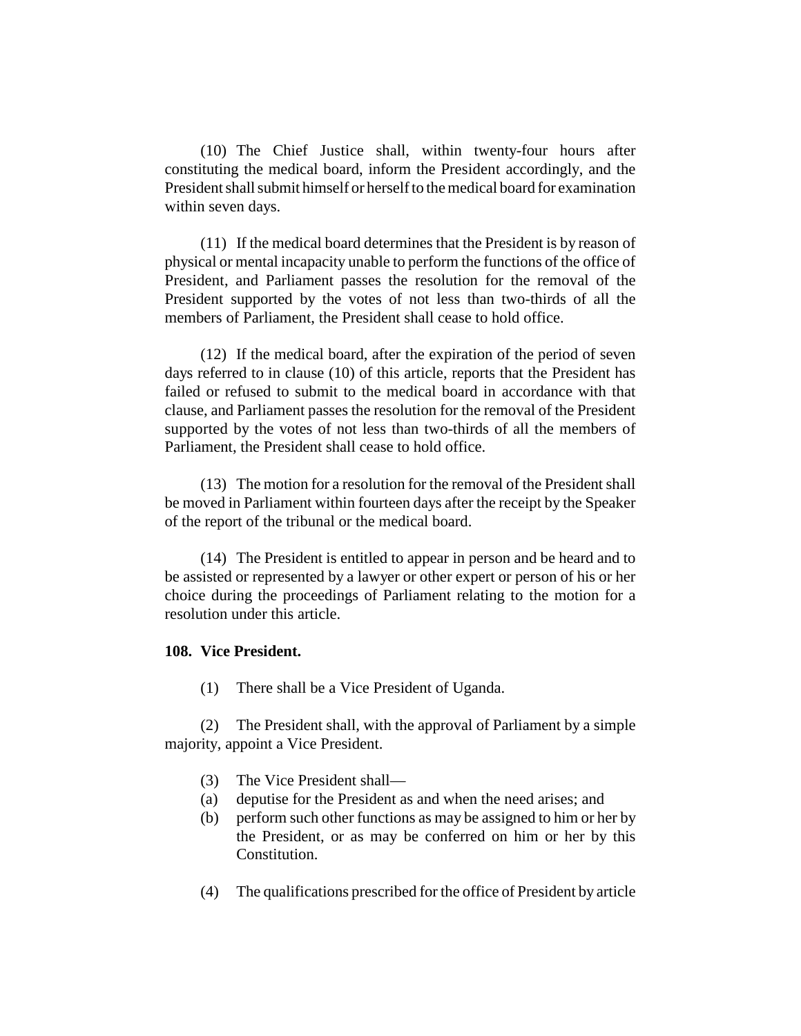(10) The Chief Justice shall, within twenty-four hours after constituting the medical board, inform the President accordingly, and the President shall submit himself or herself to the medical board for examination within seven days.

(11) If the medical board determines that the President is by reason of physical or mental incapacity unable to perform the functions of the office of President, and Parliament passes the resolution for the removal of the President supported by the votes of not less than two-thirds of all the members of Parliament, the President shall cease to hold office.

(12) If the medical board, after the expiration of the period of seven days referred to in clause (10) of this article, reports that the President has failed or refused to submit to the medical board in accordance with that clause, and Parliament passes the resolution for the removal of the President supported by the votes of not less than two-thirds of all the members of Parliament, the President shall cease to hold office.

(13) The motion for a resolution for the removal of the President shall be moved in Parliament within fourteen days after the receipt by the Speaker of the report of the tribunal or the medical board.

(14) The President is entitled to appear in person and be heard and to be assisted or represented by a lawyer or other expert or person of his or her choice during the proceedings of Parliament relating to the motion for a resolution under this article.

**108. Vice President.**

(1) There shall be a Vice President of Uganda.

(2) The President shall, with the approval of Parliament by a simple majority, appoint a Vice President.

(3) The Vice President shall—

(a) deputise for the President as and when the need arises; and

(b) perform such other functions as may be assigned to him or her by the President, or as may be conferred on him or her by this Constitution.

(4) The qualifications prescribed for the office of President by article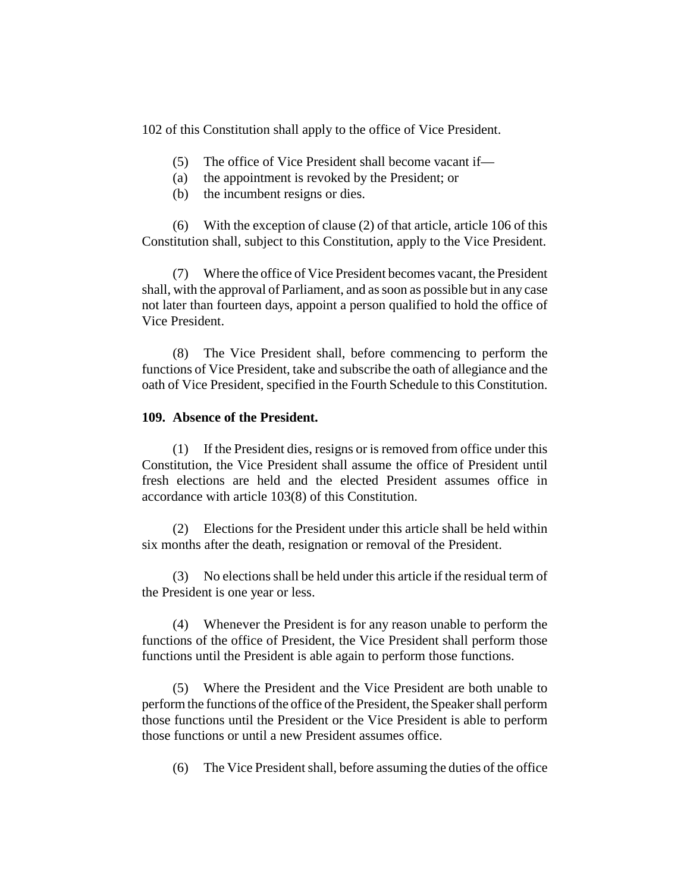102 of this Constitution shall apply to the office of Vice President.

(5) The office of Vice President shall become vacant if—

(a) the appointment is revoked by the President; or

(b) the incumbent resigns or dies.

(6) With the exception of clause (2) of that article, article 106 of this Constitution shall, subject to this Constitution, apply to the Vice President.

(7) Where the office of Vice President becomes vacant, the President shall, with the approval of Parliament, and as soon as possible but in any case not later than fourteen days, appoint a person qualified to hold the office of Vice President.

(8) The Vice President shall, before commencing to perform the functions of Vice President, take and subscribe the oath of allegiance and the oath of Vice President, specified in the Fourth Schedule to this Constitution.

**109. Absence of the President.**

(1) If the President dies, resigns or is removed from office under this Constitution, the Vice President shall assume the office of President until fresh elections are held and the elected President assumes office in accordance with article 103(8) of this Constitution.

(2) Elections for the President under this article shall be held within six months after the death, resignation or removal of the President.

(3) No elections shall be held under this article if the residual term of the President is one year or less.

(4) Whenever the President is for any reason unable to perform the functions of the office of President, the Vice President shall perform those functions until the President is able again to perform those functions.

(5) Where the President and the Vice President are both unable to perform the functions of the office of the President, the Speaker shall perform those functions until the President or the Vice President is able to perform those functions or until a new President assumes office.

(6) The Vice President shall, before assuming the duties of the office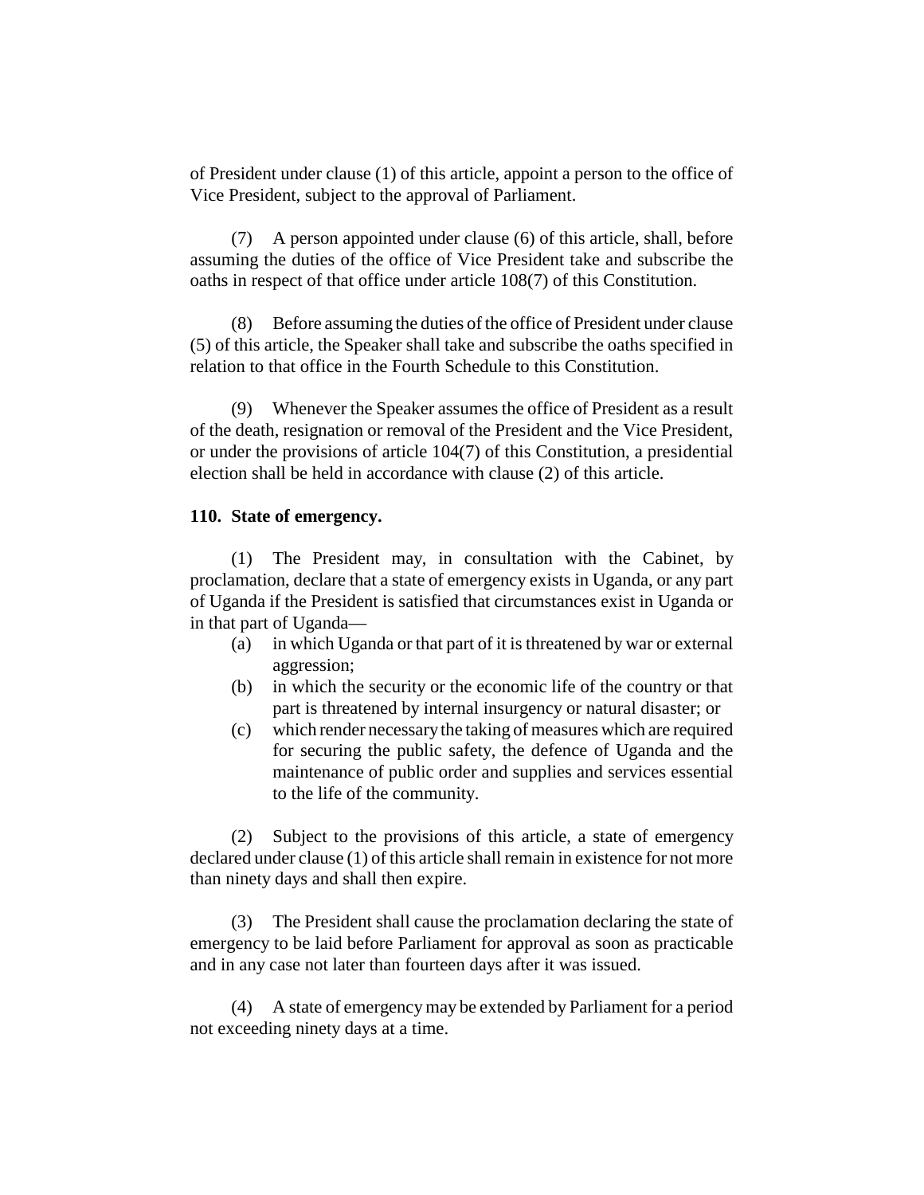of President under clause (1) of this article, appoint a person to the office of Vice President, subject to the approval of Parliament.

(7) A person appointed under clause (6) of this article, shall, before assuming the duties of the office of Vice President take and subscribe the oaths in respect of that office under article 108(7) of this Constitution.

(8) Before assuming the duties of the office of President under clause (5) of this article, the Speaker shall take and subscribe the oaths specified in relation to that office in the Fourth Schedule to this Constitution.

(9) Whenever the Speaker assumes the office of President as a result of the death, resignation or removal of the President and the Vice President, or under the provisions of article 104(7) of this Constitution, a presidential election shall be held in accordance with clause (2) of this article.

**110. State of emergency.**

(1) The President may, in consultation with the Cabinet, by proclamation, declare that a state of emergency exists in Uganda, or any part of Uganda if the President is satisfied that circumstances exist in Uganda or in that part of Uganda—

(a) in which Uganda or that part of it is threatened by war or external aggression;

(b) in which the security or the economic life of the country or that part is threatened by internal insurgency or natural disaster; or

(c) which render necessary the taking of measures which are required for securing the public safety, the defence of Uganda and the maintenance of public order and supplies and services essential to the life of the community.

(2) Subject to the provisions of this article, a state of emergency declared under clause (1) of this article shall remain in existence for not more than ninety days and shall then expire.

(3) The President shall cause the proclamation declaring the state of emergency to be laid before Parliament for approval as soon as practicable and in any case not later than fourteen days after it was issued.

(4) A state of emergency may be extended by Parliament for a period not exceeding ninety days at a time.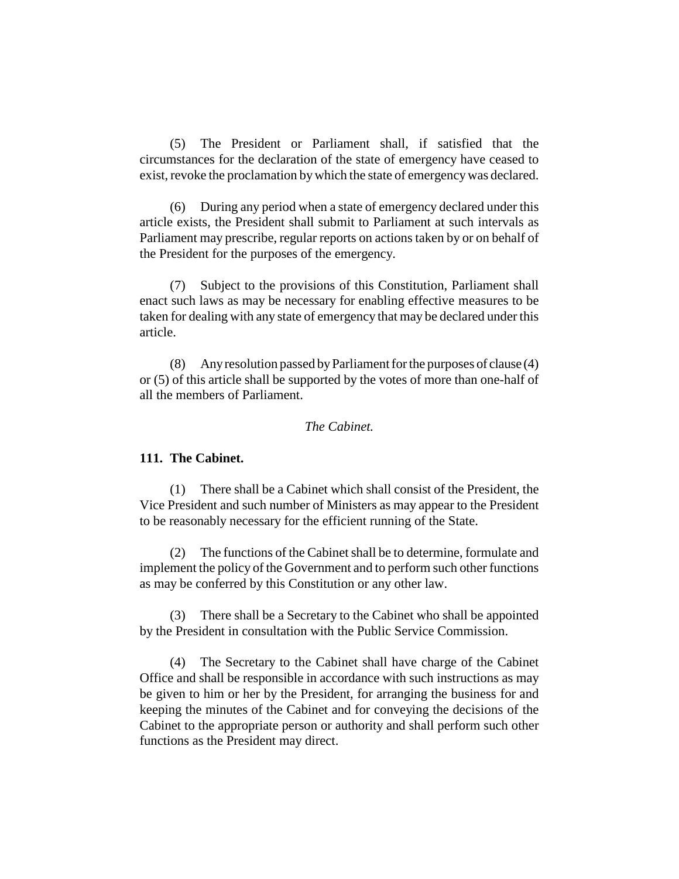(5) The President or Parliament shall, if satisfied that the circumstances for the declaration of the state of emergency have ceased to exist, revoke the proclamation by which the state of emergency was declared.

(6) During any period when a state of emergency declared under this article exists, the President shall submit to Parliament at such intervals as Parliament may prescribe, regular reports on actions taken by or on behalf of the President for the purposes of the emergency.

(7) Subject to the provisions of this Constitution, Parliament shall enact such laws as may be necessary for enabling effective measures to be taken for dealing with any state of emergency that may be declared under this article.

(8) Any resolution passed by Parliament for the purposes of clause (4) or (5) of this article shall be supported by the votes of more than one-half of all the members of Parliament.

*The Cabinet.*

**111. The Cabinet.**

(1) There shall be a Cabinet which shall consist of the President, the Vice President and such number of Ministers as may appear to the President to be reasonably necessary for the efficient running of the State.

(2) The functions of the Cabinet shall be to determine, formulate and implement the policy of the Government and to perform such other functions as may be conferred by this Constitution or any other law.

(3) There shall be a Secretary to the Cabinet who shall be appointed by the President in consultation with the Public Service Commission.

(4) The Secretary to the Cabinet shall have charge of the Cabinet Office and shall be responsible in accordance with such instructions as may be given to him or her by the President, for arranging the business for and keeping the minutes of the Cabinet and for conveying the decisions of the Cabinet to the appropriate person or authority and shall perform such other functions as the President may direct.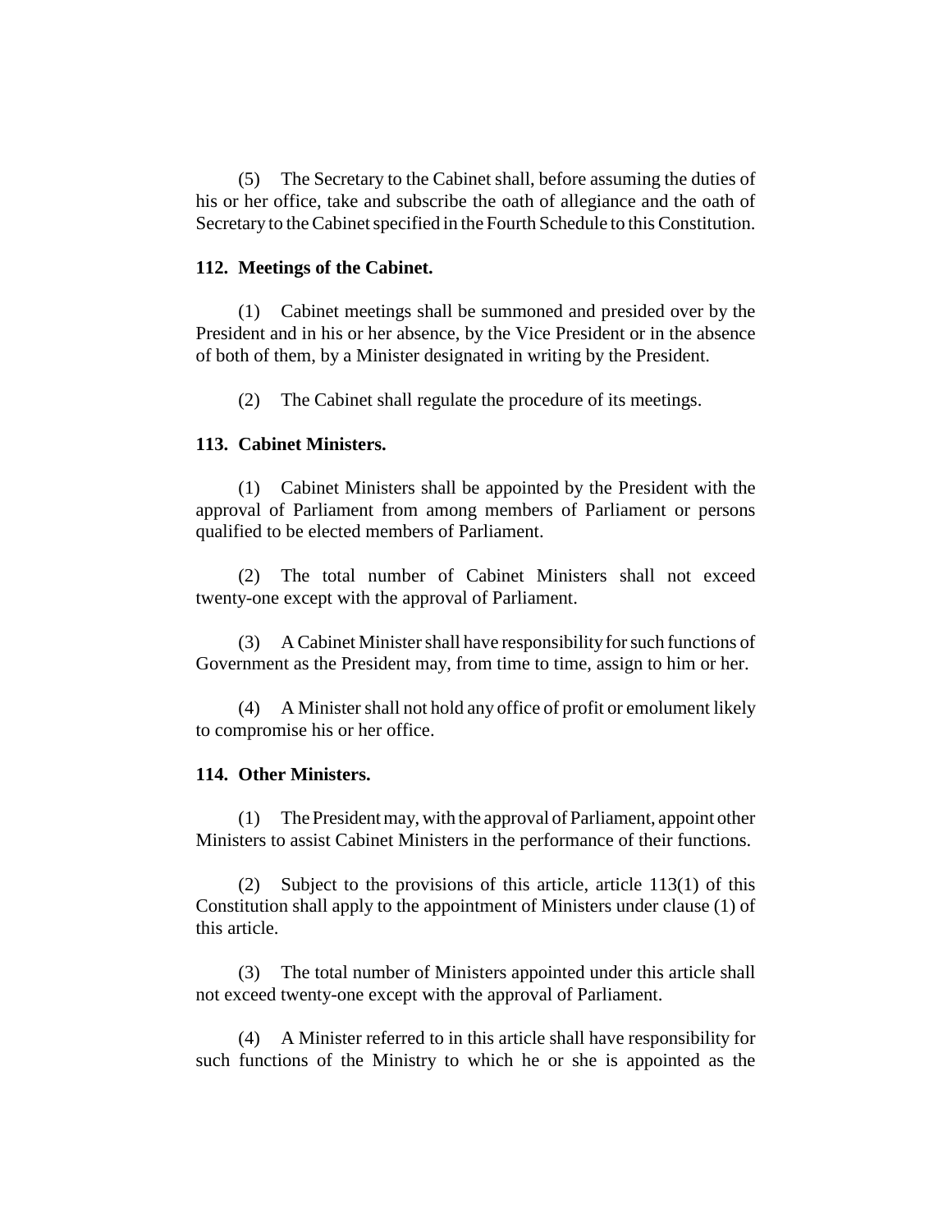(5) The Secretary to the Cabinet shall, before assuming the duties of his or her office, take and subscribe the oath of allegiance and the oath of Secretary to the Cabinet specified in the Fourth Schedule to this Constitution.

**112. Meetings of the Cabinet.**

(1) Cabinet meetings shall be summoned and presided over by the President and in his or her absence, by the Vice President or in the absence of both of them, by a Minister designated in writing by the President.

(2) The Cabinet shall regulate the procedure of its meetings.

**113. Cabinet Ministers.**

(1) Cabinet Ministers shall be appointed by the President with the approval of Parliament from among members of Parliament or persons qualified to be elected members of Parliament.

(2) The total number of Cabinet Ministers shall not exceed twenty-one except with the approval of Parliament.

(3) A Cabinet Minister shall have responsibility for such functions of Government as the President may, from time to time, assign to him or her.

(4) A Minister shall not hold any office of profit or emolument likely to compromise his or her office.

**114. Other Ministers.**

(1) The President may, with the approval of Parliament, appoint other Ministers to assist Cabinet Ministers in the performance of their functions.

(2) Subject to the provisions of this article, article 113(1) of this Constitution shall apply to the appointment of Ministers under clause (1) of this article.

(3) The total number of Ministers appointed under this article shall not exceed twenty-one except with the approval of Parliament.

(4) A Minister referred to in this article shall have responsibility for such functions of the Ministry to which he or she is appointed as the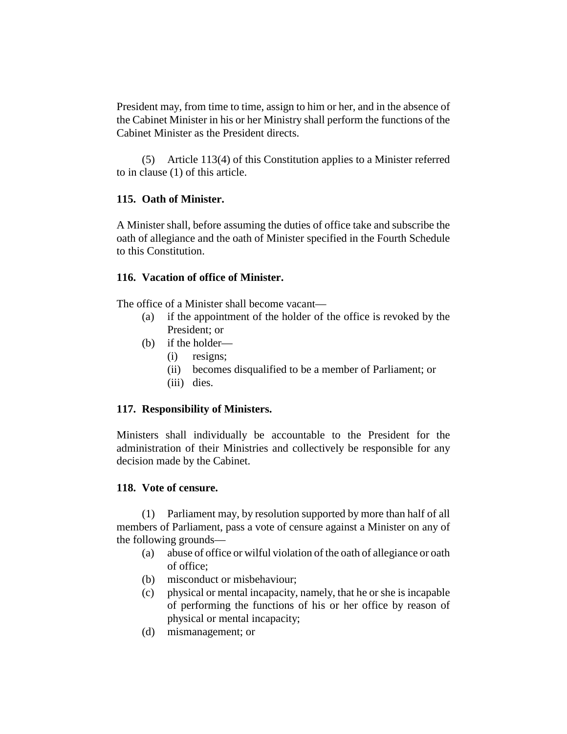President may, from time to time, assign to him or her, and in the absence of the Cabinet Minister in his or her Ministry shall perform the functions of the Cabinet Minister as the President directs.

(5) Article 113(4) of this Constitution applies to a Minister referred to in clause (1) of this article.

**115. Oath of Minister.**

A Minister shall, before assuming the duties of office take and subscribe the oath of allegiance and the oath of Minister specified in the Fourth Schedule to this Constitution.

**116. Vacation of office of Minister.**

The office of a Minister shall become vacant—

- (a) if the appointment of the holder of the office is revoked by the President; or
- (b) if the holder—
  - (i) resigns;
  - (ii) becomes disqualified to be a member of Parliament; or
  - (iii) dies.

**117. Responsibility of Ministers.**

Ministers shall individually be accountable to the President for the administration of their Ministries and collectively be responsible for any decision made by the Cabinet.

**118. Vote of censure.**

(1) Parliament may, by resolution supported by more than half of all members of Parliament, pass a vote of censure against a Minister on any of the following grounds—

- (a) abuse of office or wilful violation of the oath of allegiance or oath of office;
- (b) misconduct or misbehaviour;
- (c) physical or mental incapacity, namely, that he or she is incapable of performing the functions of his or her office by reason of physical or mental incapacity;
- (d) mismanagement; or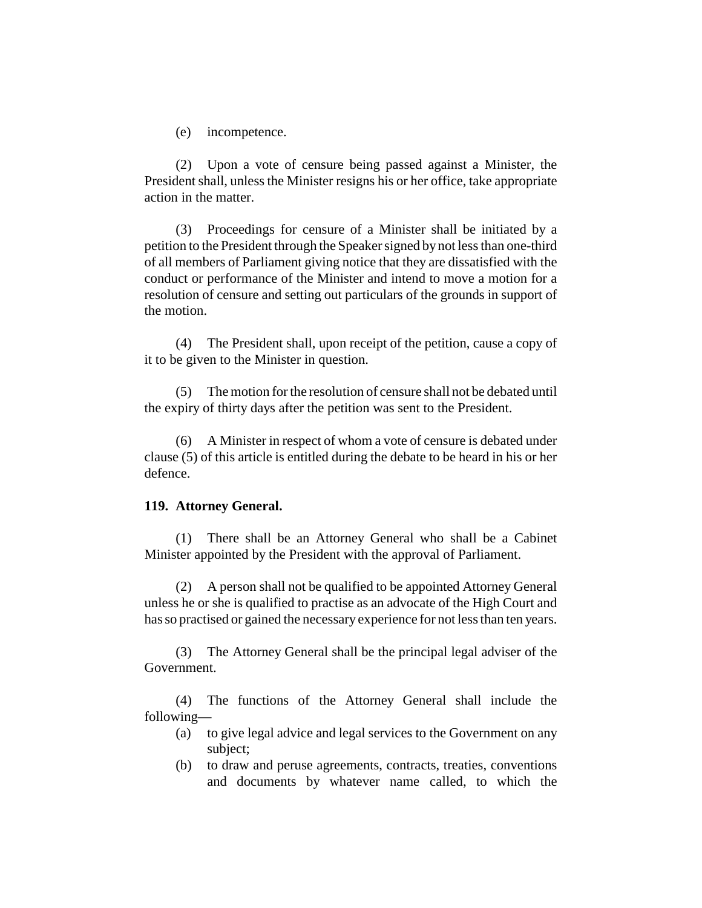(e) incompetence.

(2) Upon a vote of censure being passed against a Minister, the President shall, unless the Minister resigns his or her office, take appropriate action in the matter.

(3) Proceedings for censure of a Minister shall be initiated by a petition to the President through the Speaker signed by not less than one-third of all members of Parliament giving notice that they are dissatisfied with the conduct or performance of the Minister and intend to move a motion for a resolution of censure and setting out particulars of the grounds in support of the motion.

(4) The President shall, upon receipt of the petition, cause a copy of it to be given to the Minister in question.

(5) The motion for the resolution of censure shall not be debated until the expiry of thirty days after the petition was sent to the President.

(6) A Minister in respect of whom a vote of censure is debated under clause (5) of this article is entitled during the debate to be heard in his or her defence.

**119. Attorney General.**

(1) There shall be an Attorney General who shall be a Cabinet Minister appointed by the President with the approval of Parliament.

(2) A person shall not be qualified to be appointed Attorney General unless he or she is qualified to practise as an advocate of the High Court and has so practised or gained the necessary experience for not less than ten years.

(3) The Attorney General shall be the principal legal adviser of the Government.

(4) The functions of the Attorney General shall include the following—

(a) to give legal advice and legal services to the Government on any subject;

(b) to draw and peruse agreements, contracts, treaties, conventions and documents by whatever name called, to which the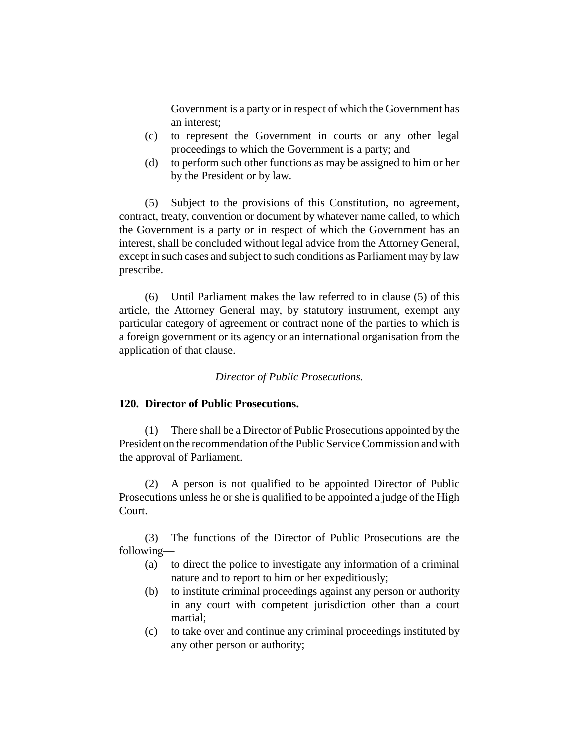Government is a party or in respect of which the Government has an interest;

(c) to represent the Government in courts or any other legal proceedings to which the Government is a party; and

(d) to perform such other functions as may be assigned to him or her by the President or by law.

(5) Subject to the provisions of this Constitution, no agreement, contract, treaty, convention or document by whatever name called, to which the Government is a party or in respect of which the Government has an interest, shall be concluded without legal advice from the Attorney General, except in such cases and subject to such conditions as Parliament may by law prescribe.

(6) Until Parliament makes the law referred to in clause (5) of this article, the Attorney General may, by statutory instrument, exempt any particular category of agreement or contract none of the parties to which is a foreign government or its agency or an international organisation from the application of that clause.

*Director of Public Prosecutions.*

**120. Director of Public Prosecutions.**

(1) There shall be a Director of Public Prosecutions appointed by the President on the recommendation of the Public Service Commission and with the approval of Parliament.

(2) A person is not qualified to be appointed Director of Public Prosecutions unless he or she is qualified to be appointed a judge of the High Court.

(3) The functions of the Director of Public Prosecutions are the following—

(a) to direct the police to investigate any information of a criminal nature and to report to him or her expeditiously;

(b) to institute criminal proceedings against any person or authority in any court with competent jurisdiction other than a court martial;

(c) to take over and continue any criminal proceedings instituted by any other person or authority;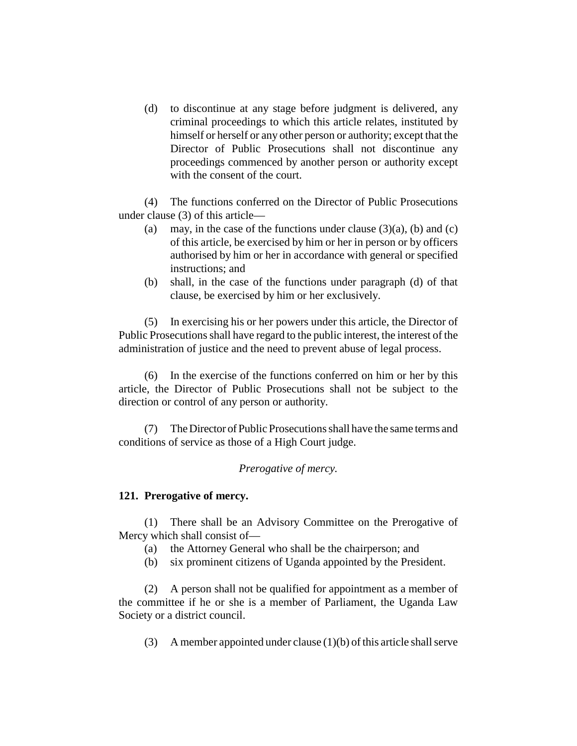(d) to discontinue at any stage before judgment is delivered, any criminal proceedings to which this article relates, instituted by himself or herself or any other person or authority; except that the Director of Public Prosecutions shall not discontinue any proceedings commenced by another person or authority except with the consent of the court.

(4) The functions conferred on the Director of Public Prosecutions under clause (3) of this article—

(a) may, in the case of the functions under clause (3)(a), (b) and (c) of this article, be exercised by him or her in person or by officers authorised by him or her in accordance with general or specified instructions; and

(b) shall, in the case of the functions under paragraph (d) of that clause, be exercised by him or her exclusively.

(5) In exercising his or her powers under this article, the Director of Public Prosecutions shall have regard to the public interest, the interest of the administration of justice and the need to prevent abuse of legal process.

(6) In the exercise of the functions conferred on him or her by this article, the Director of Public Prosecutions shall not be subject to the direction or control of any person or authority.

(7) The Director of Public Prosecutions shall have the same terms and conditions of service as those of a High Court judge.

*Prerogative of mercy.*

**121. Prerogative of mercy.**

(1) There shall be an Advisory Committee on the Prerogative of Mercy which shall consist of—

(a) the Attorney General who shall be the chairperson; and

(b) six prominent citizens of Uganda appointed by the President.

(2) A person shall not be qualified for appointment as a member of the committee if he or she is a member of Parliament, the Uganda Law Society or a district council.

(3) A member appointed under clause (1)(b) of this article shall serve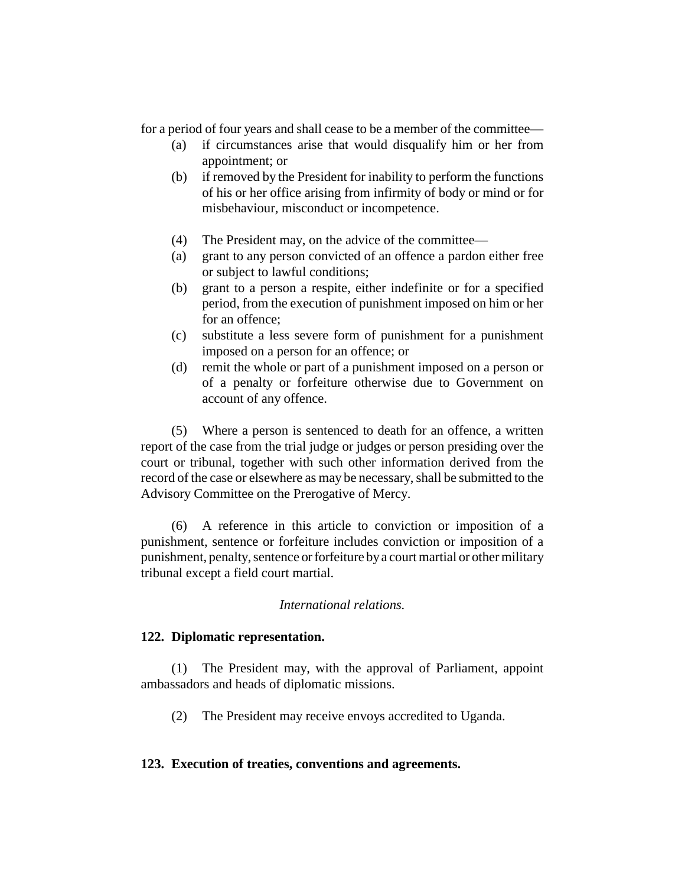for a period of four years and shall cease to be a member of the committee—

(a) if circumstances arise that would disqualify him or her from appointment; or

(b) if removed by the President for inability to perform the functions of his or her office arising from infirmity of body or mind or for misbehaviour, misconduct or incompetence.

(4) The President may, on the advice of the committee—

(a) grant to any person convicted of an offence a pardon either free or subject to lawful conditions;

(b) grant to a person a respite, either indefinite or for a specified period, from the execution of punishment imposed on him or her for an offence;

(c) substitute a less severe form of punishment for a punishment imposed on a person for an offence; or

(d) remit the whole or part of a punishment imposed on a person or of a penalty or forfeiture otherwise due to Government on account of any offence.

(5) Where a person is sentenced to death for an offence, a written report of the case from the trial judge or judges or person presiding over the court or tribunal, together with such other information derived from the record of the case or elsewhere as may be necessary, shall be submitted to the Advisory Committee on the Prerogative of Mercy.

(6) A reference in this article to conviction or imposition of a punishment, sentence or forfeiture includes conviction or imposition of a punishment, penalty, sentence or forfeiture by a court martial or other military tribunal except a field court martial.

*International relations.*

**122. Diplomatic representation.**

(1) The President may, with the approval of Parliament, appoint ambassadors and heads of diplomatic missions.

(2) The President may receive envoys accredited to Uganda.

**123. Execution of treaties, conventions and agreements.**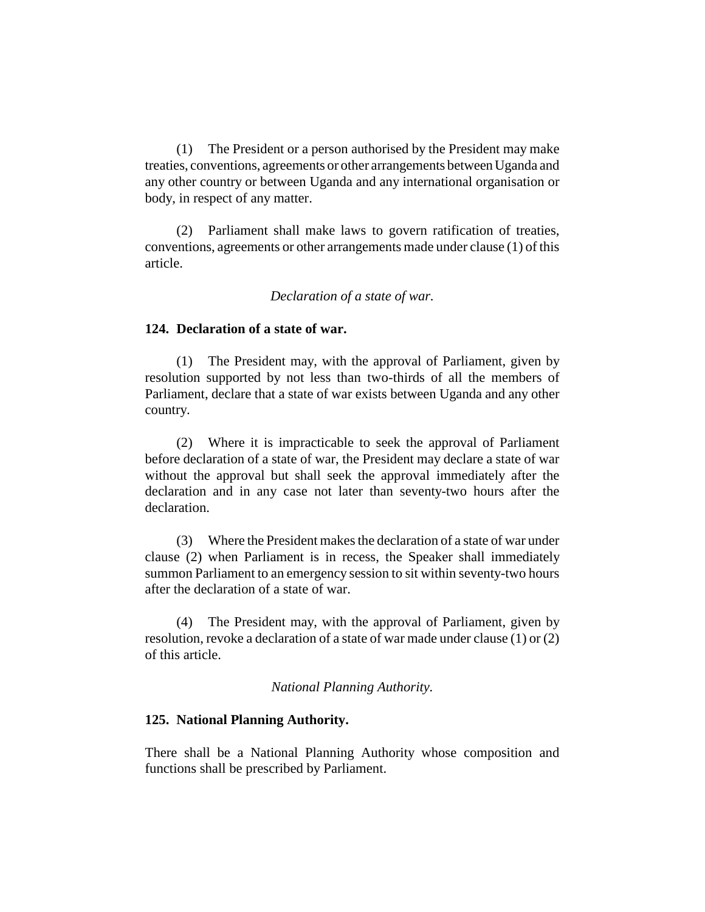(1) The President or a person authorised by the President may make treaties, conventions, agreements or other arrangements between Uganda and any other country or between Uganda and any international organisation or body, in respect of any matter.

(2) Parliament shall make laws to govern ratification of treaties, conventions, agreements or other arrangements made under clause (1) of this article.

*Declaration of a state of war.*

**124. Declaration of a state of war.**

(1) The President may, with the approval of Parliament, given by resolution supported by not less than two-thirds of all the members of Parliament, declare that a state of war exists between Uganda and any other country.

(2) Where it is impracticable to seek the approval of Parliament before declaration of a state of war, the President may declare a state of war without the approval but shall seek the approval immediately after the declaration and in any case not later than seventy-two hours after the declaration.

(3) Where the President makes the declaration of a state of war under clause (2) when Parliament is in recess, the Speaker shall immediately summon Parliament to an emergency session to sit within seventy-two hours after the declaration of a state of war.

(4) The President may, with the approval of Parliament, given by resolution, revoke a declaration of a state of war made under clause (1) or (2) of this article.

*National Planning Authority.*

**125. National Planning Authority.**

There shall be a National Planning Authority whose composition and functions shall be prescribed by Parliament.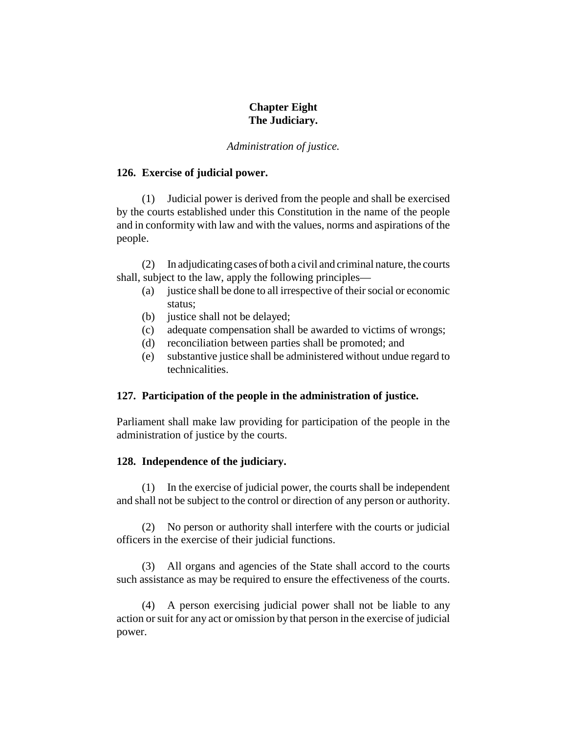# Chapter Eight
# The Judiciary.

*Administration of justice.*

### 126. Exercise of judicial power.

(1) Judicial power is derived from the people and shall be exercised by the courts established under this Constitution in the name of the people and in conformity with law and with the values, norms and aspirations of the people.

(2) In adjudicating cases of both a civil and criminal nature, the courts shall, subject to the law, apply the following principles—

- (a) justice shall be done to all irrespective of their social or economic status;
- (b) justice shall not be delayed;
- (c) adequate compensation shall be awarded to victims of wrongs;
- (d) reconciliation between parties shall be promoted; and
- (e) substantive justice shall be administered without undue regard to technicalities.

### 127. Participation of the people in the administration of justice.

Parliament shall make law providing for participation of the people in the administration of justice by the courts.

### 128. Independence of the judiciary.

(1) In the exercise of judicial power, the courts shall be independent and shall not be subject to the control or direction of any person or authority.

(2) No person or authority shall interfere with the courts or judicial officers in the exercise of their judicial functions.

(3) All organs and agencies of the State shall accord to the courts such assistance as may be required to ensure the effectiveness of the courts.

(4) A person exercising judicial power shall not be liable to any action or suit for any act or omission by that person in the exercise of judicial power.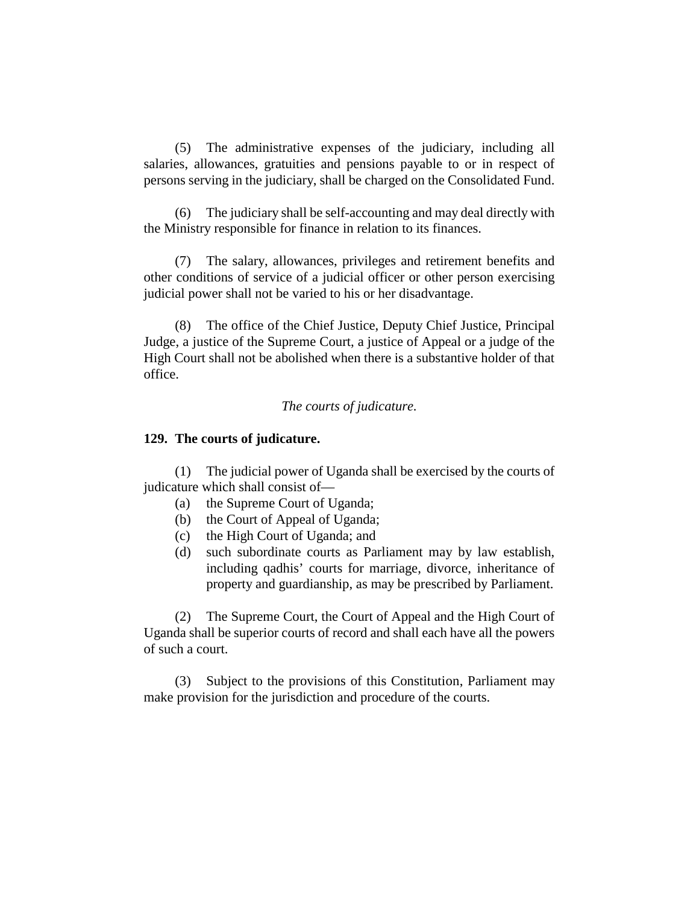(5) The administrative expenses of the judiciary, including all salaries, allowances, gratuities and pensions payable to or in respect of persons serving in the judiciary, shall be charged on the Consolidated Fund.

(6) The judiciary shall be self-accounting and may deal directly with the Ministry responsible for finance in relation to its finances.

(7) The salary, allowances, privileges and retirement benefits and other conditions of service of a judicial officer or other person exercising judicial power shall not be varied to his or her disadvantage.

(8) The office of the Chief Justice, Deputy Chief Justice, Principal Judge, a justice of the Supreme Court, a justice of Appeal or a judge of the High Court shall not be abolished when there is a substantive holder of that office.

*The courts of judicature.*

**129. The courts of judicature.**

(1) The judicial power of Uganda shall be exercised by the courts of judicature which shall consist of—

- (a) the Supreme Court of Uganda;
- (b) the Court of Appeal of Uganda;
- (c) the High Court of Uganda; and
- (d) such subordinate courts as Parliament may by law establish, including qadhis' courts for marriage, divorce, inheritance of property and guardianship, as may be prescribed by Parliament.

(2) The Supreme Court, the Court of Appeal and the High Court of Uganda shall be superior courts of record and shall each have all the powers of such a court.

(3) Subject to the provisions of this Constitution, Parliament may make provision for the jurisdiction and procedure of the courts.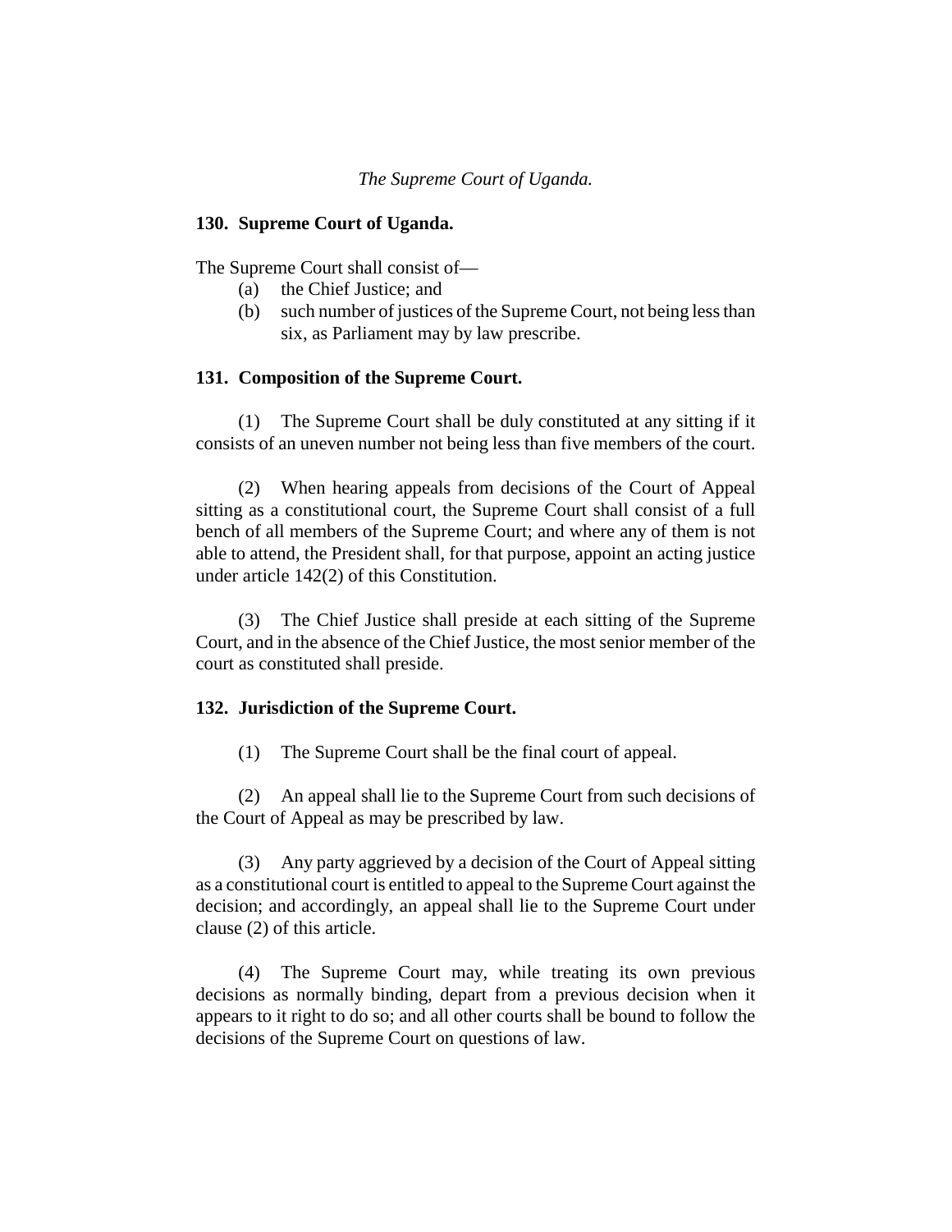*The Supreme Court of Uganda.*

**130. Supreme Court of Uganda.**

The Supreme Court shall consist of—

(a) the Chief Justice; and

(b) such number of justices of the Supreme Court, not being less than six, as Parliament may by law prescribe.

**131. Composition of the Supreme Court.**

(1) The Supreme Court shall be duly constituted at any sitting if it consists of an uneven number not being less than five members of the court.

(2) When hearing appeals from decisions of the Court of Appeal sitting as a constitutional court, the Supreme Court shall consist of a full bench of all members of the Supreme Court; and where any of them is not able to attend, the President shall, for that purpose, appoint an acting justice under article 142(2) of this Constitution.

(3) The Chief Justice shall preside at each sitting of the Supreme Court, and in the absence of the Chief Justice, the most senior member of the court as constituted shall preside.

**132. Jurisdiction of the Supreme Court.**

(1) The Supreme Court shall be the final court of appeal.

(2) An appeal shall lie to the Supreme Court from such decisions of the Court of Appeal as may be prescribed by law.

(3) Any party aggrieved by a decision of the Court of Appeal sitting as a constitutional court is entitled to appeal to the Supreme Court against the decision; and accordingly, an appeal shall lie to the Supreme Court under clause (2) of this article.

(4) The Supreme Court may, while treating its own previous decisions as normally binding, depart from a previous decision when it appears to it right to do so; and all other courts shall be bound to follow the decisions of the Supreme Court on questions of law.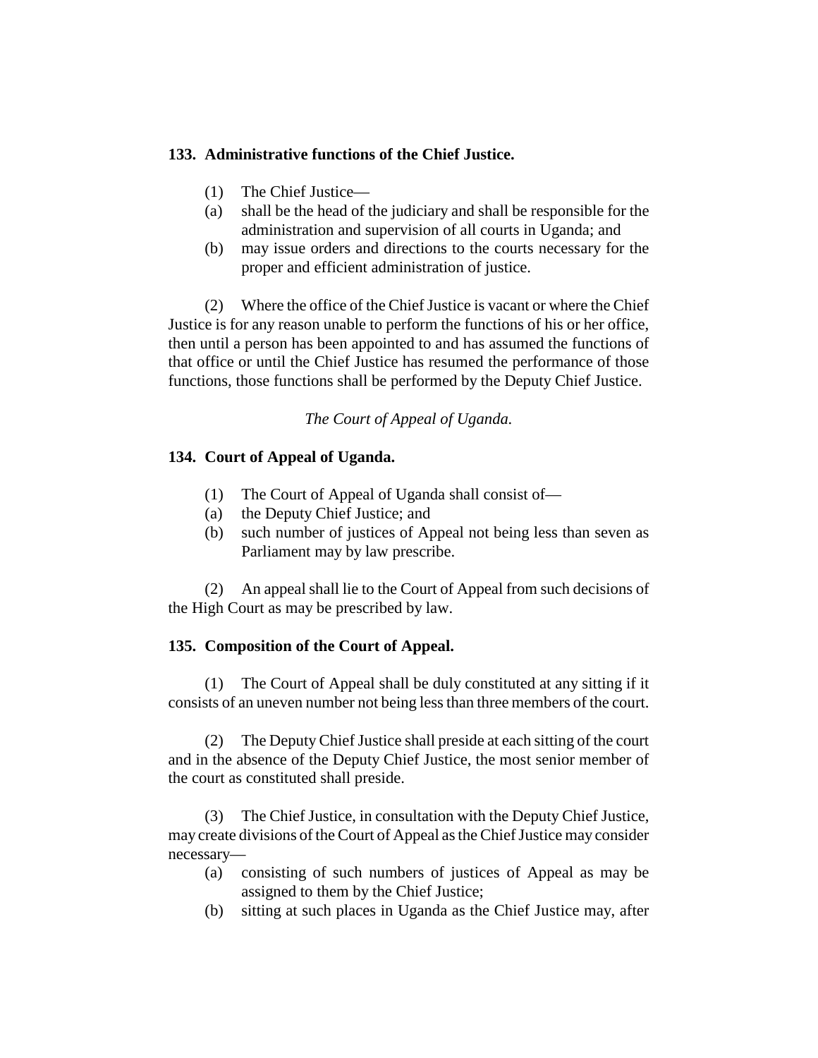**133. Administrative functions of the Chief Justice.**

(1) The Chief Justice—

(a) shall be the head of the judiciary and shall be responsible for the administration and supervision of all courts in Uganda; and

(b) may issue orders and directions to the courts necessary for the proper and efficient administration of justice.

(2) Where the office of the Chief Justice is vacant or where the Chief Justice is for any reason unable to perform the functions of his or her office, then until a person has been appointed to and has assumed the functions of that office or until the Chief Justice has resumed the performance of those functions, those functions shall be performed by the Deputy Chief Justice.

*The Court of Appeal of Uganda.*

**134. Court of Appeal of Uganda.**

(1) The Court of Appeal of Uganda shall consist of—

(a) the Deputy Chief Justice; and

(b) such number of justices of Appeal not being less than seven as Parliament may by law prescribe.

(2) An appeal shall lie to the Court of Appeal from such decisions of the High Court as may be prescribed by law.

**135. Composition of the Court of Appeal.**

(1) The Court of Appeal shall be duly constituted at any sitting if it consists of an uneven number not being less than three members of the court.

(2) The Deputy Chief Justice shall preside at each sitting of the court and in the absence of the Deputy Chief Justice, the most senior member of the court as constituted shall preside.

(3) The Chief Justice, in consultation with the Deputy Chief Justice, may create divisions of the Court of Appeal as the Chief Justice may consider necessary—

(a) consisting of such numbers of justices of Appeal as may be assigned to them by the Chief Justice;

(b) sitting at such places in Uganda as the Chief Justice may, after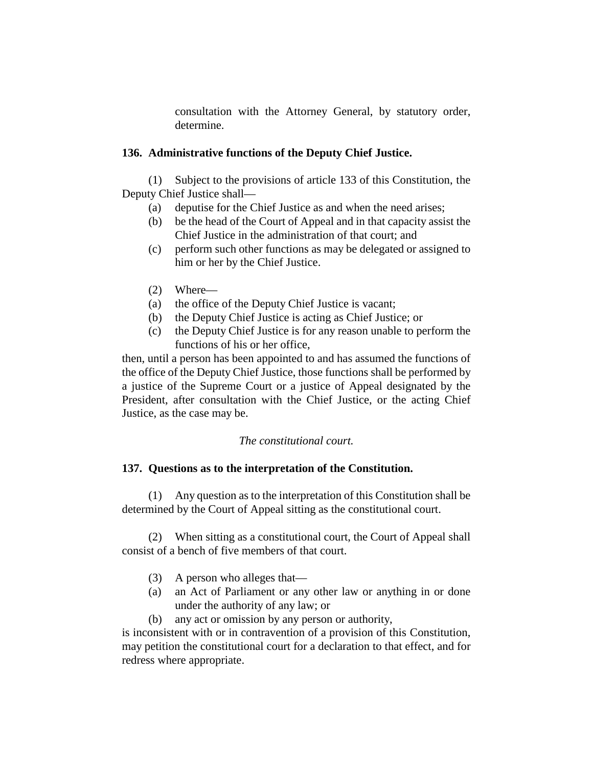consultation with the Attorney General, by statutory order, determine.

**136. Administrative functions of the Deputy Chief Justice.**

(1) Subject to the provisions of article 133 of this Constitution, the Deputy Chief Justice shall—

(a) deputise for the Chief Justice as and when the need arises;

(b) be the head of the Court of Appeal and in that capacity assist the Chief Justice in the administration of that court; and

(c) perform such other functions as may be delegated or assigned to him or her by the Chief Justice.

(2) Where—

(a) the office of the Deputy Chief Justice is vacant;

(b) the Deputy Chief Justice is acting as Chief Justice; or

(c) the Deputy Chief Justice is for any reason unable to perform the functions of his or her office,

then, until a person has been appointed to and has assumed the functions of the office of the Deputy Chief Justice, those functions shall be performed by a justice of the Supreme Court or a justice of Appeal designated by the President, after consultation with the Chief Justice, or the acting Chief Justice, as the case may be.

*The constitutional court.*

**137. Questions as to the interpretation of the Constitution.**

(1) Any question as to the interpretation of this Constitution shall be determined by the Court of Appeal sitting as the constitutional court.

(2) When sitting as a constitutional court, the Court of Appeal shall consist of a bench of five members of that court.

(3) A person who alleges that—

(a) an Act of Parliament or any other law or anything in or done under the authority of any law; or

(b) any act or omission by any person or authority,

is inconsistent with or in contravention of a provision of this Constitution, may petition the constitutional court for a declaration to that effect, and for redress where appropriate.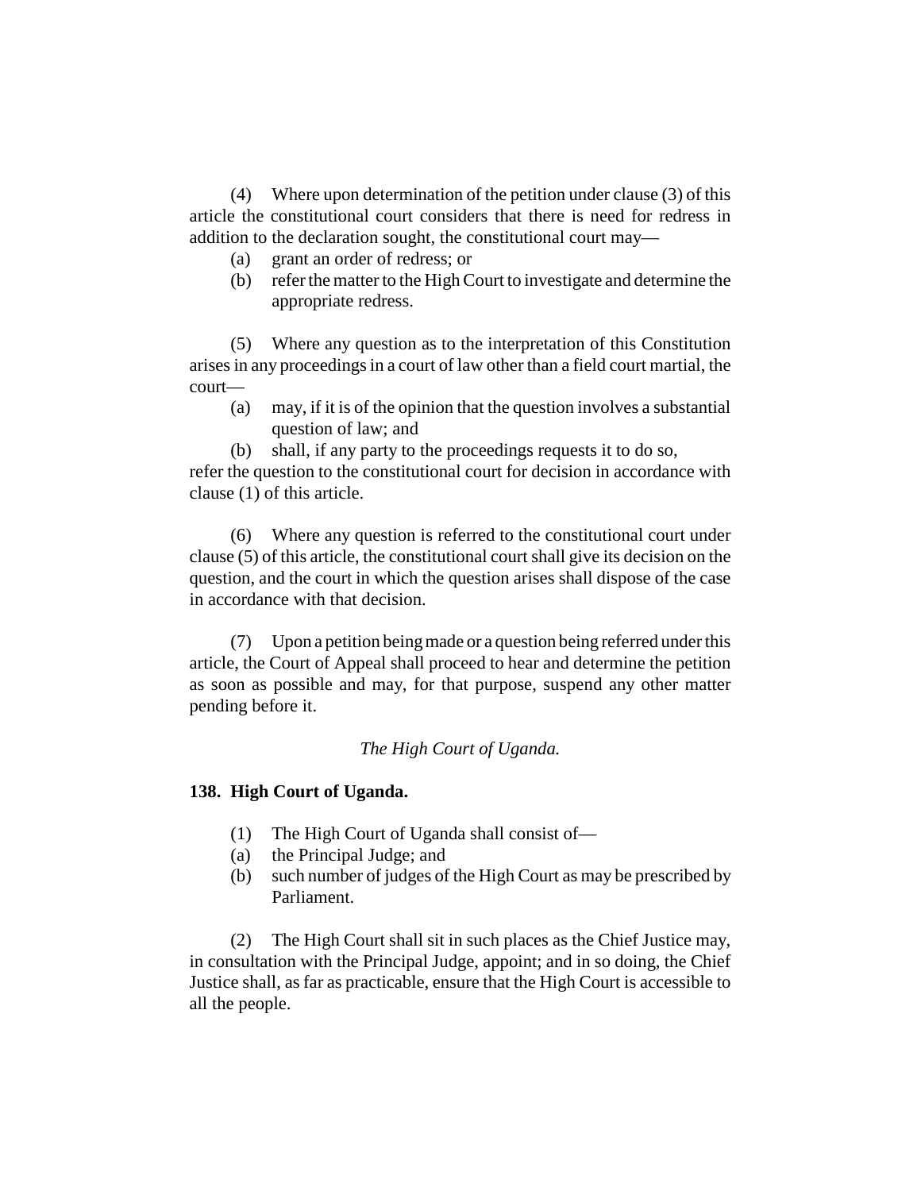(4) Where upon determination of the petition under clause (3) of this article the constitutional court considers that there is need for redress in addition to the declaration sought, the constitutional court may—

(a) grant an order of redress; or
(b) refer the matter to the High Court to investigate and determine the appropriate redress.

(5) Where any question as to the interpretation of this Constitution arises in any proceedings in a court of law other than a field court martial, the court—

(a) may, if it is of the opinion that the question involves a substantial question of law; and
(b) shall, if any party to the proceedings requests it to do so,

refer the question to the constitutional court for decision in accordance with clause (1) of this article.

(6) Where any question is referred to the constitutional court under clause (5) of this article, the constitutional court shall give its decision on the question, and the court in which the question arises shall dispose of the case in accordance with that decision.

(7) Upon a petition being made or a question being referred under this article, the Court of Appeal shall proceed to hear and determine the petition as soon as possible and may, for that purpose, suspend any other matter pending before it.

*The High Court of Uganda.*

**138. High Court of Uganda.**

(1) The High Court of Uganda shall consist of—

(a) the Principal Judge; and
(b) such number of judges of the High Court as may be prescribed by Parliament.

(2) The High Court shall sit in such places as the Chief Justice may, in consultation with the Principal Judge, appoint; and in so doing, the Chief Justice shall, as far as practicable, ensure that the High Court is accessible to all the people.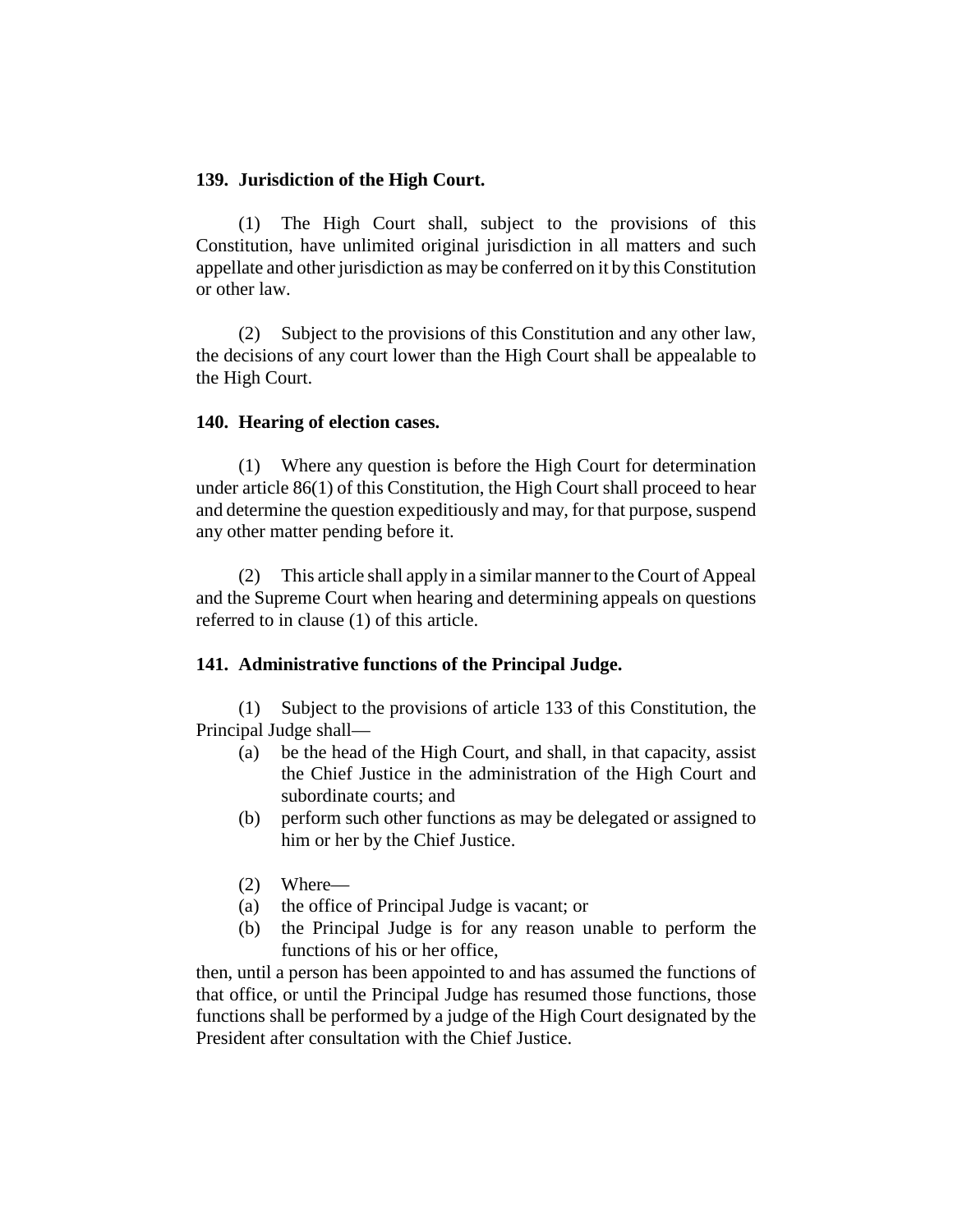**139. Jurisdiction of the High Court.**

(1) The High Court shall, subject to the provisions of this Constitution, have unlimited original jurisdiction in all matters and such appellate and other jurisdiction as may be conferred on it by this Constitution or other law.

(2) Subject to the provisions of this Constitution and any other law, the decisions of any court lower than the High Court shall be appealable to the High Court.

**140. Hearing of election cases.**

(1) Where any question is before the High Court for determination under article 86(1) of this Constitution, the High Court shall proceed to hear and determine the question expeditiously and may, for that purpose, suspend any other matter pending before it.

(2) This article shall apply in a similar manner to the Court of Appeal and the Supreme Court when hearing and determining appeals on questions referred to in clause (1) of this article.

**141. Administrative functions of the Principal Judge.**

(1) Subject to the provisions of article 133 of this Constitution, the Principal Judge shall—

(a) be the head of the High Court, and shall, in that capacity, assist the Chief Justice in the administration of the High Court and subordinate courts; and

(b) perform such other functions as may be delegated or assigned to him or her by the Chief Justice.

(2) Where—

(a) the office of Principal Judge is vacant; or

(b) the Principal Judge is for any reason unable to perform the functions of his or her office,

then, until a person has been appointed to and has assumed the functions of that office, or until the Principal Judge has resumed those functions, those functions shall be performed by a judge of the High Court designated by the President after consultation with the Chief Justice.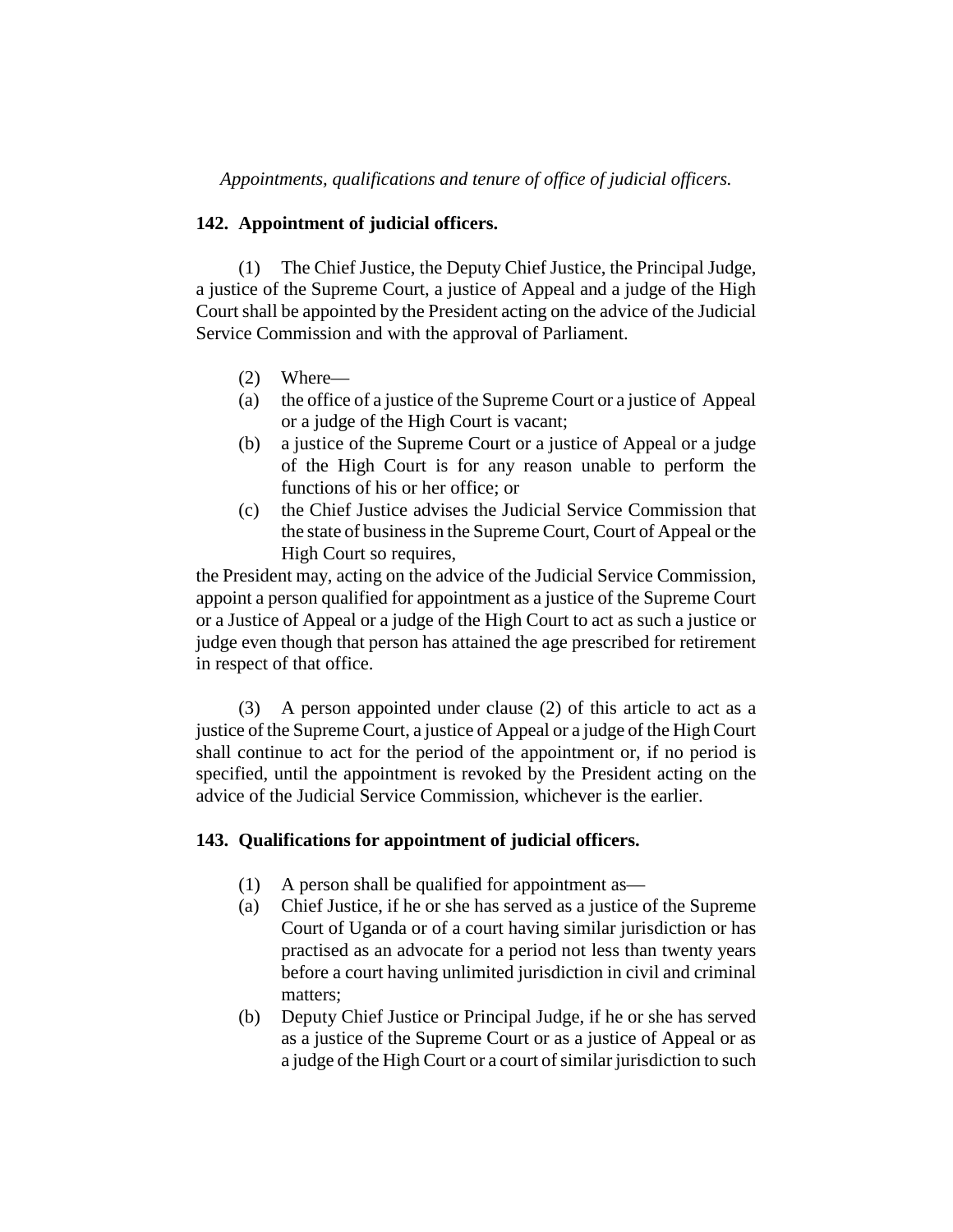*Appointments, qualifications and tenure of office of judicial officers.*

**142. Appointment of judicial officers.**

(1) The Chief Justice, the Deputy Chief Justice, the Principal Judge, a justice of the Supreme Court, a justice of Appeal and a judge of the High Court shall be appointed by the President acting on the advice of the Judicial Service Commission and with the approval of Parliament.

(2) Where—

(a) the office of a justice of the Supreme Court or a justice of Appeal or a judge of the High Court is vacant;

(b) a justice of the Supreme Court or a justice of Appeal or a judge of the High Court is for any reason unable to perform the functions of his or her office; or

(c) the Chief Justice advises the Judicial Service Commission that the state of business in the Supreme Court, Court of Appeal or the High Court so requires,

the President may, acting on the advice of the Judicial Service Commission, appoint a person qualified for appointment as a justice of the Supreme Court or a Justice of Appeal or a judge of the High Court to act as such a justice or judge even though that person has attained the age prescribed for retirement in respect of that office.

(3) A person appointed under clause (2) of this article to act as a justice of the Supreme Court, a justice of Appeal or a judge of the High Court shall continue to act for the period of the appointment or, if no period is specified, until the appointment is revoked by the President acting on the advice of the Judicial Service Commission, whichever is the earlier.

**143. Qualifications for appointment of judicial officers.**

(1) A person shall be qualified for appointment as—

(a) Chief Justice, if he or she has served as a justice of the Supreme Court of Uganda or of a court having similar jurisdiction or has practised as an advocate for a period not less than twenty years before a court having unlimited jurisdiction in civil and criminal matters;

(b) Deputy Chief Justice or Principal Judge, if he or she has served as a justice of the Supreme Court or as a justice of Appeal or as a judge of the High Court or a court of similar jurisdiction to such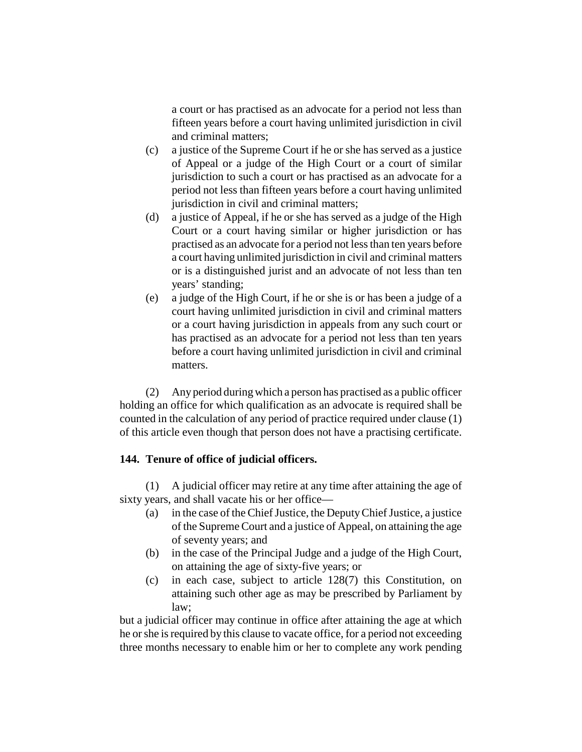a court or has practised as an advocate for a period not less than fifteen years before a court having unlimited jurisdiction in civil and criminal matters;

(c) a justice of the Supreme Court if he or she has served as a justice of Appeal or a judge of the High Court or a court of similar jurisdiction to such a court or has practised as an advocate for a period not less than fifteen years before a court having unlimited jurisdiction in civil and criminal matters;

(d) a justice of Appeal, if he or she has served as a judge of the High Court or a court having similar or higher jurisdiction or has practised as an advocate for a period not less than ten years before a court having unlimited jurisdiction in civil and criminal matters or is a distinguished jurist and an advocate of not less than ten years' standing;

(e) a judge of the High Court, if he or she is or has been a judge of a court having unlimited jurisdiction in civil and criminal matters or a court having jurisdiction in appeals from any such court or has practised as an advocate for a period not less than ten years before a court having unlimited jurisdiction in civil and criminal matters.

(2) Any period during which a person has practised as a public officer holding an office for which qualification as an advocate is required shall be counted in the calculation of any period of practice required under clause (1) of this article even though that person does not have a practising certificate.

**144. Tenure of office of judicial officers.**

(1) A judicial officer may retire at any time after attaining the age of sixty years, and shall vacate his or her office—

(a) in the case of the Chief Justice, the Deputy Chief Justice, a justice of the Supreme Court and a justice of Appeal, on attaining the age of seventy years; and

(b) in the case of the Principal Judge and a judge of the High Court, on attaining the age of sixty-five years; or

(c) in each case, subject to article 128(7) this Constitution, on attaining such other age as may be prescribed by Parliament by law;

but a judicial officer may continue in office after attaining the age at which he or she is required by this clause to vacate office, for a period not exceeding three months necessary to enable him or her to complete any work pending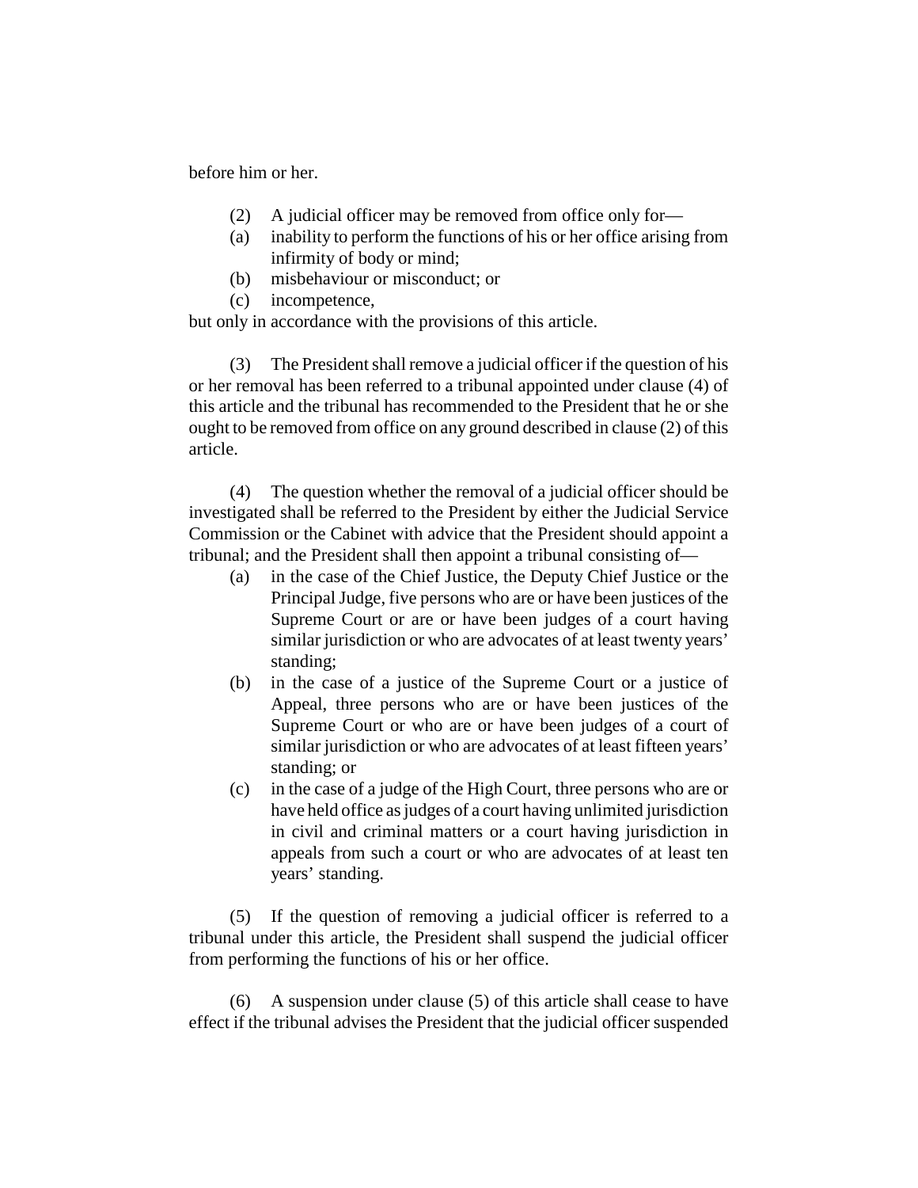before him or her.

(2) A judicial officer may be removed from office only for—

(a) inability to perform the functions of his or her office arising from infirmity of body or mind;

(b) misbehaviour or misconduct; or

(c) incompetence,

but only in accordance with the provisions of this article.

(3) The President shall remove a judicial officer if the question of his or her removal has been referred to a tribunal appointed under clause (4) of this article and the tribunal has recommended to the President that he or she ought to be removed from office on any ground described in clause (2) of this article.

(4) The question whether the removal of a judicial officer should be investigated shall be referred to the President by either the Judicial Service Commission or the Cabinet with advice that the President should appoint a tribunal; and the President shall then appoint a tribunal consisting of—

(a) in the case of the Chief Justice, the Deputy Chief Justice or the Principal Judge, five persons who are or have been justices of the Supreme Court or are or have been judges of a court having similar jurisdiction or who are advocates of at least twenty years' standing;

(b) in the case of a justice of the Supreme Court or a justice of Appeal, three persons who are or have been justices of the Supreme Court or who are or have been judges of a court of similar jurisdiction or who are advocates of at least fifteen years' standing; or

(c) in the case of a judge of the High Court, three persons who are or have held office as judges of a court having unlimited jurisdiction in civil and criminal matters or a court having jurisdiction in appeals from such a court or who are advocates of at least ten years' standing.

(5) If the question of removing a judicial officer is referred to a tribunal under this article, the President shall suspend the judicial officer from performing the functions of his or her office.

(6) A suspension under clause (5) of this article shall cease to have effect if the tribunal advises the President that the judicial officer suspended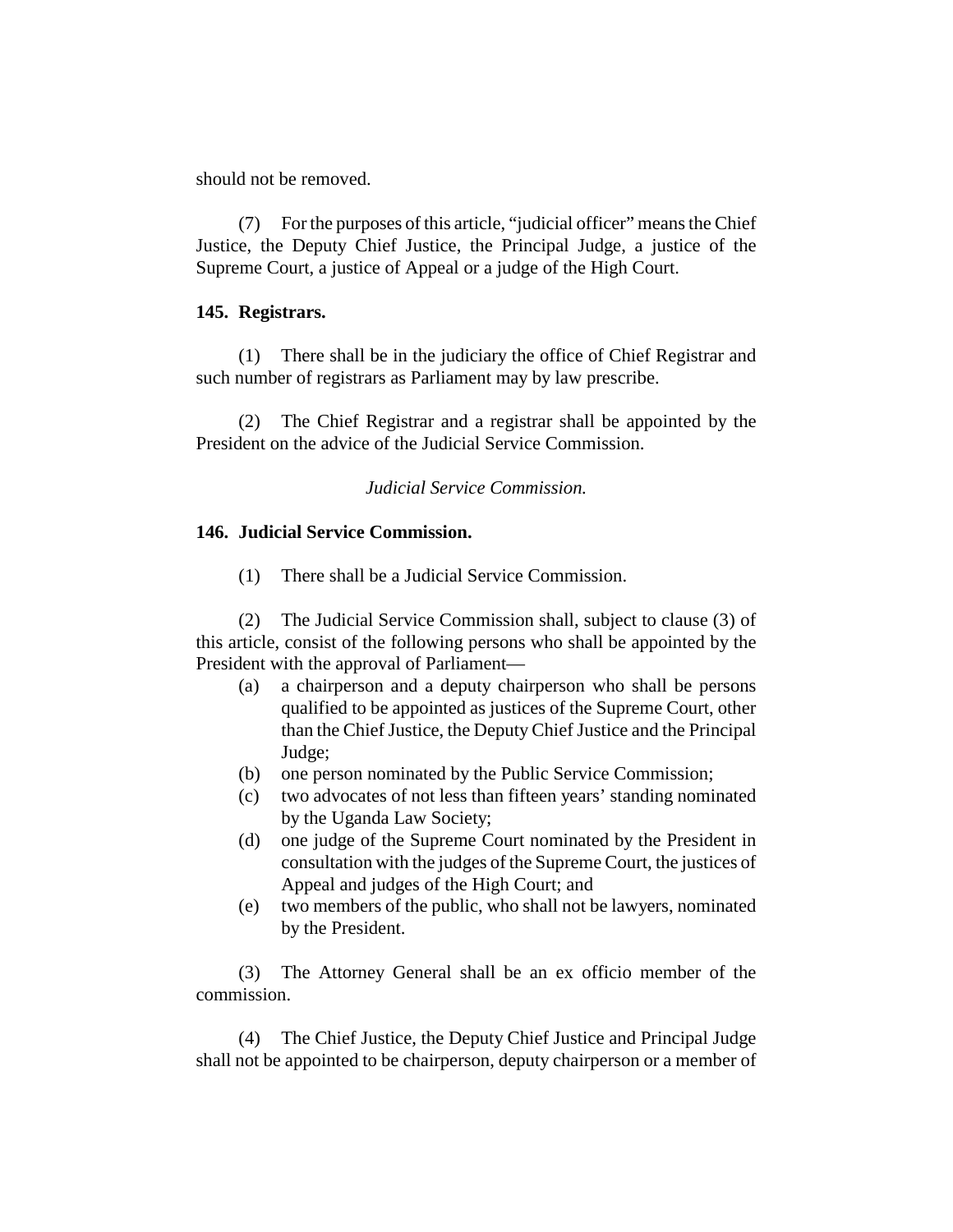should not be removed.

(7) For the purposes of this article, "judicial officer" means the Chief Justice, the Deputy Chief Justice, the Principal Judge, a justice of the Supreme Court, a justice of Appeal or a judge of the High Court.

**145. Registrars.**

(1) There shall be in the judiciary the office of Chief Registrar and such number of registrars as Parliament may by law prescribe.

(2) The Chief Registrar and a registrar shall be appointed by the President on the advice of the Judicial Service Commission.

*Judicial Service Commission.*

**146. Judicial Service Commission.**

(1) There shall be a Judicial Service Commission.

(2) The Judicial Service Commission shall, subject to clause (3) of this article, consist of the following persons who shall be appointed by the President with the approval of Parliament—

- (a) a chairperson and a deputy chairperson who shall be persons qualified to be appointed as justices of the Supreme Court, other than the Chief Justice, the Deputy Chief Justice and the Principal Judge;
- (b) one person nominated by the Public Service Commission;
- (c) two advocates of not less than fifteen years' standing nominated by the Uganda Law Society;
- (d) one judge of the Supreme Court nominated by the President in consultation with the judges of the Supreme Court, the justices of Appeal and judges of the High Court; and
- (e) two members of the public, who shall not be lawyers, nominated by the President.

(3) The Attorney General shall be an ex officio member of the commission.

(4) The Chief Justice, the Deputy Chief Justice and Principal Judge shall not be appointed to be chairperson, deputy chairperson or a member of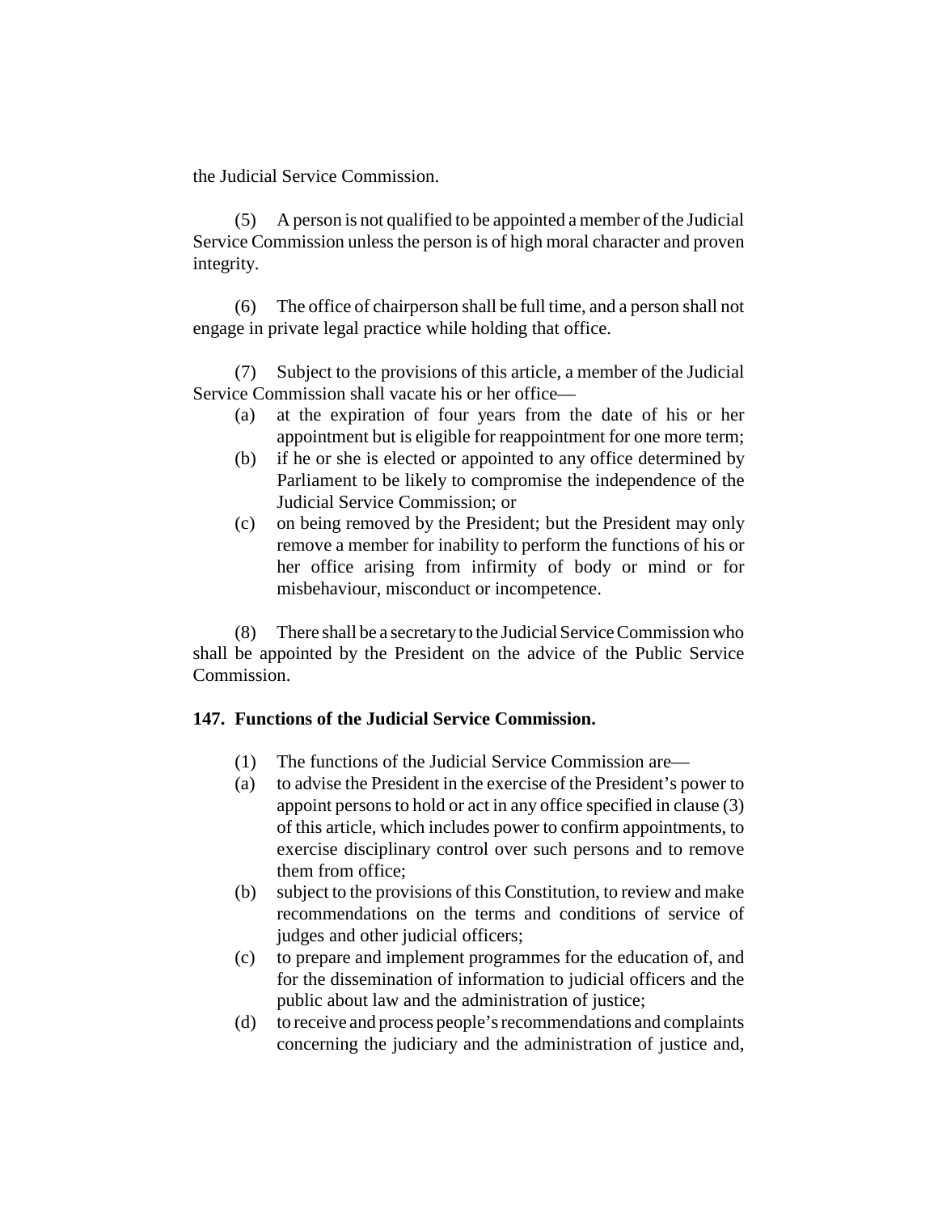the Judicial Service Commission.

(5) A person is not qualified to be appointed a member of the Judicial Service Commission unless the person is of high moral character and proven integrity.

(6) The office of chairperson shall be full time, and a person shall not engage in private legal practice while holding that office.

(7) Subject to the provisions of this article, a member of the Judicial Service Commission shall vacate his or her office—

- (a) at the expiration of four years from the date of his or her appointment but is eligible for reappointment for one more term;
- (b) if he or she is elected or appointed to any office determined by Parliament to be likely to compromise the independence of the Judicial Service Commission; or
- (c) on being removed by the President; but the President may only remove a member for inability to perform the functions of his or her office arising from infirmity of body or mind or for misbehaviour, misconduct or incompetence.

(8) There shall be a secretary to the Judicial Service Commission who shall be appointed by the President on the advice of the Public Service Commission.

**147. Functions of the Judicial Service Commission.**

(1) The functions of the Judicial Service Commission are—

- (a) to advise the President in the exercise of the President's power to appoint persons to hold or act in any office specified in clause (3) of this article, which includes power to confirm appointments, to exercise disciplinary control over such persons and to remove them from office;
- (b) subject to the provisions of this Constitution, to review and make recommendations on the terms and conditions of service of judges and other judicial officers;
- (c) to prepare and implement programmes for the education of, and for the dissemination of information to judicial officers and the public about law and the administration of justice;
- (d) to receive and process people's recommendations and complaints concerning the judiciary and the administration of justice and,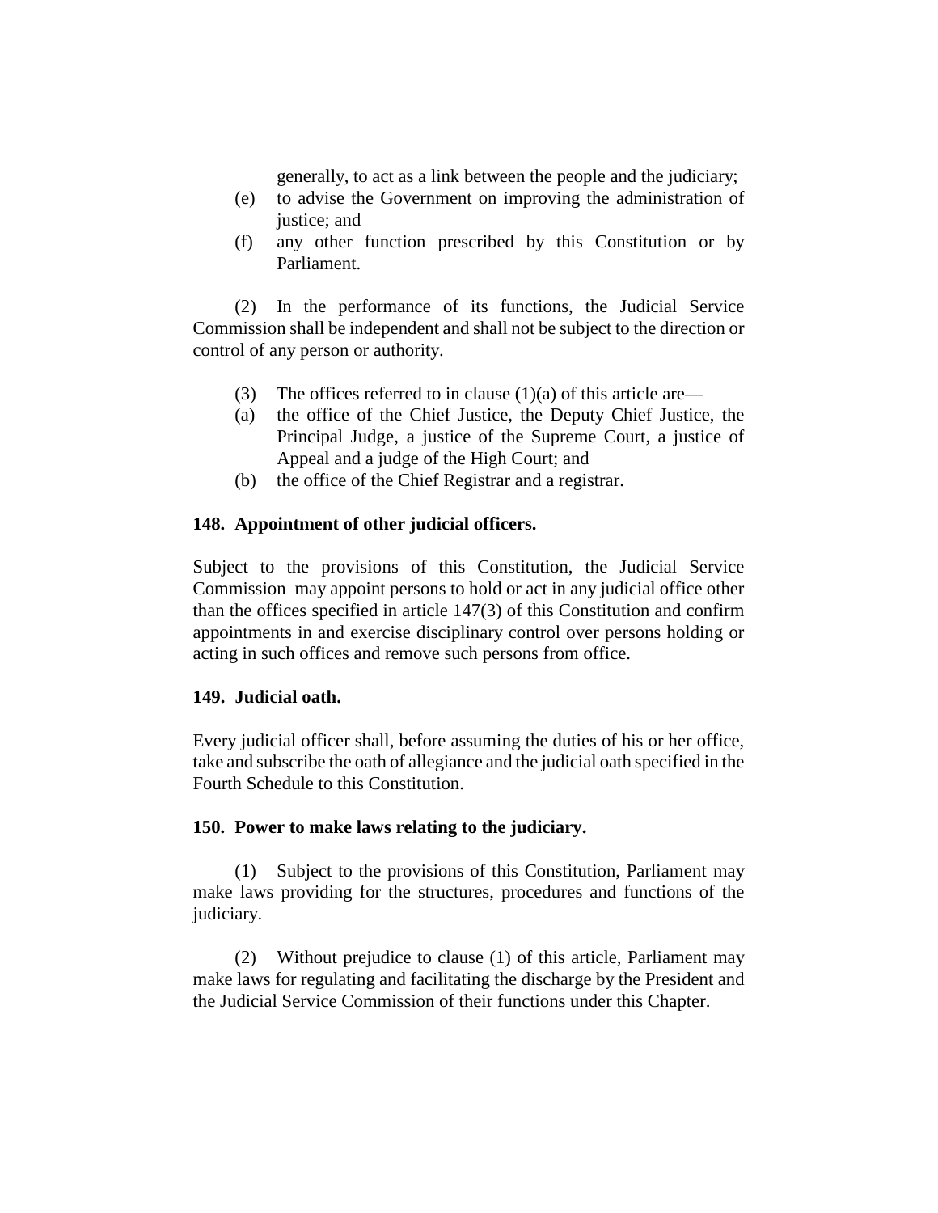generally, to act as a link between the people and the judiciary;

(e) to advise the Government on improving the administration of justice; and

(f) any other function prescribed by this Constitution or by Parliament.

(2) In the performance of its functions, the Judicial Service Commission shall be independent and shall not be subject to the direction or control of any person or authority.

(3) The offices referred to in clause (1)(a) of this article are—

(a) the office of the Chief Justice, the Deputy Chief Justice, the Principal Judge, a justice of the Supreme Court, a justice of Appeal and a judge of the High Court; and

(b) the office of the Chief Registrar and a registrar.

**148. Appointment of other judicial officers.**

Subject to the provisions of this Constitution, the Judicial Service Commission may appoint persons to hold or act in any judicial office other than the offices specified in article 147(3) of this Constitution and confirm appointments in and exercise disciplinary control over persons holding or acting in such offices and remove such persons from office.

**149. Judicial oath.**

Every judicial officer shall, before assuming the duties of his or her office, take and subscribe the oath of allegiance and the judicial oath specified in the Fourth Schedule to this Constitution.

**150. Power to make laws relating to the judiciary.**

(1) Subject to the provisions of this Constitution, Parliament may make laws providing for the structures, procedures and functions of the judiciary.

(2) Without prejudice to clause (1) of this article, Parliament may make laws for regulating and facilitating the discharge by the President and the Judicial Service Commission of their functions under this Chapter.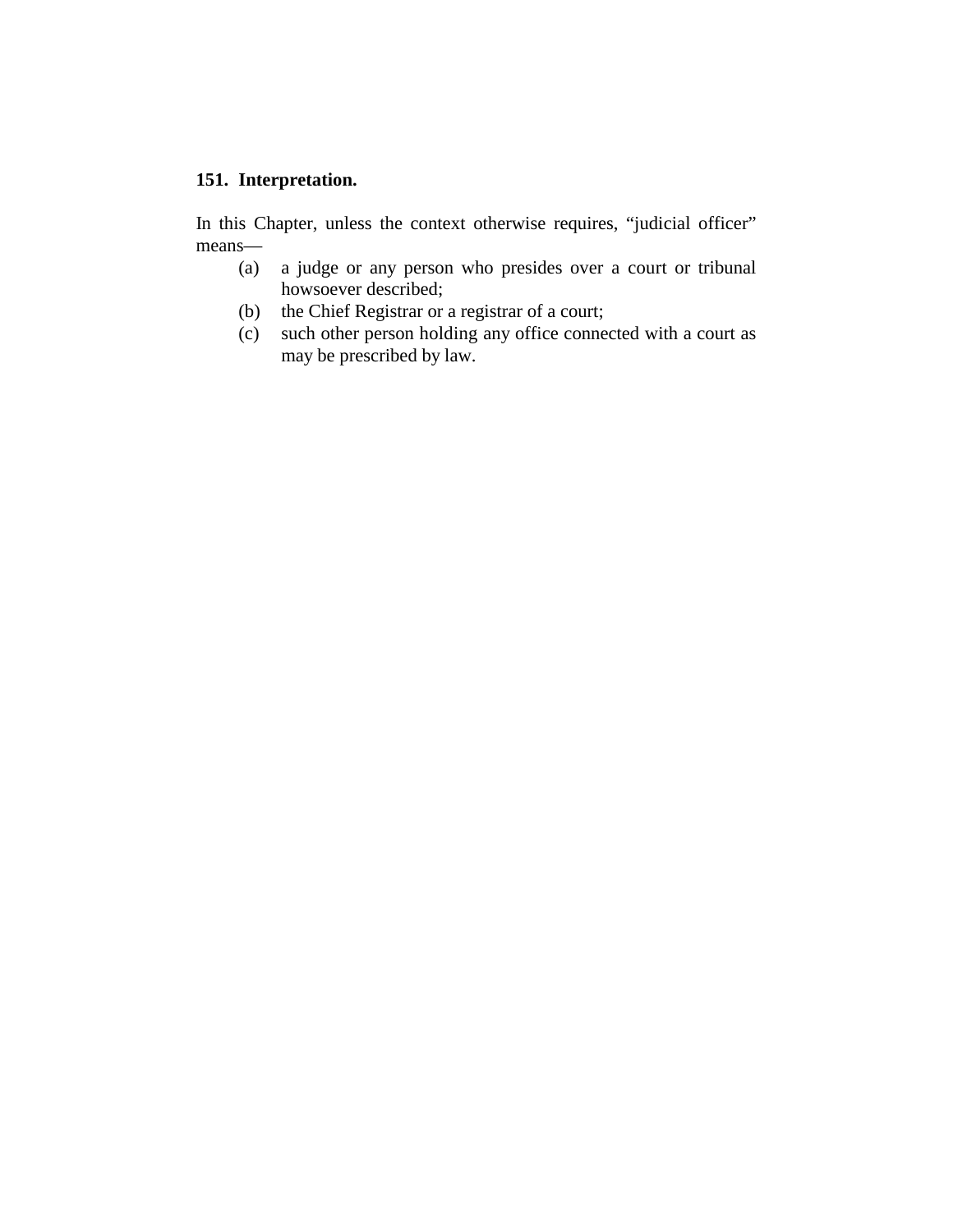**151. Interpretation.**

In this Chapter, unless the context otherwise requires, "judicial officer" means—

(a) a judge or any person who presides over a court or tribunal howsoever described;

(b) the Chief Registrar or a registrar of a court;

(c) such other person holding any office connected with a court as may be prescribed by law.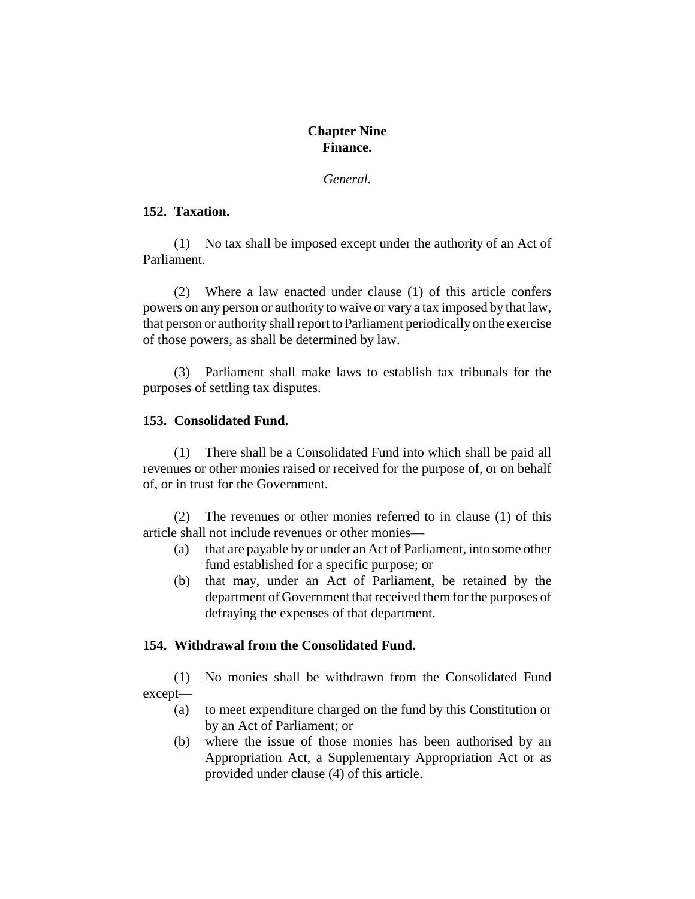# Chapter Nine
# Finance.

*General.*

### 152. Taxation.

(1) No tax shall be imposed except under the authority of an Act of Parliament.

(2) Where a law enacted under clause (1) of this article confers powers on any person or authority to waive or vary a tax imposed by that law, that person or authority shall report to Parliament periodically on the exercise of those powers, as shall be determined by law.

(3) Parliament shall make laws to establish tax tribunals for the purposes of settling tax disputes.

### 153. Consolidated Fund.

(1) There shall be a Consolidated Fund into which shall be paid all revenues or other monies raised or received for the purpose of, or on behalf of, or in trust for the Government.

(2) The revenues or other monies referred to in clause (1) of this article shall not include revenues or other monies—

- (a) that are payable by or under an Act of Parliament, into some other fund established for a specific purpose; or
- (b) that may, under an Act of Parliament, be retained by the department of Government that received them for the purposes of defraying the expenses of that department.

### 154. Withdrawal from the Consolidated Fund.

(1) No monies shall be withdrawn from the Consolidated Fund except—

- (a) to meet expenditure charged on the fund by this Constitution or by an Act of Parliament; or
- (b) where the issue of those monies has been authorised by an Appropriation Act, a Supplementary Appropriation Act or as provided under clause (4) of this article.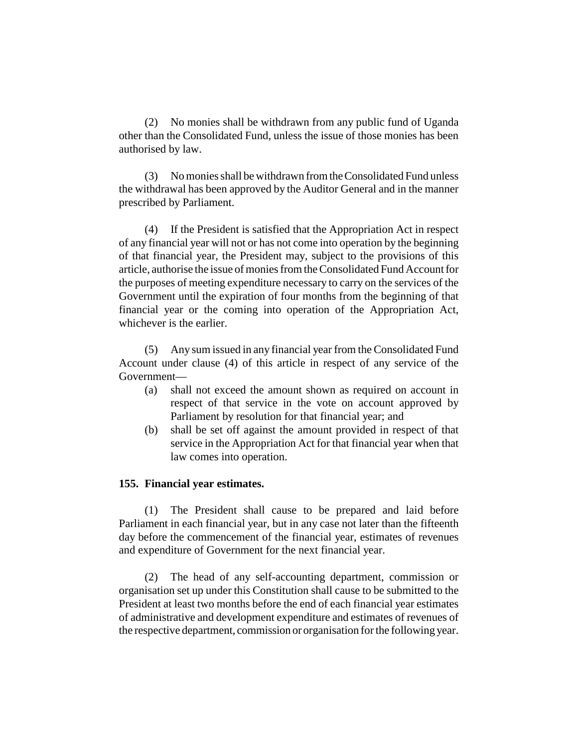(2) No monies shall be withdrawn from any public fund of Uganda other than the Consolidated Fund, unless the issue of those monies has been authorised by law.

(3) No monies shall be withdrawn from the Consolidated Fund unless the withdrawal has been approved by the Auditor General and in the manner prescribed by Parliament.

(4) If the President is satisfied that the Appropriation Act in respect of any financial year will not or has not come into operation by the beginning of that financial year, the President may, subject to the provisions of this article, authorise the issue of monies from the Consolidated Fund Account for the purposes of meeting expenditure necessary to carry on the services of the Government until the expiration of four months from the beginning of that financial year or the coming into operation of the Appropriation Act, whichever is the earlier.

(5) Any sum issued in any financial year from the Consolidated Fund Account under clause (4) of this article in respect of any service of the Government—

- (a) shall not exceed the amount shown as required on account in respect of that service in the vote on account approved by Parliament by resolution for that financial year; and
- (b) shall be set off against the amount provided in respect of that service in the Appropriation Act for that financial year when that law comes into operation.

**155. Financial year estimates.**

(1) The President shall cause to be prepared and laid before Parliament in each financial year, but in any case not later than the fifteenth day before the commencement of the financial year, estimates of revenues and expenditure of Government for the next financial year.

(2) The head of any self-accounting department, commission or organisation set up under this Constitution shall cause to be submitted to the President at least two months before the end of each financial year estimates of administrative and development expenditure and estimates of revenues of the respective department, commission or organisation for the following year.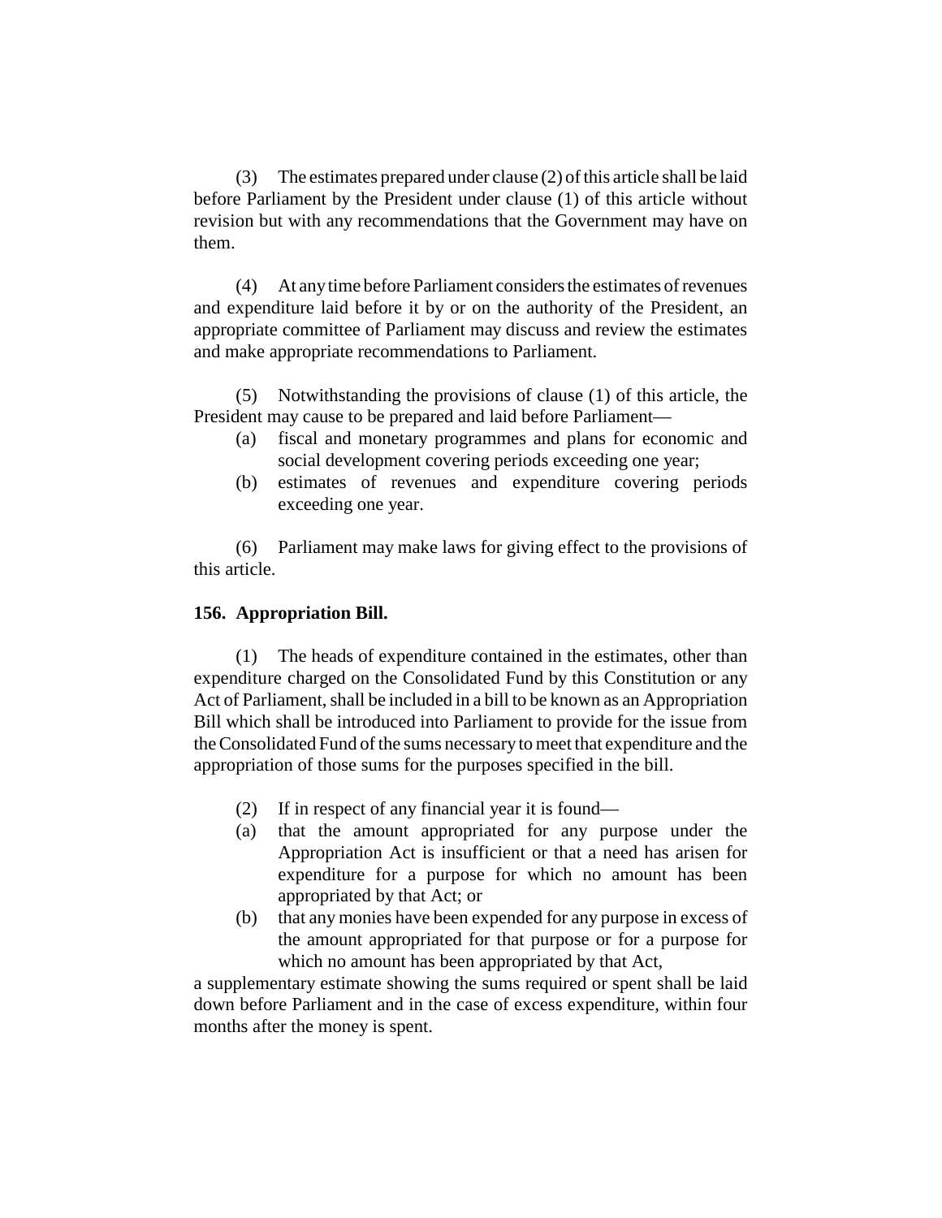(3) The estimates prepared under clause (2) of this article shall be laid before Parliament by the President under clause (1) of this article without revision but with any recommendations that the Government may have on them.

(4) At any time before Parliament considers the estimates of revenues and expenditure laid before it by or on the authority of the President, an appropriate committee of Parliament may discuss and review the estimates and make appropriate recommendations to Parliament.

(5) Notwithstanding the provisions of clause (1) of this article, the President may cause to be prepared and laid before Parliament—

(a) fiscal and monetary programmes and plans for economic and social development covering periods exceeding one year;

(b) estimates of revenues and expenditure covering periods exceeding one year.

(6) Parliament may make laws for giving effect to the provisions of this article.

**156. Appropriation Bill.**

(1) The heads of expenditure contained in the estimates, other than expenditure charged on the Consolidated Fund by this Constitution or any Act of Parliament, shall be included in a bill to be known as an Appropriation Bill which shall be introduced into Parliament to provide for the issue from the Consolidated Fund of the sums necessary to meet that expenditure and the appropriation of those sums for the purposes specified in the bill.

(2) If in respect of any financial year it is found—

(a) that the amount appropriated for any purpose under the Appropriation Act is insufficient or that a need has arisen for expenditure for a purpose for which no amount has been appropriated by that Act; or

(b) that any monies have been expended for any purpose in excess of the amount appropriated for that purpose or for a purpose for which no amount has been appropriated by that Act,

a supplementary estimate showing the sums required or spent shall be laid down before Parliament and in the case of excess expenditure, within four months after the money is spent.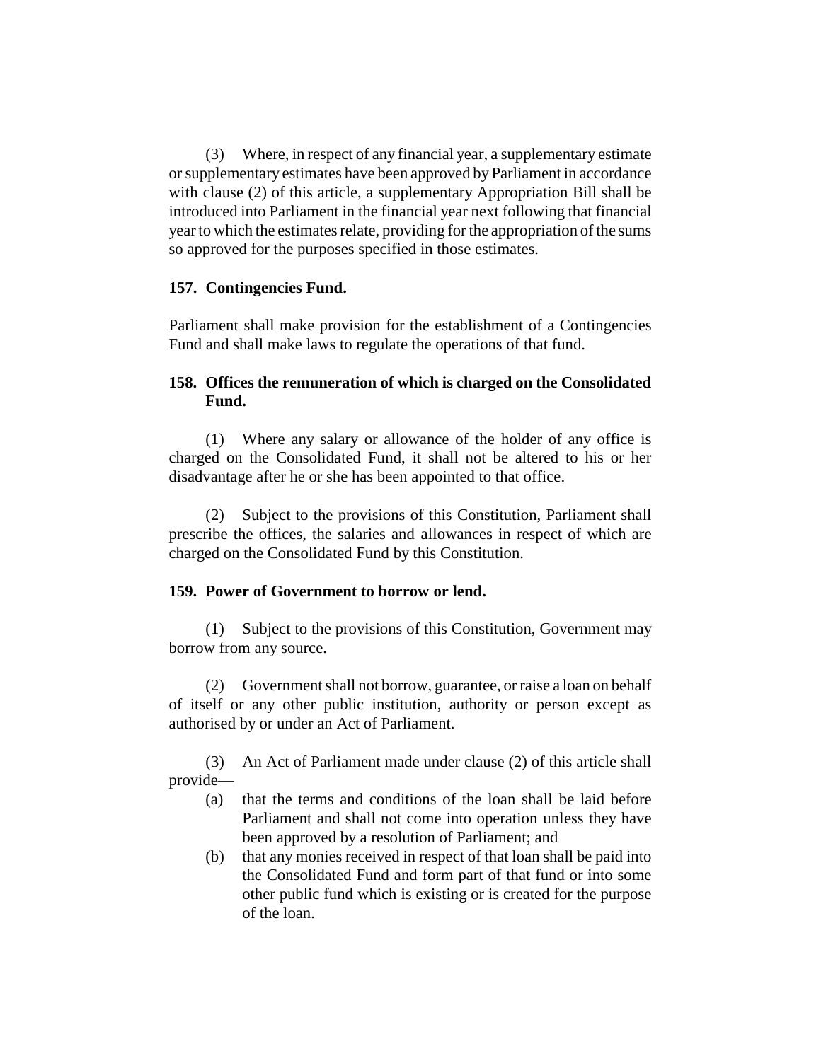(3) Where, in respect of any financial year, a supplementary estimate or supplementary estimates have been approved by Parliament in accordance with clause (2) of this article, a supplementary Appropriation Bill shall be introduced into Parliament in the financial year next following that financial year to which the estimates relate, providing for the appropriation of the sums so approved for the purposes specified in those estimates.

**157. Contingencies Fund.**

Parliament shall make provision for the establishment of a Contingencies Fund and shall make laws to regulate the operations of that fund.

**158. Offices the remuneration of which is charged on the Consolidated Fund.**

(1) Where any salary or allowance of the holder of any office is charged on the Consolidated Fund, it shall not be altered to his or her disadvantage after he or she has been appointed to that office.

(2) Subject to the provisions of this Constitution, Parliament shall prescribe the offices, the salaries and allowances in respect of which are charged on the Consolidated Fund by this Constitution.

**159. Power of Government to borrow or lend.**

(1) Subject to the provisions of this Constitution, Government may borrow from any source.

(2) Government shall not borrow, guarantee, or raise a loan on behalf of itself or any other public institution, authority or person except as authorised by or under an Act of Parliament.

(3) An Act of Parliament made under clause (2) of this article shall provide—

(a) that the terms and conditions of the loan shall be laid before Parliament and shall not come into operation unless they have been approved by a resolution of Parliament; and

(b) that any monies received in respect of that loan shall be paid into the Consolidated Fund and form part of that fund or into some other public fund which is existing or is created for the purpose of the loan.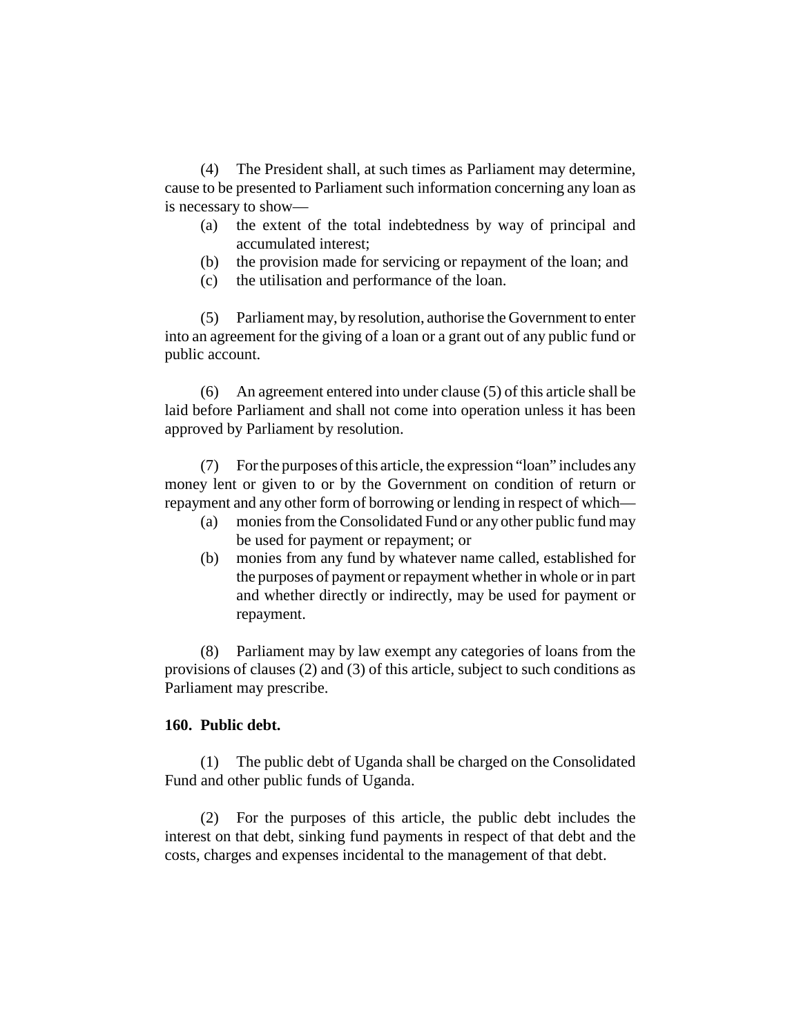(4) The President shall, at such times as Parliament may determine, cause to be presented to Parliament such information concerning any loan as is necessary to show—

- (a) the extent of the total indebtedness by way of principal and accumulated interest;
- (b) the provision made for servicing or repayment of the loan; and
- (c) the utilisation and performance of the loan.

(5) Parliament may, by resolution, authorise the Government to enter into an agreement for the giving of a loan or a grant out of any public fund or public account.

(6) An agreement entered into under clause (5) of this article shall be laid before Parliament and shall not come into operation unless it has been approved by Parliament by resolution.

(7) For the purposes of this article, the expression "loan" includes any money lent or given to or by the Government on condition of return or repayment and any other form of borrowing or lending in respect of which—

- (a) monies from the Consolidated Fund or any other public fund may be used for payment or repayment; or
- (b) monies from any fund by whatever name called, established for the purposes of payment or repayment whether in whole or in part and whether directly or indirectly, may be used for payment or repayment.

(8) Parliament may by law exempt any categories of loans from the provisions of clauses (2) and (3) of this article, subject to such conditions as Parliament may prescribe.

**160. Public debt.**

(1) The public debt of Uganda shall be charged on the Consolidated Fund and other public funds of Uganda.

(2) For the purposes of this article, the public debt includes the interest on that debt, sinking fund payments in respect of that debt and the costs, charges and expenses incidental to the management of that debt.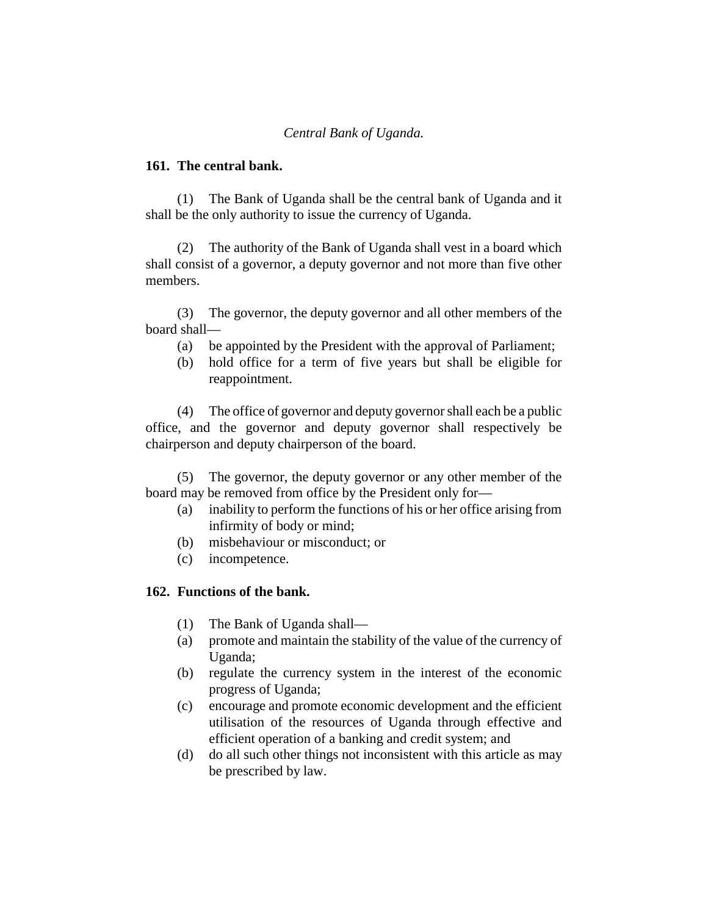*Central Bank of Uganda.*

**161. The central bank.**

(1) The Bank of Uganda shall be the central bank of Uganda and it shall be the only authority to issue the currency of Uganda.

(2) The authority of the Bank of Uganda shall vest in a board which shall consist of a governor, a deputy governor and not more than five other members.

(3) The governor, the deputy governor and all other members of the board shall—

- (a) be appointed by the President with the approval of Parliament;
- (b) hold office for a term of five years but shall be eligible for reappointment.

(4) The office of governor and deputy governor shall each be a public office, and the governor and deputy governor shall respectively be chairperson and deputy chairperson of the board.

(5) The governor, the deputy governor or any other member of the board may be removed from office by the President only for—

- (a) inability to perform the functions of his or her office arising from infirmity of body or mind;
- (b) misbehaviour or misconduct; or
- (c) incompetence.

**162. Functions of the bank.**

(1) The Bank of Uganda shall—

- (a) promote and maintain the stability of the value of the currency of Uganda;
- (b) regulate the currency system in the interest of the economic progress of Uganda;
- (c) encourage and promote economic development and the efficient utilisation of the resources of Uganda through effective and efficient operation of a banking and credit system; and
- (d) do all such other things not inconsistent with this article as may be prescribed by law.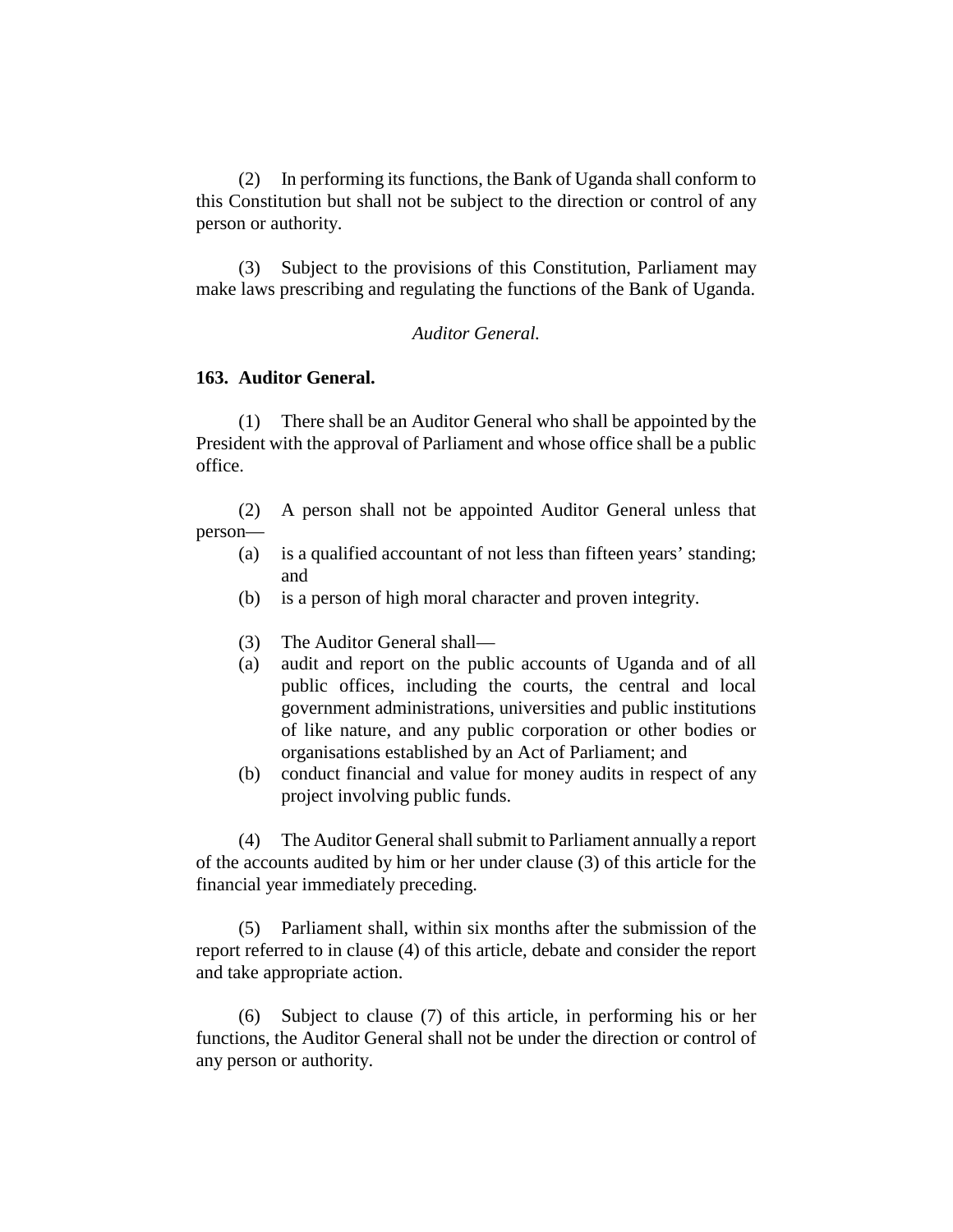(2) In performing its functions, the Bank of Uganda shall conform to this Constitution but shall not be subject to the direction or control of any person or authority.

(3) Subject to the provisions of this Constitution, Parliament may make laws prescribing and regulating the functions of the Bank of Uganda.

*Auditor General.*

**163. Auditor General.**

(1) There shall be an Auditor General who shall be appointed by the President with the approval of Parliament and whose office shall be a public office.

(2) A person shall not be appointed Auditor General unless that person—

(a) is a qualified accountant of not less than fifteen years' standing; and

(b) is a person of high moral character and proven integrity.

(3) The Auditor General shall—

(a) audit and report on the public accounts of Uganda and of all public offices, including the courts, the central and local government administrations, universities and public institutions of like nature, and any public corporation or other bodies or organisations established by an Act of Parliament; and

(b) conduct financial and value for money audits in respect of any project involving public funds.

(4) The Auditor General shall submit to Parliament annually a report of the accounts audited by him or her under clause (3) of this article for the financial year immediately preceding.

(5) Parliament shall, within six months after the submission of the report referred to in clause (4) of this article, debate and consider the report and take appropriate action.

(6) Subject to clause (7) of this article, in performing his or her functions, the Auditor General shall not be under the direction or control of any person or authority.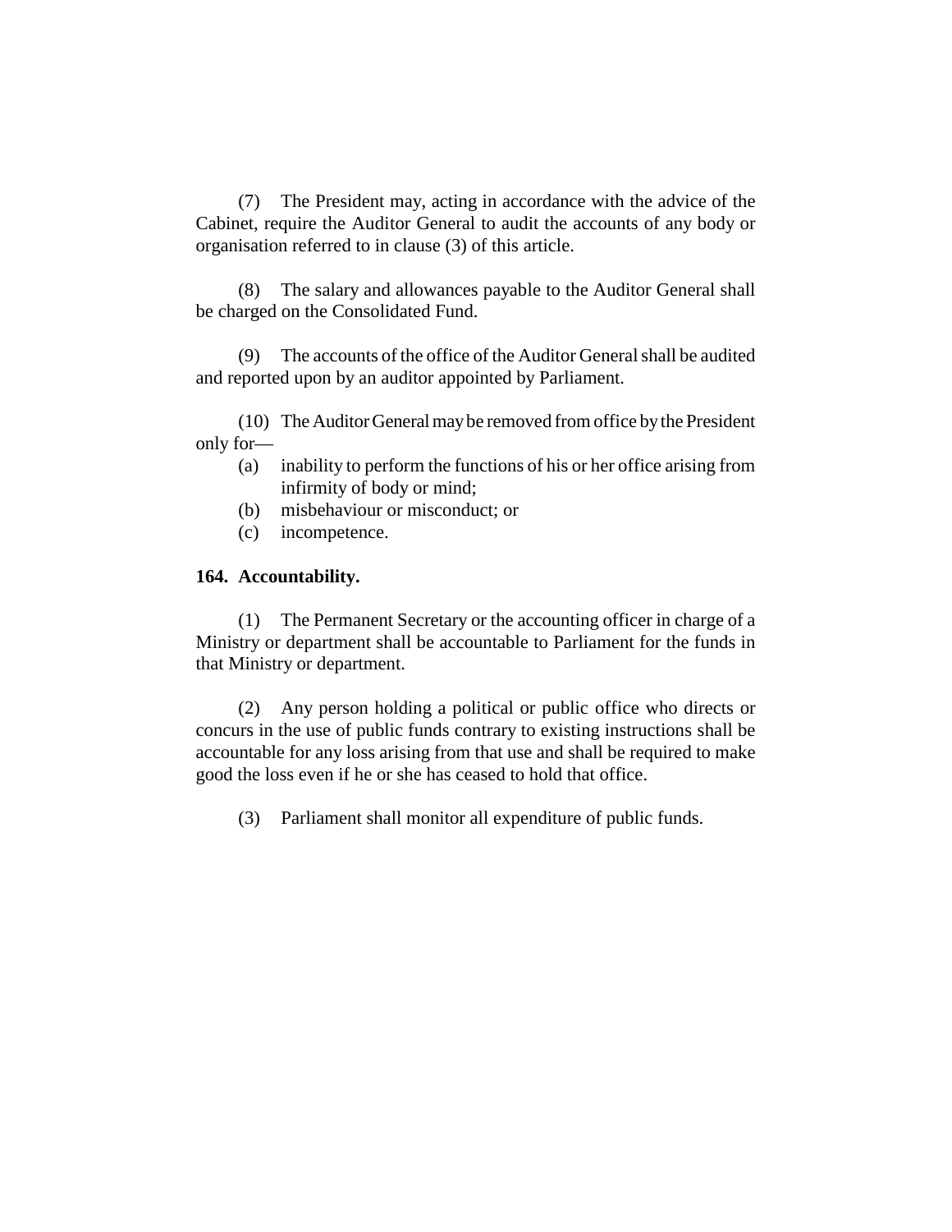(7) The President may, acting in accordance with the advice of the Cabinet, require the Auditor General to audit the accounts of any body or organisation referred to in clause (3) of this article.

(8) The salary and allowances payable to the Auditor General shall be charged on the Consolidated Fund.

(9) The accounts of the office of the Auditor General shall be audited and reported upon by an auditor appointed by Parliament.

(10) The Auditor General may be removed from office by the President only for—

(a) inability to perform the functions of his or her office arising from infirmity of body or mind;

(b) misbehaviour or misconduct; or

(c) incompetence.

**164. Accountability.**

(1) The Permanent Secretary or the accounting officer in charge of a Ministry or department shall be accountable to Parliament for the funds in that Ministry or department.

(2) Any person holding a political or public office who directs or concurs in the use of public funds contrary to existing instructions shall be accountable for any loss arising from that use and shall be required to make good the loss even if he or she has ceased to hold that office.

(3) Parliament shall monitor all expenditure of public funds.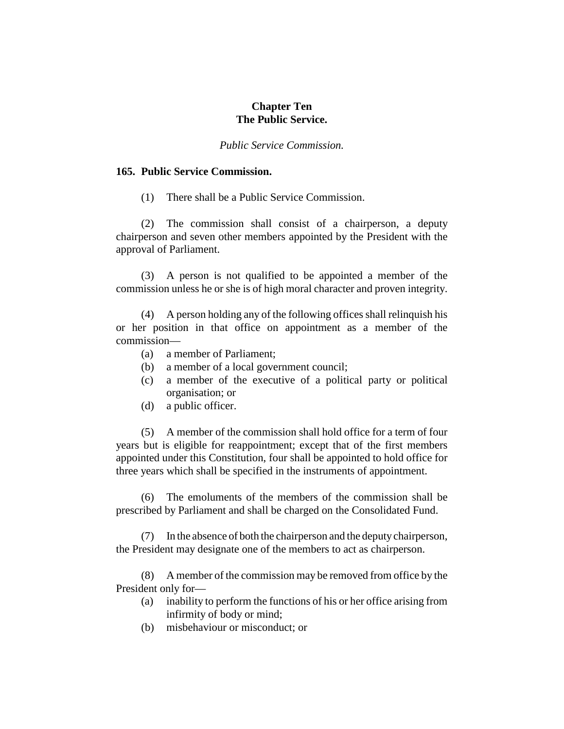# Chapter Ten
# The Public Service.

*Public Service Commission.*

### 165. Public Service Commission.

(1) There shall be a Public Service Commission.

(2) The commission shall consist of a chairperson, a deputy chairperson and seven other members appointed by the President with the approval of Parliament.

(3) A person is not qualified to be appointed a member of the commission unless he or she is of high moral character and proven integrity.

(4) A person holding any of the following offices shall relinquish his or her position in that office on appointment as a member of the commission—

- (a) a member of Parliament;
- (b) a member of a local government council;
- (c) a member of the executive of a political party or political organisation; or
- (d) a public officer.

(5) A member of the commission shall hold office for a term of four years but is eligible for reappointment; except that of the first members appointed under this Constitution, four shall be appointed to hold office for three years which shall be specified in the instruments of appointment.

(6) The emoluments of the members of the commission shall be prescribed by Parliament and shall be charged on the Consolidated Fund.

(7) In the absence of both the chairperson and the deputy chairperson, the President may designate one of the members to act as chairperson.

(8) A member of the commission may be removed from office by the President only for—

- (a) inability to perform the functions of his or her office arising from infirmity of body or mind;
- (b) misbehaviour or misconduct; or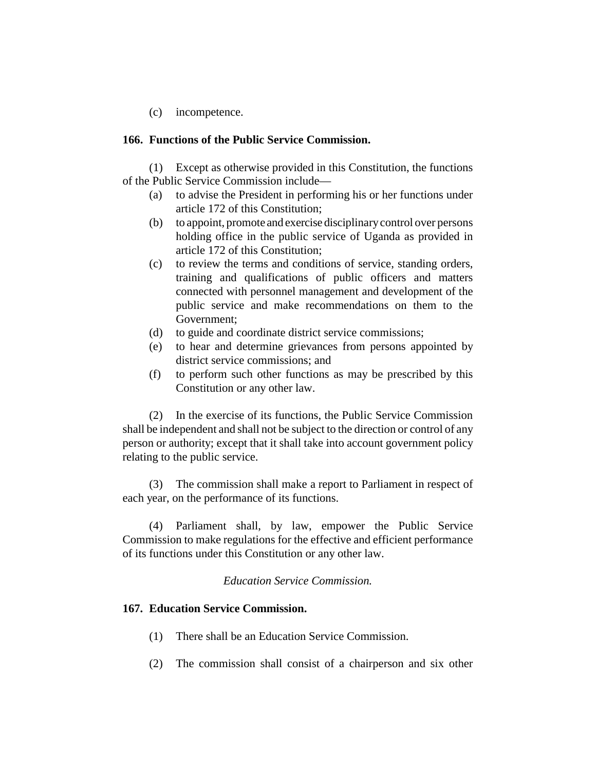(c) incompetence.

**166. Functions of the Public Service Commission.**

(1) Except as otherwise provided in this Constitution, the functions of the Public Service Commission include—

(a) to advise the President in performing his or her functions under article 172 of this Constitution;

(b) to appoint, promote and exercise disciplinary control over persons holding office in the public service of Uganda as provided in article 172 of this Constitution;

(c) to review the terms and conditions of service, standing orders, training and qualifications of public officers and matters connected with personnel management and development of the public service and make recommendations on them to the Government;

(d) to guide and coordinate district service commissions;

(e) to hear and determine grievances from persons appointed by district service commissions; and

(f) to perform such other functions as may be prescribed by this Constitution or any other law.

(2) In the exercise of its functions, the Public Service Commission shall be independent and shall not be subject to the direction or control of any person or authority; except that it shall take into account government policy relating to the public service.

(3) The commission shall make a report to Parliament in respect of each year, on the performance of its functions.

(4) Parliament shall, by law, empower the Public Service Commission to make regulations for the effective and efficient performance of its functions under this Constitution or any other law.

*Education Service Commission.*

**167. Education Service Commission.**

(1) There shall be an Education Service Commission.

(2) The commission shall consist of a chairperson and six other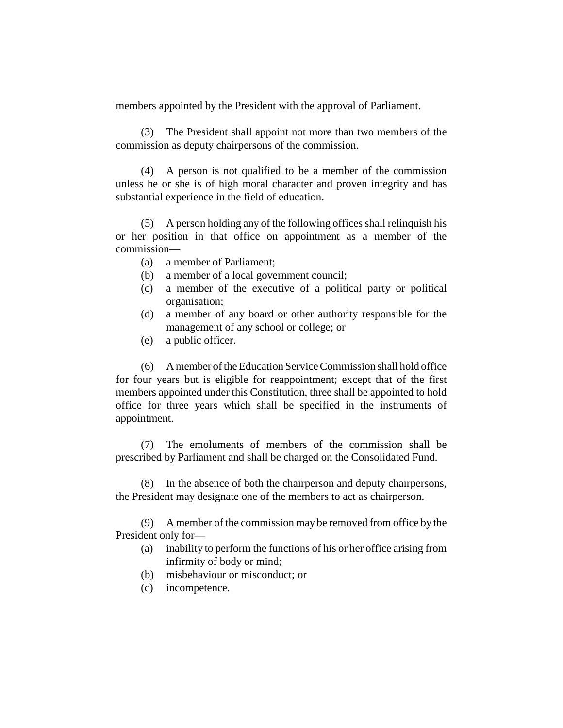members appointed by the President with the approval of Parliament.

(3) The President shall appoint not more than two members of the commission as deputy chairpersons of the commission.

(4) A person is not qualified to be a member of the commission unless he or she is of high moral character and proven integrity and has substantial experience in the field of education.

(5) A person holding any of the following offices shall relinquish his or her position in that office on appointment as a member of the commission—

- (a) a member of Parliament;
- (b) a member of a local government council;
- (c) a member of the executive of a political party or political organisation;
- (d) a member of any board or other authority responsible for the management of any school or college; or
- (e) a public officer.

(6) A member of the Education Service Commission shall hold office for four years but is eligible for reappointment; except that of the first members appointed under this Constitution, three shall be appointed to hold office for three years which shall be specified in the instruments of appointment.

(7) The emoluments of members of the commission shall be prescribed by Parliament and shall be charged on the Consolidated Fund.

(8) In the absence of both the chairperson and deputy chairpersons, the President may designate one of the members to act as chairperson.

(9) A member of the commission may be removed from office by the President only for—

- (a) inability to perform the functions of his or her office arising from infirmity of body or mind;
- (b) misbehaviour or misconduct; or
- (c) incompetence.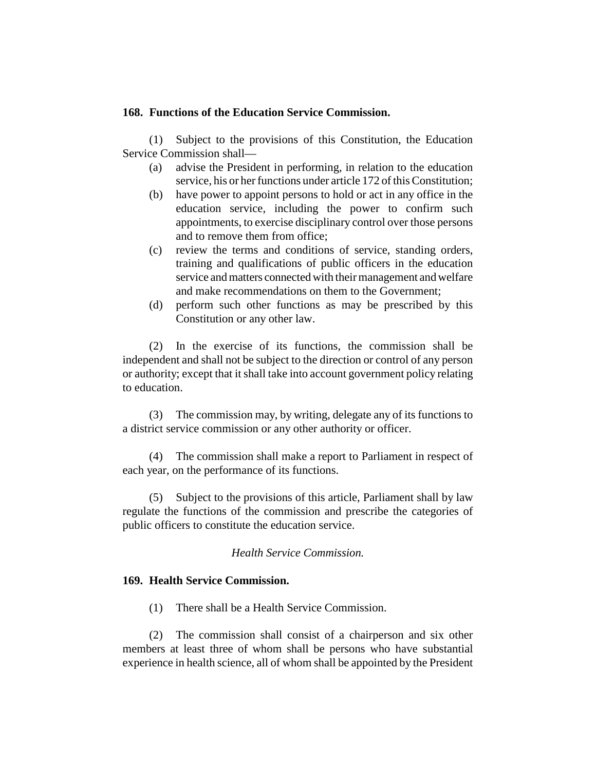**168. Functions of the Education Service Commission.**

(1) Subject to the provisions of this Constitution, the Education Service Commission shall—

(a) advise the President in performing, in relation to the education service, his or her functions under article 172 of this Constitution;

(b) have power to appoint persons to hold or act in any office in the education service, including the power to confirm such appointments, to exercise disciplinary control over those persons and to remove them from office;

(c) review the terms and conditions of service, standing orders, training and qualifications of public officers in the education service and matters connected with their management and welfare and make recommendations on them to the Government;

(d) perform such other functions as may be prescribed by this Constitution or any other law.

(2) In the exercise of its functions, the commission shall be independent and shall not be subject to the direction or control of any person or authority; except that it shall take into account government policy relating to education.

(3) The commission may, by writing, delegate any of its functions to a district service commission or any other authority or officer.

(4) The commission shall make a report to Parliament in respect of each year, on the performance of its functions.

(5) Subject to the provisions of this article, Parliament shall by law regulate the functions of the commission and prescribe the categories of public officers to constitute the education service.

*Health Service Commission.*

**169. Health Service Commission.**

(1) There shall be a Health Service Commission.

(2) The commission shall consist of a chairperson and six other members at least three of whom shall be persons who have substantial experience in health science, all of whom shall be appointed by the President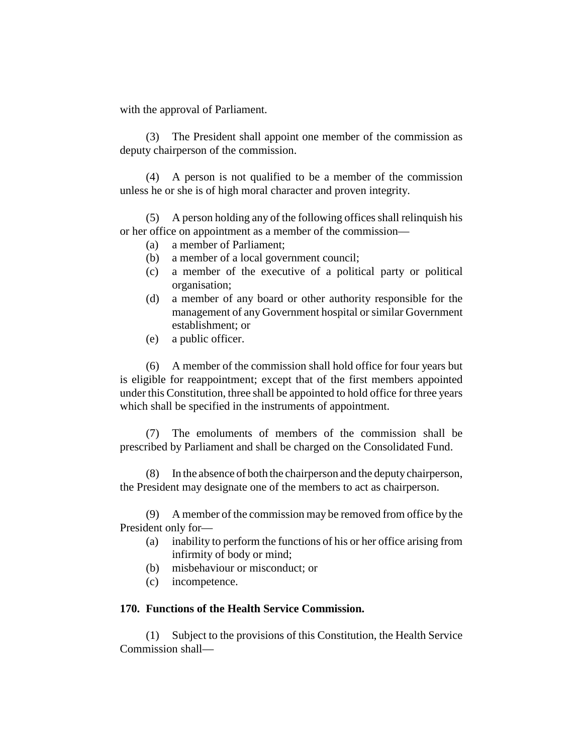with the approval of Parliament.

(3) The President shall appoint one member of the commission as deputy chairperson of the commission.

(4) A person is not qualified to be a member of the commission unless he or she is of high moral character and proven integrity.

(5) A person holding any of the following offices shall relinquish his or her office on appointment as a member of the commission—

- (a) a member of Parliament;
- (b) a member of a local government council;
- (c) a member of the executive of a political party or political organisation;
- (d) a member of any board or other authority responsible for the management of any Government hospital or similar Government establishment; or
- (e) a public officer.

(6) A member of the commission shall hold office for four years but is eligible for reappointment; except that of the first members appointed under this Constitution, three shall be appointed to hold office for three years which shall be specified in the instruments of appointment.

(7) The emoluments of members of the commission shall be prescribed by Parliament and shall be charged on the Consolidated Fund.

(8) In the absence of both the chairperson and the deputy chairperson, the President may designate one of the members to act as chairperson.

(9) A member of the commission may be removed from office by the President only for—

- (a) inability to perform the functions of his or her office arising from infirmity of body or mind;
- (b) misbehaviour or misconduct; or
- (c) incompetence.

**170. Functions of the Health Service Commission.**

(1) Subject to the provisions of this Constitution, the Health Service Commission shall—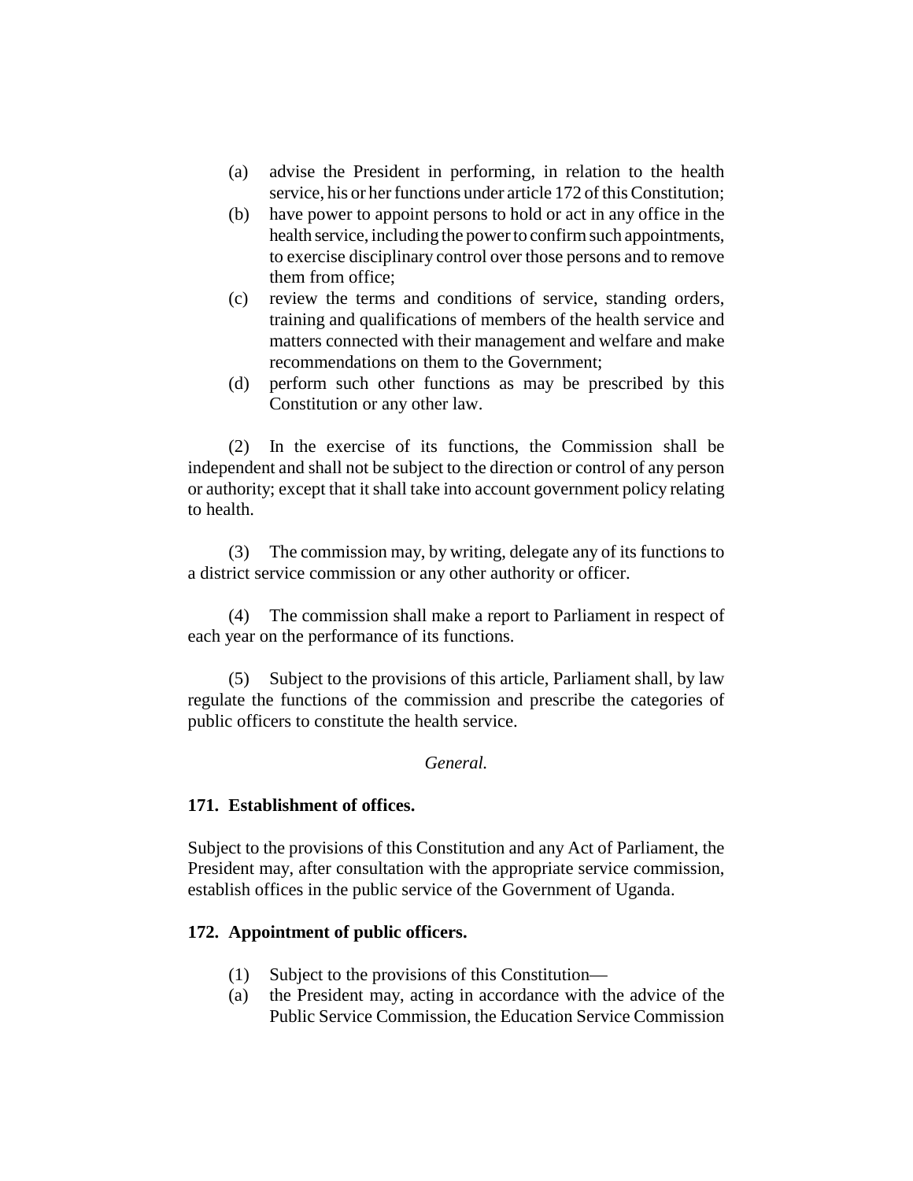(a) advise the President in performing, in relation to the health service, his or her functions under article 172 of this Constitution;

(b) have power to appoint persons to hold or act in any office in the health service, including the power to confirm such appointments, to exercise disciplinary control over those persons and to remove them from office;

(c) review the terms and conditions of service, standing orders, training and qualifications of members of the health service and matters connected with their management and welfare and make recommendations on them to the Government;

(d) perform such other functions as may be prescribed by this Constitution or any other law.

(2) In the exercise of its functions, the Commission shall be independent and shall not be subject to the direction or control of any person or authority; except that it shall take into account government policy relating to health.

(3) The commission may, by writing, delegate any of its functions to a district service commission or any other authority or officer.

(4) The commission shall make a report to Parliament in respect of each year on the performance of its functions.

(5) Subject to the provisions of this article, Parliament shall, by law regulate the functions of the commission and prescribe the categories of public officers to constitute the health service.

*General.*

### 171. Establishment of offices.

Subject to the provisions of this Constitution and any Act of Parliament, the President may, after consultation with the appropriate service commission, establish offices in the public service of the Government of Uganda.

### 172. Appointment of public officers.

(1) Subject to the provisions of this Constitution—

(a) the President may, acting in accordance with the advice of the Public Service Commission, the Education Service Commission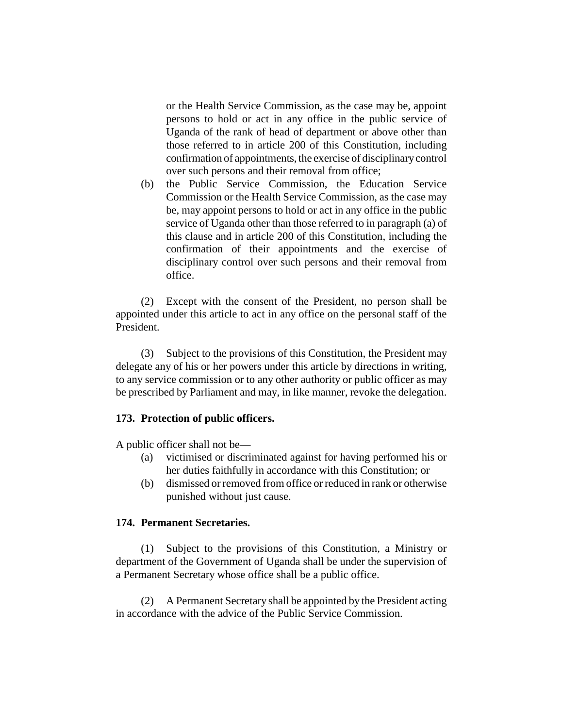or the Health Service Commission, as the case may be, appoint persons to hold or act in any office in the public service of Uganda of the rank of head of department or above other than those referred to in article 200 of this Constitution, including confirmation of appointments, the exercise of disciplinary control over such persons and their removal from office;

(b) the Public Service Commission, the Education Service Commission or the Health Service Commission, as the case may be, may appoint persons to hold or act in any office in the public service of Uganda other than those referred to in paragraph (a) of this clause and in article 200 of this Constitution, including the confirmation of their appointments and the exercise of disciplinary control over such persons and their removal from office.

(2) Except with the consent of the President, no person shall be appointed under this article to act in any office on the personal staff of the President.

(3) Subject to the provisions of this Constitution, the President may delegate any of his or her powers under this article by directions in writing, to any service commission or to any other authority or public officer as may be prescribed by Parliament and may, in like manner, revoke the delegation.

**173. Protection of public officers.**

A public officer shall not be—

(a) victimised or discriminated against for having performed his or her duties faithfully in accordance with this Constitution; or

(b) dismissed or removed from office or reduced in rank or otherwise punished without just cause.

**174. Permanent Secretaries.**

(1) Subject to the provisions of this Constitution, a Ministry or department of the Government of Uganda shall be under the supervision of a Permanent Secretary whose office shall be a public office.

(2) A Permanent Secretary shall be appointed by the President acting in accordance with the advice of the Public Service Commission.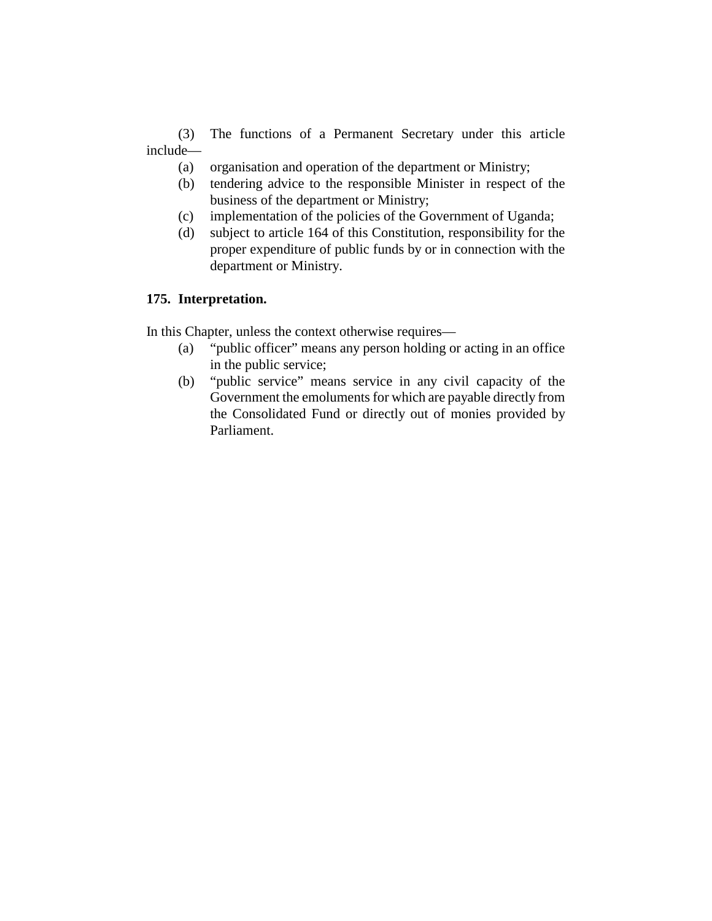(3) The functions of a Permanent Secretary under this article include—

- (a) organisation and operation of the department or Ministry;
- (b) tendering advice to the responsible Minister in respect of the business of the department or Ministry;
- (c) implementation of the policies of the Government of Uganda;
- (d) subject to article 164 of this Constitution, responsibility for the proper expenditure of public funds by or in connection with the department or Ministry.

**175. Interpretation.**

In this Chapter, unless the context otherwise requires—

- (a) "public officer" means any person holding or acting in an office in the public service;
- (b) "public service" means service in any civil capacity of the Government the emoluments for which are payable directly from the Consolidated Fund or directly out of monies provided by Parliament.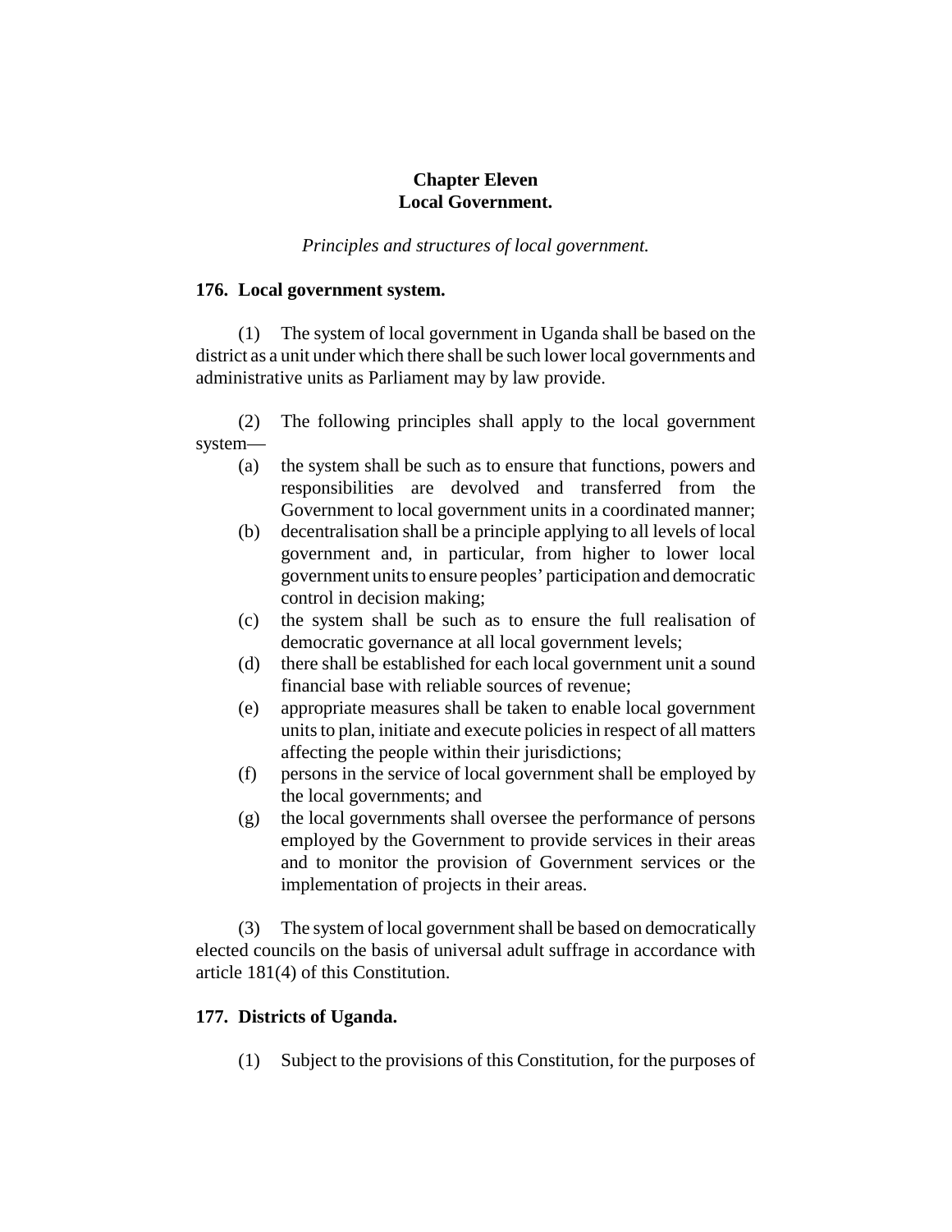# Chapter Eleven
# Local Government.

*Principles and structures of local government.*

### 176. Local government system.

(1) The system of local government in Uganda shall be based on the district as a unit under which there shall be such lower local governments and administrative units as Parliament may by law provide.

(2) The following principles shall apply to the local government system—

- (a) the system shall be such as to ensure that functions, powers and responsibilities are devolved and transferred from the Government to local government units in a coordinated manner;
- (b) decentralisation shall be a principle applying to all levels of local government and, in particular, from higher to lower local government units to ensure peoples' participation and democratic control in decision making;
- (c) the system shall be such as to ensure the full realisation of democratic governance at all local government levels;
- (d) there shall be established for each local government unit a sound financial base with reliable sources of revenue;
- (e) appropriate measures shall be taken to enable local government units to plan, initiate and execute policies in respect of all matters affecting the people within their jurisdictions;
- (f) persons in the service of local government shall be employed by the local governments; and
- (g) the local governments shall oversee the performance of persons employed by the Government to provide services in their areas and to monitor the provision of Government services or the implementation of projects in their areas.

(3) The system of local government shall be based on democratically elected councils on the basis of universal adult suffrage in accordance with article 181(4) of this Constitution.

### 177. Districts of Uganda.

(1) Subject to the provisions of this Constitution, for the purposes of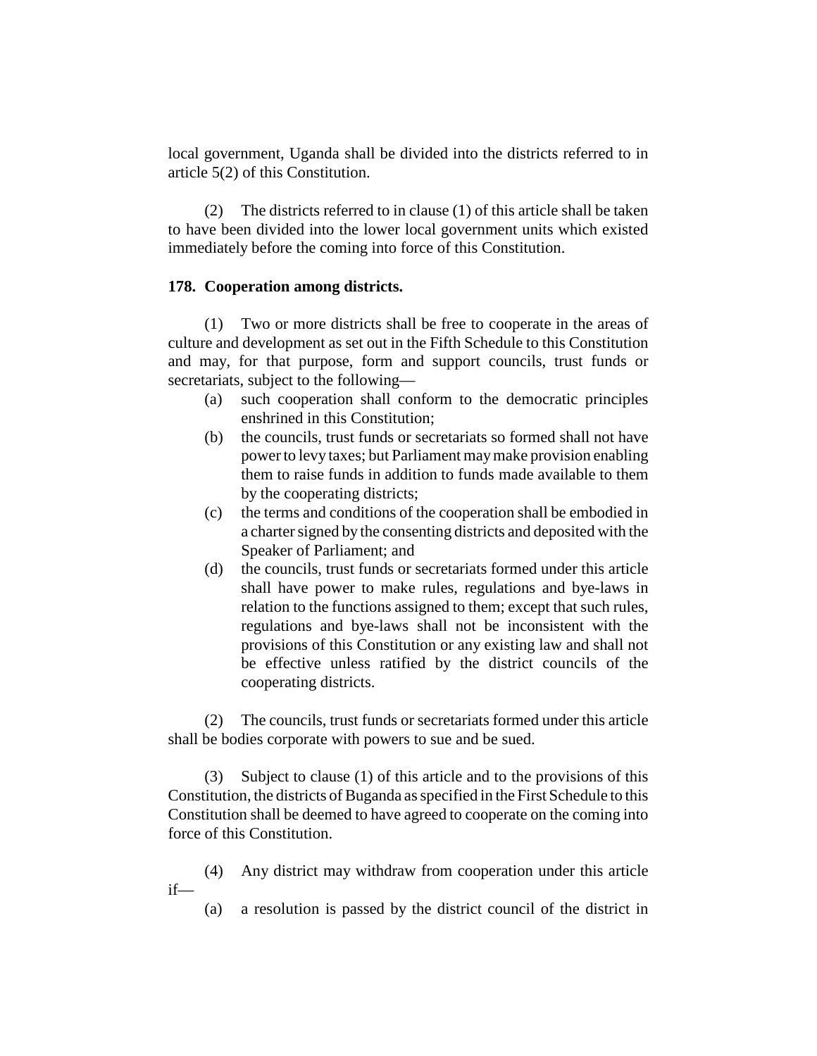local government, Uganda shall be divided into the districts referred to in article 5(2) of this Constitution.

(2) The districts referred to in clause (1) of this article shall be taken to have been divided into the lower local government units which existed immediately before the coming into force of this Constitution.

**178. Cooperation among districts.**

(1) Two or more districts shall be free to cooperate in the areas of culture and development as set out in the Fifth Schedule to this Constitution and may, for that purpose, form and support councils, trust funds or secretariats, subject to the following—

(a) such cooperation shall conform to the democratic principles enshrined in this Constitution;

(b) the councils, trust funds or secretariats so formed shall not have power to levy taxes; but Parliament may make provision enabling them to raise funds in addition to funds made available to them by the cooperating districts;

(c) the terms and conditions of the cooperation shall be embodied in a charter signed by the consenting districts and deposited with the Speaker of Parliament; and

(d) the councils, trust funds or secretariats formed under this article shall have power to make rules, regulations and bye-laws in relation to the functions assigned to them; except that such rules, regulations and bye-laws shall not be inconsistent with the provisions of this Constitution or any existing law and shall not be effective unless ratified by the district councils of the cooperating districts.

(2) The councils, trust funds or secretariats formed under this article shall be bodies corporate with powers to sue and be sued.

(3) Subject to clause (1) of this article and to the provisions of this Constitution, the districts of Buganda as specified in the First Schedule to this Constitution shall be deemed to have agreed to cooperate on the coming into force of this Constitution.

(4) Any district may withdraw from cooperation under this article if—

(a) a resolution is passed by the district council of the district in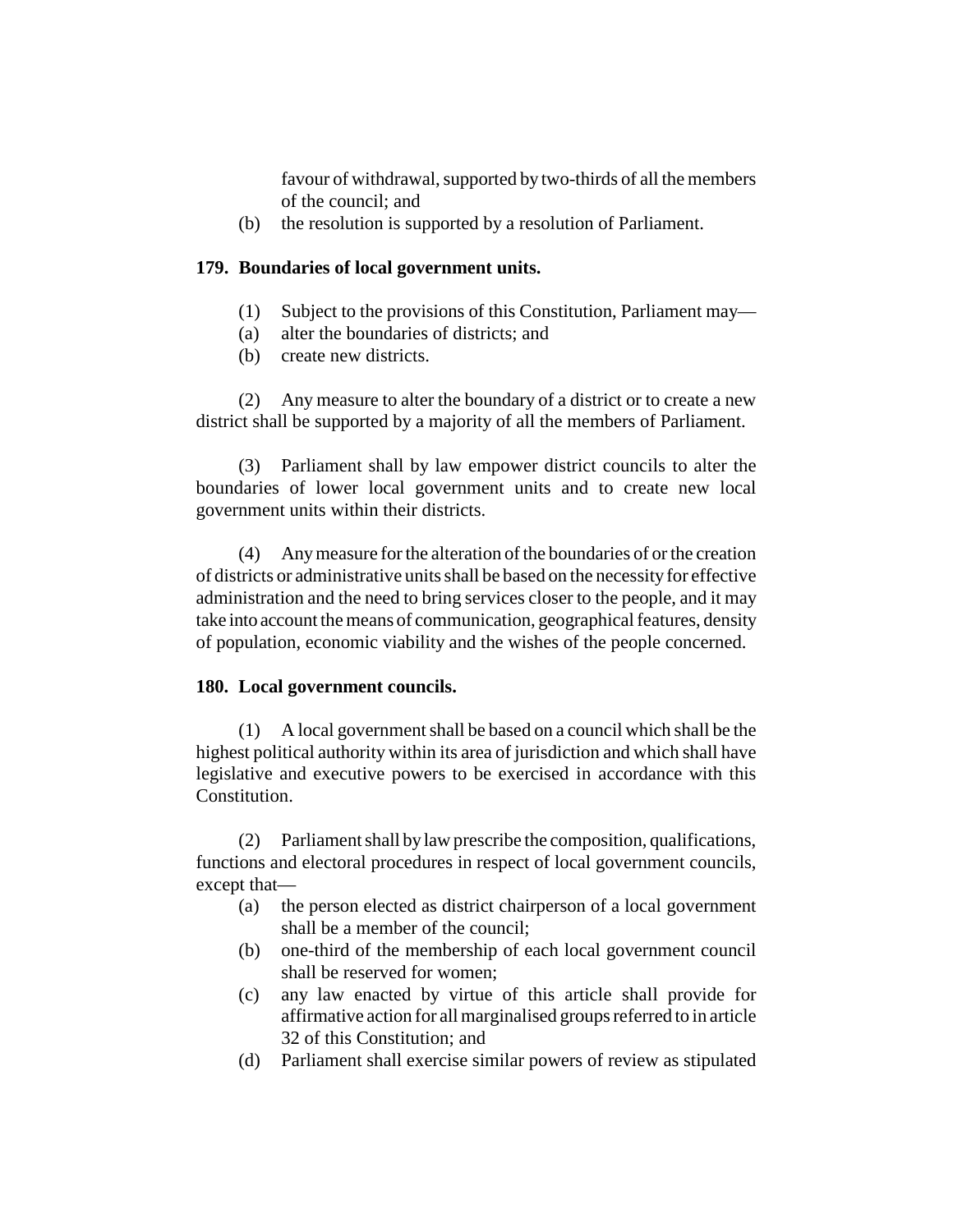favour of withdrawal, supported by two-thirds of all the members of the council; and

(b) the resolution is supported by a resolution of Parliament.

### 179. Boundaries of local government units.

(1) Subject to the provisions of this Constitution, Parliament may—

(a) alter the boundaries of districts; and

(b) create new districts.

(2) Any measure to alter the boundary of a district or to create a new district shall be supported by a majority of all the members of Parliament.

(3) Parliament shall by law empower district councils to alter the boundaries of lower local government units and to create new local government units within their districts.

(4) Any measure for the alteration of the boundaries of or the creation of districts or administrative units shall be based on the necessity for effective administration and the need to bring services closer to the people, and it may take into account the means of communication, geographical features, density of population, economic viability and the wishes of the people concerned.

### 180. Local government councils.

(1) A local government shall be based on a council which shall be the highest political authority within its area of jurisdiction and which shall have legislative and executive powers to be exercised in accordance with this Constitution.

(2) Parliament shall by law prescribe the composition, qualifications, functions and electoral procedures in respect of local government councils, except that—

(a) the person elected as district chairperson of a local government shall be a member of the council;

(b) one-third of the membership of each local government council shall be reserved for women;

(c) any law enacted by virtue of this article shall provide for affirmative action for all marginalised groups referred to in article 32 of this Constitution; and

(d) Parliament shall exercise similar powers of review as stipulated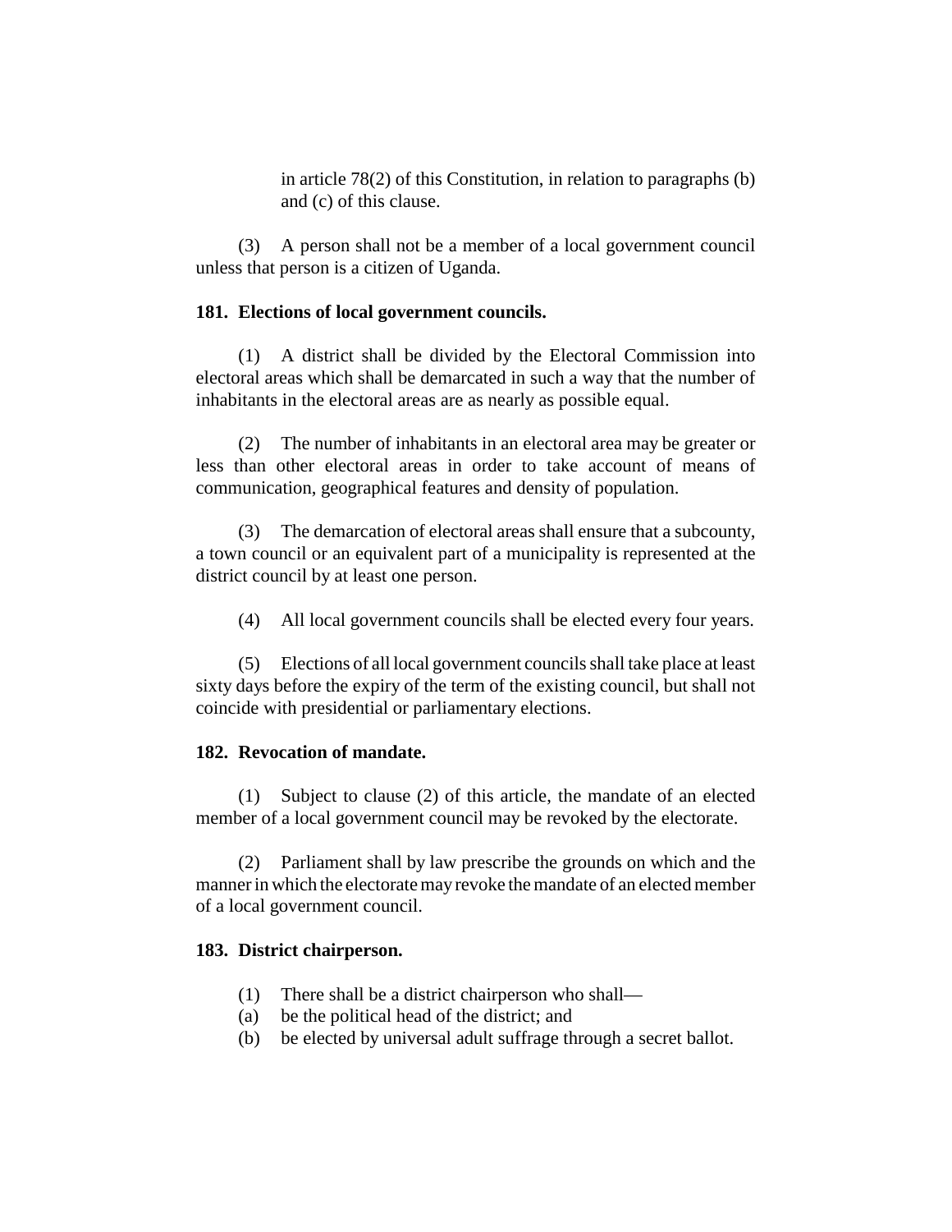in article 78(2) of this Constitution, in relation to paragraphs (b) and (c) of this clause.

(3) A person shall not be a member of a local government council unless that person is a citizen of Uganda.

**181. Elections of local government councils.**

(1) A district shall be divided by the Electoral Commission into electoral areas which shall be demarcated in such a way that the number of inhabitants in the electoral areas are as nearly as possible equal.

(2) The number of inhabitants in an electoral area may be greater or less than other electoral areas in order to take account of means of communication, geographical features and density of population.

(3) The demarcation of electoral areas shall ensure that a subcounty, a town council or an equivalent part of a municipality is represented at the district council by at least one person.

(4) All local government councils shall be elected every four years.

(5) Elections of all local government councils shall take place at least sixty days before the expiry of the term of the existing council, but shall not coincide with presidential or parliamentary elections.

**182. Revocation of mandate.**

(1) Subject to clause (2) of this article, the mandate of an elected member of a local government council may be revoked by the electorate.

(2) Parliament shall by law prescribe the grounds on which and the manner in which the electorate may revoke the mandate of an elected member of a local government council.

**183. District chairperson.**

(1) There shall be a district chairperson who shall—

(a) be the political head of the district; and

(b) be elected by universal adult suffrage through a secret ballot.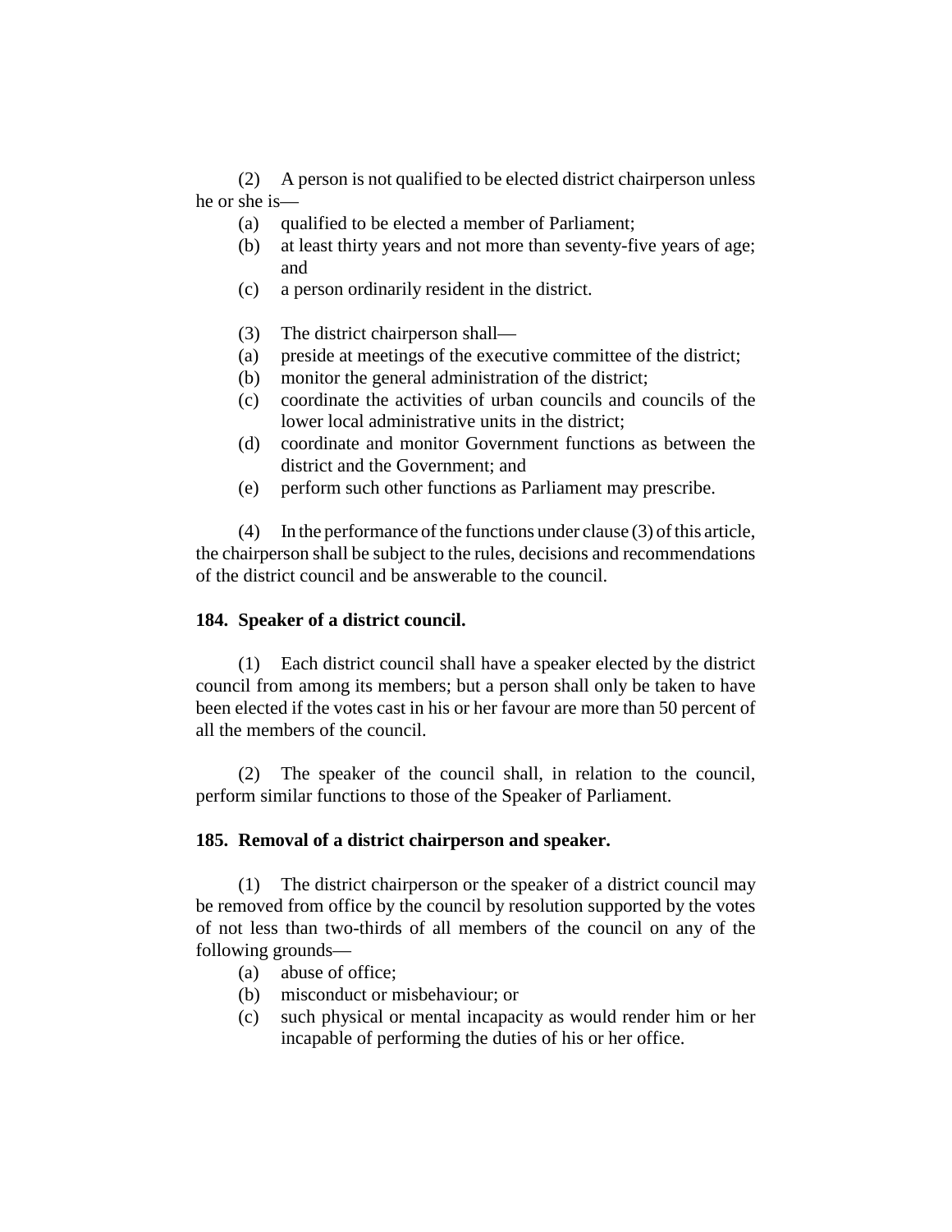(2) A person is not qualified to be elected district chairperson unless he or she is—

- (a) qualified to be elected a member of Parliament;
- (b) at least thirty years and not more than seventy-five years of age; and
- (c) a person ordinarily resident in the district.

(3) The district chairperson shall—

- (a) preside at meetings of the executive committee of the district;
- (b) monitor the general administration of the district;
- (c) coordinate the activities of urban councils and councils of the lower local administrative units in the district;
- (d) coordinate and monitor Government functions as between the district and the Government; and
- (e) perform such other functions as Parliament may prescribe.

(4) In the performance of the functions under clause (3) of this article, the chairperson shall be subject to the rules, decisions and recommendations of the district council and be answerable to the council.

**184. Speaker of a district council.**

(1) Each district council shall have a speaker elected by the district council from among its members; but a person shall only be taken to have been elected if the votes cast in his or her favour are more than 50 percent of all the members of the council.

(2) The speaker of the council shall, in relation to the council, perform similar functions to those of the Speaker of Parliament.

**185. Removal of a district chairperson and speaker.**

(1) The district chairperson or the speaker of a district council may be removed from office by the council by resolution supported by the votes of not less than two-thirds of all members of the council on any of the following grounds—

- (a) abuse of office;
- (b) misconduct or misbehaviour; or
- (c) such physical or mental incapacity as would render him or her incapable of performing the duties of his or her office.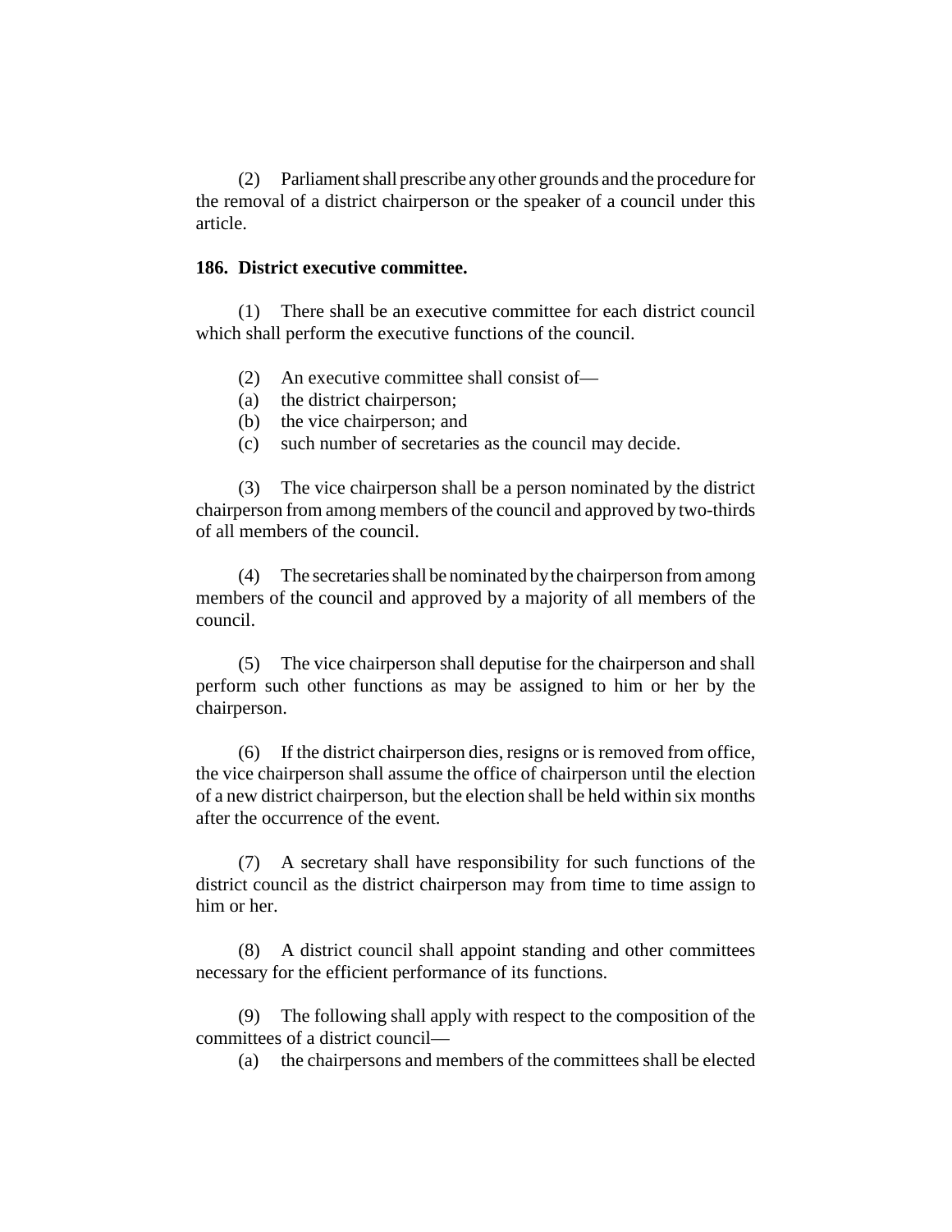(2) Parliament shall prescribe any other grounds and the procedure for the removal of a district chairperson or the speaker of a council under this article.

**186. District executive committee.**

(1) There shall be an executive committee for each district council which shall perform the executive functions of the council.

(2) An executive committee shall consist of—

(a) the district chairperson;

(b) the vice chairperson; and

(c) such number of secretaries as the council may decide.

(3) The vice chairperson shall be a person nominated by the district chairperson from among members of the council and approved by two-thirds of all members of the council.

(4) The secretaries shall be nominated by the chairperson from among members of the council and approved by a majority of all members of the council.

(5) The vice chairperson shall deputise for the chairperson and shall perform such other functions as may be assigned to him or her by the chairperson.

(6) If the district chairperson dies, resigns or is removed from office, the vice chairperson shall assume the office of chairperson until the election of a new district chairperson, but the election shall be held within six months after the occurrence of the event.

(7) A secretary shall have responsibility for such functions of the district council as the district chairperson may from time to time assign to him or her.

(8) A district council shall appoint standing and other committees necessary for the efficient performance of its functions.

(9) The following shall apply with respect to the composition of the committees of a district council—

(a) the chairpersons and members of the committees shall be elected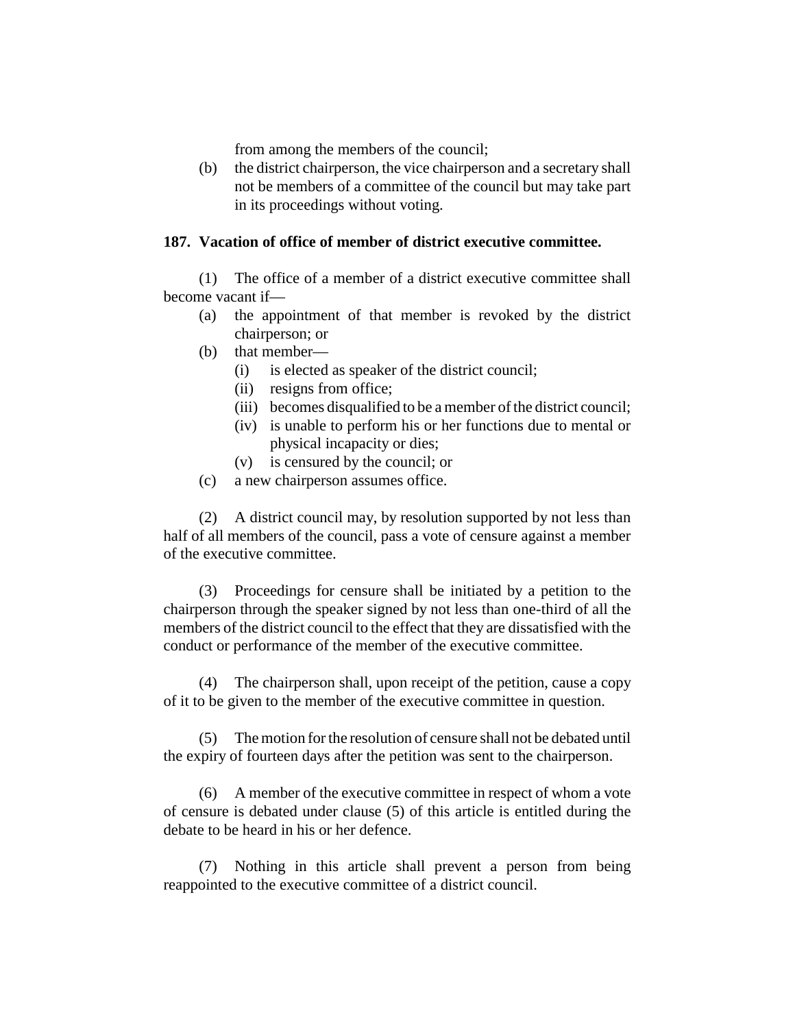from among the members of the council;

(b) the district chairperson, the vice chairperson and a secretary shall not be members of a committee of the council but may take part in its proceedings without voting.

**187. Vacation of office of member of district executive committee.**

(1) The office of a member of a district executive committee shall become vacant if—

(a) the appointment of that member is revoked by the district chairperson; or

(b) that member—

(i) is elected as speaker of the district council;

(ii) resigns from office;

(iii) becomes disqualified to be a member of the district council;

(iv) is unable to perform his or her functions due to mental or physical incapacity or dies;

(v) is censured by the council; or

(c) a new chairperson assumes office.

(2) A district council may, by resolution supported by not less than half of all members of the council, pass a vote of censure against a member of the executive committee.

(3) Proceedings for censure shall be initiated by a petition to the chairperson through the speaker signed by not less than one-third of all the members of the district council to the effect that they are dissatisfied with the conduct or performance of the member of the executive committee.

(4) The chairperson shall, upon receipt of the petition, cause a copy of it to be given to the member of the executive committee in question.

(5) The motion for the resolution of censure shall not be debated until the expiry of fourteen days after the petition was sent to the chairperson.

(6) A member of the executive committee in respect of whom a vote of censure is debated under clause (5) of this article is entitled during the debate to be heard in his or her defence.

(7) Nothing in this article shall prevent a person from being reappointed to the executive committee of a district council.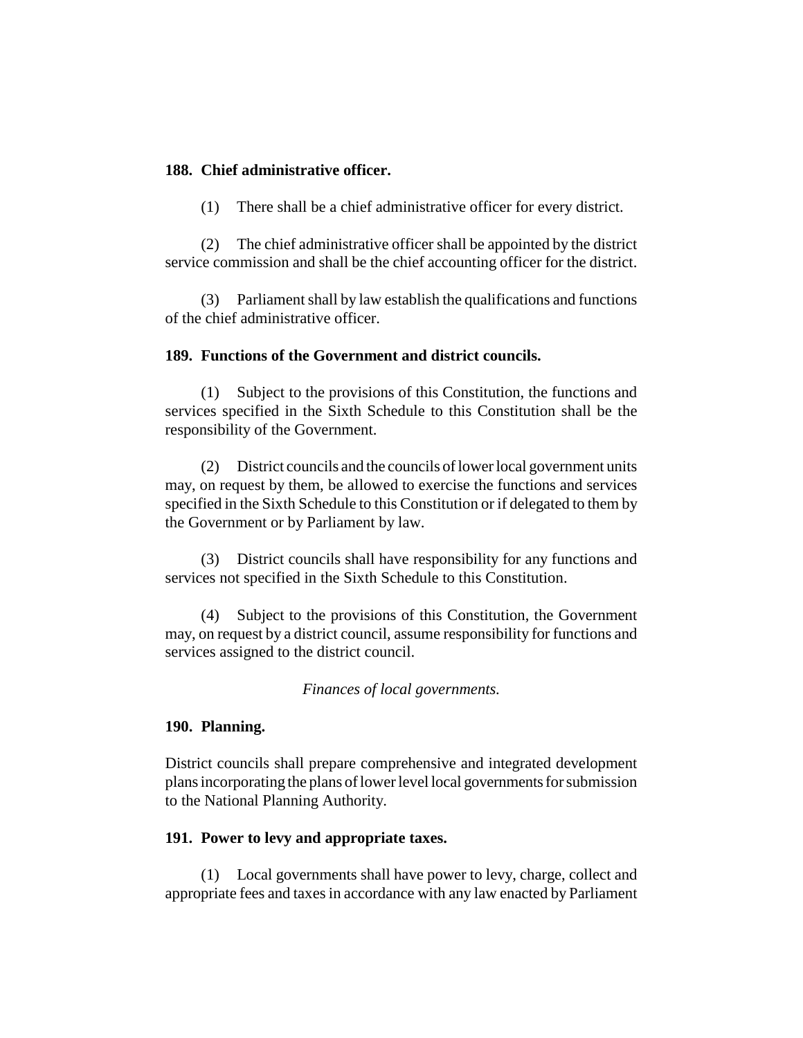**188. Chief administrative officer.**

(1) There shall be a chief administrative officer for every district.

(2) The chief administrative officer shall be appointed by the district service commission and shall be the chief accounting officer for the district.

(3) Parliament shall by law establish the qualifications and functions of the chief administrative officer.

**189. Functions of the Government and district councils.**

(1) Subject to the provisions of this Constitution, the functions and services specified in the Sixth Schedule to this Constitution shall be the responsibility of the Government.

(2) District councils and the councils of lower local government units may, on request by them, be allowed to exercise the functions and services specified in the Sixth Schedule to this Constitution or if delegated to them by the Government or by Parliament by law.

(3) District councils shall have responsibility for any functions and services not specified in the Sixth Schedule to this Constitution.

(4) Subject to the provisions of this Constitution, the Government may, on request by a district council, assume responsibility for functions and services assigned to the district council.

*Finances of local governments.*

**190. Planning.**

District councils shall prepare comprehensive and integrated development plans incorporating the plans of lower level local governments for submission to the National Planning Authority.

**191. Power to levy and appropriate taxes.**

(1) Local governments shall have power to levy, charge, collect and appropriate fees and taxes in accordance with any law enacted by Parliament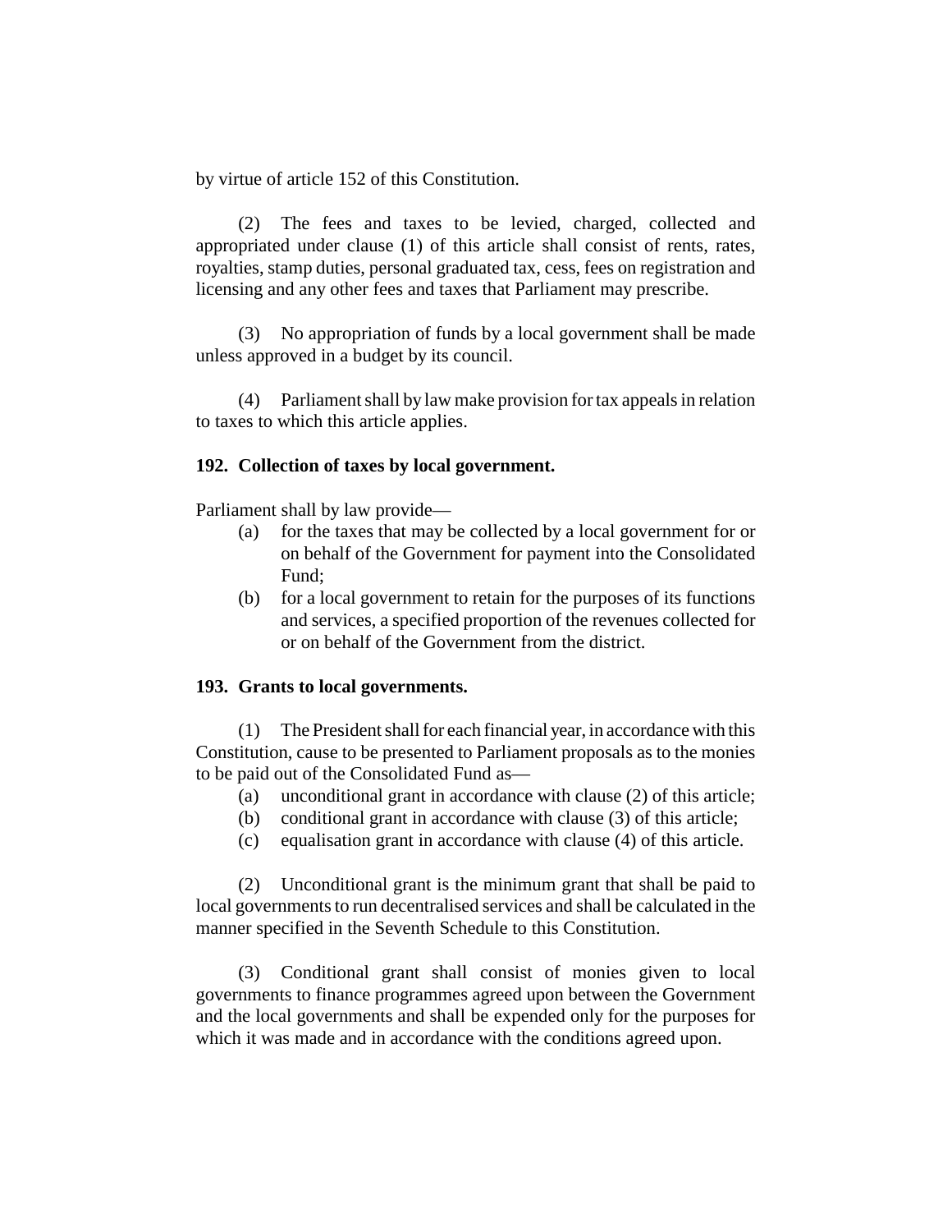by virtue of article 152 of this Constitution.

(2) The fees and taxes to be levied, charged, collected and appropriated under clause (1) of this article shall consist of rents, rates, royalties, stamp duties, personal graduated tax, cess, fees on registration and licensing and any other fees and taxes that Parliament may prescribe.

(3) No appropriation of funds by a local government shall be made unless approved in a budget by its council.

(4) Parliament shall by law make provision for tax appeals in relation to taxes to which this article applies.

**192. Collection of taxes by local government.**

Parliament shall by law provide—

(a) for the taxes that may be collected by a local government for or on behalf of the Government for payment into the Consolidated Fund;

(b) for a local government to retain for the purposes of its functions and services, a specified proportion of the revenues collected for or on behalf of the Government from the district.

**193. Grants to local governments.**

(1) The President shall for each financial year, in accordance with this Constitution, cause to be presented to Parliament proposals as to the monies to be paid out of the Consolidated Fund as—

(a) unconditional grant in accordance with clause (2) of this article;

(b) conditional grant in accordance with clause (3) of this article;

(c) equalisation grant in accordance with clause (4) of this article.

(2) Unconditional grant is the minimum grant that shall be paid to local governments to run decentralised services and shall be calculated in the manner specified in the Seventh Schedule to this Constitution.

(3) Conditional grant shall consist of monies given to local governments to finance programmes agreed upon between the Government and the local governments and shall be expended only for the purposes for which it was made and in accordance with the conditions agreed upon.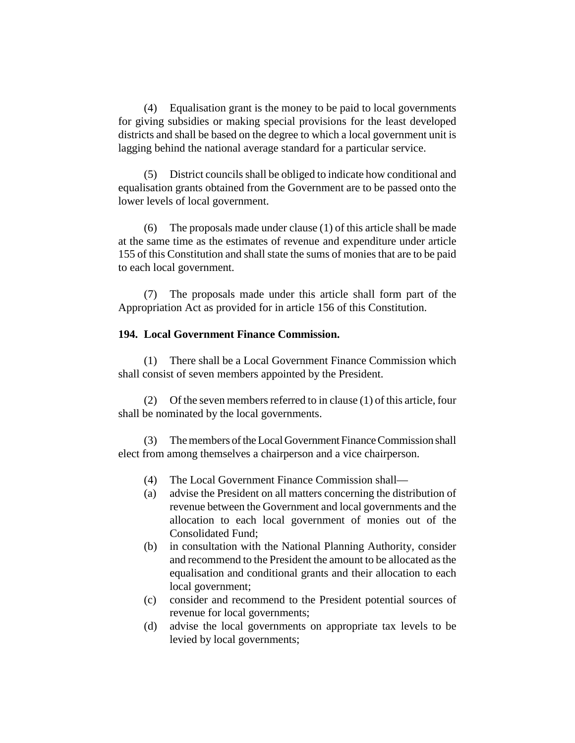(4) Equalisation grant is the money to be paid to local governments for giving subsidies or making special provisions for the least developed districts and shall be based on the degree to which a local government unit is lagging behind the national average standard for a particular service.

(5) District councils shall be obliged to indicate how conditional and equalisation grants obtained from the Government are to be passed onto the lower levels of local government.

(6) The proposals made under clause (1) of this article shall be made at the same time as the estimates of revenue and expenditure under article 155 of this Constitution and shall state the sums of monies that are to be paid to each local government.

(7) The proposals made under this article shall form part of the Appropriation Act as provided for in article 156 of this Constitution.

**194. Local Government Finance Commission.**

(1) There shall be a Local Government Finance Commission which shall consist of seven members appointed by the President.

(2) Of the seven members referred to in clause (1) of this article, four shall be nominated by the local governments.

(3) The members of the Local Government Finance Commission shall elect from among themselves a chairperson and a vice chairperson.

(4) The Local Government Finance Commission shall—

(a) advise the President on all matters concerning the distribution of revenue between the Government and local governments and the allocation to each local government of monies out of the Consolidated Fund;

(b) in consultation with the National Planning Authority, consider and recommend to the President the amount to be allocated as the equalisation and conditional grants and their allocation to each local government;

(c) consider and recommend to the President potential sources of revenue for local governments;

(d) advise the local governments on appropriate tax levels to be levied by local governments;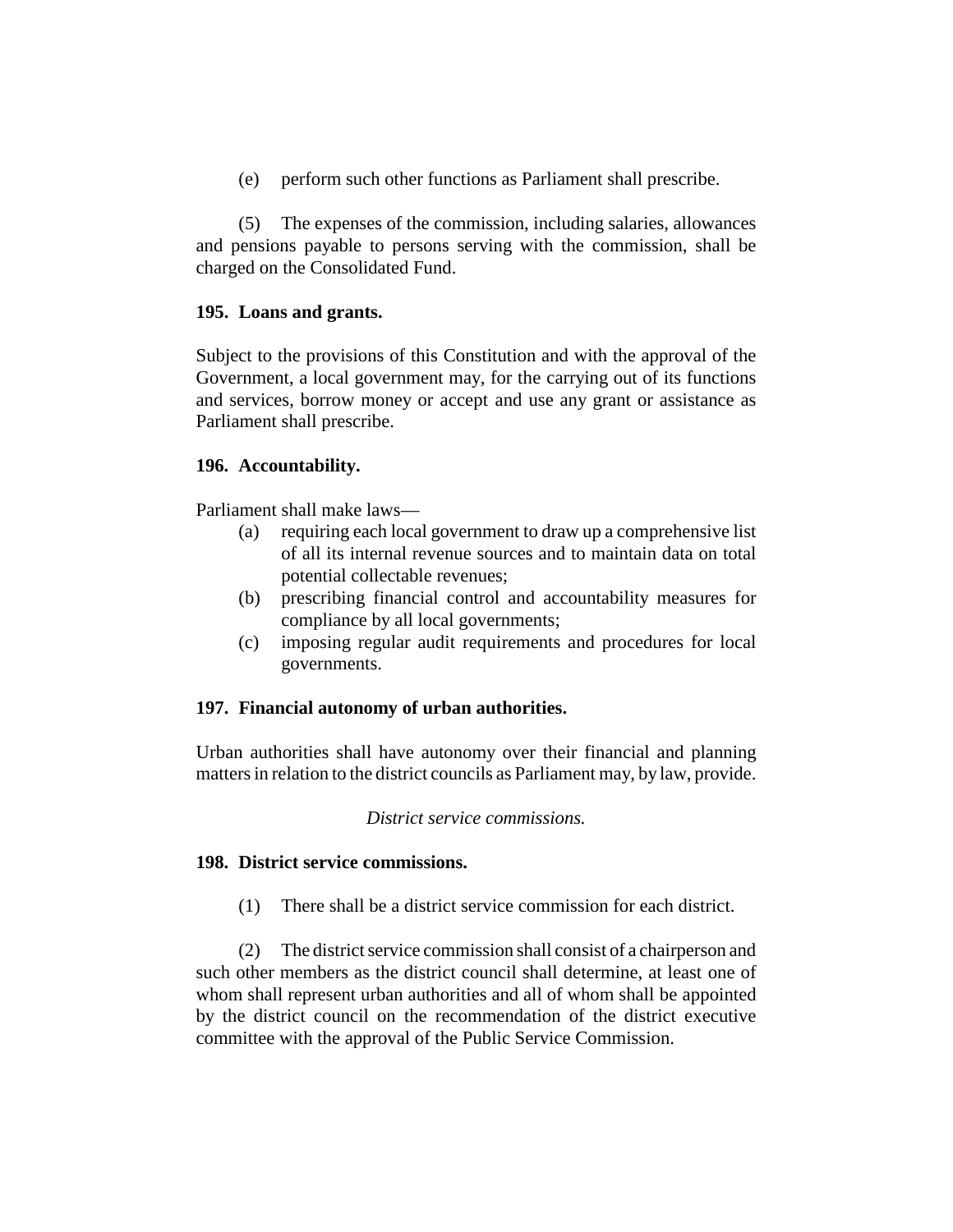(e) perform such other functions as Parliament shall prescribe.

(5) The expenses of the commission, including salaries, allowances and pensions payable to persons serving with the commission, shall be charged on the Consolidated Fund.

**195. Loans and grants.**

Subject to the provisions of this Constitution and with the approval of the Government, a local government may, for the carrying out of its functions and services, borrow money or accept and use any grant or assistance as Parliament shall prescribe.

**196. Accountability.**

Parliament shall make laws—

(a) requiring each local government to draw up a comprehensive list of all its internal revenue sources and to maintain data on total potential collectable revenues;

(b) prescribing financial control and accountability measures for compliance by all local governments;

(c) imposing regular audit requirements and procedures for local governments.

**197. Financial autonomy of urban authorities.**

Urban authorities shall have autonomy over their financial and planning matters in relation to the district councils as Parliament may, by law, provide.

*District service commissions.*

**198. District service commissions.**

(1) There shall be a district service commission for each district.

(2) The district service commission shall consist of a chairperson and such other members as the district council shall determine, at least one of whom shall represent urban authorities and all of whom shall be appointed by the district council on the recommendation of the district executive committee with the approval of the Public Service Commission.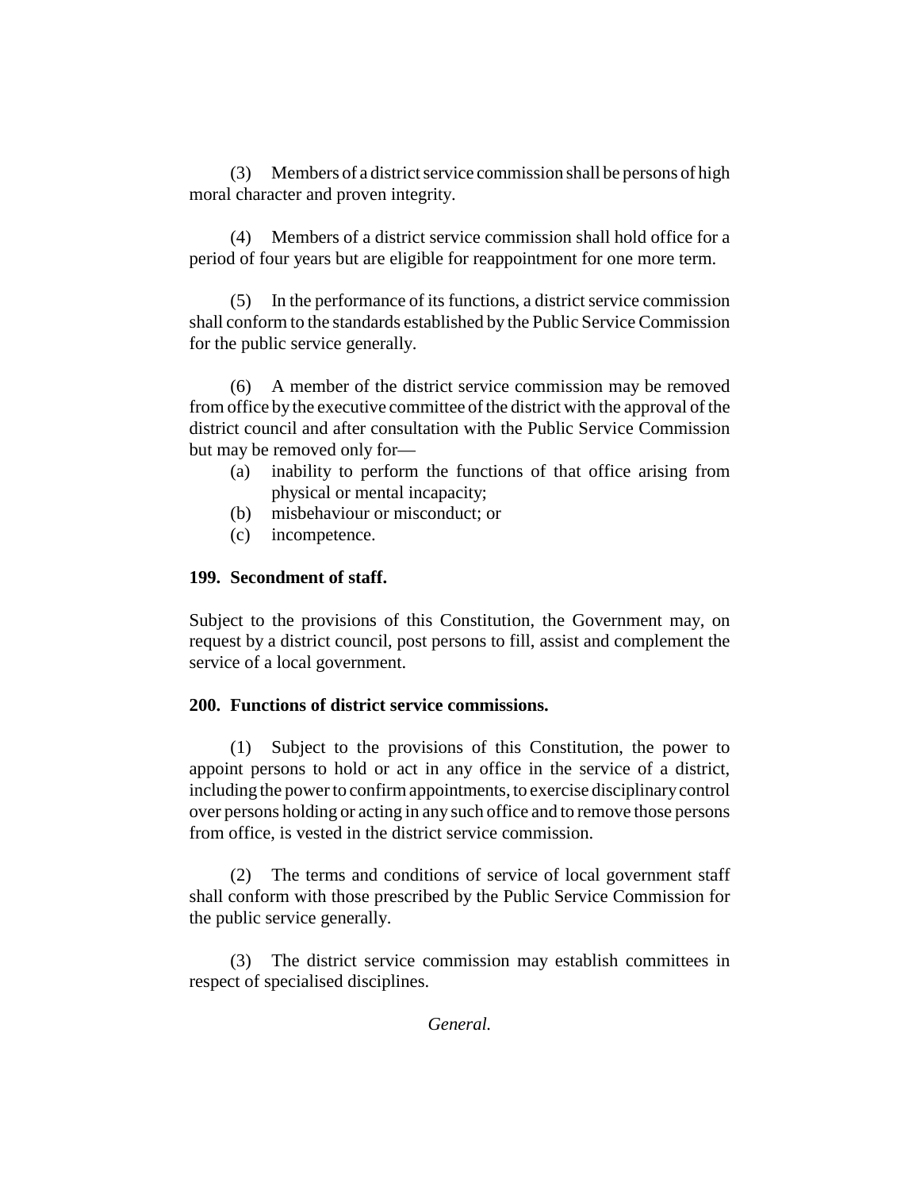(3) Members of a district service commission shall be persons of high moral character and proven integrity.

(4) Members of a district service commission shall hold office for a period of four years but are eligible for reappointment for one more term.

(5) In the performance of its functions, a district service commission shall conform to the standards established by the Public Service Commission for the public service generally.

(6) A member of the district service commission may be removed from office by the executive committee of the district with the approval of the district council and after consultation with the Public Service Commission but may be removed only for—

- (a) inability to perform the functions of that office arising from physical or mental incapacity;
- (b) misbehaviour or misconduct; or
- (c) incompetence.

**199. Secondment of staff.**

Subject to the provisions of this Constitution, the Government may, on request by a district council, post persons to fill, assist and complement the service of a local government.

**200. Functions of district service commissions.**

(1) Subject to the provisions of this Constitution, the power to appoint persons to hold or act in any office in the service of a district, including the power to confirm appointments, to exercise disciplinary control over persons holding or acting in any such office and to remove those persons from office, is vested in the district service commission.

(2) The terms and conditions of service of local government staff shall conform with those prescribed by the Public Service Commission for the public service generally.

(3) The district service commission may establish committees in respect of specialised disciplines.

*General.*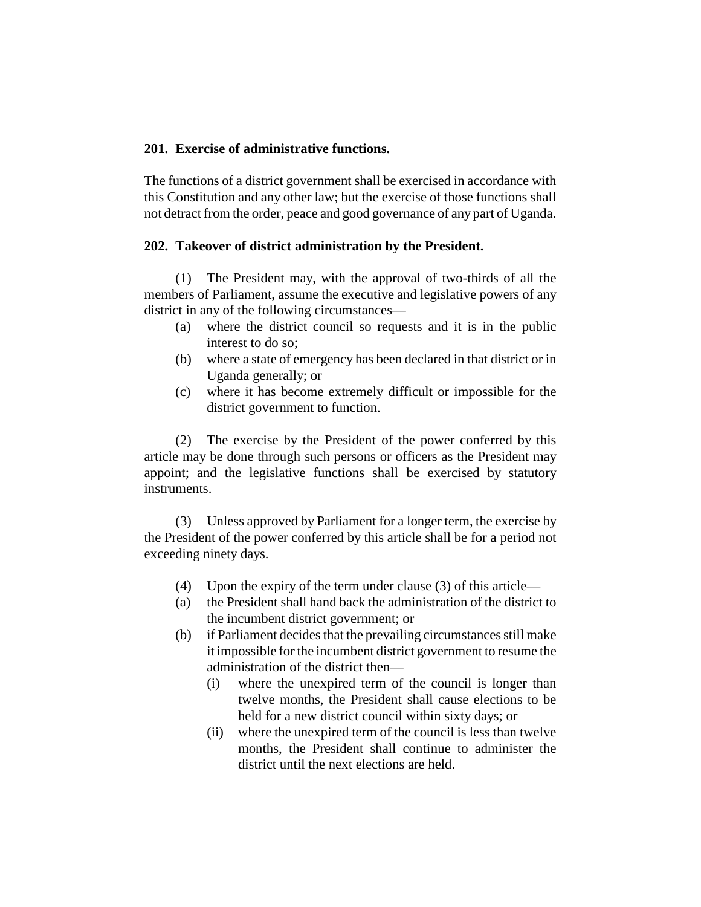### 201. Exercise of administrative functions.

The functions of a district government shall be exercised in accordance with this Constitution and any other law; but the exercise of those functions shall not detract from the order, peace and good governance of any part of Uganda.

### 202. Takeover of district administration by the President.

(1) The President may, with the approval of two-thirds of all the members of Parliament, assume the executive and legislative powers of any district in any of the following circumstances—

- (a) where the district council so requests and it is in the public interest to do so;
- (b) where a state of emergency has been declared in that district or in Uganda generally; or
- (c) where it has become extremely difficult or impossible for the district government to function.

(2) The exercise by the President of the power conferred by this article may be done through such persons or officers as the President may appoint; and the legislative functions shall be exercised by statutory instruments.

(3) Unless approved by Parliament for a longer term, the exercise by the President of the power conferred by this article shall be for a period not exceeding ninety days.

(4) Upon the expiry of the term under clause (3) of this article—

- (a) the President shall hand back the administration of the district to the incumbent district government; or
- (b) if Parliament decides that the prevailing circumstances still make it impossible for the incumbent district government to resume the administration of the district then—
  - (i) where the unexpired term of the council is longer than twelve months, the President shall cause elections to be held for a new district council within sixty days; or
  - (ii) where the unexpired term of the council is less than twelve months, the President shall continue to administer the district until the next elections are held.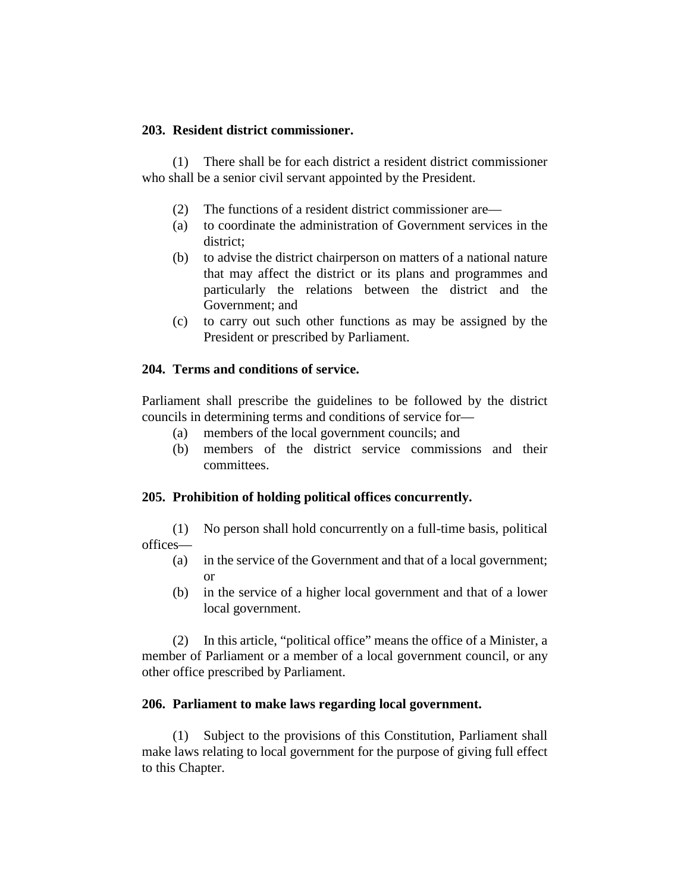**203. Resident district commissioner.**

(1) There shall be for each district a resident district commissioner who shall be a senior civil servant appointed by the President.

(2) The functions of a resident district commissioner are—

(a) to coordinate the administration of Government services in the district;

(b) to advise the district chairperson on matters of a national nature that may affect the district or its plans and programmes and particularly the relations between the district and the Government; and

(c) to carry out such other functions as may be assigned by the President or prescribed by Parliament.

**204. Terms and conditions of service.**

Parliament shall prescribe the guidelines to be followed by the district councils in determining terms and conditions of service for—

(a) members of the local government councils; and

(b) members of the district service commissions and their committees.

**205. Prohibition of holding political offices concurrently.**

(1) No person shall hold concurrently on a full-time basis, political offices—

(a) in the service of the Government and that of a local government; or

(b) in the service of a higher local government and that of a lower local government.

(2) In this article, "political office" means the office of a Minister, a member of Parliament or a member of a local government council, or any other office prescribed by Parliament.

**206. Parliament to make laws regarding local government.**

(1) Subject to the provisions of this Constitution, Parliament shall make laws relating to local government for the purpose of giving full effect to this Chapter.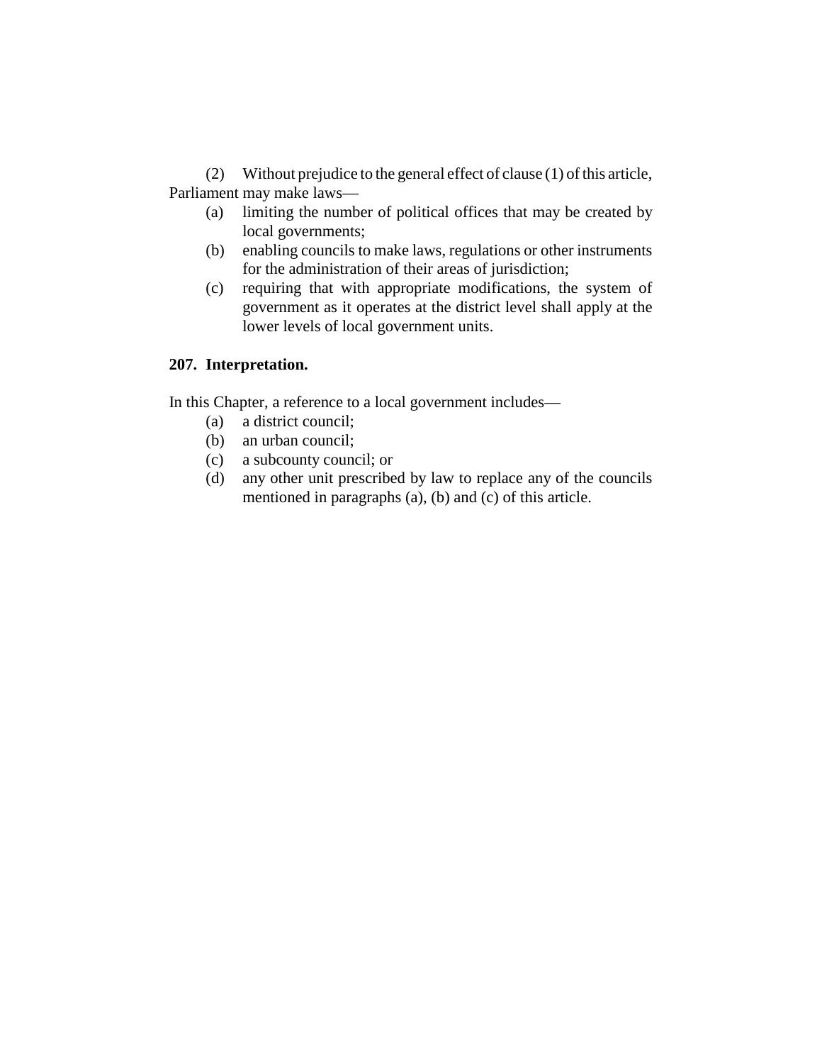(2) Without prejudice to the general effect of clause (1) of this article, Parliament may make laws—

(a) limiting the number of political offices that may be created by local governments;

(b) enabling councils to make laws, regulations or other instruments for the administration of their areas of jurisdiction;

(c) requiring that with appropriate modifications, the system of government as it operates at the district level shall apply at the lower levels of local government units.

**207. Interpretation.**

In this Chapter, a reference to a local government includes—

(a) a district council;

(b) an urban council;

(c) a subcounty council; or

(d) any other unit prescribed by law to replace any of the councils mentioned in paragraphs (a), (b) and (c) of this article.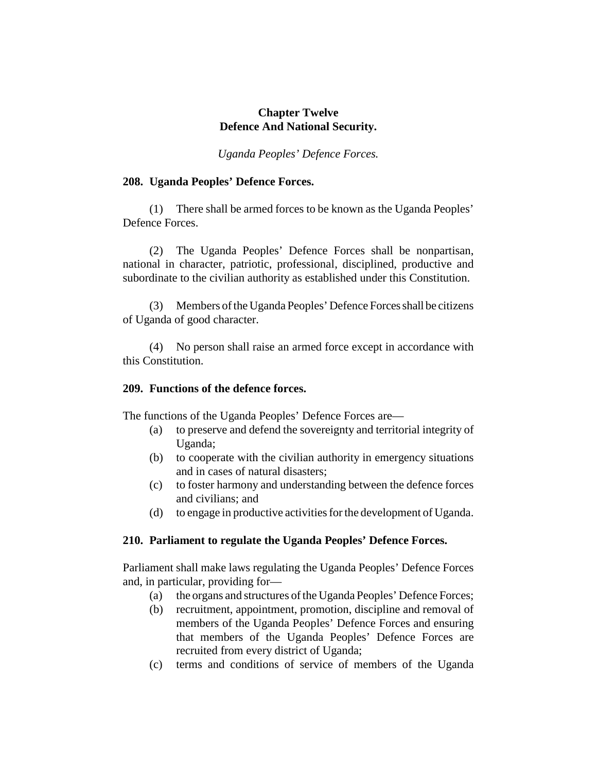## Chapter Twelve
## Defence And National Security.

*Uganda Peoples' Defence Forces.*

### 208. Uganda Peoples' Defence Forces.

(1) There shall be armed forces to be known as the Uganda Peoples' Defence Forces.

(2) The Uganda Peoples' Defence Forces shall be nonpartisan, national in character, patriotic, professional, disciplined, productive and subordinate to the civilian authority as established under this Constitution.

(3) Members of the Uganda Peoples' Defence Forces shall be citizens of Uganda of good character.

(4) No person shall raise an armed force except in accordance with this Constitution.

### 209. Functions of the defence forces.

The functions of the Uganda Peoples' Defence Forces are—

- (a) to preserve and defend the sovereignty and territorial integrity of Uganda;
- (b) to cooperate with the civilian authority in emergency situations and in cases of natural disasters;
- (c) to foster harmony and understanding between the defence forces and civilians; and
- (d) to engage in productive activities for the development of Uganda.

### 210. Parliament to regulate the Uganda Peoples' Defence Forces.

Parliament shall make laws regulating the Uganda Peoples' Defence Forces and, in particular, providing for—

- (a) the organs and structures of the Uganda Peoples' Defence Forces;
- (b) recruitment, appointment, promotion, discipline and removal of members of the Uganda Peoples' Defence Forces and ensuring that members of the Uganda Peoples' Defence Forces are recruited from every district of Uganda;
- (c) terms and conditions of service of members of the Uganda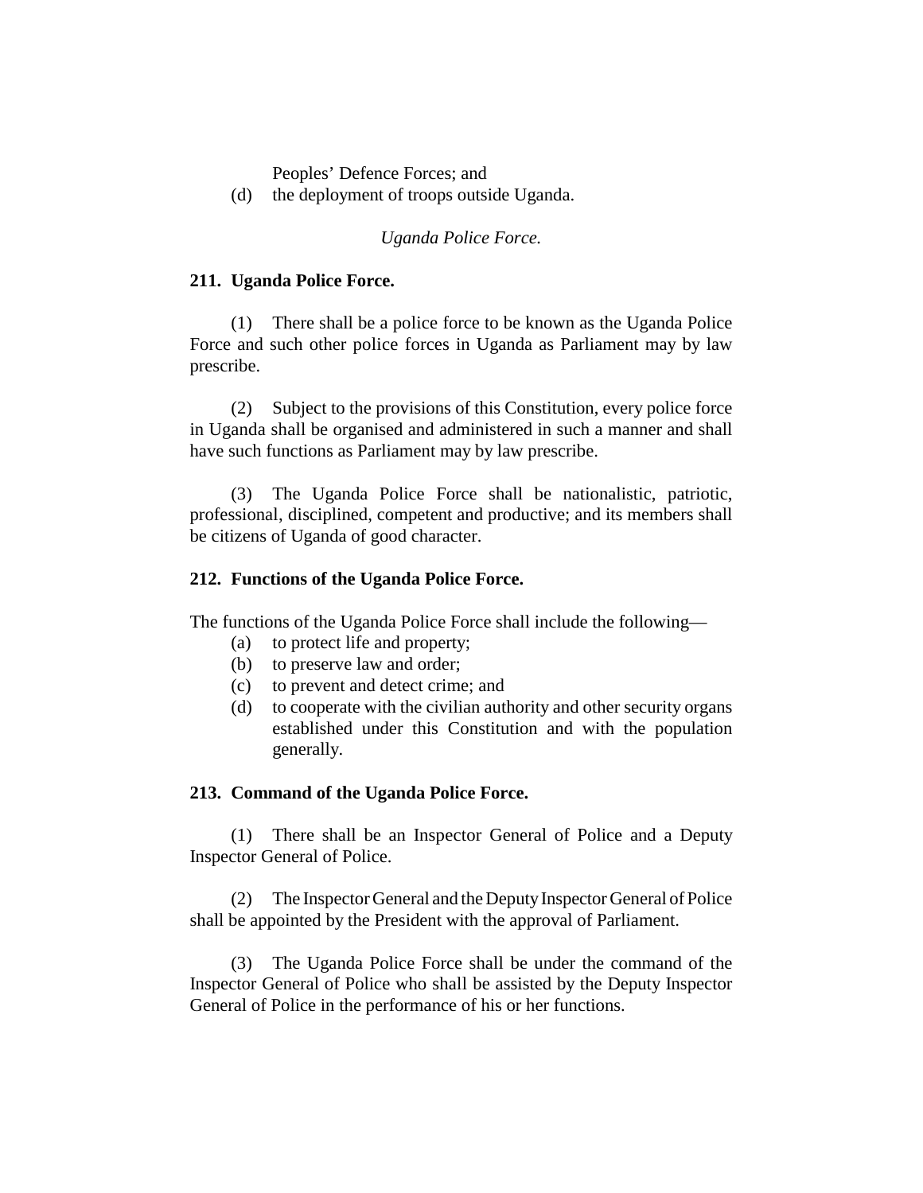Peoples' Defence Forces; and

(d) the deployment of troops outside Uganda.

*Uganda Police Force.*

**211. Uganda Police Force.**

(1) There shall be a police force to be known as the Uganda Police Force and such other police forces in Uganda as Parliament may by law prescribe.

(2) Subject to the provisions of this Constitution, every police force in Uganda shall be organised and administered in such a manner and shall have such functions as Parliament may by law prescribe.

(3) The Uganda Police Force shall be nationalistic, patriotic, professional, disciplined, competent and productive; and its members shall be citizens of Uganda of good character.

**212. Functions of the Uganda Police Force.**

The functions of the Uganda Police Force shall include the following—

(a) to protect life and property;

(b) to preserve law and order;

(c) to prevent and detect crime; and

(d) to cooperate with the civilian authority and other security organs established under this Constitution and with the population generally.

**213. Command of the Uganda Police Force.**

(1) There shall be an Inspector General of Police and a Deputy Inspector General of Police.

(2) The Inspector General and the Deputy Inspector General of Police shall be appointed by the President with the approval of Parliament.

(3) The Uganda Police Force shall be under the command of the Inspector General of Police who shall be assisted by the Deputy Inspector General of Police in the performance of his or her functions.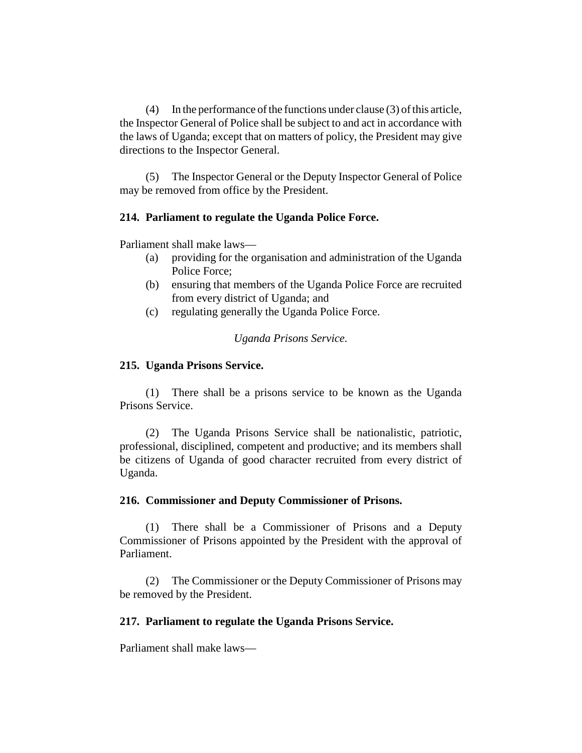(4) In the performance of the functions under clause (3) of this article, the Inspector General of Police shall be subject to and act in accordance with the laws of Uganda; except that on matters of policy, the President may give directions to the Inspector General.

(5) The Inspector General or the Deputy Inspector General of Police may be removed from office by the President.

### 214. Parliament to regulate the Uganda Police Force.

Parliament shall make laws—

- (a) providing for the organisation and administration of the Uganda Police Force;
- (b) ensuring that members of the Uganda Police Force are recruited from every district of Uganda; and
- (c) regulating generally the Uganda Police Force.

*Uganda Prisons Service.*

### 215. Uganda Prisons Service.

(1) There shall be a prisons service to be known as the Uganda Prisons Service.

(2) The Uganda Prisons Service shall be nationalistic, patriotic, professional, disciplined, competent and productive; and its members shall be citizens of Uganda of good character recruited from every district of Uganda.

### 216. Commissioner and Deputy Commissioner of Prisons.

(1) There shall be a Commissioner of Prisons and a Deputy Commissioner of Prisons appointed by the President with the approval of Parliament.

(2) The Commissioner or the Deputy Commissioner of Prisons may be removed by the President.

### 217. Parliament to regulate the Uganda Prisons Service.

Parliament shall make laws—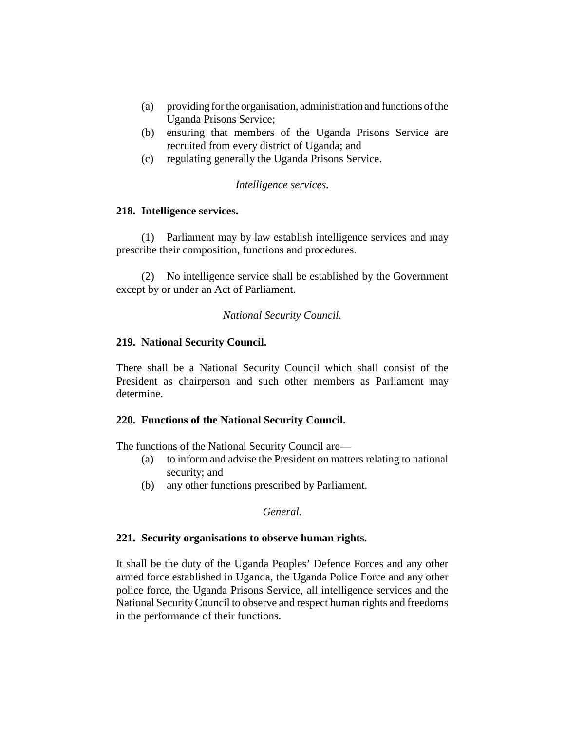(a) providing for the organisation, administration and functions of the Uganda Prisons Service;
(b) ensuring that members of the Uganda Prisons Service are recruited from every district of Uganda; and
(c) regulating generally the Uganda Prisons Service.

*Intelligence services.*

**218. Intelligence services.**

(1) Parliament may by law establish intelligence services and may prescribe their composition, functions and procedures.

(2) No intelligence service shall be established by the Government except by or under an Act of Parliament.

*National Security Council.*

**219. National Security Council.**

There shall be a National Security Council which shall consist of the President as chairperson and such other members as Parliament may determine.

**220. Functions of the National Security Council.**

The functions of the National Security Council are—
(a) to inform and advise the President on matters relating to national security; and
(b) any other functions prescribed by Parliament.

*General.*

**221. Security organisations to observe human rights.**

It shall be the duty of the Uganda Peoples' Defence Forces and any other armed force established in Uganda, the Uganda Police Force and any other police force, the Uganda Prisons Service, all intelligence services and the National Security Council to observe and respect human rights and freedoms in the performance of their functions.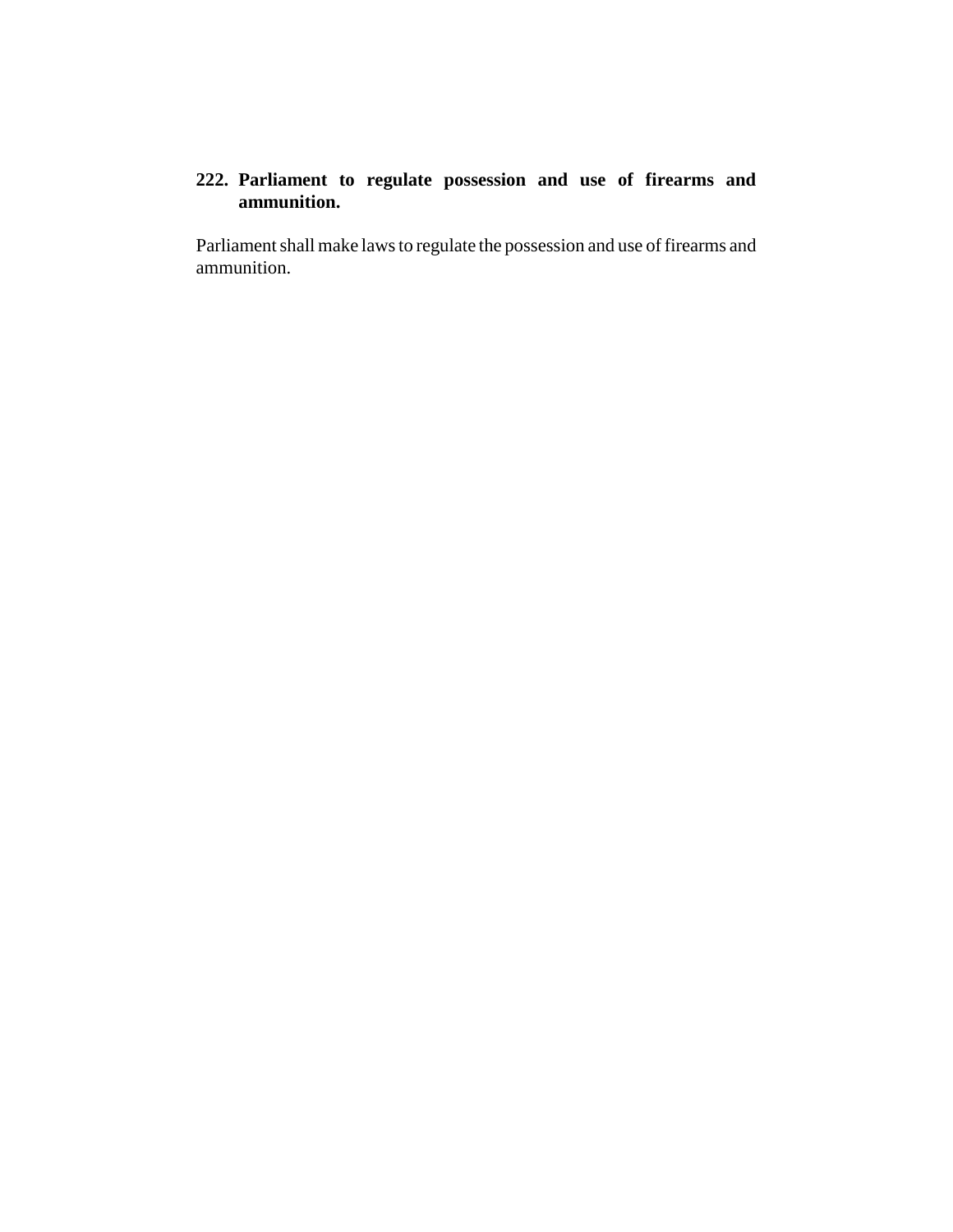**222. Parliament to regulate possession and use of firearms and ammunition.**

Parliament shall make laws to regulate the possession and use of firearms and ammunition.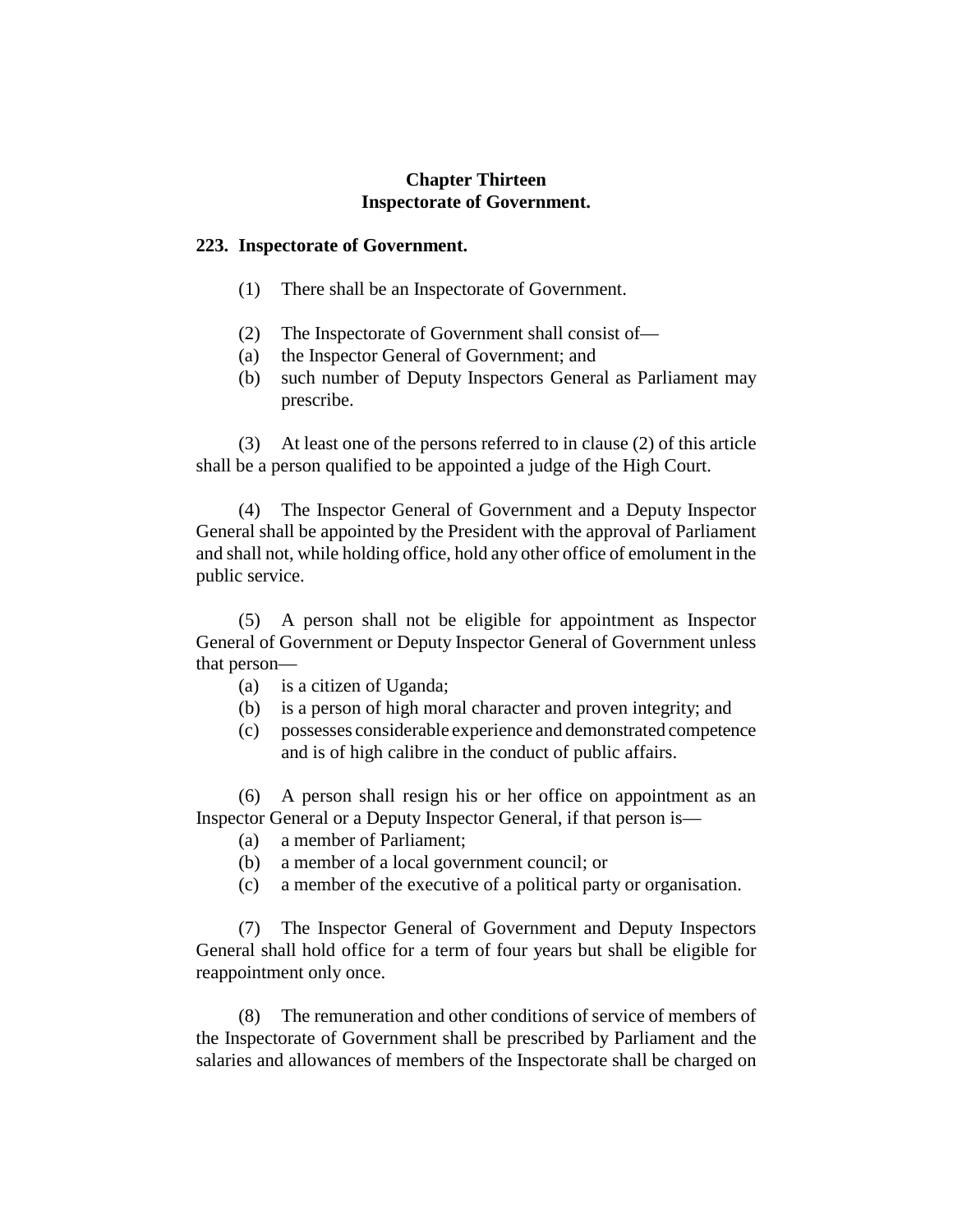## Chapter Thirteen
## Inspectorate of Government.

### 223. Inspectorate of Government.

(1) There shall be an Inspectorate of Government.

(2) The Inspectorate of Government shall consist of—

(a) the Inspector General of Government; and

(b) such number of Deputy Inspectors General as Parliament may prescribe.

(3) At least one of the persons referred to in clause (2) of this article shall be a person qualified to be appointed a judge of the High Court.

(4) The Inspector General of Government and a Deputy Inspector General shall be appointed by the President with the approval of Parliament and shall not, while holding office, hold any other office of emolument in the public service.

(5) A person shall not be eligible for appointment as Inspector General of Government or Deputy Inspector General of Government unless that person—

(a) is a citizen of Uganda;

(b) is a person of high moral character and proven integrity; and

(c) possesses considerable experience and demonstrated competence and is of high calibre in the conduct of public affairs.

(6) A person shall resign his or her office on appointment as an Inspector General or a Deputy Inspector General, if that person is—

(a) a member of Parliament;

(b) a member of a local government council; or

(c) a member of the executive of a political party or organisation.

(7) The Inspector General of Government and Deputy Inspectors General shall hold office for a term of four years but shall be eligible for reappointment only once.

(8) The remuneration and other conditions of service of members of the Inspectorate of Government shall be prescribed by Parliament and the salaries and allowances of members of the Inspectorate shall be charged on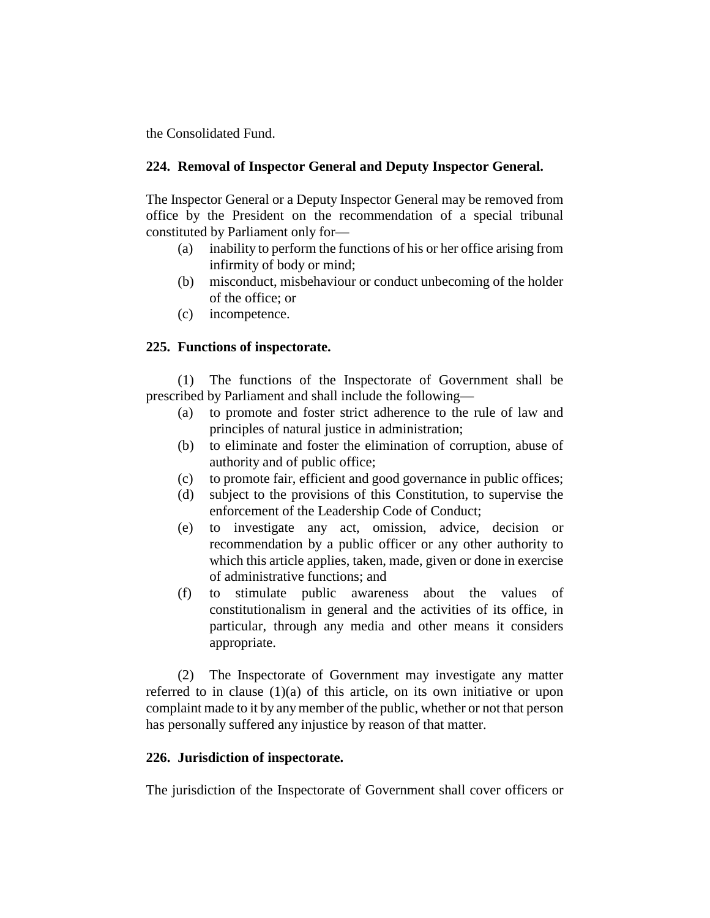the Consolidated Fund.

**224. Removal of Inspector General and Deputy Inspector General.**

The Inspector General or a Deputy Inspector General may be removed from office by the President on the recommendation of a special tribunal constituted by Parliament only for—

- (a) inability to perform the functions of his or her office arising from infirmity of body or mind;
- (b) misconduct, misbehaviour or conduct unbecoming of the holder of the office; or
- (c) incompetence.

**225. Functions of inspectorate.**

(1) The functions of the Inspectorate of Government shall be prescribed by Parliament and shall include the following—

- (a) to promote and foster strict adherence to the rule of law and principles of natural justice in administration;
- (b) to eliminate and foster the elimination of corruption, abuse of authority and of public office;
- (c) to promote fair, efficient and good governance in public offices;
- (d) subject to the provisions of this Constitution, to supervise the enforcement of the Leadership Code of Conduct;
- (e) to investigate any act, omission, advice, decision or recommendation by a public officer or any other authority to which this article applies, taken, made, given or done in exercise of administrative functions; and
- (f) to stimulate public awareness about the values of constitutionalism in general and the activities of its office, in particular, through any media and other means it considers appropriate.

(2) The Inspectorate of Government may investigate any matter referred to in clause (1)(a) of this article, on its own initiative or upon complaint made to it by any member of the public, whether or not that person has personally suffered any injustice by reason of that matter.

**226. Jurisdiction of inspectorate.**

The jurisdiction of the Inspectorate of Government shall cover officers or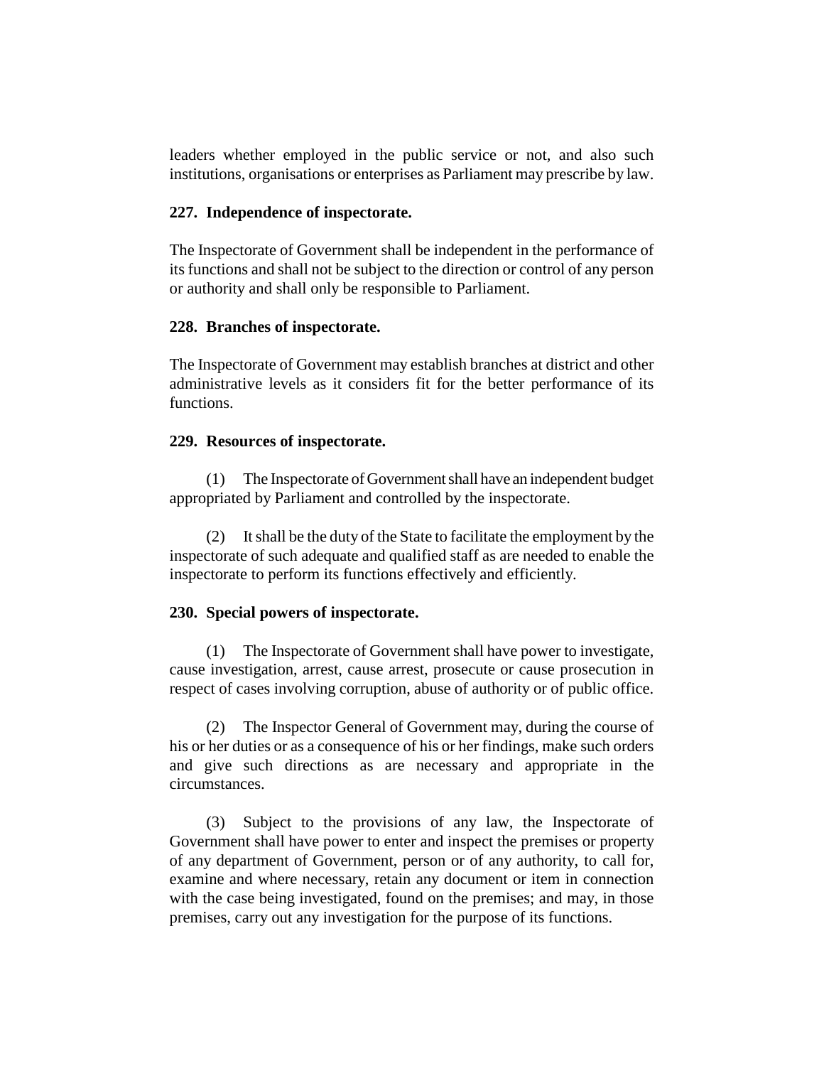leaders whether employed in the public service or not, and also such institutions, organisations or enterprises as Parliament may prescribe by law.

**227. Independence of inspectorate.**

The Inspectorate of Government shall be independent in the performance of its functions and shall not be subject to the direction or control of any person or authority and shall only be responsible to Parliament.

**228. Branches of inspectorate.**

The Inspectorate of Government may establish branches at district and other administrative levels as it considers fit for the better performance of its functions.

**229. Resources of inspectorate.**

(1) The Inspectorate of Government shall have an independent budget appropriated by Parliament and controlled by the inspectorate.

(2) It shall be the duty of the State to facilitate the employment by the inspectorate of such adequate and qualified staff as are needed to enable the inspectorate to perform its functions effectively and efficiently.

**230. Special powers of inspectorate.**

(1) The Inspectorate of Government shall have power to investigate, cause investigation, arrest, cause arrest, prosecute or cause prosecution in respect of cases involving corruption, abuse of authority or of public office.

(2) The Inspector General of Government may, during the course of his or her duties or as a consequence of his or her findings, make such orders and give such directions as are necessary and appropriate in the circumstances.

(3) Subject to the provisions of any law, the Inspectorate of Government shall have power to enter and inspect the premises or property of any department of Government, person or of any authority, to call for, examine and where necessary, retain any document or item in connection with the case being investigated, found on the premises; and may, in those premises, carry out any investigation for the purpose of its functions.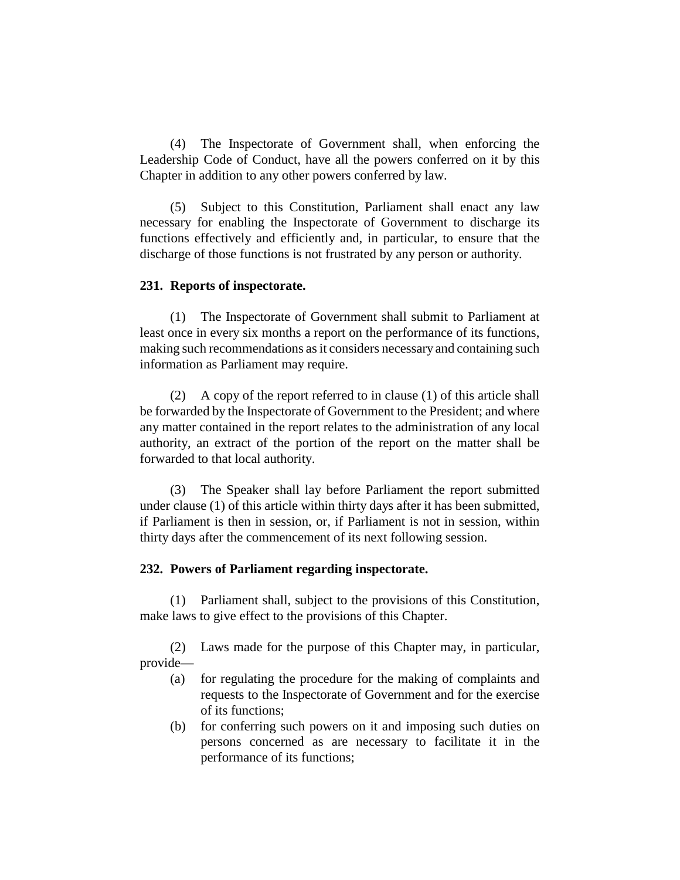(4) The Inspectorate of Government shall, when enforcing the Leadership Code of Conduct, have all the powers conferred on it by this Chapter in addition to any other powers conferred by law.

(5) Subject to this Constitution, Parliament shall enact any law necessary for enabling the Inspectorate of Government to discharge its functions effectively and efficiently and, in particular, to ensure that the discharge of those functions is not frustrated by any person or authority.

**231. Reports of inspectorate.**

(1) The Inspectorate of Government shall submit to Parliament at least once in every six months a report on the performance of its functions, making such recommendations as it considers necessary and containing such information as Parliament may require.

(2) A copy of the report referred to in clause (1) of this article shall be forwarded by the Inspectorate of Government to the President; and where any matter contained in the report relates to the administration of any local authority, an extract of the portion of the report on the matter shall be forwarded to that local authority.

(3) The Speaker shall lay before Parliament the report submitted under clause (1) of this article within thirty days after it has been submitted, if Parliament is then in session, or, if Parliament is not in session, within thirty days after the commencement of its next following session.

**232. Powers of Parliament regarding inspectorate.**

(1) Parliament shall, subject to the provisions of this Constitution, make laws to give effect to the provisions of this Chapter.

(2) Laws made for the purpose of this Chapter may, in particular, provide—

(a) for regulating the procedure for the making of complaints and requests to the Inspectorate of Government and for the exercise of its functions;

(b) for conferring such powers on it and imposing such duties on persons concerned as are necessary to facilitate it in the performance of its functions;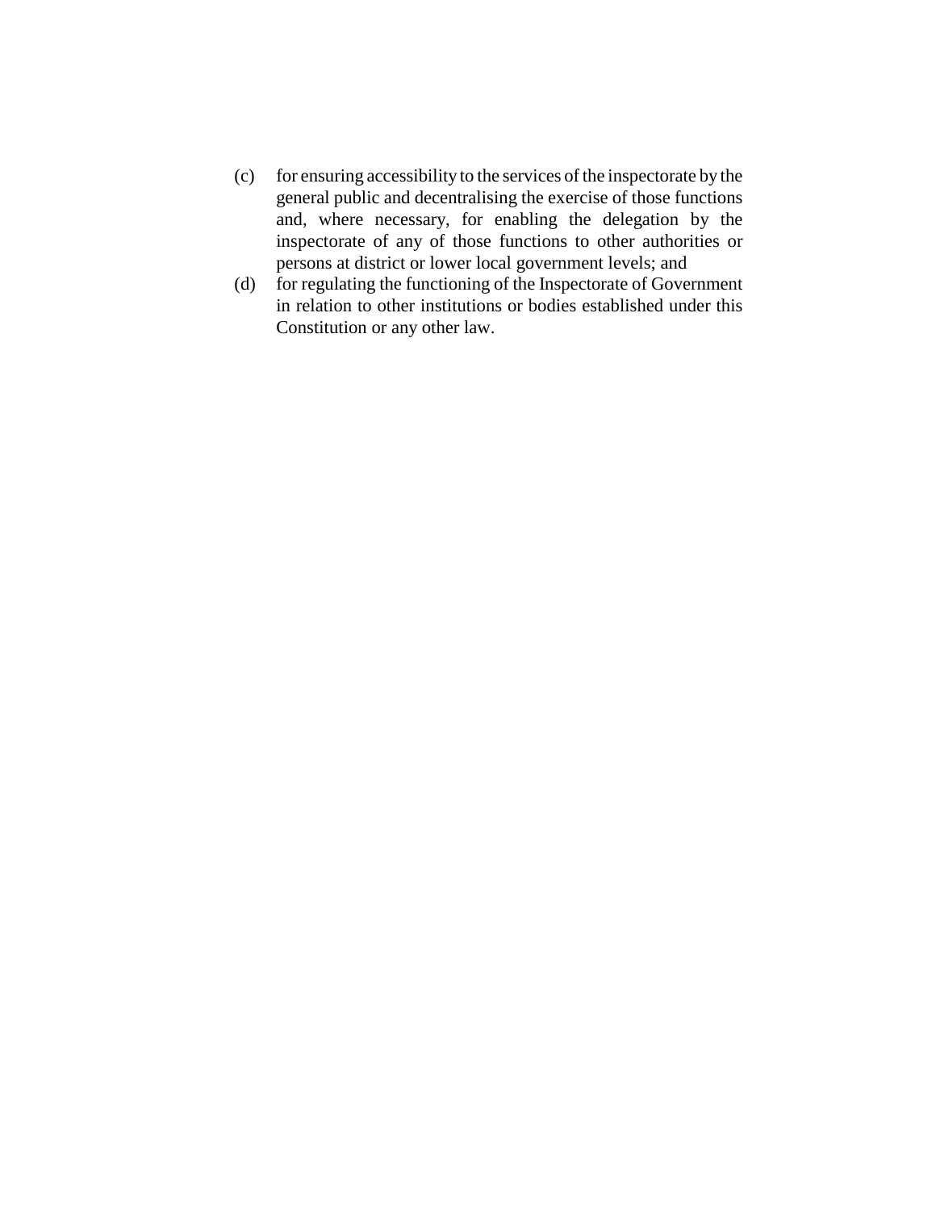(c) for ensuring accessibility to the services of the inspectorate by the general public and decentralising the exercise of those functions and, where necessary, for enabling the delegation by the inspectorate of any of those functions to other authorities or persons at district or lower local government levels; and

(d) for regulating the functioning of the Inspectorate of Government in relation to other institutions or bodies established under this Constitution or any other law.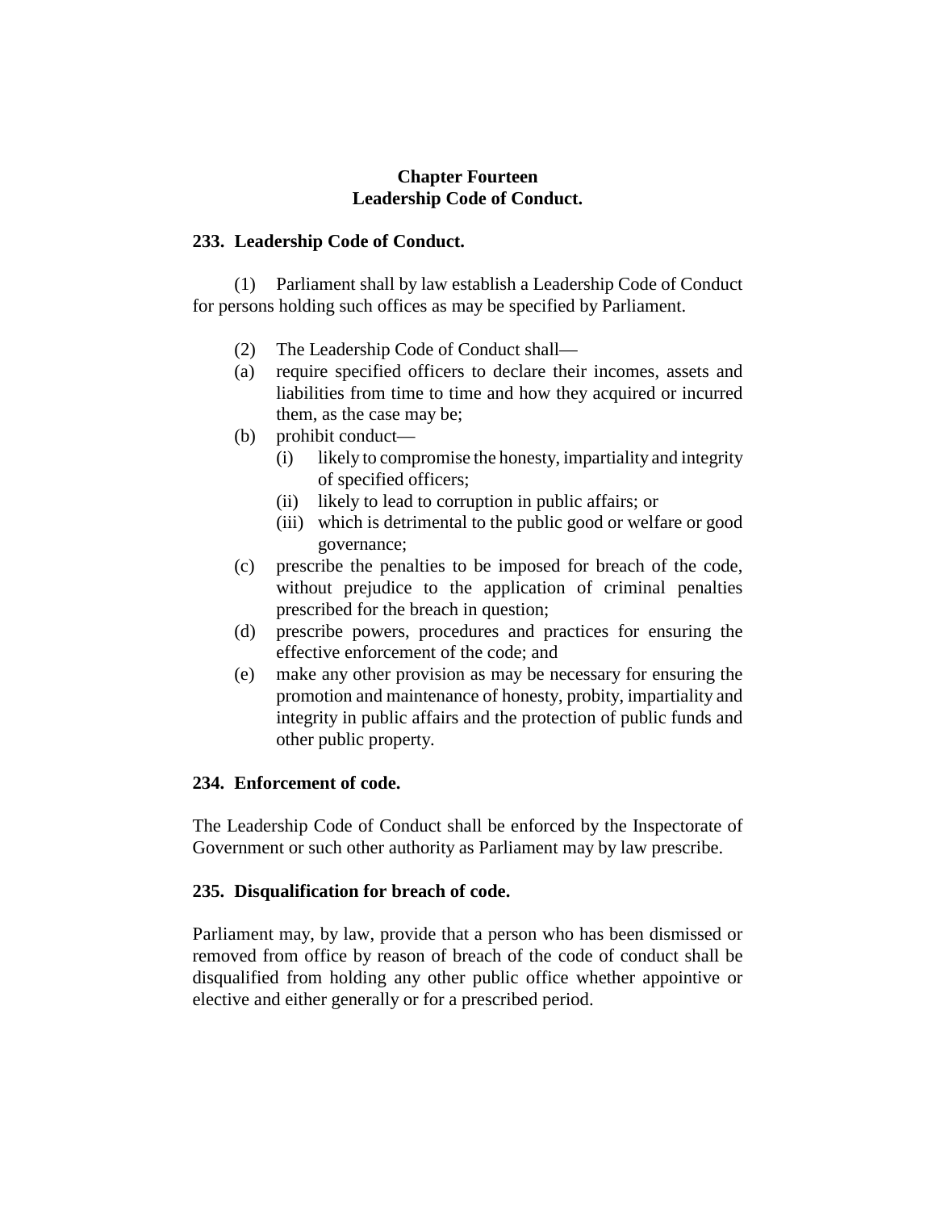# Chapter Fourteen
# Leadership Code of Conduct.

### 233. Leadership Code of Conduct.

(1) Parliament shall by law establish a Leadership Code of Conduct for persons holding such offices as may be specified by Parliament.

(2) The Leadership Code of Conduct shall—

(a) require specified officers to declare their incomes, assets and liabilities from time to time and how they acquired or incurred them, as the case may be;

(b) prohibit conduct—

(i) likely to compromise the honesty, impartiality and integrity of specified officers;

(ii) likely to lead to corruption in public affairs; or

(iii) which is detrimental to the public good or welfare or good governance;

(c) prescribe the penalties to be imposed for breach of the code, without prejudice to the application of criminal penalties prescribed for the breach in question;

(d) prescribe powers, procedures and practices for ensuring the effective enforcement of the code; and

(e) make any other provision as may be necessary for ensuring the promotion and maintenance of honesty, probity, impartiality and integrity in public affairs and the protection of public funds and other public property.

### 234. Enforcement of code.

The Leadership Code of Conduct shall be enforced by the Inspectorate of Government or such other authority as Parliament may by law prescribe.

### 235. Disqualification for breach of code.

Parliament may, by law, provide that a person who has been dismissed or removed from office by reason of breach of the code of conduct shall be disqualified from holding any other public office whether appointive or elective and either generally or for a prescribed period.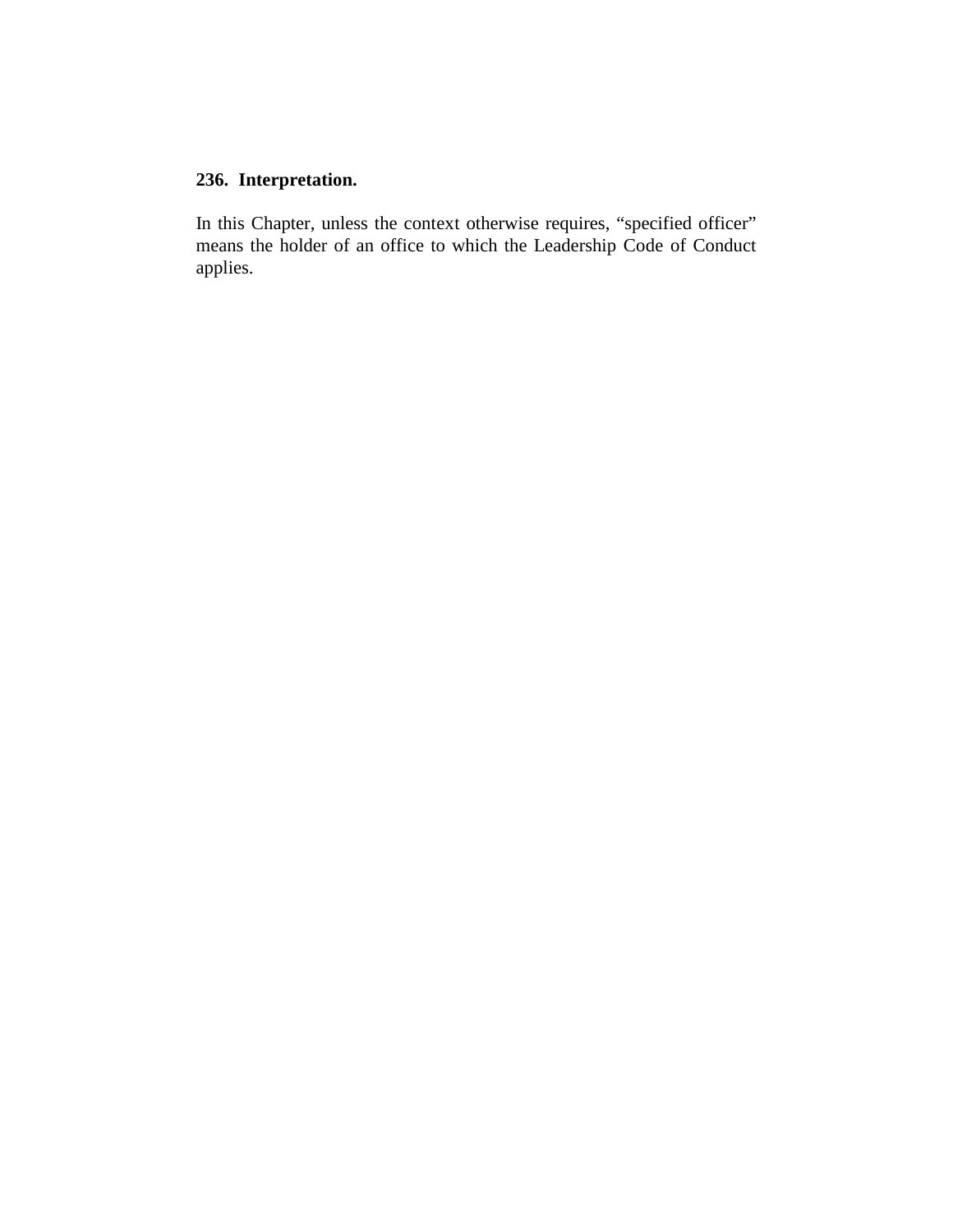**236. Interpretation.**

In this Chapter, unless the context otherwise requires, "specified officer" means the holder of an office to which the Leadership Code of Conduct applies.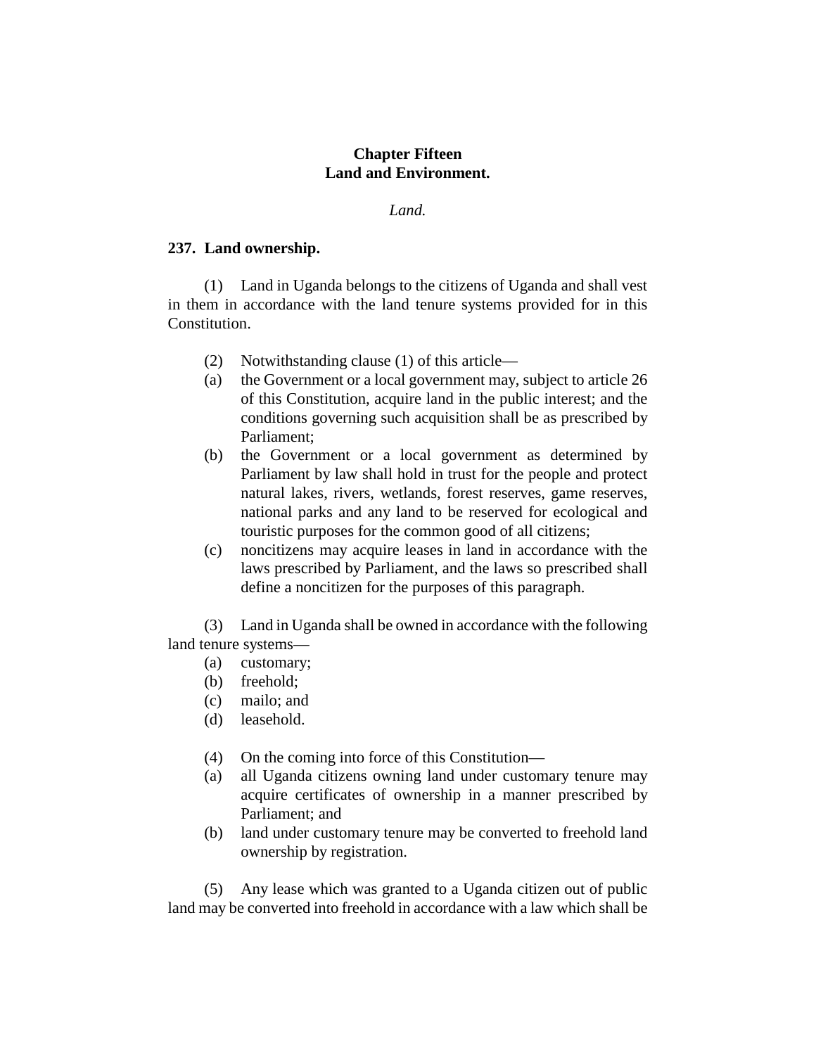## Chapter Fifteen
## Land and Environment.

*Land.*

### 237. Land ownership.

(1) Land in Uganda belongs to the citizens of Uganda and shall vest in them in accordance with the land tenure systems provided for in this Constitution.

(2) Notwithstanding clause (1) of this article—

(a) the Government or a local government may, subject to article 26 of this Constitution, acquire land in the public interest; and the conditions governing such acquisition shall be as prescribed by Parliament;

(b) the Government or a local government as determined by Parliament by law shall hold in trust for the people and protect natural lakes, rivers, wetlands, forest reserves, game reserves, national parks and any land to be reserved for ecological and touristic purposes for the common good of all citizens;

(c) noncitizens may acquire leases in land in accordance with the laws prescribed by Parliament, and the laws so prescribed shall define a noncitizen for the purposes of this paragraph.

(3) Land in Uganda shall be owned in accordance with the following land tenure systems—

(a) customary;
(b) freehold;
(c) mailo; and
(d) leasehold.

(4) On the coming into force of this Constitution—

(a) all Uganda citizens owning land under customary tenure may acquire certificates of ownership in a manner prescribed by Parliament; and

(b) land under customary tenure may be converted to freehold land ownership by registration.

(5) Any lease which was granted to a Uganda citizen out of public land may be converted into freehold in accordance with a law which shall be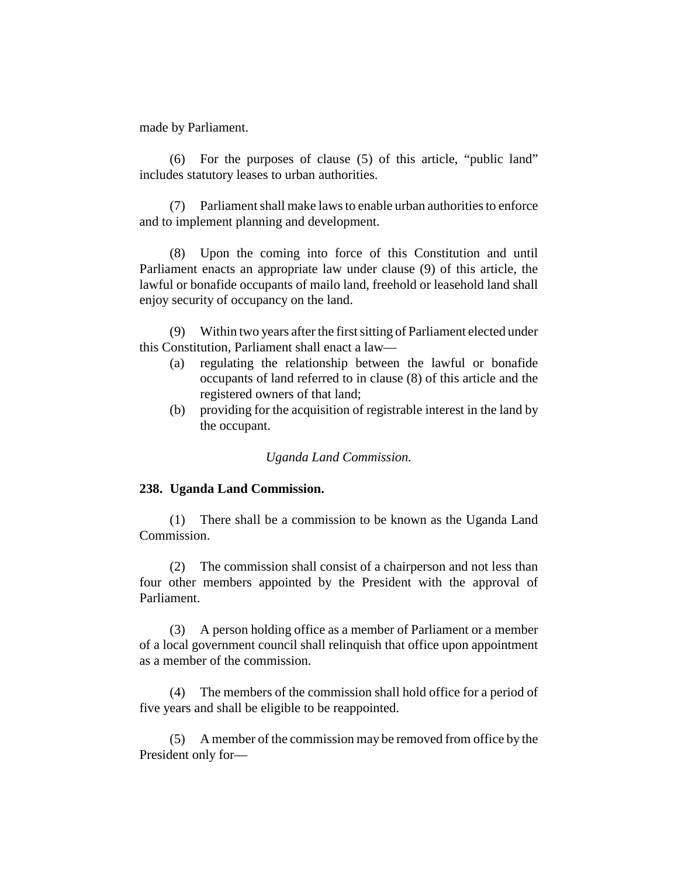made by Parliament.

(6) For the purposes of clause (5) of this article, "public land" includes statutory leases to urban authorities.

(7) Parliament shall make laws to enable urban authorities to enforce and to implement planning and development.

(8) Upon the coming into force of this Constitution and until Parliament enacts an appropriate law under clause (9) of this article, the lawful or bonafide occupants of mailo land, freehold or leasehold land shall enjoy security of occupancy on the land.

(9) Within two years after the first sitting of Parliament elected under this Constitution, Parliament shall enact a law—

- (a) regulating the relationship between the lawful or bonafide occupants of land referred to in clause (8) of this article and the registered owners of that land;
- (b) providing for the acquisition of registrable interest in the land by the occupant.

*Uganda Land Commission.*

**238. Uganda Land Commission.**

(1) There shall be a commission to be known as the Uganda Land Commission.

(2) The commission shall consist of a chairperson and not less than four other members appointed by the President with the approval of Parliament.

(3) A person holding office as a member of Parliament or a member of a local government council shall relinquish that office upon appointment as a member of the commission.

(4) The members of the commission shall hold office for a period of five years and shall be eligible to be reappointed.

(5) A member of the commission may be removed from office by the President only for—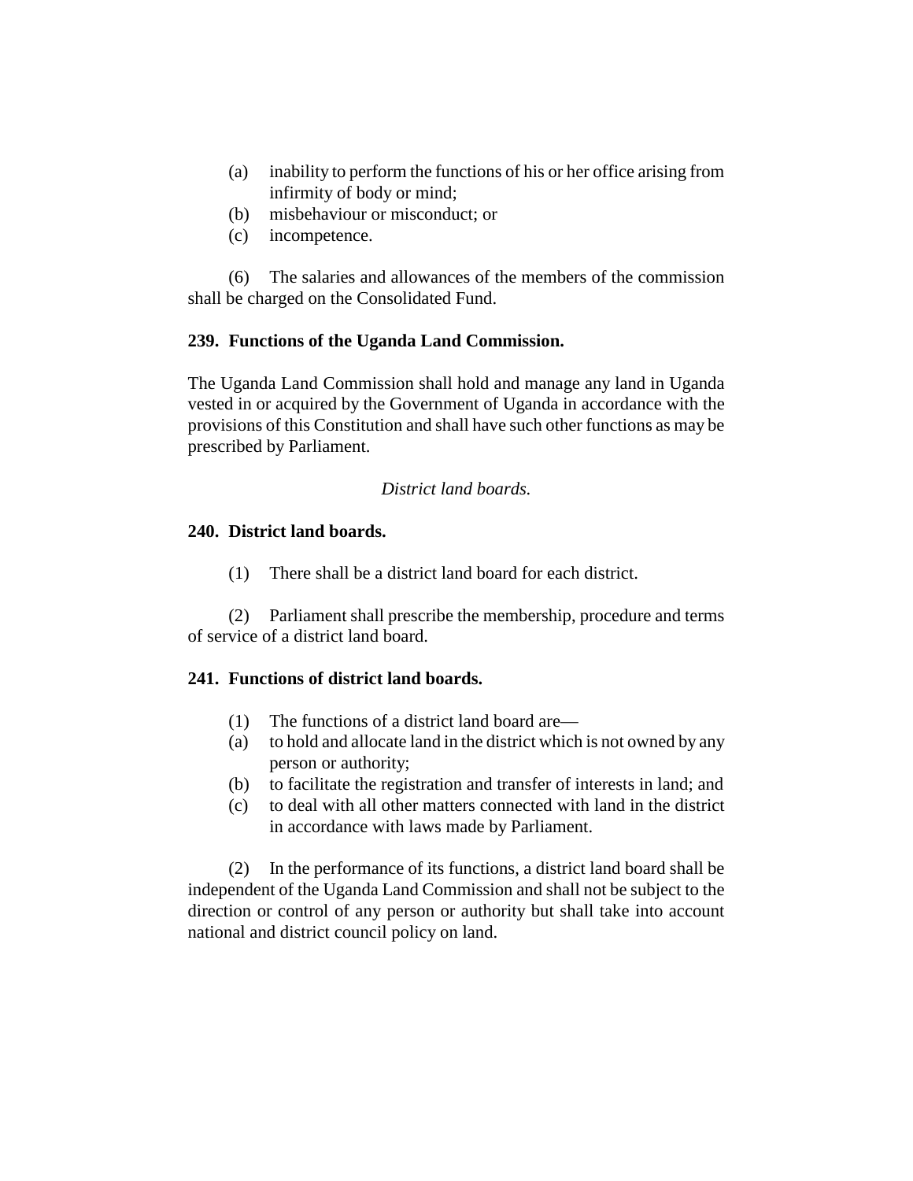(a) inability to perform the functions of his or her office arising from infirmity of body or mind;
(b) misbehaviour or misconduct; or
(c) incompetence.

(6) The salaries and allowances of the members of the commission shall be charged on the Consolidated Fund.

**239. Functions of the Uganda Land Commission.**

The Uganda Land Commission shall hold and manage any land in Uganda vested in or acquired by the Government of Uganda in accordance with the provisions of this Constitution and shall have such other functions as may be prescribed by Parliament.

*District land boards.*

**240. District land boards.**

(1) There shall be a district land board for each district.

(2) Parliament shall prescribe the membership, procedure and terms of service of a district land board.

**241. Functions of district land boards.**

(1) The functions of a district land board are—
(a) to hold and allocate land in the district which is not owned by any person or authority;
(b) to facilitate the registration and transfer of interests in land; and
(c) to deal with all other matters connected with land in the district in accordance with laws made by Parliament.

(2) In the performance of its functions, a district land board shall be independent of the Uganda Land Commission and shall not be subject to the direction or control of any person or authority but shall take into account national and district council policy on land.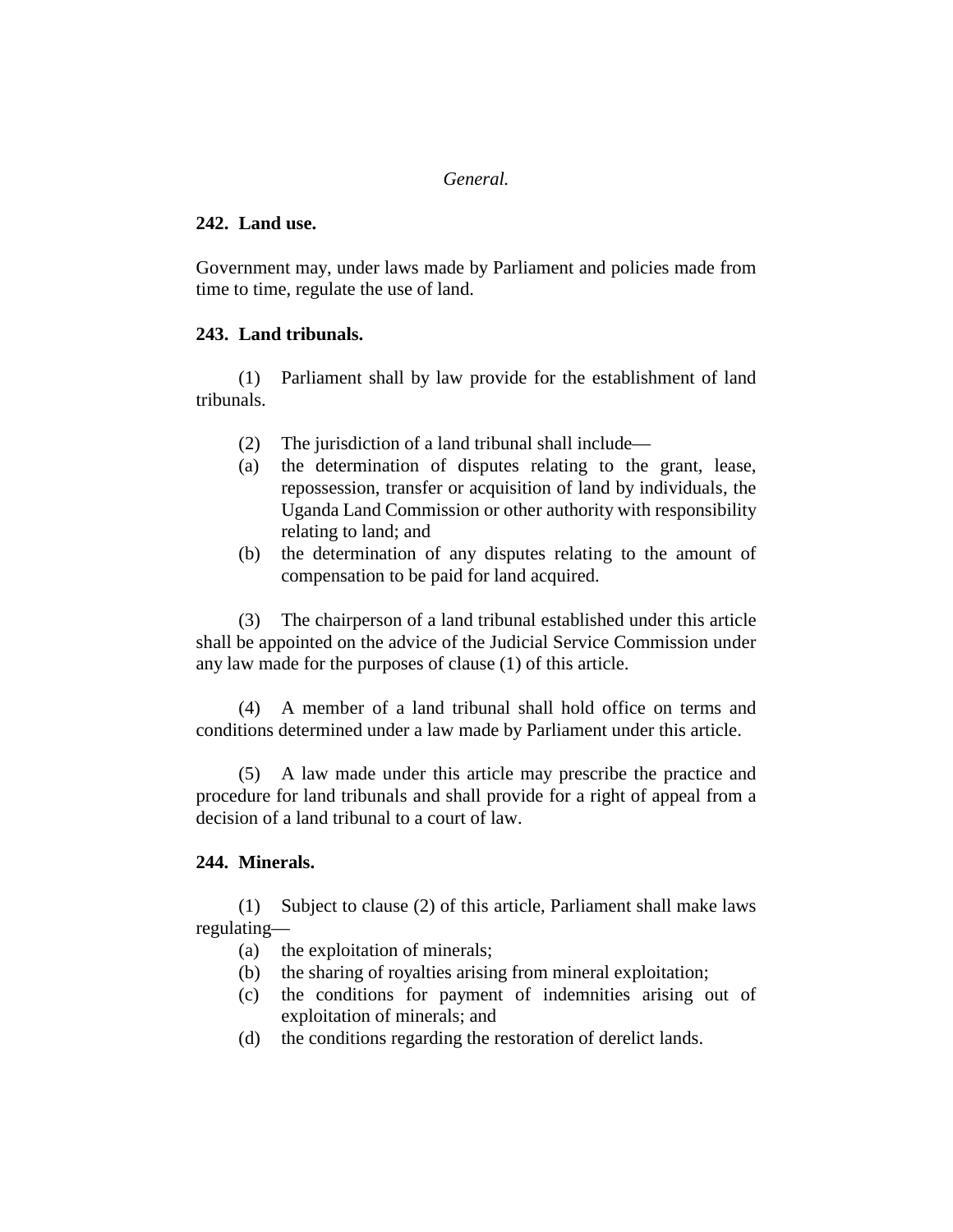*General.*

**242. Land use.**

Government may, under laws made by Parliament and policies made from time to time, regulate the use of land.

**243. Land tribunals.**

(1) Parliament shall by law provide for the establishment of land tribunals.

(2) The jurisdiction of a land tribunal shall include—

(a) the determination of disputes relating to the grant, lease, repossession, transfer or acquisition of land by individuals, the Uganda Land Commission or other authority with responsibility relating to land; and

(b) the determination of any disputes relating to the amount of compensation to be paid for land acquired.

(3) The chairperson of a land tribunal established under this article shall be appointed on the advice of the Judicial Service Commission under any law made for the purposes of clause (1) of this article.

(4) A member of a land tribunal shall hold office on terms and conditions determined under a law made by Parliament under this article.

(5) A law made under this article may prescribe the practice and procedure for land tribunals and shall provide for a right of appeal from a decision of a land tribunal to a court of law.

**244. Minerals.**

(1) Subject to clause (2) of this article, Parliament shall make laws regulating—

(a) the exploitation of minerals;

(b) the sharing of royalties arising from mineral exploitation;

(c) the conditions for payment of indemnities arising out of exploitation of minerals; and

(d) the conditions regarding the restoration of derelict lands.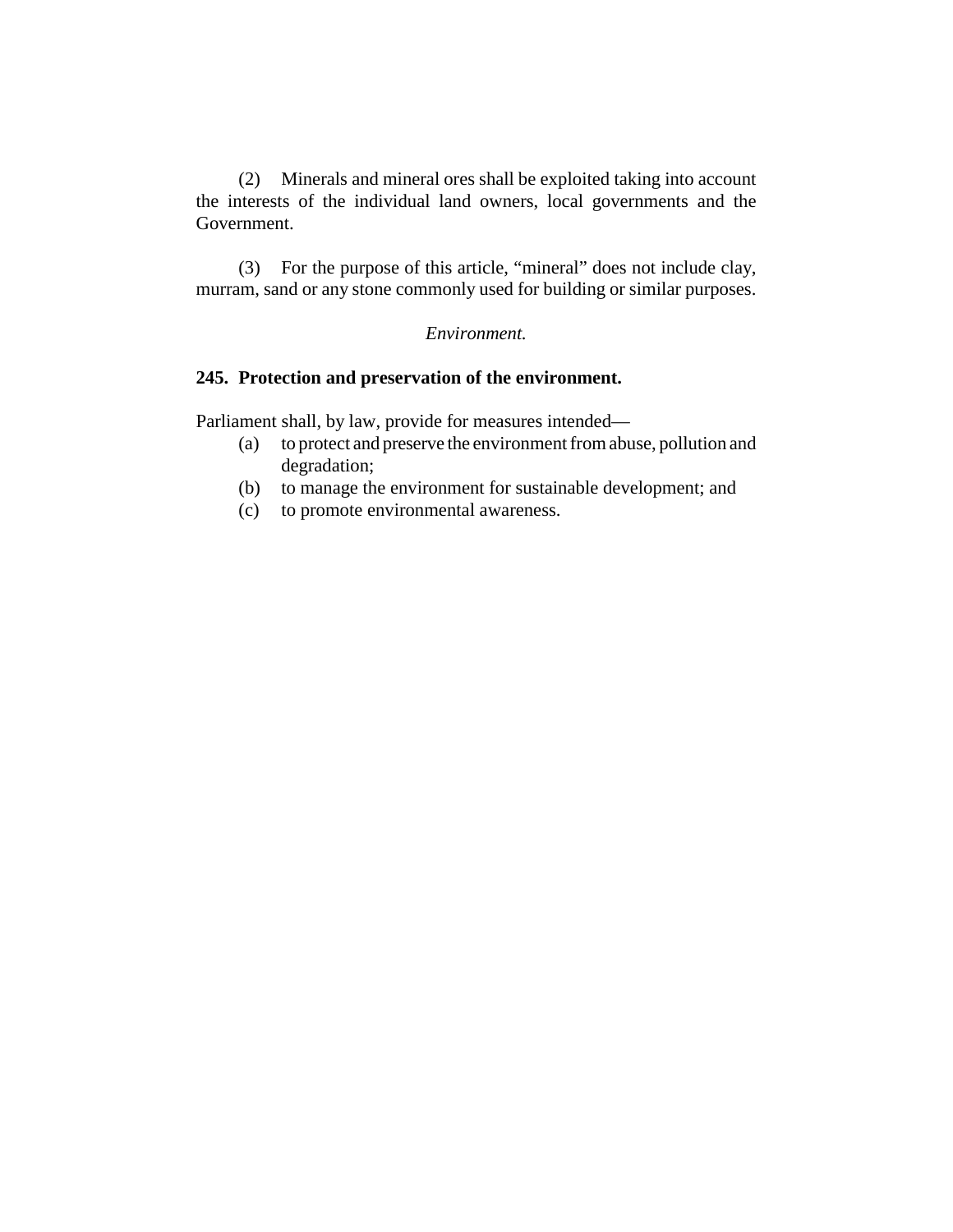(2) Minerals and mineral ores shall be exploited taking into account the interests of the individual land owners, local governments and the Government.

(3) For the purpose of this article, "mineral" does not include clay, murram, sand or any stone commonly used for building or similar purposes.

*Environment.*

### 245. Protection and preservation of the environment.

Parliament shall, by law, provide for measures intended—

(a) to protect and preserve the environment from abuse, pollution and degradation;

(b) to manage the environment for sustainable development; and

(c) to promote environmental awareness.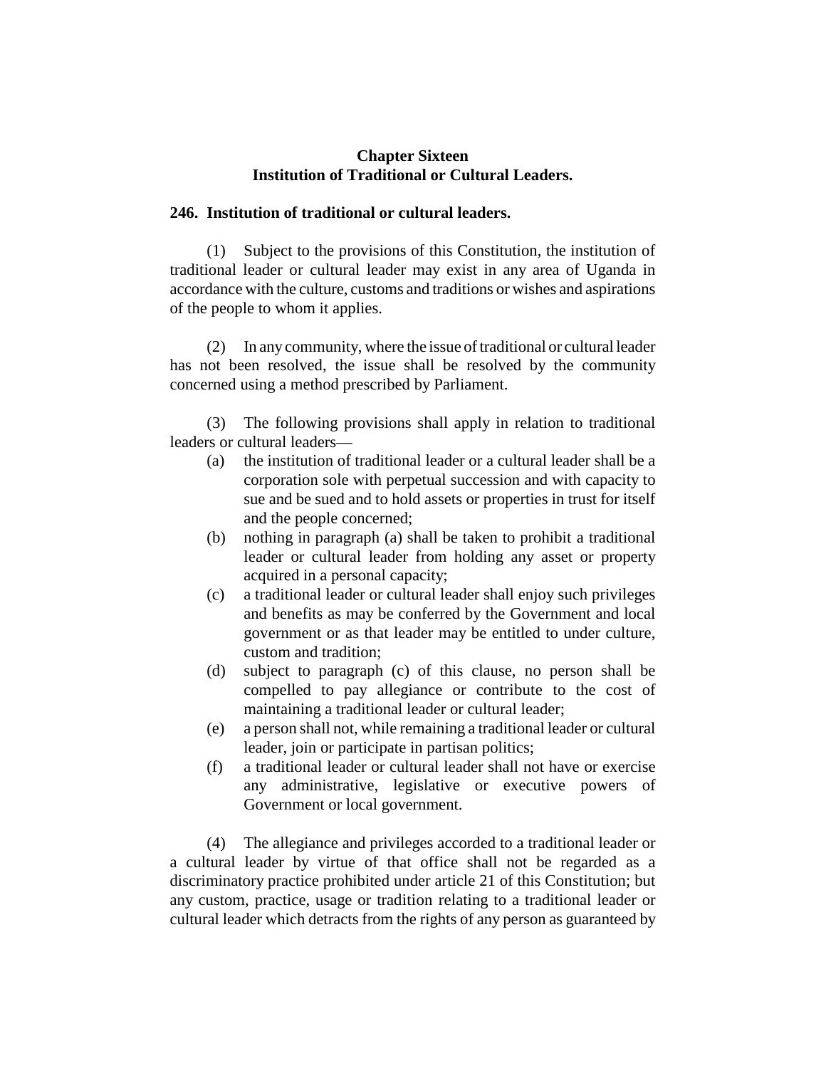# Chapter Sixteen
# Institution of Traditional or Cultural Leaders.

### 246. Institution of traditional or cultural leaders.

(1) Subject to the provisions of this Constitution, the institution of traditional leader or cultural leader may exist in any area of Uganda in accordance with the culture, customs and traditions or wishes and aspirations of the people to whom it applies.

(2) In any community, where the issue of traditional or cultural leader has not been resolved, the issue shall be resolved by the community concerned using a method prescribed by Parliament.

(3) The following provisions shall apply in relation to traditional leaders or cultural leaders—

(a) the institution of traditional leader or a cultural leader shall be a corporation sole with perpetual succession and with capacity to sue and be sued and to hold assets or properties in trust for itself and the people concerned;

(b) nothing in paragraph (a) shall be taken to prohibit a traditional leader or cultural leader from holding any asset or property acquired in a personal capacity;

(c) a traditional leader or cultural leader shall enjoy such privileges and benefits as may be conferred by the Government and local government or as that leader may be entitled to under culture, custom and tradition;

(d) subject to paragraph (c) of this clause, no person shall be compelled to pay allegiance or contribute to the cost of maintaining a traditional leader or cultural leader;

(e) a person shall not, while remaining a traditional leader or cultural leader, join or participate in partisan politics;

(f) a traditional leader or cultural leader shall not have or exercise any administrative, legislative or executive powers of Government or local government.

(4) The allegiance and privileges accorded to a traditional leader or a cultural leader by virtue of that office shall not be regarded as a discriminatory practice prohibited under article 21 of this Constitution; but any custom, practice, usage or tradition relating to a traditional leader or cultural leader which detracts from the rights of any person as guaranteed by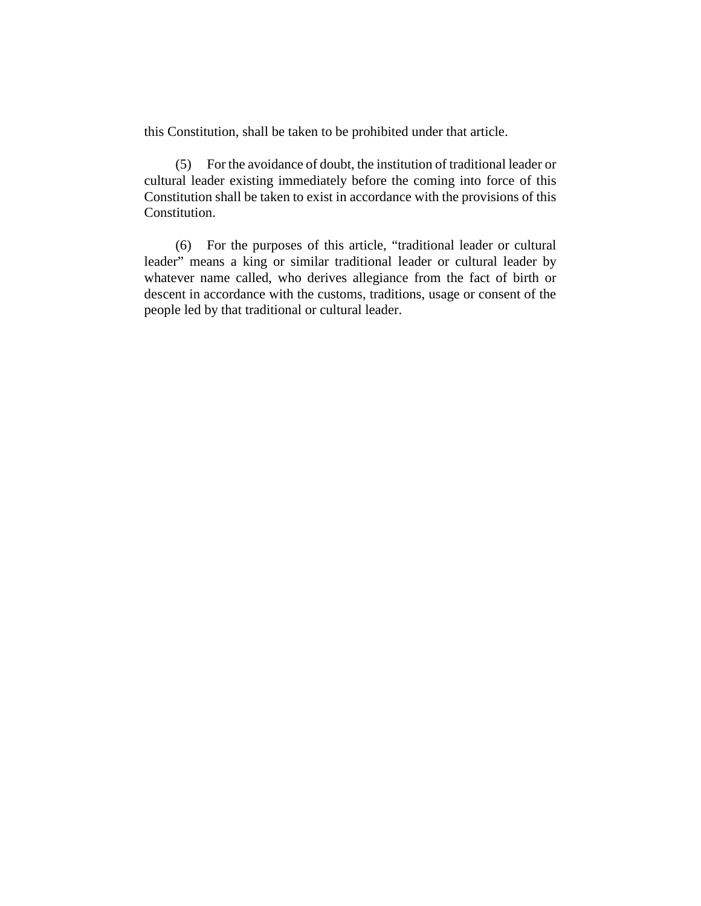this Constitution, shall be taken to be prohibited under that article.

(5) For the avoidance of doubt, the institution of traditional leader or cultural leader existing immediately before the coming into force of this Constitution shall be taken to exist in accordance with the provisions of this Constitution.

(6) For the purposes of this article, "traditional leader or cultural leader" means a king or similar traditional leader or cultural leader by whatever name called, who derives allegiance from the fact of birth or descent in accordance with the customs, traditions, usage or consent of the people led by that traditional or cultural leader.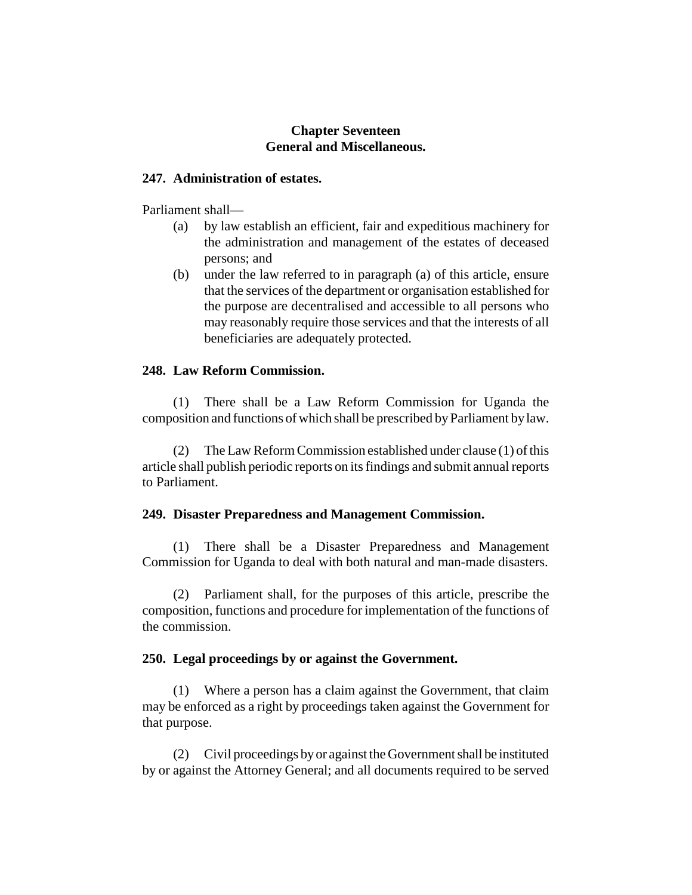## Chapter Seventeen
## General and Miscellaneous.

**247. Administration of estates.**

Parliament shall—

(a) by law establish an efficient, fair and expeditious machinery for the administration and management of the estates of deceased persons; and

(b) under the law referred to in paragraph (a) of this article, ensure that the services of the department or organisation established for the purpose are decentralised and accessible to all persons who may reasonably require those services and that the interests of all beneficiaries are adequately protected.

**248. Law Reform Commission.**

(1) There shall be a Law Reform Commission for Uganda the composition and functions of which shall be prescribed by Parliament by law.

(2) The Law Reform Commission established under clause (1) of this article shall publish periodic reports on its findings and submit annual reports to Parliament.

**249. Disaster Preparedness and Management Commission.**

(1) There shall be a Disaster Preparedness and Management Commission for Uganda to deal with both natural and man-made disasters.

(2) Parliament shall, for the purposes of this article, prescribe the composition, functions and procedure for implementation of the functions of the commission.

**250. Legal proceedings by or against the Government.**

(1) Where a person has a claim against the Government, that claim may be enforced as a right by proceedings taken against the Government for that purpose.

(2) Civil proceedings by or against the Government shall be instituted by or against the Attorney General; and all documents required to be served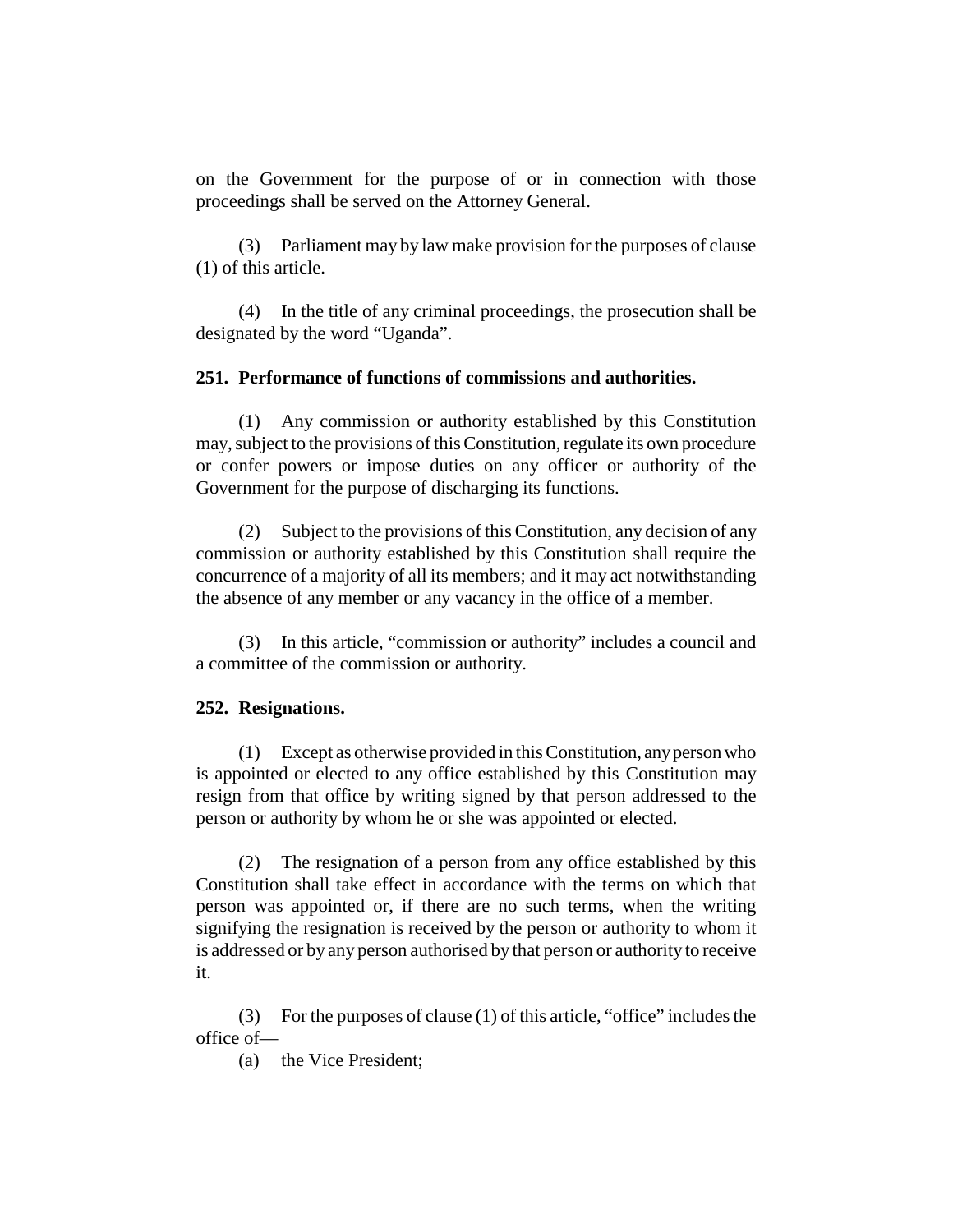on the Government for the purpose of or in connection with those proceedings shall be served on the Attorney General.

(3) Parliament may by law make provision for the purposes of clause (1) of this article.

(4) In the title of any criminal proceedings, the prosecution shall be designated by the word "Uganda".

**251. Performance of functions of commissions and authorities.**

(1) Any commission or authority established by this Constitution may, subject to the provisions of this Constitution, regulate its own procedure or confer powers or impose duties on any officer or authority of the Government for the purpose of discharging its functions.

(2) Subject to the provisions of this Constitution, any decision of any commission or authority established by this Constitution shall require the concurrence of a majority of all its members; and it may act notwithstanding the absence of any member or any vacancy in the office of a member.

(3) In this article, "commission or authority" includes a council and a committee of the commission or authority.

**252. Resignations.**

(1) Except as otherwise provided in this Constitution, any person who is appointed or elected to any office established by this Constitution may resign from that office by writing signed by that person addressed to the person or authority by whom he or she was appointed or elected.

(2) The resignation of a person from any office established by this Constitution shall take effect in accordance with the terms on which that person was appointed or, if there are no such terms, when the writing signifying the resignation is received by the person or authority to whom it is addressed or by any person authorised by that person or authority to receive it.

(3) For the purposes of clause (1) of this article, "office" includes the office of—

(a) the Vice President;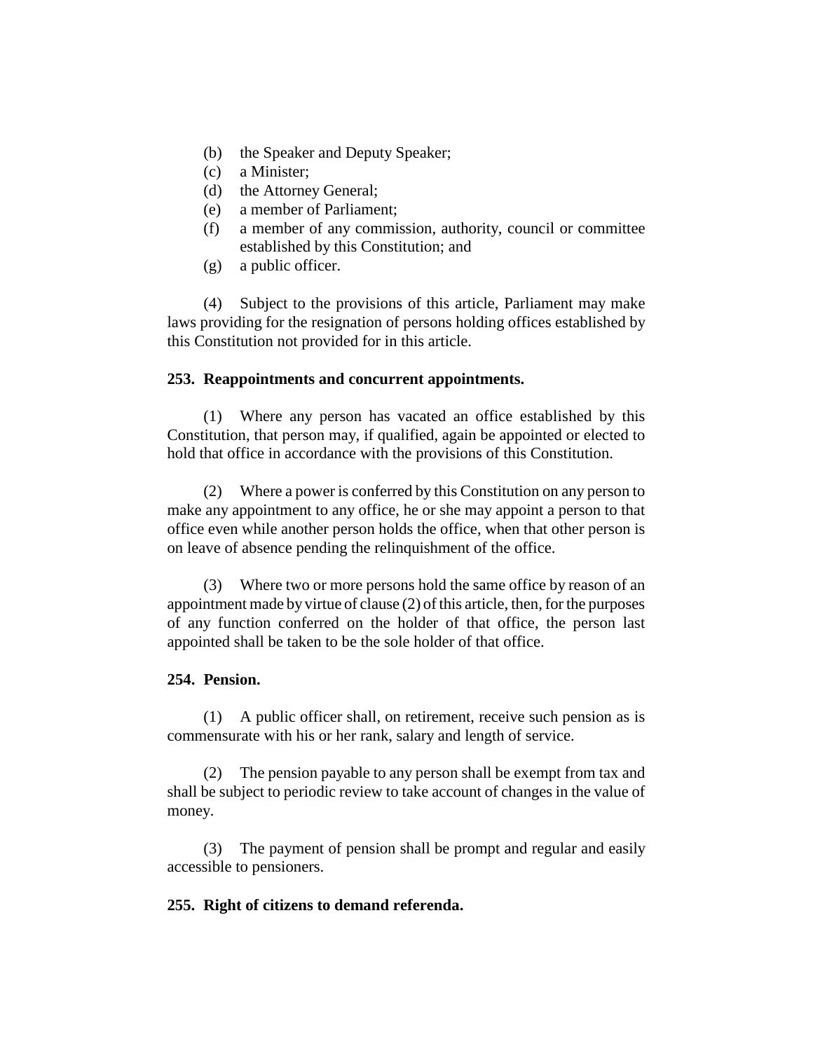(b) the Speaker and Deputy Speaker;
(c) a Minister;
(d) the Attorney General;
(e) a member of Parliament;
(f) a member of any commission, authority, council or committee established by this Constitution; and
(g) a public officer.

(4) Subject to the provisions of this article, Parliament may make laws providing for the resignation of persons holding offices established by this Constitution not provided for in this article.

**253. Reappointments and concurrent appointments.**

(1) Where any person has vacated an office established by this Constitution, that person may, if qualified, again be appointed or elected to hold that office in accordance with the provisions of this Constitution.

(2) Where a power is conferred by this Constitution on any person to make any appointment to any office, he or she may appoint a person to that office even while another person holds the office, when that other person is on leave of absence pending the relinquishment of the office.

(3) Where two or more persons hold the same office by reason of an appointment made by virtue of clause (2) of this article, then, for the purposes of any function conferred on the holder of that office, the person last appointed shall be taken to be the sole holder of that office.

**254. Pension.**

(1) A public officer shall, on retirement, receive such pension as is commensurate with his or her rank, salary and length of service.

(2) The pension payable to any person shall be exempt from tax and shall be subject to periodic review to take account of changes in the value of money.

(3) The payment of pension shall be prompt and regular and easily accessible to pensioners.

**255. Right of citizens to demand referenda.**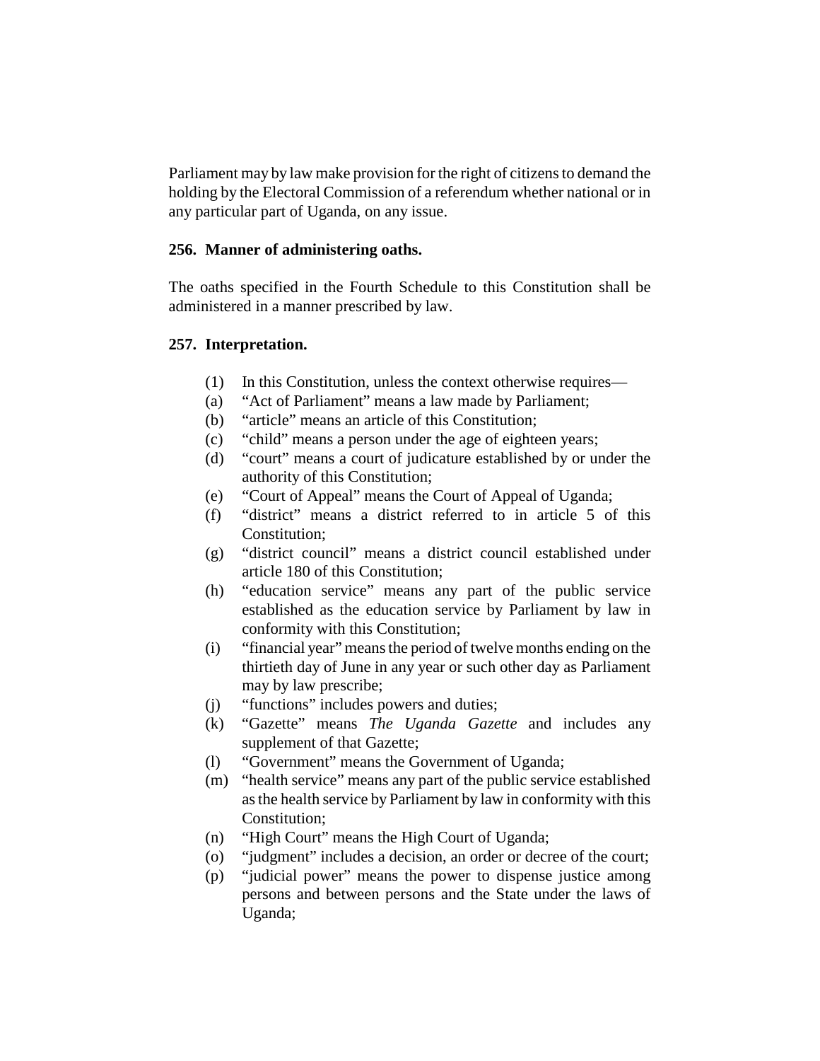Parliament may by law make provision for the right of citizens to demand the holding by the Electoral Commission of a referendum whether national or in any particular part of Uganda, on any issue.

### 256. Manner of administering oaths.

The oaths specified in the Fourth Schedule to this Constitution shall be administered in a manner prescribed by law.

### 257. Interpretation.

(1) In this Constitution, unless the context otherwise requires—

(a) "Act of Parliament" means a law made by Parliament;

(b) "article" means an article of this Constitution;

(c) "child" means a person under the age of eighteen years;

(d) "court" means a court of judicature established by or under the authority of this Constitution;

(e) "Court of Appeal" means the Court of Appeal of Uganda;

(f) "district" means a district referred to in article 5 of this Constitution;

(g) "district council" means a district council established under article 180 of this Constitution;

(h) "education service" means any part of the public service established as the education service by Parliament by law in conformity with this Constitution;

(i) "financial year" means the period of twelve months ending on the thirtieth day of June in any year or such other day as Parliament may by law prescribe;

(j) "functions" includes powers and duties;

(k) "Gazette" means *The Uganda Gazette* and includes any supplement of that Gazette;

(l) "Government" means the Government of Uganda;

(m) "health service" means any part of the public service established as the health service by Parliament by law in conformity with this Constitution;

(n) "High Court" means the High Court of Uganda;

(o) "judgment" includes a decision, an order or decree of the court;

(p) "judicial power" means the power to dispense justice among persons and between persons and the State under the laws of Uganda;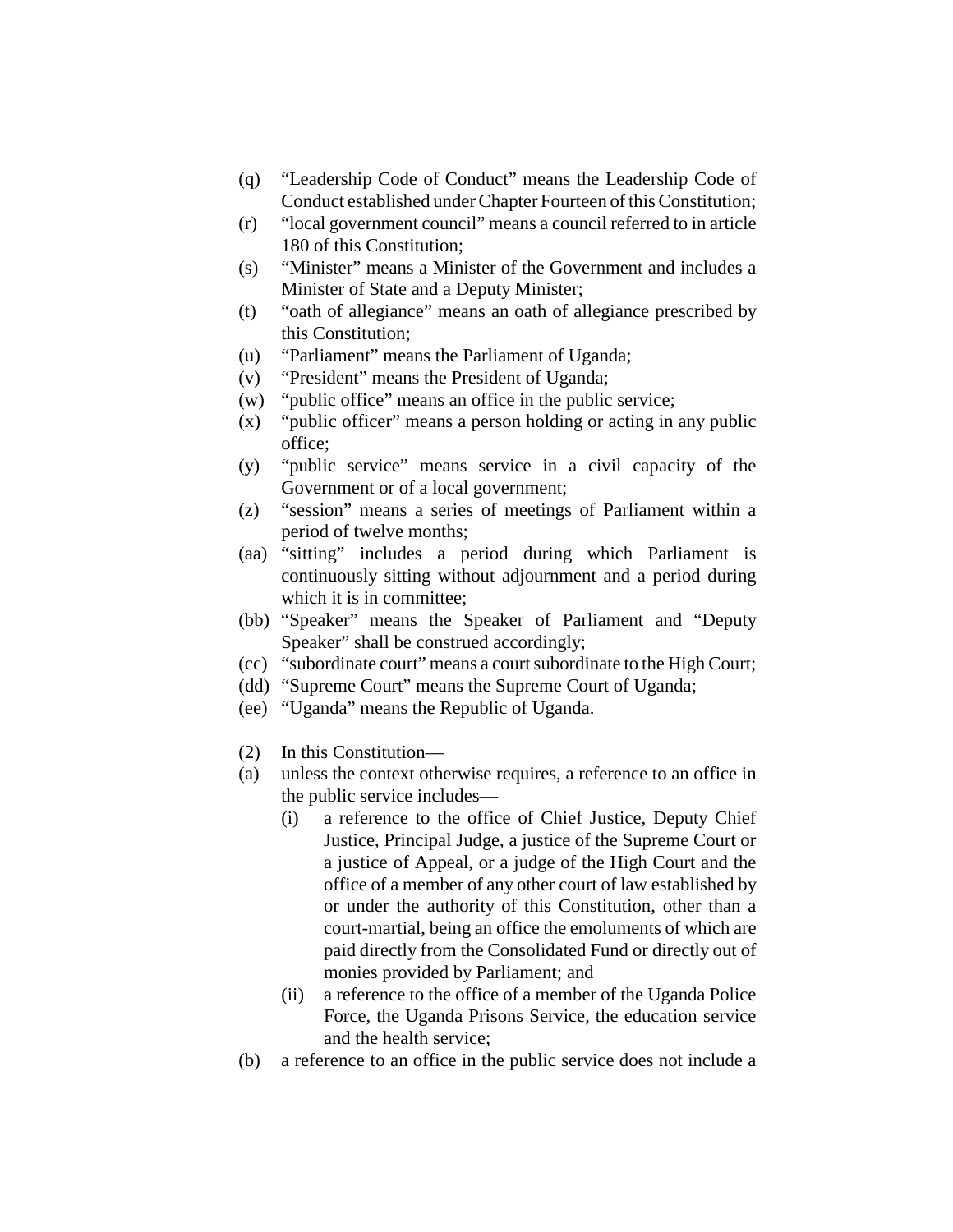(q) "Leadership Code of Conduct" means the Leadership Code of Conduct established under Chapter Fourteen of this Constitution;

(r) "local government council" means a council referred to in article 180 of this Constitution;

(s) "Minister" means a Minister of the Government and includes a Minister of State and a Deputy Minister;

(t) "oath of allegiance" means an oath of allegiance prescribed by this Constitution;

(u) "Parliament" means the Parliament of Uganda;

(v) "President" means the President of Uganda;

(w) "public office" means an office in the public service;

(x) "public officer" means a person holding or acting in any public office;

(y) "public service" means service in a civil capacity of the Government or of a local government;

(z) "session" means a series of meetings of Parliament within a period of twelve months;

(aa) "sitting" includes a period during which Parliament is continuously sitting without adjournment and a period during which it is in committee;

(bb) "Speaker" means the Speaker of Parliament and "Deputy Speaker" shall be construed accordingly;

(cc) "subordinate court" means a court subordinate to the High Court;

(dd) "Supreme Court" means the Supreme Court of Uganda;

(ee) "Uganda" means the Republic of Uganda.

(2) In this Constitution—

(a) unless the context otherwise requires, a reference to an office in the public service includes—

  (i) a reference to the office of Chief Justice, Deputy Chief Justice, Principal Judge, a justice of the Supreme Court or a justice of Appeal, or a judge of the High Court and the office of a member of any other court of law established by or under the authority of this Constitution, other than a court-martial, being an office the emoluments of which are paid directly from the Consolidated Fund or directly out of monies provided by Parliament; and

  (ii) a reference to the office of a member of the Uganda Police Force, the Uganda Prisons Service, the education service and the health service;

(b) a reference to an office in the public service does not include a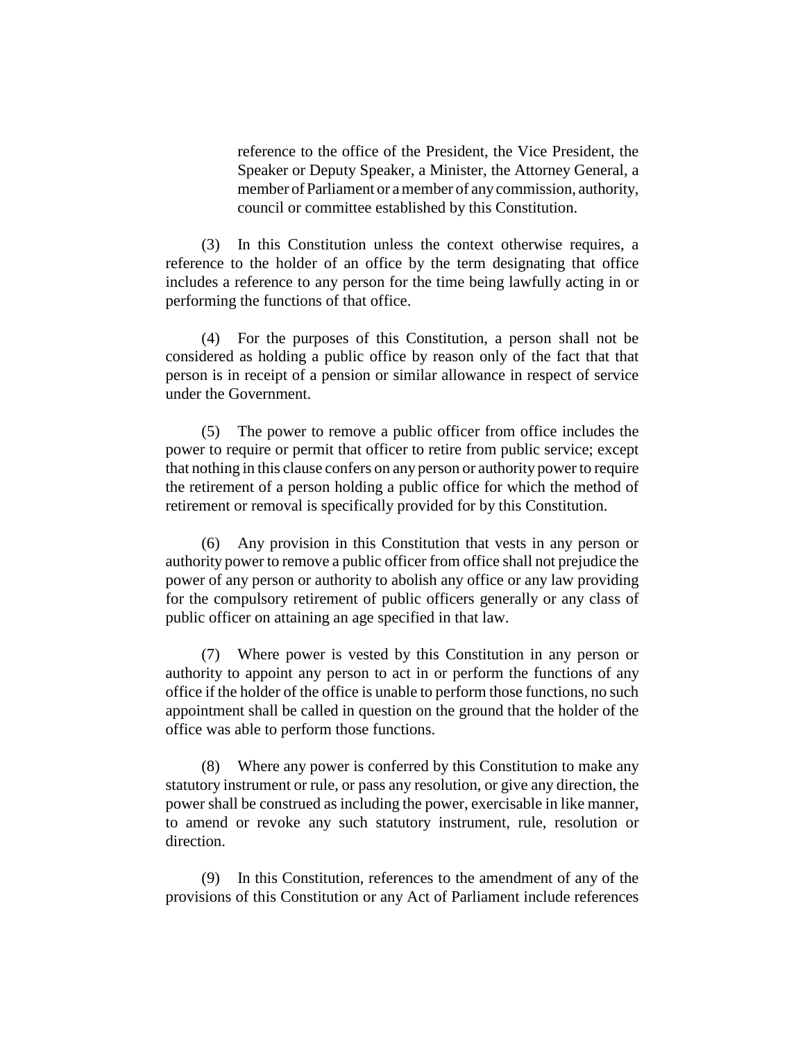reference to the office of the President, the Vice President, the Speaker or Deputy Speaker, a Minister, the Attorney General, a member of Parliament or a member of any commission, authority, council or committee established by this Constitution.

(3) In this Constitution unless the context otherwise requires, a reference to the holder of an office by the term designating that office includes a reference to any person for the time being lawfully acting in or performing the functions of that office.

(4) For the purposes of this Constitution, a person shall not be considered as holding a public office by reason only of the fact that that person is in receipt of a pension or similar allowance in respect of service under the Government.

(5) The power to remove a public officer from office includes the power to require or permit that officer to retire from public service; except that nothing in this clause confers on any person or authority power to require the retirement of a person holding a public office for which the method of retirement or removal is specifically provided for by this Constitution.

(6) Any provision in this Constitution that vests in any person or authority power to remove a public officer from office shall not prejudice the power of any person or authority to abolish any office or any law providing for the compulsory retirement of public officers generally or any class of public officer on attaining an age specified in that law.

(7) Where power is vested by this Constitution in any person or authority to appoint any person to act in or perform the functions of any office if the holder of the office is unable to perform those functions, no such appointment shall be called in question on the ground that the holder of the office was able to perform those functions.

(8) Where any power is conferred by this Constitution to make any statutory instrument or rule, or pass any resolution, or give any direction, the power shall be construed as including the power, exercisable in like manner, to amend or revoke any such statutory instrument, rule, resolution or direction.

(9) In this Constitution, references to the amendment of any of the provisions of this Constitution or any Act of Parliament include references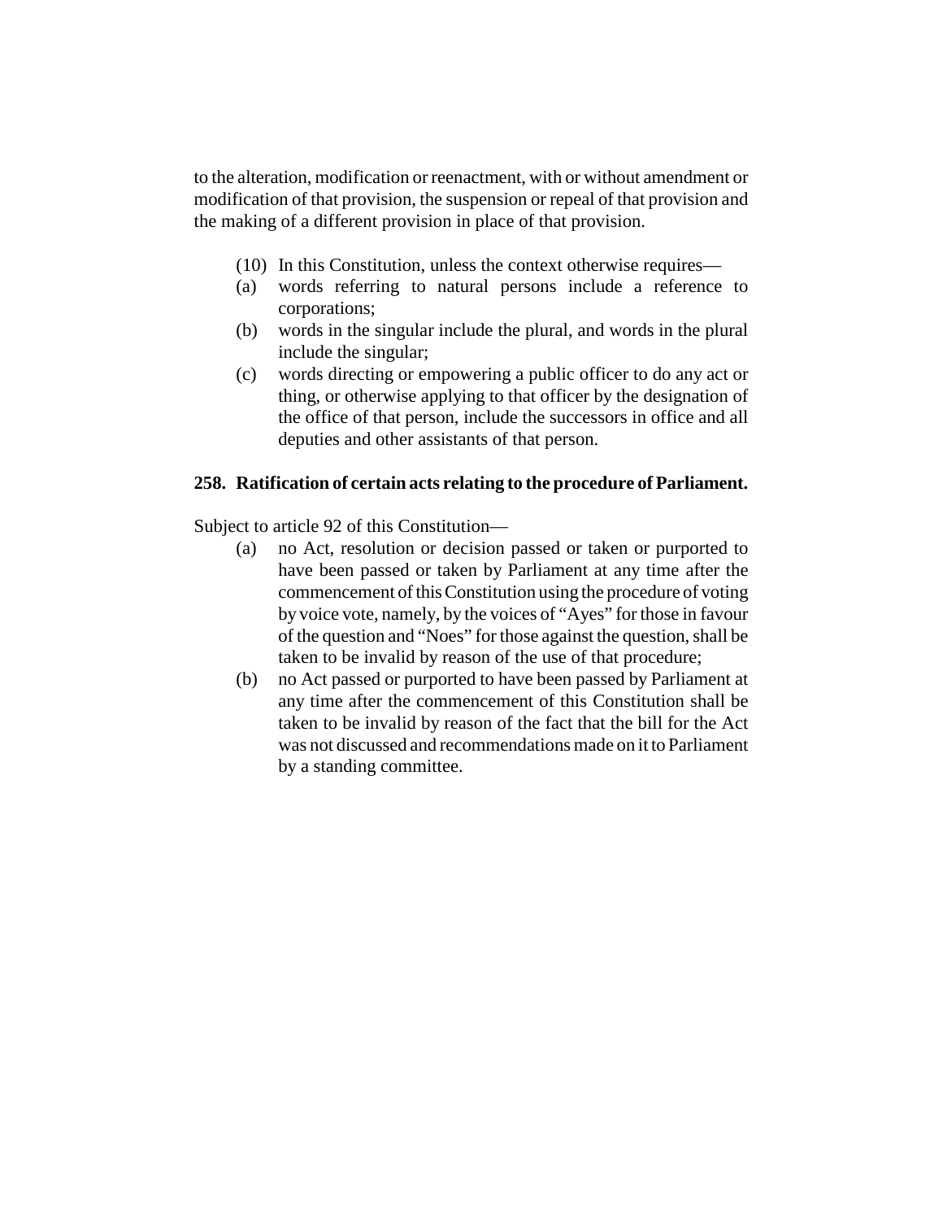to the alteration, modification or reenactment, with or without amendment or modification of that provision, the suspension or repeal of that provision and the making of a different provision in place of that provision.

(10) In this Constitution, unless the context otherwise requires—

(a) words referring to natural persons include a reference to corporations;

(b) words in the singular include the plural, and words in the plural include the singular;

(c) words directing or empowering a public officer to do any act or thing, or otherwise applying to that officer by the designation of the office of that person, include the successors in office and all deputies and other assistants of that person.

**258. Ratification of certain acts relating to the procedure of Parliament.**

Subject to article 92 of this Constitution—

(a) no Act, resolution or decision passed or taken or purported to have been passed or taken by Parliament at any time after the commencement of this Constitution using the procedure of voting by voice vote, namely, by the voices of "Ayes" for those in favour of the question and "Noes" for those against the question, shall be taken to be invalid by reason of the use of that procedure;

(b) no Act passed or purported to have been passed by Parliament at any time after the commencement of this Constitution shall be taken to be invalid by reason of the fact that the bill for the Act was not discussed and recommendations made on it to Parliament by a standing committee.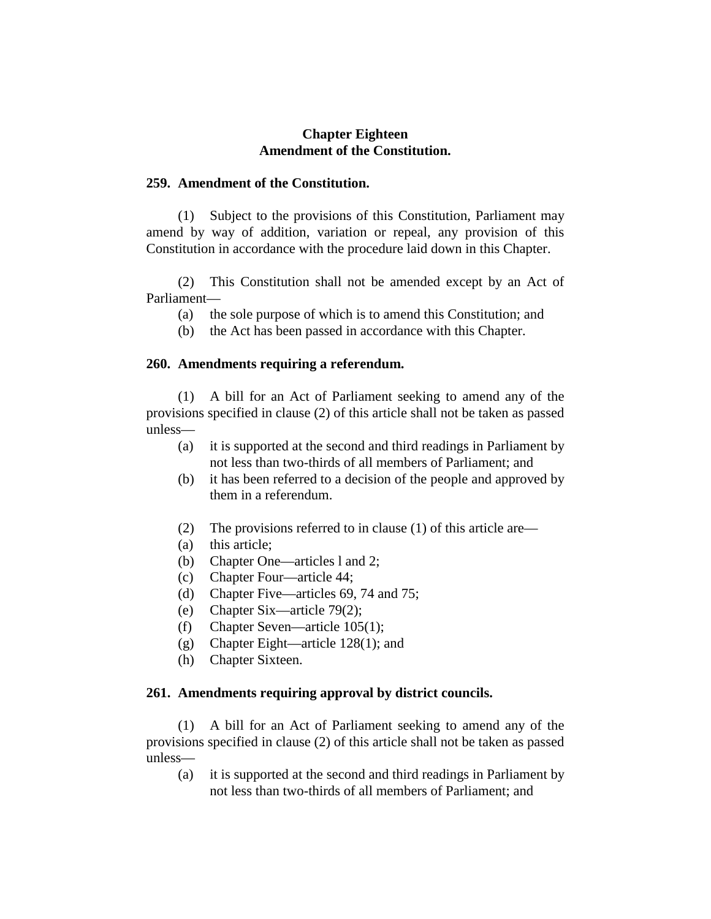## Chapter Eighteen
## Amendment of the Constitution.

### 259. Amendment of the Constitution.

(1) Subject to the provisions of this Constitution, Parliament may amend by way of addition, variation or repeal, any provision of this Constitution in accordance with the procedure laid down in this Chapter.

(2) This Constitution shall not be amended except by an Act of Parliament—

- (a) the sole purpose of which is to amend this Constitution; and
- (b) the Act has been passed in accordance with this Chapter.

### 260. Amendments requiring a referendum.

(1) A bill for an Act of Parliament seeking to amend any of the provisions specified in clause (2) of this article shall not be taken as passed unless—

- (a) it is supported at the second and third readings in Parliament by not less than two-thirds of all members of Parliament; and
- (b) it has been referred to a decision of the people and approved by them in a referendum.

(2) The provisions referred to in clause (1) of this article are—

- (a) this article;
- (b) Chapter One—articles l and 2;
- (c) Chapter Four—article 44;
- (d) Chapter Five—articles 69, 74 and 75;
- (e) Chapter Six—article 79(2);
- (f) Chapter Seven—article 105(1);
- (g) Chapter Eight—article 128(1); and
- (h) Chapter Sixteen.

### 261. Amendments requiring approval by district councils.

(1) A bill for an Act of Parliament seeking to amend any of the provisions specified in clause (2) of this article shall not be taken as passed unless—

- (a) it is supported at the second and third readings in Parliament by not less than two-thirds of all members of Parliament; and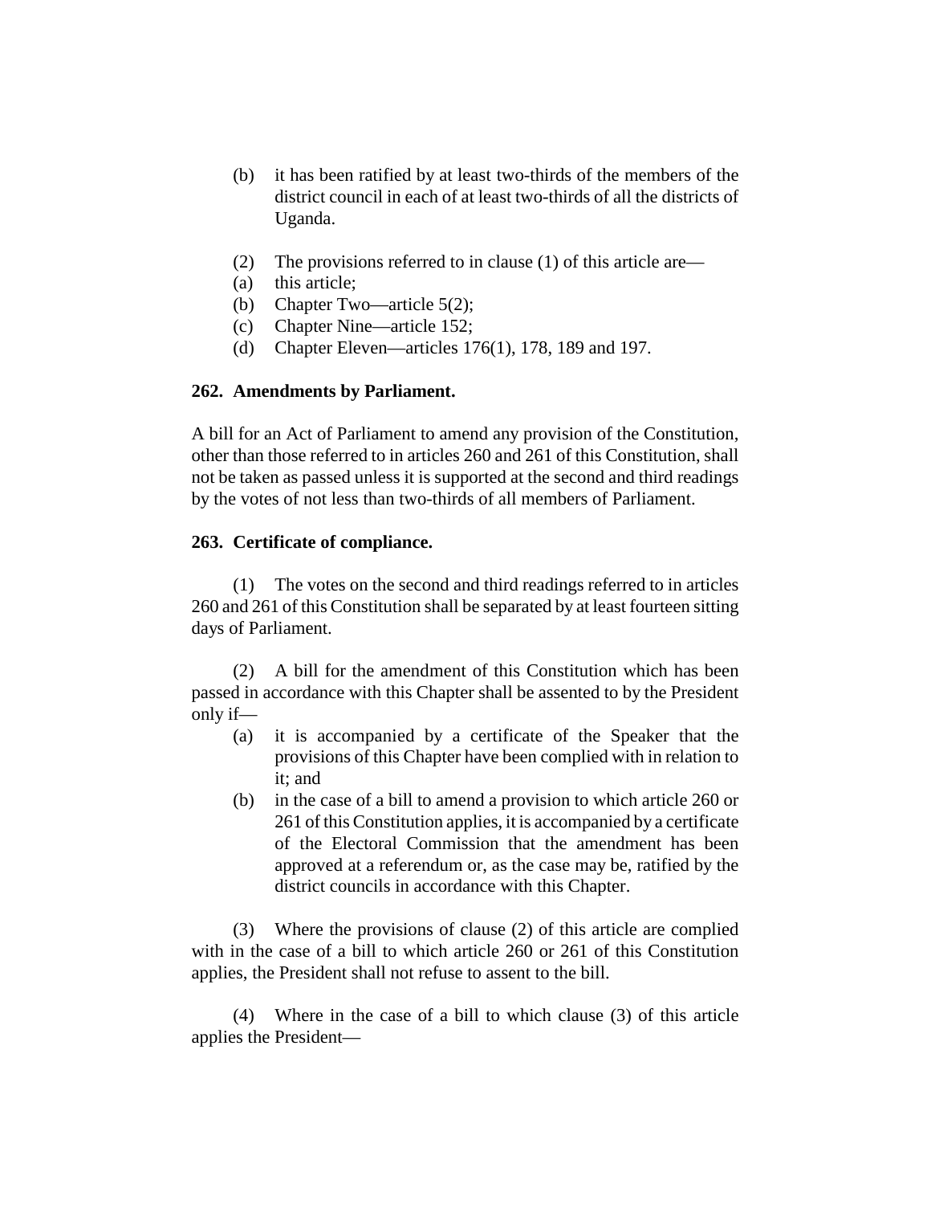(b) it has been ratified by at least two-thirds of the members of the district council in each of at least two-thirds of all the districts of Uganda.

(2) The provisions referred to in clause (1) of this article are—

(a) this article;

(b) Chapter Two—article 5(2);

(c) Chapter Nine—article 152;

(d) Chapter Eleven—articles 176(1), 178, 189 and 197.

**262. Amendments by Parliament.**

A bill for an Act of Parliament to amend any provision of the Constitution, other than those referred to in articles 260 and 261 of this Constitution, shall not be taken as passed unless it is supported at the second and third readings by the votes of not less than two-thirds of all members of Parliament.

**263. Certificate of compliance.**

(1) The votes on the second and third readings referred to in articles 260 and 261 of this Constitution shall be separated by at least fourteen sitting days of Parliament.

(2) A bill for the amendment of this Constitution which has been passed in accordance with this Chapter shall be assented to by the President only if—

(a) it is accompanied by a certificate of the Speaker that the provisions of this Chapter have been complied with in relation to it; and

(b) in the case of a bill to amend a provision to which article 260 or 261 of this Constitution applies, it is accompanied by a certificate of the Electoral Commission that the amendment has been approved at a referendum or, as the case may be, ratified by the district councils in accordance with this Chapter.

(3) Where the provisions of clause (2) of this article are complied with in the case of a bill to which article 260 or 261 of this Constitution applies, the President shall not refuse to assent to the bill.

(4) Where in the case of a bill to which clause (3) of this article applies the President—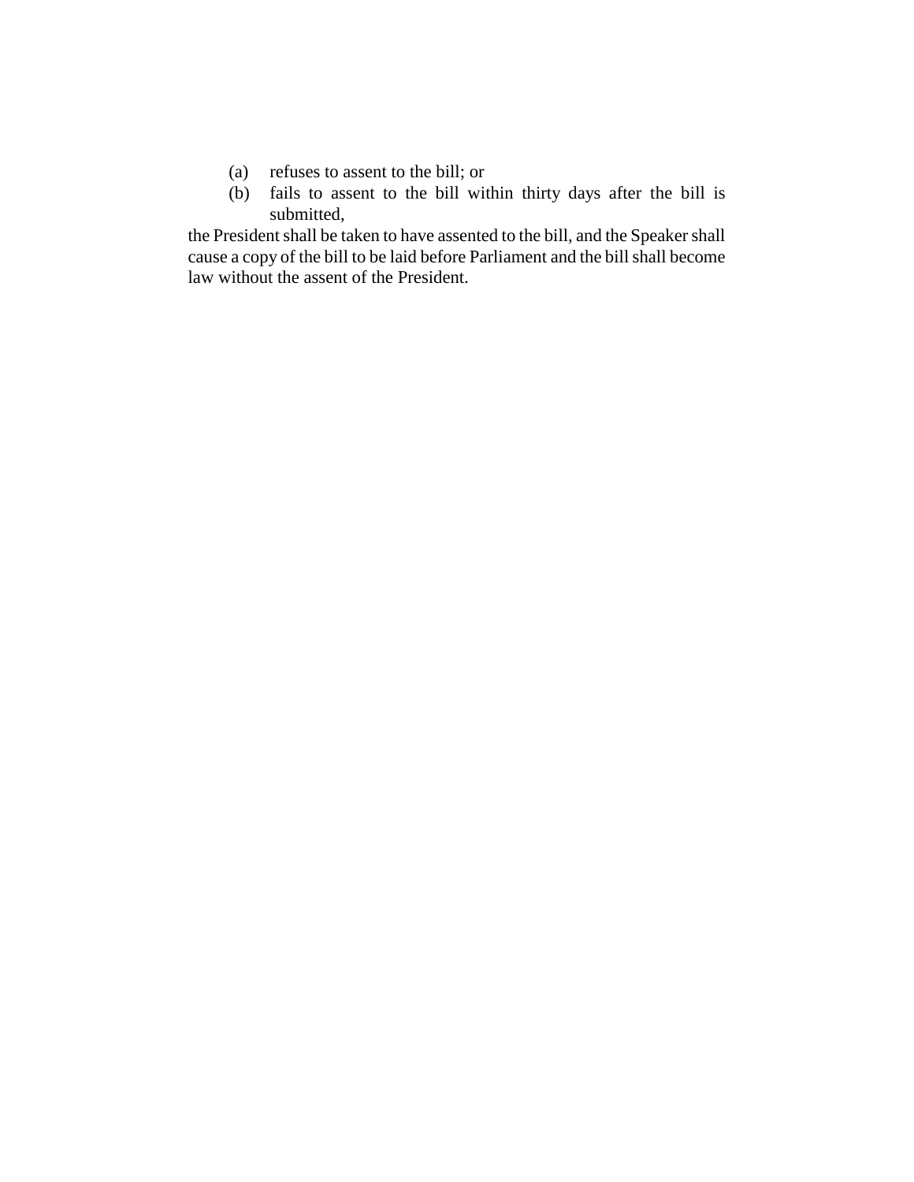(a) refuses to assent to the bill; or

(b) fails to assent to the bill within thirty days after the bill is submitted,

the President shall be taken to have assented to the bill, and the Speaker shall cause a copy of the bill to be laid before Parliament and the bill shall become law without the assent of the President.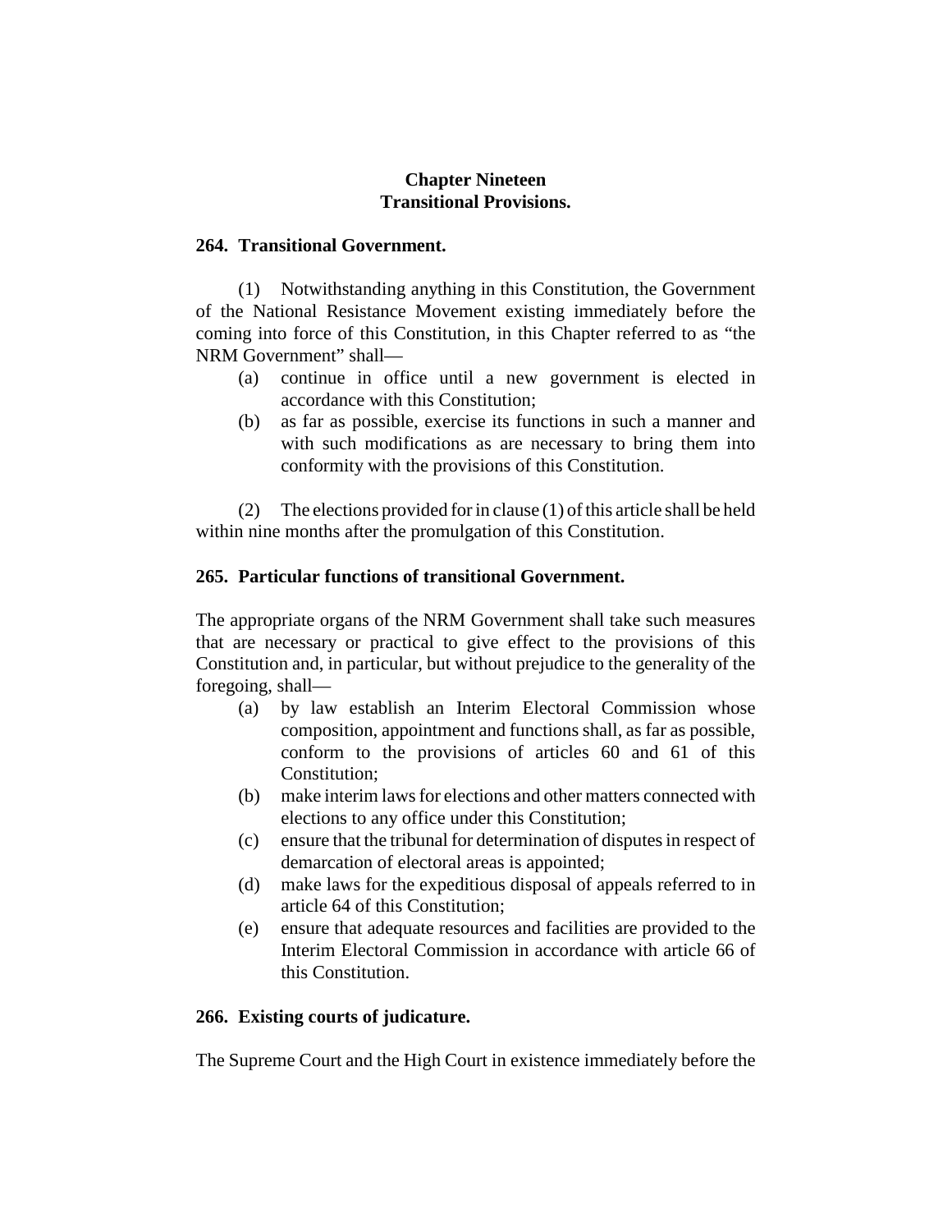## Chapter Nineteen
## Transitional Provisions.

### 264. Transitional Government.

(1) Notwithstanding anything in this Constitution, the Government of the National Resistance Movement existing immediately before the coming into force of this Constitution, in this Chapter referred to as "the NRM Government" shall—

- (a) continue in office until a new government is elected in accordance with this Constitution;
- (b) as far as possible, exercise its functions in such a manner and with such modifications as are necessary to bring them into conformity with the provisions of this Constitution.

(2) The elections provided for in clause (1) of this article shall be held within nine months after the promulgation of this Constitution.

### 265. Particular functions of transitional Government.

The appropriate organs of the NRM Government shall take such measures that are necessary or practical to give effect to the provisions of this Constitution and, in particular, but without prejudice to the generality of the foregoing, shall—

- (a) by law establish an Interim Electoral Commission whose composition, appointment and functions shall, as far as possible, conform to the provisions of articles 60 and 61 of this Constitution;
- (b) make interim laws for elections and other matters connected with elections to any office under this Constitution;
- (c) ensure that the tribunal for determination of disputes in respect of demarcation of electoral areas is appointed;
- (d) make laws for the expeditious disposal of appeals referred to in article 64 of this Constitution;
- (e) ensure that adequate resources and facilities are provided to the Interim Electoral Commission in accordance with article 66 of this Constitution.

### 266. Existing courts of judicature.

The Supreme Court and the High Court in existence immediately before the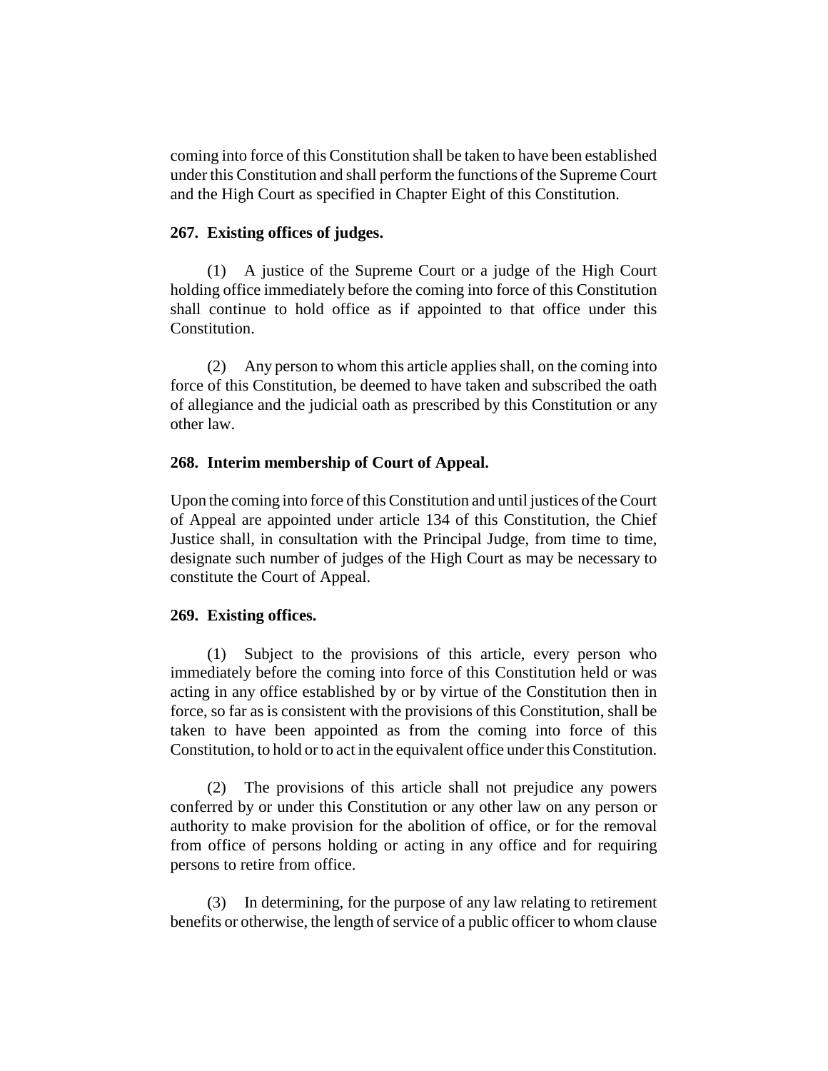coming into force of this Constitution shall be taken to have been established under this Constitution and shall perform the functions of the Supreme Court and the High Court as specified in Chapter Eight of this Constitution.

**267. Existing offices of judges.**

(1) A justice of the Supreme Court or a judge of the High Court holding office immediately before the coming into force of this Constitution shall continue to hold office as if appointed to that office under this Constitution.

(2) Any person to whom this article applies shall, on the coming into force of this Constitution, be deemed to have taken and subscribed the oath of allegiance and the judicial oath as prescribed by this Constitution or any other law.

**268. Interim membership of Court of Appeal.**

Upon the coming into force of this Constitution and until justices of the Court of Appeal are appointed under article 134 of this Constitution, the Chief Justice shall, in consultation with the Principal Judge, from time to time, designate such number of judges of the High Court as may be necessary to constitute the Court of Appeal.

**269. Existing offices.**

(1) Subject to the provisions of this article, every person who immediately before the coming into force of this Constitution held or was acting in any office established by or by virtue of the Constitution then in force, so far as is consistent with the provisions of this Constitution, shall be taken to have been appointed as from the coming into force of this Constitution, to hold or to act in the equivalent office under this Constitution.

(2) The provisions of this article shall not prejudice any powers conferred by or under this Constitution or any other law on any person or authority to make provision for the abolition of office, or for the removal from office of persons holding or acting in any office and for requiring persons to retire from office.

(3) In determining, for the purpose of any law relating to retirement benefits or otherwise, the length of service of a public officer to whom clause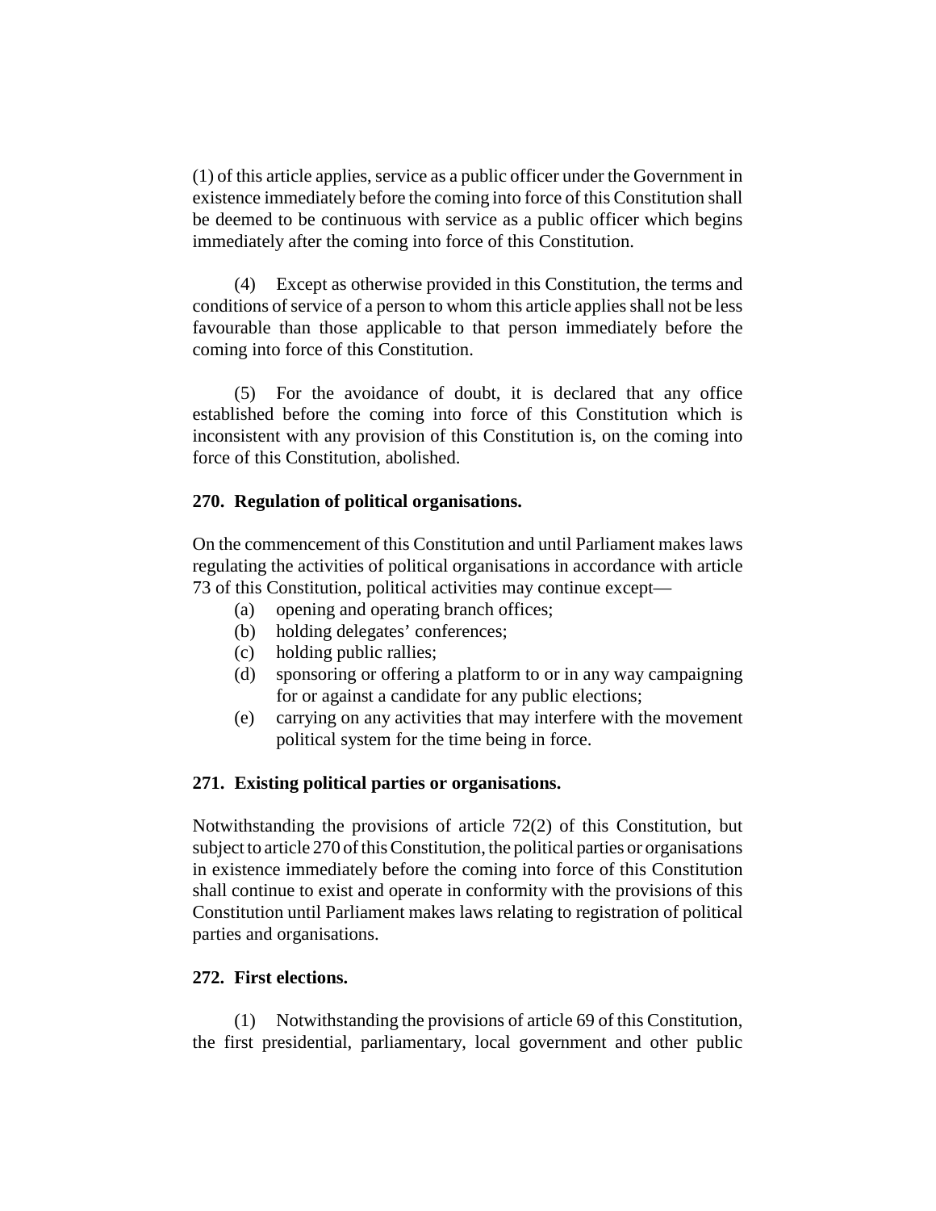(1) of this article applies, service as a public officer under the Government in existence immediately before the coming into force of this Constitution shall be deemed to be continuous with service as a public officer which begins immediately after the coming into force of this Constitution.

(4) Except as otherwise provided in this Constitution, the terms and conditions of service of a person to whom this article applies shall not be less favourable than those applicable to that person immediately before the coming into force of this Constitution.

(5) For the avoidance of doubt, it is declared that any office established before the coming into force of this Constitution which is inconsistent with any provision of this Constitution is, on the coming into force of this Constitution, abolished.

**270. Regulation of political organisations.**

On the commencement of this Constitution and until Parliament makes laws regulating the activities of political organisations in accordance with article 73 of this Constitution, political activities may continue except—

(a) opening and operating branch offices;
(b) holding delegates' conferences;
(c) holding public rallies;
(d) sponsoring or offering a platform to or in any way campaigning for or against a candidate for any public elections;
(e) carrying on any activities that may interfere with the movement political system for the time being in force.

**271. Existing political parties or organisations.**

Notwithstanding the provisions of article 72(2) of this Constitution, but subject to article 270 of this Constitution, the political parties or organisations in existence immediately before the coming into force of this Constitution shall continue to exist and operate in conformity with the provisions of this Constitution until Parliament makes laws relating to registration of political parties and organisations.

**272. First elections.**

(1) Notwithstanding the provisions of article 69 of this Constitution, the first presidential, parliamentary, local government and other public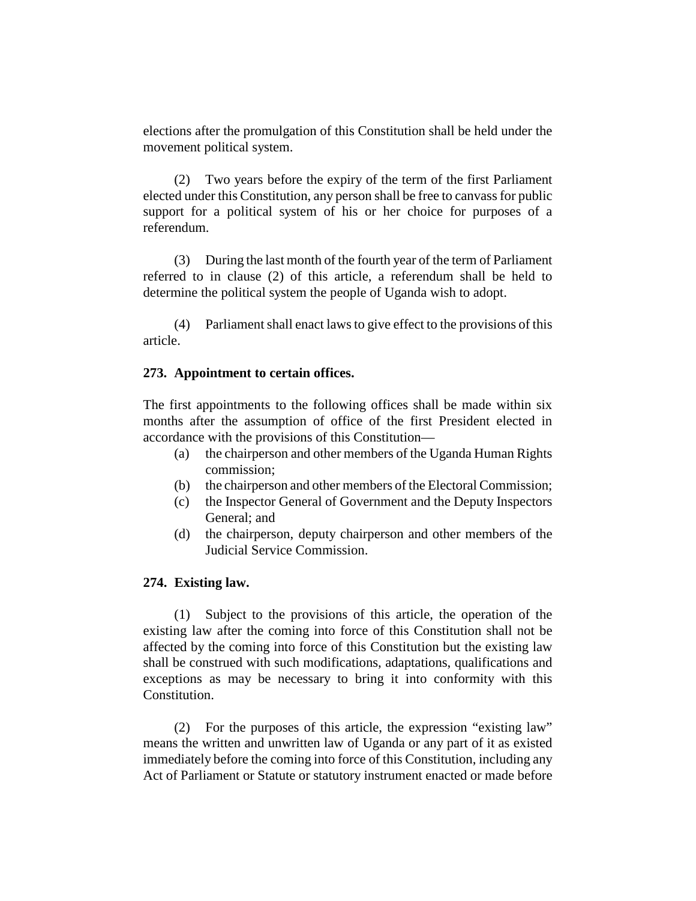elections after the promulgation of this Constitution shall be held under the movement political system.

(2) Two years before the expiry of the term of the first Parliament elected under this Constitution, any person shall be free to canvass for public support for a political system of his or her choice for purposes of a referendum.

(3) During the last month of the fourth year of the term of Parliament referred to in clause (2) of this article, a referendum shall be held to determine the political system the people of Uganda wish to adopt.

(4) Parliament shall enact laws to give effect to the provisions of this article.

**273. Appointment to certain offices.**

The first appointments to the following offices shall be made within six months after the assumption of office of the first President elected in accordance with the provisions of this Constitution—

(a) the chairperson and other members of the Uganda Human Rights commission;

(b) the chairperson and other members of the Electoral Commission;

(c) the Inspector General of Government and the Deputy Inspectors General; and

(d) the chairperson, deputy chairperson and other members of the Judicial Service Commission.

**274. Existing law.**

(1) Subject to the provisions of this article, the operation of the existing law after the coming into force of this Constitution shall not be affected by the coming into force of this Constitution but the existing law shall be construed with such modifications, adaptations, qualifications and exceptions as may be necessary to bring it into conformity with this Constitution.

(2) For the purposes of this article, the expression "existing law" means the written and unwritten law of Uganda or any part of it as existed immediately before the coming into force of this Constitution, including any Act of Parliament or Statute or statutory instrument enacted or made before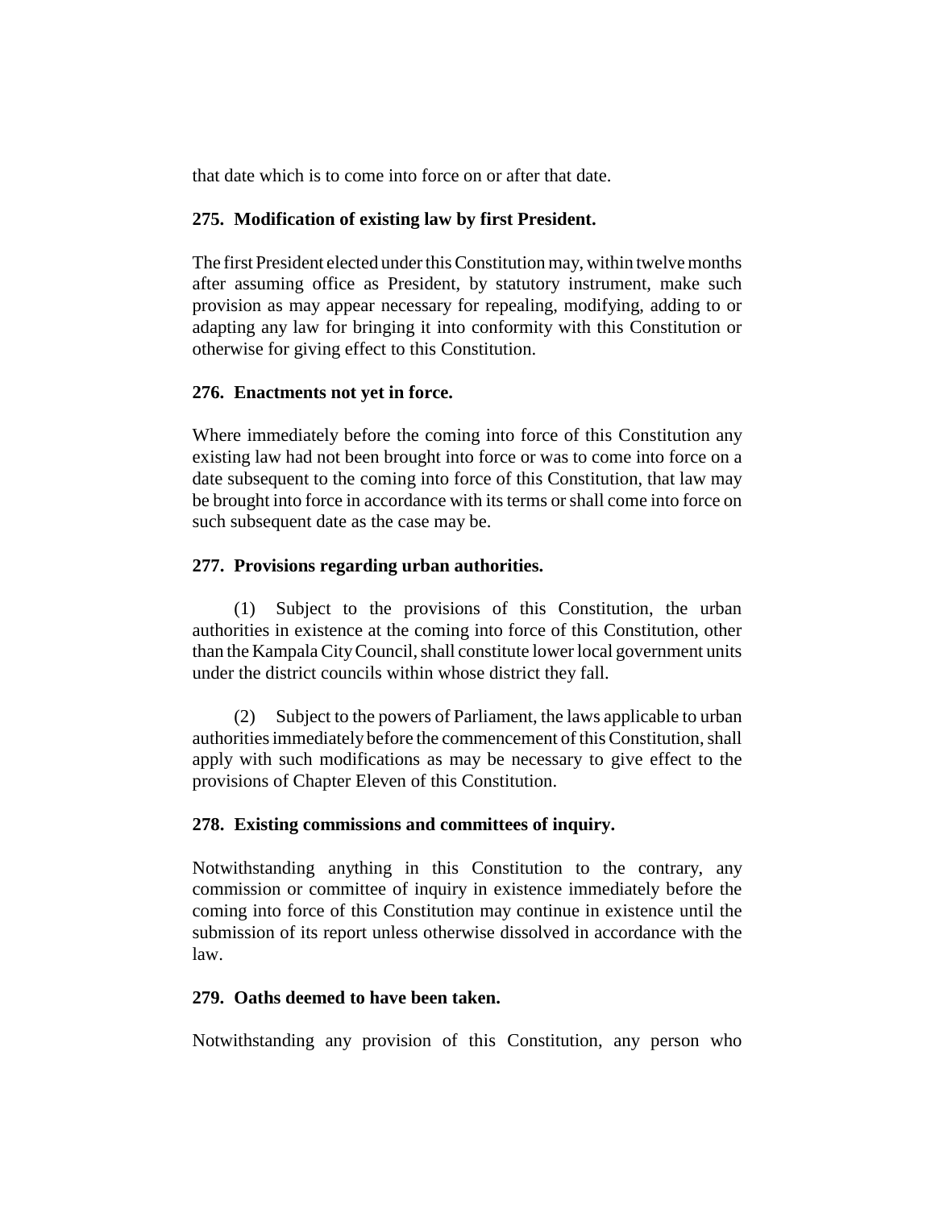that date which is to come into force on or after that date.

### 275. Modification of existing law by first President.

The first President elected under this Constitution may, within twelve months after assuming office as President, by statutory instrument, make such provision as may appear necessary for repealing, modifying, adding to or adapting any law for bringing it into conformity with this Constitution or otherwise for giving effect to this Constitution.

### 276. Enactments not yet in force.

Where immediately before the coming into force of this Constitution any existing law had not been brought into force or was to come into force on a date subsequent to the coming into force of this Constitution, that law may be brought into force in accordance with its terms or shall come into force on such subsequent date as the case may be.

### 277. Provisions regarding urban authorities.

(1) Subject to the provisions of this Constitution, the urban authorities in existence at the coming into force of this Constitution, other than the Kampala City Council, shall constitute lower local government units under the district councils within whose district they fall.

(2) Subject to the powers of Parliament, the laws applicable to urban authorities immediately before the commencement of this Constitution, shall apply with such modifications as may be necessary to give effect to the provisions of Chapter Eleven of this Constitution.

### 278. Existing commissions and committees of inquiry.

Notwithstanding anything in this Constitution to the contrary, any commission or committee of inquiry in existence immediately before the coming into force of this Constitution may continue in existence until the submission of its report unless otherwise dissolved in accordance with the law.

### 279. Oaths deemed to have been taken.

Notwithstanding any provision of this Constitution, any person who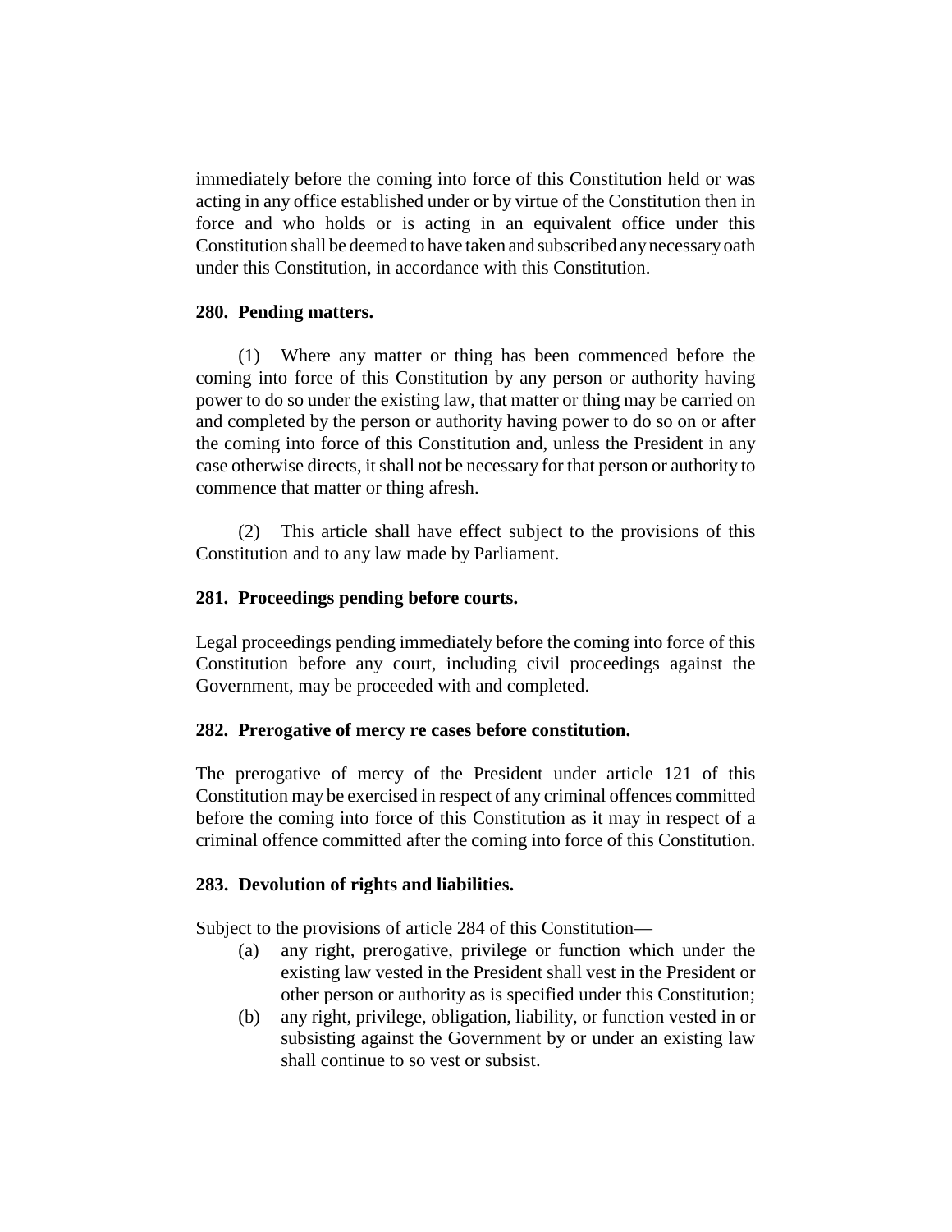immediately before the coming into force of this Constitution held or was acting in any office established under or by virtue of the Constitution then in force and who holds or is acting in an equivalent office under this Constitution shall be deemed to have taken and subscribed any necessary oath under this Constitution, in accordance with this Constitution.

**280. Pending matters.**

(1) Where any matter or thing has been commenced before the coming into force of this Constitution by any person or authority having power to do so under the existing law, that matter or thing may be carried on and completed by the person or authority having power to do so on or after the coming into force of this Constitution and, unless the President in any case otherwise directs, it shall not be necessary for that person or authority to commence that matter or thing afresh.

(2) This article shall have effect subject to the provisions of this Constitution and to any law made by Parliament.

**281. Proceedings pending before courts.**

Legal proceedings pending immediately before the coming into force of this Constitution before any court, including civil proceedings against the Government, may be proceeded with and completed.

**282. Prerogative of mercy re cases before constitution.**

The prerogative of mercy of the President under article 121 of this Constitution may be exercised in respect of any criminal offences committed before the coming into force of this Constitution as it may in respect of a criminal offence committed after the coming into force of this Constitution.

**283. Devolution of rights and liabilities.**

Subject to the provisions of article 284 of this Constitution—

(a) any right, prerogative, privilege or function which under the existing law vested in the President shall vest in the President or other person or authority as is specified under this Constitution;

(b) any right, privilege, obligation, liability, or function vested in or subsisting against the Government by or under an existing law shall continue to so vest or subsist.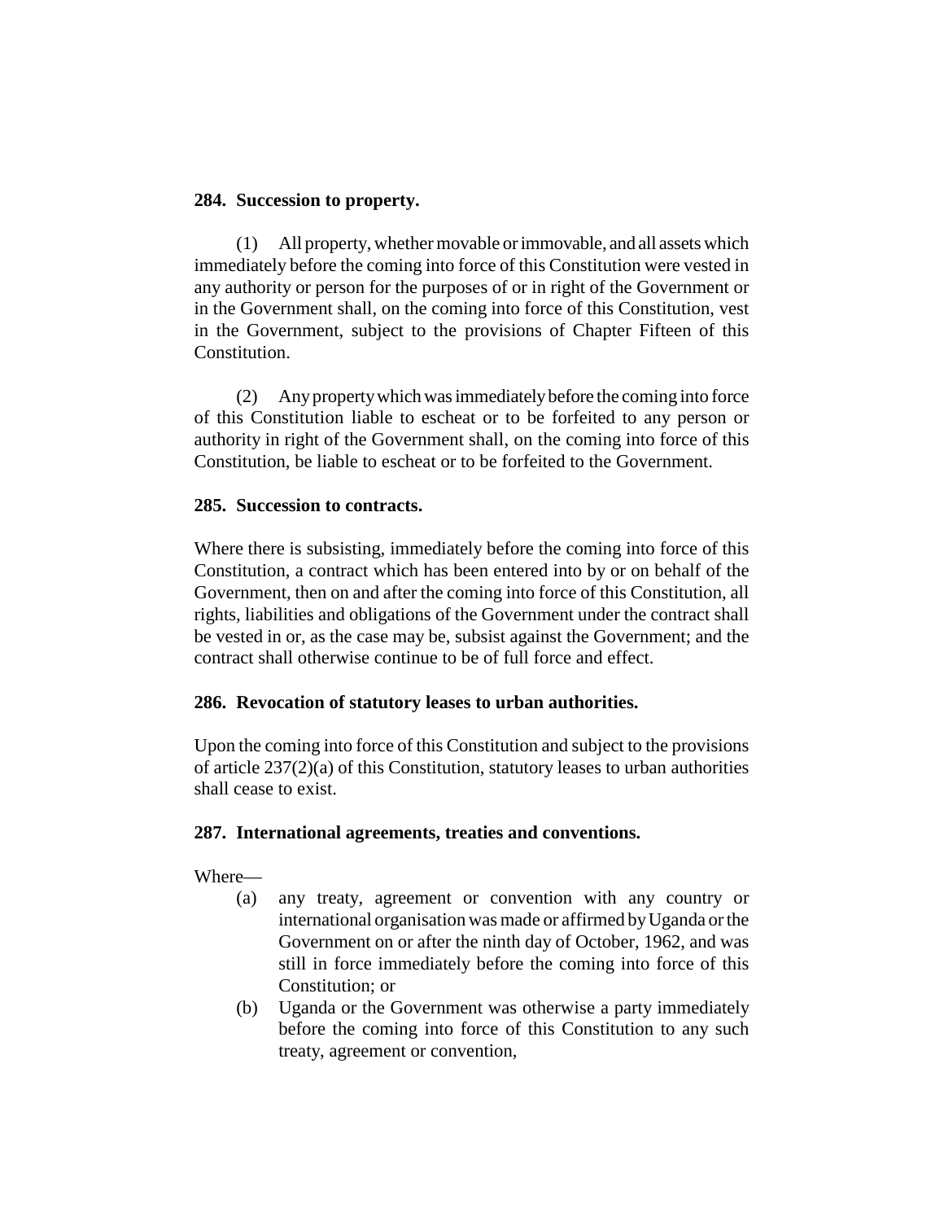**284. Succession to property.**

(1) All property, whether movable or immovable, and all assets which immediately before the coming into force of this Constitution were vested in any authority or person for the purposes of or in right of the Government or in the Government shall, on the coming into force of this Constitution, vest in the Government, subject to the provisions of Chapter Fifteen of this Constitution.

(2) Any property which was immediately before the coming into force of this Constitution liable to escheat or to be forfeited to any person or authority in right of the Government shall, on the coming into force of this Constitution, be liable to escheat or to be forfeited to the Government.

**285. Succession to contracts.**

Where there is subsisting, immediately before the coming into force of this Constitution, a contract which has been entered into by or on behalf of the Government, then on and after the coming into force of this Constitution, all rights, liabilities and obligations of the Government under the contract shall be vested in or, as the case may be, subsist against the Government; and the contract shall otherwise continue to be of full force and effect.

**286. Revocation of statutory leases to urban authorities.**

Upon the coming into force of this Constitution and subject to the provisions of article 237(2)(a) of this Constitution, statutory leases to urban authorities shall cease to exist.

**287. International agreements, treaties and conventions.**

Where—

(a) any treaty, agreement or convention with any country or international organisation was made or affirmed by Uganda or the Government on or after the ninth day of October, 1962, and was still in force immediately before the coming into force of this Constitution; or

(b) Uganda or the Government was otherwise a party immediately before the coming into force of this Constitution to any such treaty, agreement or convention,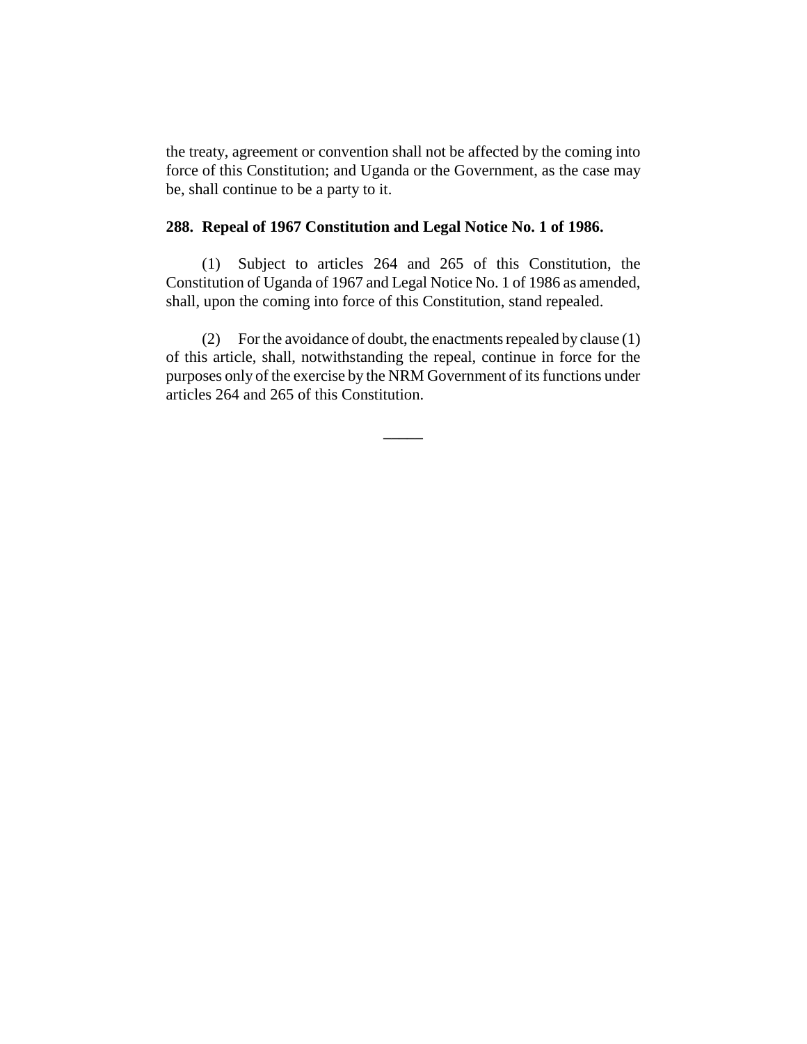the treaty, agreement or convention shall not be affected by the coming into force of this Constitution; and Uganda or the Government, as the case may be, shall continue to be a party to it.

**288. Repeal of 1967 Constitution and Legal Notice No. 1 of 1986.**

(1) Subject to articles 264 and 265 of this Constitution, the Constitution of Uganda of 1967 and Legal Notice No. 1 of 1986 as amended, shall, upon the coming into force of this Constitution, stand repealed.

(2) For the avoidance of doubt, the enactments repealed by clause (1) of this article, shall, notwithstanding the repeal, continue in force for the purposes only of the exercise by the NRM Government of its functions under articles 264 and 265 of this Constitution.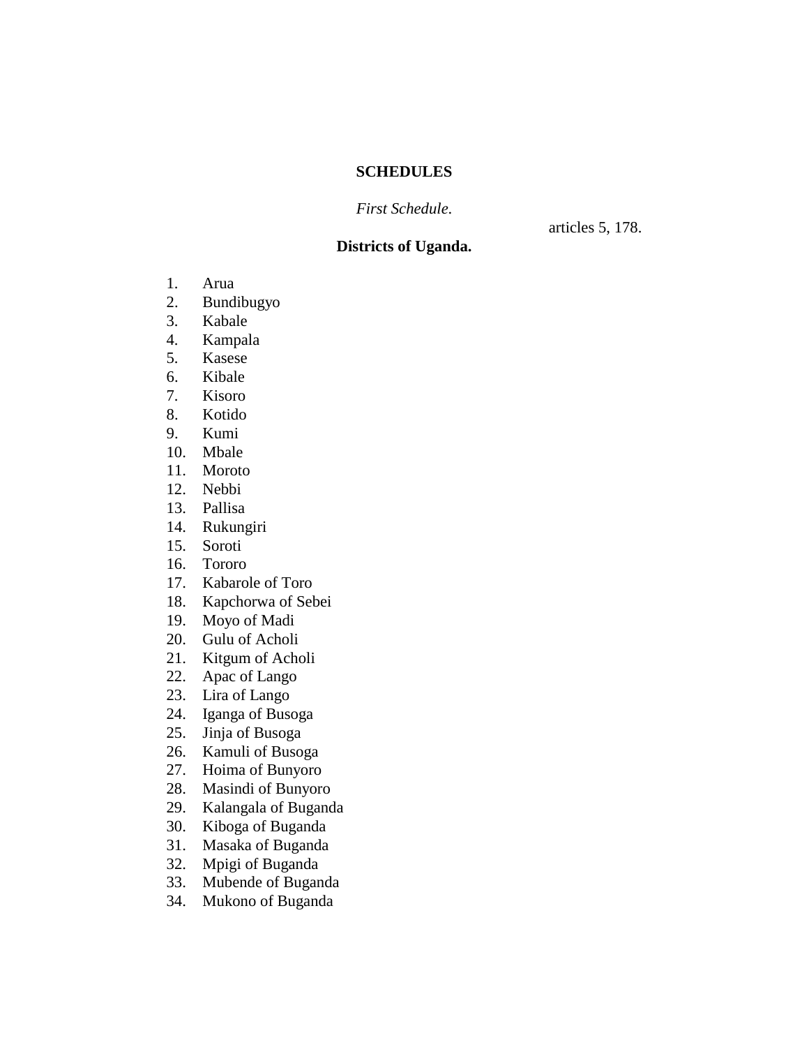# SCHEDULES

*First Schedule.*

articles 5, 178.

**Districts of Uganda.**

1. Arua
2. Bundibugyo
3. Kabale
4. Kampala
5. Kasese
6. Kibale
7. Kisoro
8. Kotido
9. Kumi
10. Mbale
11. Moroto
12. Nebbi
13. Pallisa
14. Rukungiri
15. Soroti
16. Tororo
17. Kabarole of Toro
18. Kapchorwa of Sebei
19. Moyo of Madi
20. Gulu of Acholi
21. Kitgum of Acholi
22. Apac of Lango
23. Lira of Lango
24. Iganga of Busoga
25. Jinja of Busoga
26. Kamuli of Busoga
27. Hoima of Bunyoro
28. Masindi of Bunyoro
29. Kalangala of Buganda
30. Kiboga of Buganda
31. Masaka of Buganda
32. Mpigi of Buganda
33. Mubende of Buganda
34. Mukono of Buganda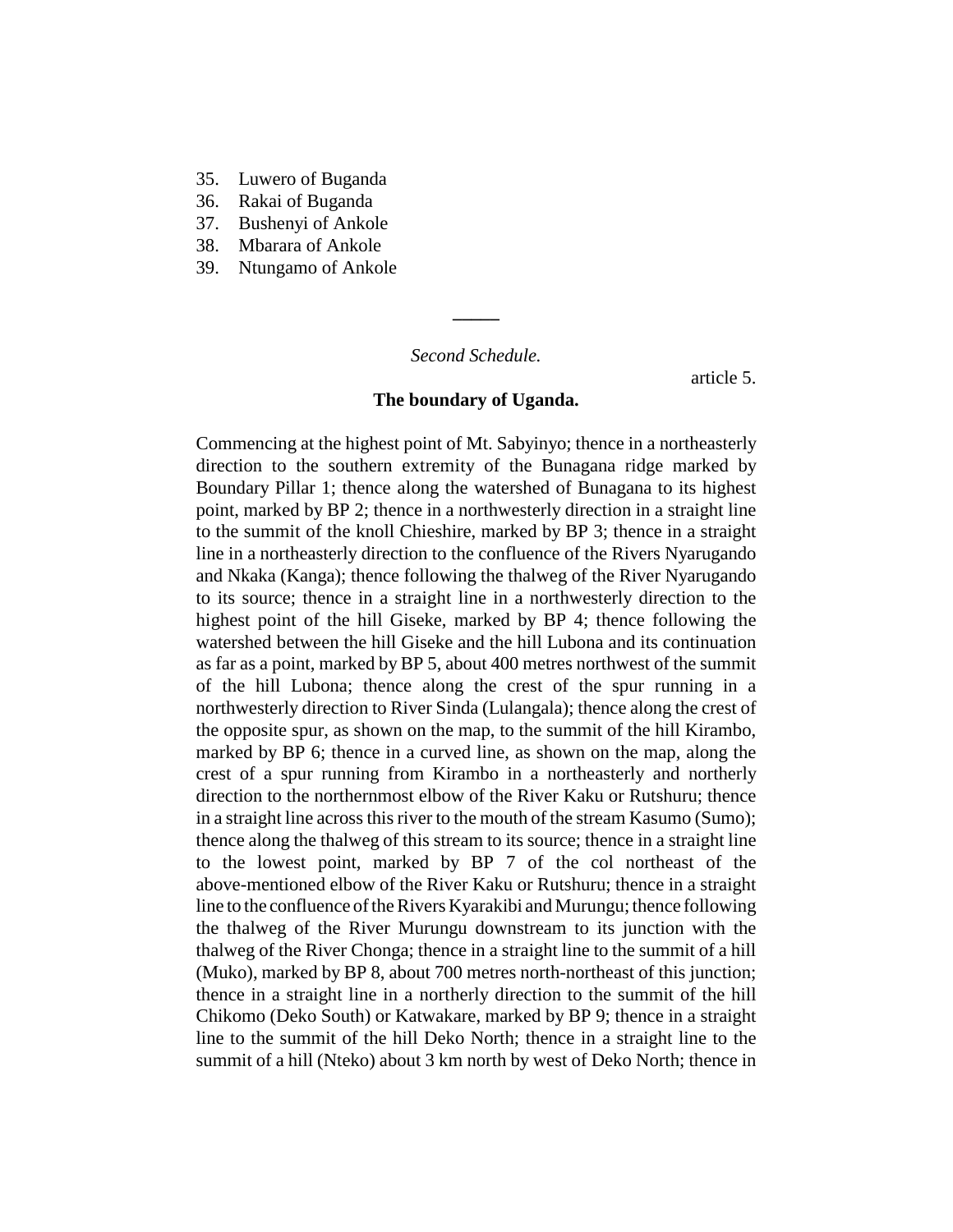35. Luwero of Buganda
36. Rakai of Buganda
37. Bushenyi of Ankole
38. Mbarara of Ankole
39. Ntungamo of Ankole

---

*Second Schedule.*

article 5.

**The boundary of Uganda.**

Commencing at the highest point of Mt. Sabyinyo; thence in a northeasterly direction to the southern extremity of the Bunagana ridge marked by Boundary Pillar 1; thence along the watershed of Bunagana to its highest point, marked by BP 2; thence in a northwesterly direction in a straight line to the summit of the knoll Chieshire, marked by BP 3; thence in a straight line in a northeasterly direction to the confluence of the Rivers Nyarugando and Nkaka (Kanga); thence following the thalweg of the River Nyarugando to its source; thence in a straight line in a northwesterly direction to the highest point of the hill Giseke, marked by BP 4; thence following the watershed between the hill Giseke and the hill Lubona and its continuation as far as a point, marked by BP 5, about 400 metres northwest of the summit of the hill Lubona; thence along the crest of the spur running in a northwesterly direction to River Sinda (Lulangala); thence along the crest of the opposite spur, as shown on the map, to the summit of the hill Kirambo, marked by BP 6; thence in a curved line, as shown on the map, along the crest of a spur running from Kirambo in a northeasterly and northerly direction to the northernmost elbow of the River Kaku or Rutshuru; thence in a straight line across this river to the mouth of the stream Kasumo (Sumo); thence along the thalweg of this stream to its source; thence in a straight line to the lowest point, marked by BP 7 of the col northeast of the above-mentioned elbow of the River Kaku or Rutshuru; thence in a straight line to the confluence of the Rivers Kyarakibi and Murungu; thence following the thalweg of the River Murungu downstream to its junction with the thalweg of the River Chonga; thence in a straight line to the summit of a hill (Muko), marked by BP 8, about 700 metres north-northeast of this junction; thence in a straight line in a northerly direction to the summit of the hill Chikomo (Deko South) or Katwakare, marked by BP 9; thence in a straight line to the summit of the hill Deko North; thence in a straight line to the summit of a hill (Nteko) about 3 km north by west of Deko North; thence in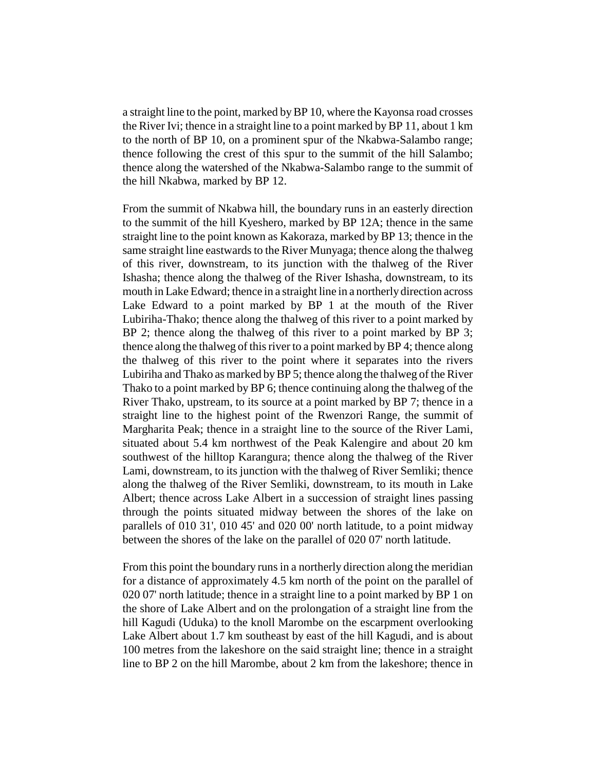a straight line to the point, marked by BP 10, where the Kayonsa road crosses the River Ivi; thence in a straight line to a point marked by BP 11, about 1 km to the north of BP 10, on a prominent spur of the Nkabwa-Salambo range; thence following the crest of this spur to the summit of the hill Salambo; thence along the watershed of the Nkabwa-Salambo range to the summit of the hill Nkabwa, marked by BP 12.

From the summit of Nkabwa hill, the boundary runs in an easterly direction to the summit of the hill Kyeshero, marked by BP 12A; thence in the same straight line to the point known as Kakoraza, marked by BP 13; thence in the same straight line eastwards to the River Munyaga; thence along the thalweg of this river, downstream, to its junction with the thalweg of the River Ishasha; thence along the thalweg of the River Ishasha, downstream, to its mouth in Lake Edward; thence in a straight line in a northerly direction across Lake Edward to a point marked by BP 1 at the mouth of the River Lubiriha-Thako; thence along the thalweg of this river to a point marked by BP 2; thence along the thalweg of this river to a point marked by BP 3; thence along the thalweg of this river to a point marked by BP 4; thence along the thalweg of this river to the point where it separates into the rivers Lubiriha and Thako as marked by BP 5; thence along the thalweg of the River Thako to a point marked by BP 6; thence continuing along the thalweg of the River Thako, upstream, to its source at a point marked by BP 7; thence in a straight line to the highest point of the Rwenzori Range, the summit of Margharita Peak; thence in a straight line to the source of the River Lami, situated about 5.4 km northwest of the Peak Kalengire and about 20 km southwest of the hilltop Karangura; thence along the thalweg of the River Lami, downstream, to its junction with the thalweg of River Semliki; thence along the thalweg of the River Semliki, downstream, to its mouth in Lake Albert; thence across Lake Albert in a succession of straight lines passing through the points situated midway between the shores of the lake on parallels of 010 31', 010 45' and 020 00' north latitude, to a point midway between the shores of the lake on the parallel of 020 07' north latitude.

From this point the boundary runs in a northerly direction along the meridian for a distance of approximately 4.5 km north of the point on the parallel of 020 07' north latitude; thence in a straight line to a point marked by BP 1 on the shore of Lake Albert and on the prolongation of a straight line from the hill Kagudi (Uduka) to the knoll Marombe on the escarpment overlooking Lake Albert about 1.7 km southeast by east of the hill Kagudi, and is about 100 metres from the lakeshore on the said straight line; thence in a straight line to BP 2 on the hill Marombe, about 2 km from the lakeshore; thence in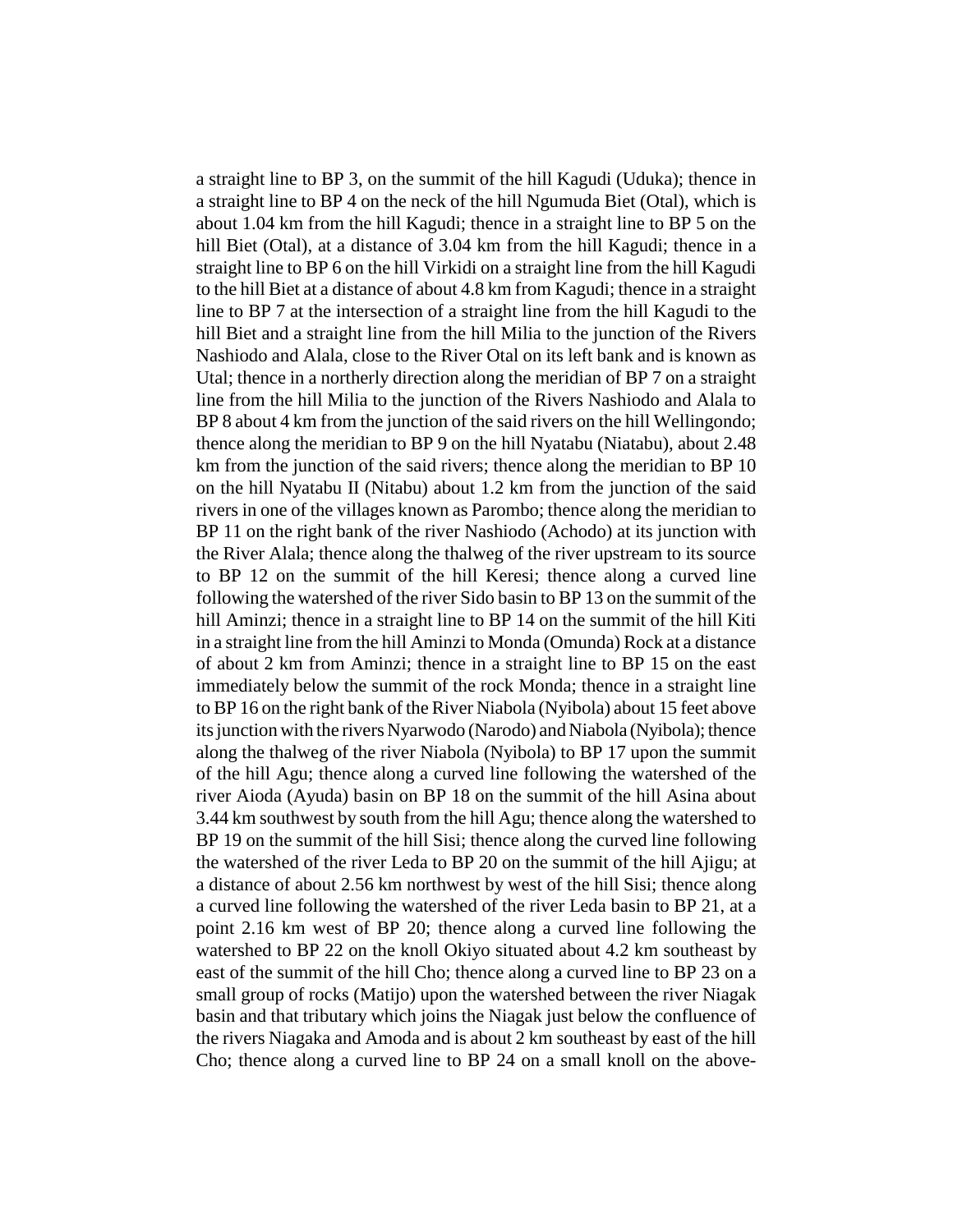a straight line to BP 3, on the summit of the hill Kagudi (Uduka); thence in a straight line to BP 4 on the neck of the hill Ngumuda Biet (Otal), which is about 1.04 km from the hill Kagudi; thence in a straight line to BP 5 on the hill Biet (Otal), at a distance of 3.04 km from the hill Kagudi; thence in a straight line to BP 6 on the hill Virkidi on a straight line from the hill Kagudi to the hill Biet at a distance of about 4.8 km from Kagudi; thence in a straight line to BP 7 at the intersection of a straight line from the hill Kagudi to the hill Biet and a straight line from the hill Milia to the junction of the Rivers Nashiodo and Alala, close to the River Otal on its left bank and is known as Utal; thence in a northerly direction along the meridian of BP 7 on a straight line from the hill Milia to the junction of the Rivers Nashiodo and Alala to BP 8 about 4 km from the junction of the said rivers on the hill Wellingondo; thence along the meridian to BP 9 on the hill Nyatabu (Niatabu), about 2.48 km from the junction of the said rivers; thence along the meridian to BP 10 on the hill Nyatabu II (Nitabu) about 1.2 km from the junction of the said rivers in one of the villages known as Parombo; thence along the meridian to BP 11 on the right bank of the river Nashiodo (Achodo) at its junction with the River Alala; thence along the thalweg of the river upstream to its source to BP 12 on the summit of the hill Keresi; thence along a curved line following the watershed of the river Sido basin to BP 13 on the summit of the hill Aminzi; thence in a straight line to BP 14 on the summit of the hill Kiti in a straight line from the hill Aminzi to Monda (Omunda) Rock at a distance of about 2 km from Aminzi; thence in a straight line to BP 15 on the east immediately below the summit of the rock Monda; thence in a straight line to BP 16 on the right bank of the River Niabola (Nyibola) about 15 feet above its junction with the rivers Nyarwodo (Narodo) and Niabola (Nyibola); thence along the thalweg of the river Niabola (Nyibola) to BP 17 upon the summit of the hill Agu; thence along a curved line following the watershed of the river Aioda (Ayuda) basin on BP 18 on the summit of the hill Asina about 3.44 km southwest by south from the hill Agu; thence along the watershed to BP 19 on the summit of the hill Sisi; thence along the curved line following the watershed of the river Leda to BP 20 on the summit of the hill Ajigu; at a distance of about 2.56 km northwest by west of the hill Sisi; thence along a curved line following the watershed of the river Leda basin to BP 21, at a point 2.16 km west of BP 20; thence along a curved line following the watershed to BP 22 on the knoll Okiyo situated about 4.2 km southeast by east of the summit of the hill Cho; thence along a curved line to BP 23 on a small group of rocks (Matijo) upon the watershed between the river Niagak basin and that tributary which joins the Niagak just below the confluence of the rivers Niagaka and Amoda and is about 2 km southeast by east of the hill Cho; thence along a curved line to BP 24 on a small knoll on the above-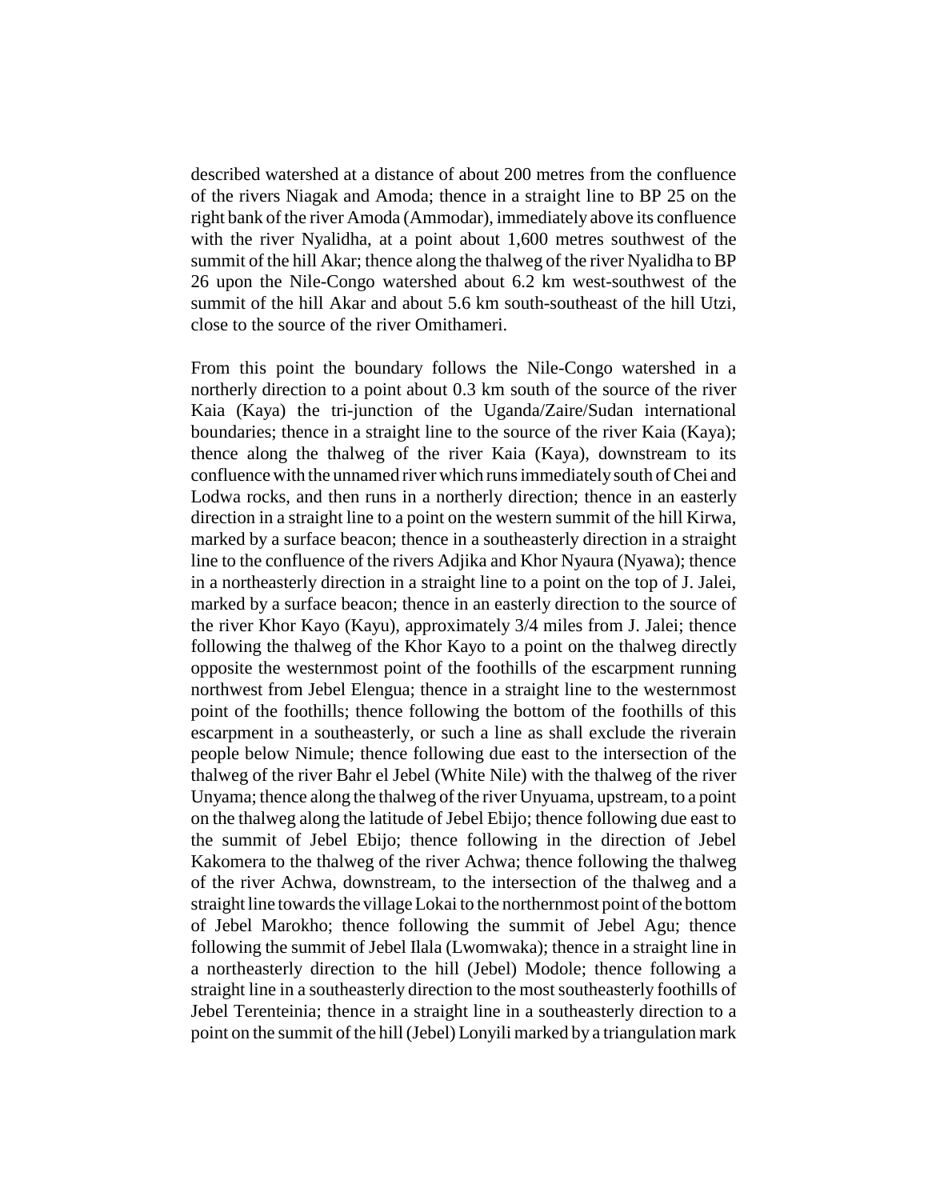described watershed at a distance of about 200 metres from the confluence of the rivers Niagak and Amoda; thence in a straight line to BP 25 on the right bank of the river Amoda (Ammodar), immediately above its confluence with the river Nyalidha, at a point about 1,600 metres southwest of the summit of the hill Akar; thence along the thalweg of the river Nyalidha to BP 26 upon the Nile-Congo watershed about 6.2 km west-southwest of the summit of the hill Akar and about 5.6 km south-southeast of the hill Utzi, close to the source of the river Omithameri.

From this point the boundary follows the Nile-Congo watershed in a northerly direction to a point about 0.3 km south of the source of the river Kaia (Kaya) the tri-junction of the Uganda/Zaire/Sudan international boundaries; thence in a straight line to the source of the river Kaia (Kaya); thence along the thalweg of the river Kaia (Kaya), downstream to its confluence with the unnamed river which runs immediately south of Chei and Lodwa rocks, and then runs in a northerly direction; thence in an easterly direction in a straight line to a point on the western summit of the hill Kirwa, marked by a surface beacon; thence in a southeasterly direction in a straight line to the confluence of the rivers Adjika and Khor Nyaura (Nyawa); thence in a northeasterly direction in a straight line to a point on the top of J. Jalei, marked by a surface beacon; thence in an easterly direction to the source of the river Khor Kayo (Kayu), approximately 3/4 miles from J. Jalei; thence following the thalweg of the Khor Kayo to a point on the thalweg directly opposite the westernmost point of the foothills of the escarpment running northwest from Jebel Elengua; thence in a straight line to the westernmost point of the foothills; thence following the bottom of the foothills of this escarpment in a southeasterly, or such a line as shall exclude the riverain people below Nimule; thence following due east to the intersection of the thalweg of the river Bahr el Jebel (White Nile) with the thalweg of the river Unyama; thence along the thalweg of the river Unyuama, upstream, to a point on the thalweg along the latitude of Jebel Ebijo; thence following due east to the summit of Jebel Ebijo; thence following in the direction of Jebel Kakomera to the thalweg of the river Achwa; thence following the thalweg of the river Achwa, downstream, to the intersection of the thalweg and a straight line towards the village Lokai to the northernmost point of the bottom of Jebel Marokho; thence following the summit of Jebel Agu; thence following the summit of Jebel Ilala (Lwomwaka); thence in a straight line in a northeasterly direction to the hill (Jebel) Modole; thence following a straight line in a southeasterly direction to the most southeasterly foothills of Jebel Terenteinia; thence in a straight line in a southeasterly direction to a point on the summit of the hill (Jebel) Lonyili marked by a triangulation mark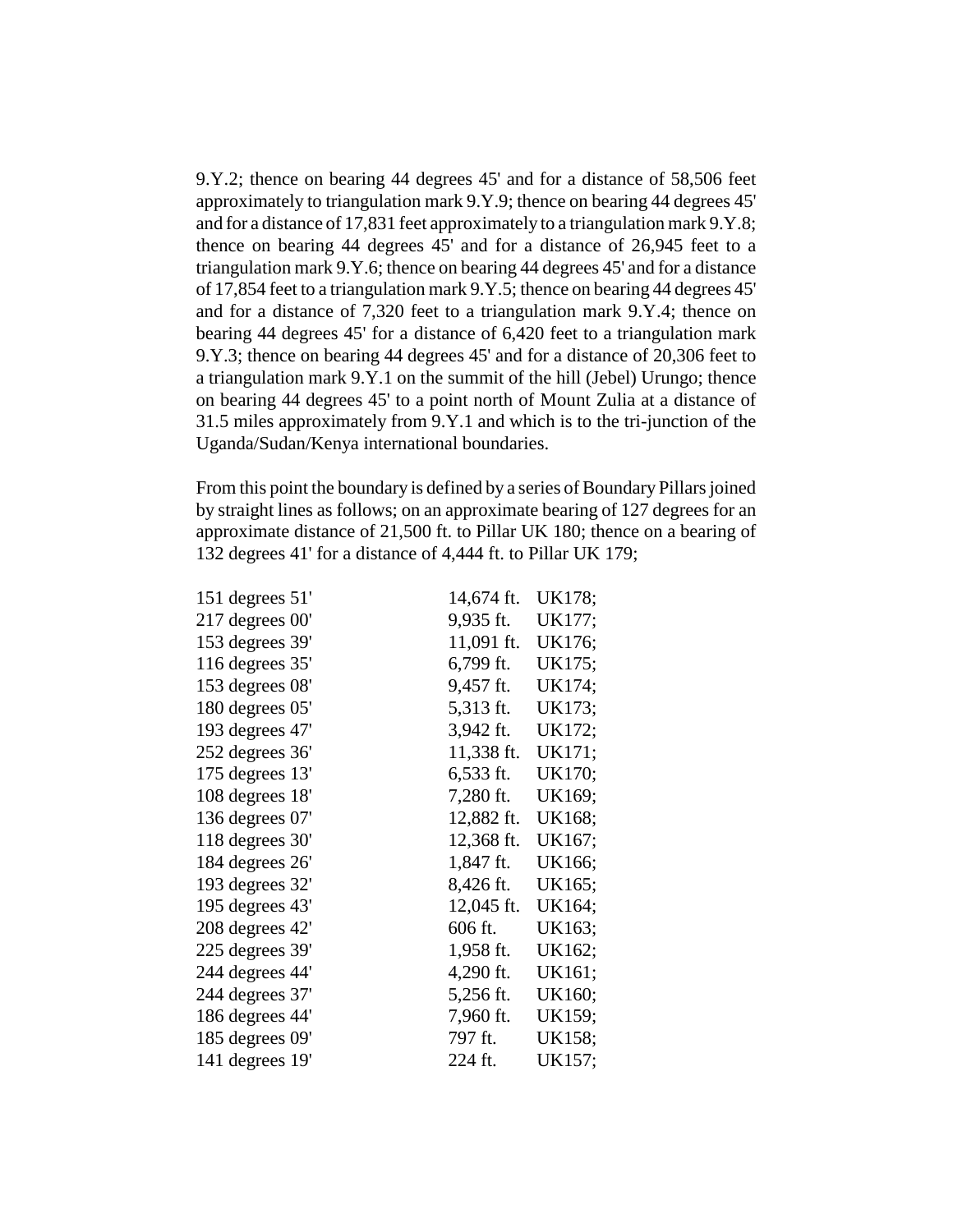9.Y.2; thence on bearing 44 degrees 45' and for a distance of 58,506 feet approximately to triangulation mark 9.Y.9; thence on bearing 44 degrees 45' and for a distance of 17,831 feet approximately to a triangulation mark 9.Y.8; thence on bearing 44 degrees 45' and for a distance of 26,945 feet to a triangulation mark 9.Y.6; thence on bearing 44 degrees 45' and for a distance of 17,854 feet to a triangulation mark 9.Y.5; thence on bearing 44 degrees 45' and for a distance of 7,320 feet to a triangulation mark 9.Y.4; thence on bearing 44 degrees 45' for a distance of 6,420 feet to a triangulation mark 9.Y.3; thence on bearing 44 degrees 45' and for a distance of 20,306 feet to a triangulation mark 9.Y.1 on the summit of the hill (Jebel) Urungo; thence on bearing 44 degrees 45' to a point north of Mount Zulia at a distance of 31.5 miles approximately from 9.Y.1 and which is to the tri-junction of the Uganda/Sudan/Kenya international boundaries.

From this point the boundary is defined by a series of Boundary Pillars joined by straight lines as follows; on an approximate bearing of 127 degrees for an approximate distance of 21,500 ft. to Pillar UK 180; thence on a bearing of 132 degrees 41' for a distance of 4,444 ft. to Pillar UK 179;

| | | |
|---|---|---|
| 151 degrees 51' | 14,674 ft. | UK178; |
| 217 degrees 00' | 9,935 ft. | UK177; |
| 153 degrees 39' | 11,091 ft. | UK176; |
| 116 degrees 35' | 6,799 ft. | UK175; |
| 153 degrees 08' | 9,457 ft. | UK174; |
| 180 degrees 05' | 5,313 ft. | UK173; |
| 193 degrees 47' | 3,942 ft. | UK172; |
| 252 degrees 36' | 11,338 ft. | UK171; |
| 175 degrees 13' | 6,533 ft. | UK170; |
| 108 degrees 18' | 7,280 ft. | UK169; |
| 136 degrees 07' | 12,882 ft. | UK168; |
| 118 degrees 30' | 12,368 ft. | UK167; |
| 184 degrees 26' | 1,847 ft. | UK166; |
| 193 degrees 32' | 8,426 ft. | UK165; |
| 195 degrees 43' | 12,045 ft. | UK164; |
| 208 degrees 42' | 606 ft. | UK163; |
| 225 degrees 39' | 1,958 ft. | UK162; |
| 244 degrees 44' | 4,290 ft. | UK161; |
| 244 degrees 37' | 5,256 ft. | UK160; |
| 186 degrees 44' | 7,960 ft. | UK159; |
| 185 degrees 09' | 797 ft. | UK158; |
| 141 degrees 19' | 224 ft. | UK157; |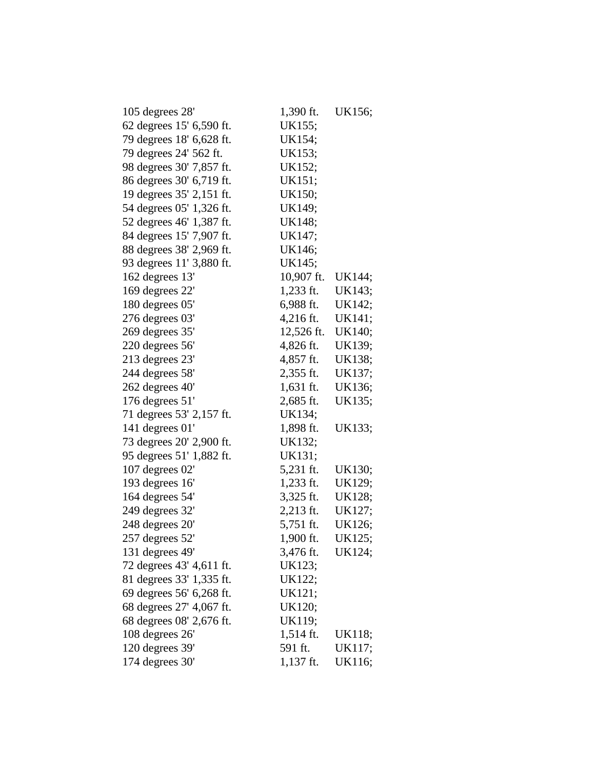105 degrees 28' 1,390 ft. UK156;
62 degrees 15' 6,590 ft. UK155;
79 degrees 18' 6,628 ft. UK154;
79 degrees 24' 562 ft. UK153;
98 degrees 30' 7,857 ft. UK152;
86 degrees 30' 6,719 ft. UK151;
19 degrees 35' 2,151 ft. UK150;
54 degrees 05' 1,326 ft. UK149;
52 degrees 46' 1,387 ft. UK148;
84 degrees 15' 7,907 ft. UK147;
88 degrees 38' 2,969 ft. UK146;
93 degrees 11' 3,880 ft. UK145;
162 degrees 13' 10,907 ft. UK144;
169 degrees 22' 1,233 ft. UK143;
180 degrees 05' 6,988 ft. UK142;
276 degrees 03' 4,216 ft. UK141;
269 degrees 35' 12,526 ft. UK140;
220 degrees 56' 4,826 ft. UK139;
213 degrees 23' 4,857 ft. UK138;
244 degrees 58' 2,355 ft. UK137;
262 degrees 40' 1,631 ft. UK136;
176 degrees 51' 2,685 ft. UK135;
71 degrees 53' 2,157 ft. UK134;
141 degrees 01' 1,898 ft. UK133;
73 degrees 20' 2,900 ft. UK132;
95 degrees 51' 1,882 ft. UK131;
107 degrees 02' 5,231 ft. UK130;
193 degrees 16' 1,233 ft. UK129;
164 degrees 54' 3,325 ft. UK128;
249 degrees 32' 2,213 ft. UK127;
248 degrees 20' 5,751 ft. UK126;
257 degrees 52' 1,900 ft. UK125;
131 degrees 49' 3,476 ft. UK124;
72 degrees 43' 4,611 ft. UK123;
81 degrees 33' 1,335 ft. UK122;
69 degrees 56' 6,268 ft. UK121;
68 degrees 27' 4,067 ft. UK120;
68 degrees 08' 2,676 ft. UK119;
108 degrees 26' 1,514 ft. UK118;
120 degrees 39' 591 ft. UK117;
174 degrees 30' 1,137 ft. UK116;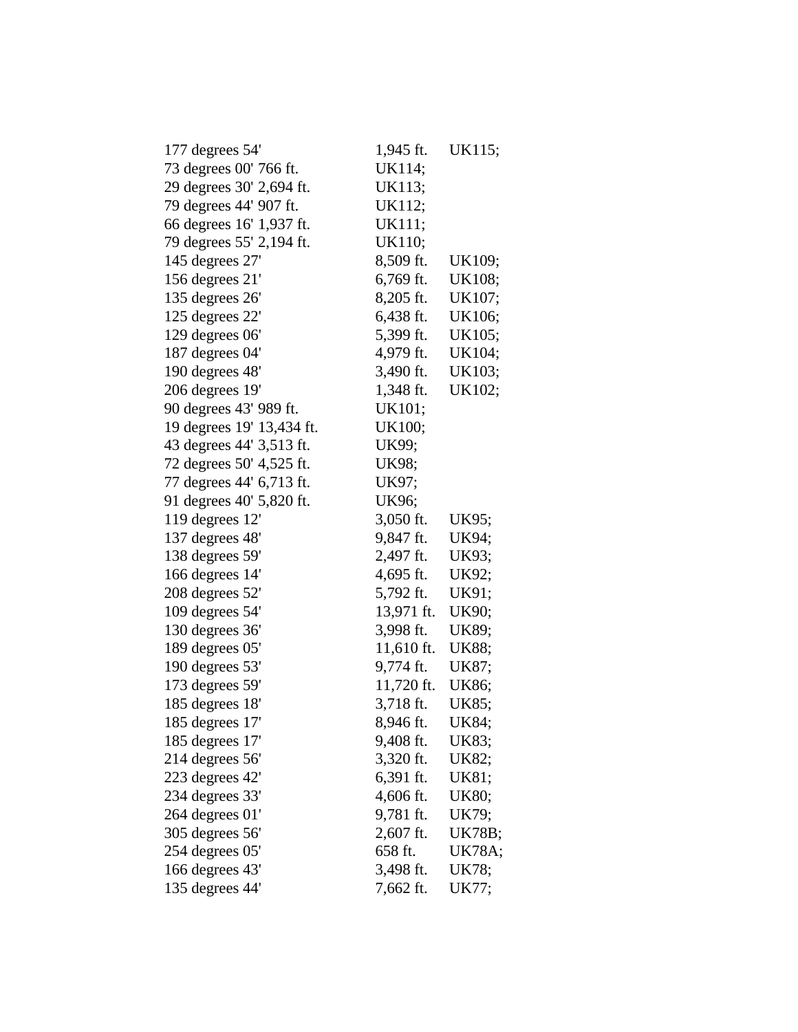177 degrees 54' 1,945 ft. UK115;
73 degrees 00' 766 ft. UK114;
29 degrees 30' 2,694 ft. UK113;
79 degrees 44' 907 ft. UK112;
66 degrees 16' 1,937 ft. UK111;
79 degrees 55' 2,194 ft. UK110;
145 degrees 27' 8,509 ft. UK109;
156 degrees 21' 6,769 ft. UK108;
135 degrees 26' 8,205 ft. UK107;
125 degrees 22' 6,438 ft. UK106;
129 degrees 06' 5,399 ft. UK105;
187 degrees 04' 4,979 ft. UK104;
190 degrees 48' 3,490 ft. UK103;
206 degrees 19' 1,348 ft. UK102;
90 degrees 43' 989 ft. UK101;
19 degrees 19' 13,434 ft. UK100;
43 degrees 44' 3,513 ft. UK99;
72 degrees 50' 4,525 ft. UK98;
77 degrees 44' 6,713 ft. UK97;
91 degrees 40' 5,820 ft. UK96;
119 degrees 12' 3,050 ft. UK95;
137 degrees 48' 9,847 ft. UK94;
138 degrees 59' 2,497 ft. UK93;
166 degrees 14' 4,695 ft. UK92;
208 degrees 52' 5,792 ft. UK91;
109 degrees 54' 13,971 ft. UK90;
130 degrees 36' 3,998 ft. UK89;
189 degrees 05' 11,610 ft. UK88;
190 degrees 53' 9,774 ft. UK87;
173 degrees 59' 11,720 ft. UK86;
185 degrees 18' 3,718 ft. UK85;
185 degrees 17' 8,946 ft. UK84;
185 degrees 17' 9,408 ft. UK83;
214 degrees 56' 3,320 ft. UK82;
223 degrees 42' 6,391 ft. UK81;
234 degrees 33' 4,606 ft. UK80;
264 degrees 01' 9,781 ft. UK79;
305 degrees 56' 2,607 ft. UK78B;
254 degrees 05' 658 ft. UK78A;
166 degrees 43' 3,498 ft. UK78;
135 degrees 44' 7,662 ft. UK77;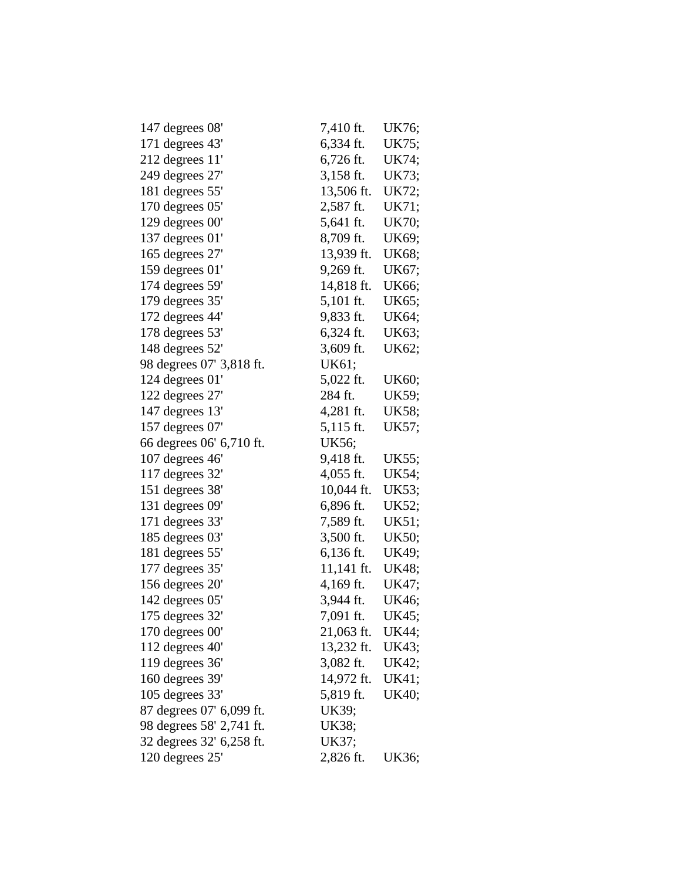147 degrees 08' 7,410 ft. UK76;
171 degrees 43' 6,334 ft. UK75;
212 degrees 11' 6,726 ft. UK74;
249 degrees 27' 3,158 ft. UK73;
181 degrees 55' 13,506 ft. UK72;
170 degrees 05' 2,587 ft. UK71;
129 degrees 00' 5,641 ft. UK70;
137 degrees 01' 8,709 ft. UK69;
165 degrees 27' 13,939 ft. UK68;
159 degrees 01' 9,269 ft. UK67;
174 degrees 59' 14,818 ft. UK66;
179 degrees 35' 5,101 ft. UK65;
172 degrees 44' 9,833 ft. UK64;
178 degrees 53' 6,324 ft. UK63;
148 degrees 52' 3,609 ft. UK62;
98 degrees 07' 3,818 ft. UK61;
124 degrees 01' 5,022 ft. UK60;
122 degrees 27' 284 ft. UK59;
147 degrees 13' 4,281 ft. UK58;
157 degrees 07' 5,115 ft. UK57;
66 degrees 06' 6,710 ft. UK56;
107 degrees 46' 9,418 ft. UK55;
117 degrees 32' 4,055 ft. UK54;
151 degrees 38' 10,044 ft. UK53;
131 degrees 09' 6,896 ft. UK52;
171 degrees 33' 7,589 ft. UK51;
185 degrees 03' 3,500 ft. UK50;
181 degrees 55' 6,136 ft. UK49;
177 degrees 35' 11,141 ft. UK48;
156 degrees 20' 4,169 ft. UK47;
142 degrees 05' 3,944 ft. UK46;
175 degrees 32' 7,091 ft. UK45;
170 degrees 00' 21,063 ft. UK44;
112 degrees 40' 13,232 ft. UK43;
119 degrees 36' 3,082 ft. UK42;
160 degrees 39' 14,972 ft. UK41;
105 degrees 33' 5,819 ft. UK40;
87 degrees 07' 6,099 ft. UK39;
98 degrees 58' 2,741 ft. UK38;
32 degrees 32' 6,258 ft. UK37;
120 degrees 25' 2,826 ft. UK36;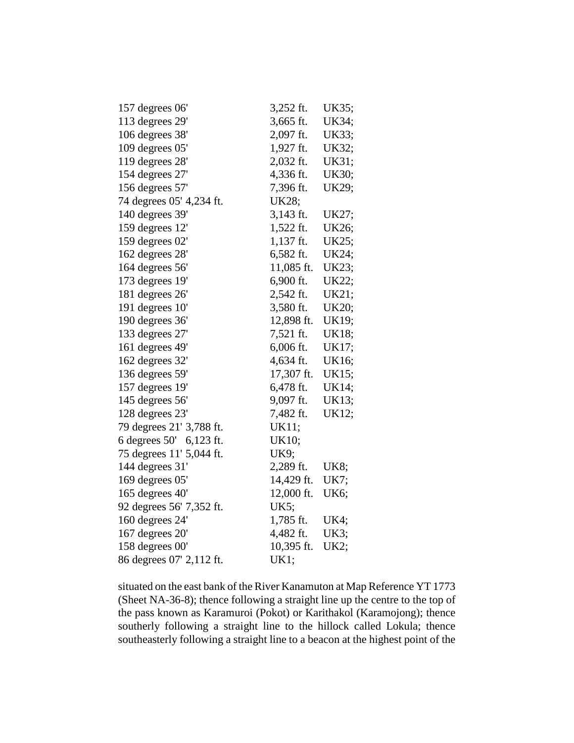| | | |
|---|---|---|
| 157 degrees 06' | 3,252 ft. | UK35; |
| 113 degrees 29' | 3,665 ft. | UK34; |
| 106 degrees 38' | 2,097 ft. | UK33; |
| 109 degrees 05' | 1,927 ft. | UK32; |
| 119 degrees 28' | 2,032 ft. | UK31; |
| 154 degrees 27' | 4,336 ft. | UK30; |
| 156 degrees 57' | 7,396 ft. | UK29; |
| 74 degrees 05' | 4,234 ft. | UK28; |
| 140 degrees 39' | 3,143 ft. | UK27; |
| 159 degrees 12' | 1,522 ft. | UK26; |
| 159 degrees 02' | 1,137 ft. | UK25; |
| 162 degrees 28' | 6,582 ft. | UK24; |
| 164 degrees 56' | 11,085 ft. | UK23; |
| 173 degrees 19' | 6,900 ft. | UK22; |
| 181 degrees 26' | 2,542 ft. | UK21; |
| 191 degrees 10' | 3,580 ft. | UK20; |
| 190 degrees 36' | 12,898 ft. | UK19; |
| 133 degrees 27' | 7,521 ft. | UK18; |
| 161 degrees 49' | 6,006 ft. | UK17; |
| 162 degrees 32' | 4,634 ft. | UK16; |
| 136 degrees 59' | 17,307 ft. | UK15; |
| 157 degrees 19' | 6,478 ft. | UK14; |
| 145 degrees 56' | 9,097 ft. | UK13; |
| 128 degrees 23' | 7,482 ft. | UK12; |
| 79 degrees 21' | 3,788 ft. | UK11; |
| 6 degrees 50' | 6,123 ft. | UK10; |
| 75 degrees 11' | 5,044 ft. | UK9; |
| 144 degrees 31' | 2,289 ft. | UK8; |
| 169 degrees 05' | 14,429 ft. | UK7; |
| 165 degrees 40' | 12,000 ft. | UK6; |
| 92 degrees 56' | 7,352 ft. | UK5; |
| 160 degrees 24' | 1,785 ft. | UK4; |
| 167 degrees 20' | 4,482 ft. | UK3; |
| 158 degrees 00' | 10,395 ft. | UK2; |
| 86 degrees 07' | 2,112 ft. | UK1; |

situated on the east bank of the River Kanamuton at Map Reference YT 1773 (Sheet NA-36-8); thence following a straight line up the centre to the top of the pass known as Karamuroi (Pokot) or Karithakol (Karamojong); thence southerly following a straight line to the hillock called Lokula; thence southeasterly following a straight line to a beacon at the highest point of the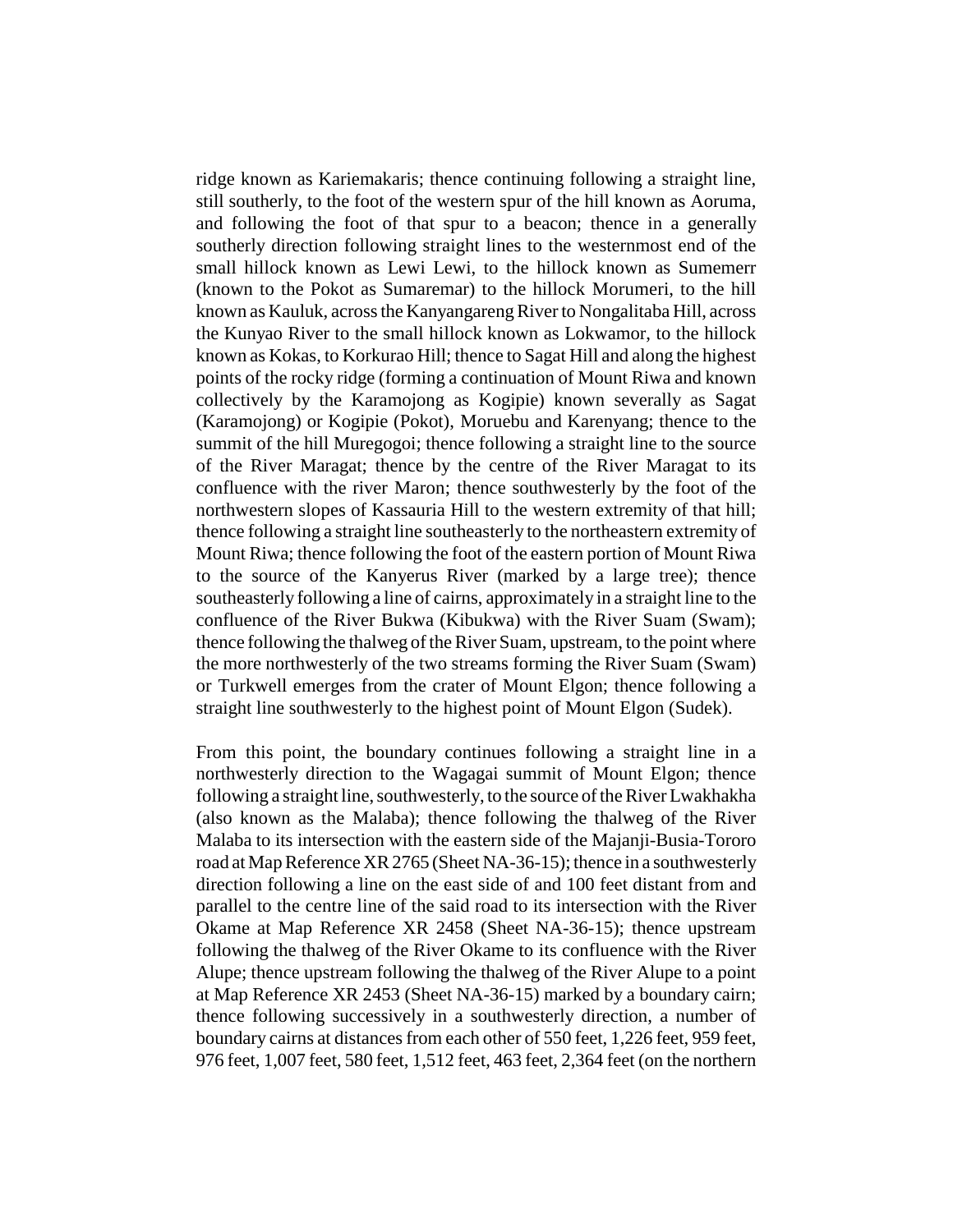ridge known as Kariemakaris; thence continuing following a straight line, still southerly, to the foot of the western spur of the hill known as Aoruma, and following the foot of that spur to a beacon; thence in a generally southerly direction following straight lines to the westernmost end of the small hillock known as Lewi Lewi, to the hillock known as Sumemerr (known to the Pokot as Sumaremar) to the hillock Morumeri, to the hill known as Kauluk, across the Kanyangareng River to Nongalitaba Hill, across the Kunyao River to the small hillock known as Lokwamor, to the hillock known as Kokas, to Korkurao Hill; thence to Sagat Hill and along the highest points of the rocky ridge (forming a continuation of Mount Riwa and known collectively by the Karamojong as Kogipie) known severally as Sagat (Karamojong) or Kogipie (Pokot), Moruebu and Karenyang; thence to the summit of the hill Muregogoi; thence following a straight line to the source of the River Maragat; thence by the centre of the River Maragat to its confluence with the river Maron; thence southwesterly by the foot of the northwestern slopes of Kassauria Hill to the western extremity of that hill; thence following a straight line southeasterly to the northeastern extremity of Mount Riwa; thence following the foot of the eastern portion of Mount Riwa to the source of the Kanyerus River (marked by a large tree); thence southeasterly following a line of cairns, approximately in a straight line to the confluence of the River Bukwa (Kibukwa) with the River Suam (Swam); thence following the thalweg of the River Suam, upstream, to the point where the more northwesterly of the two streams forming the River Suam (Swam) or Turkwell emerges from the crater of Mount Elgon; thence following a straight line southwesterly to the highest point of Mount Elgon (Sudek).

From this point, the boundary continues following a straight line in a northwesterly direction to the Wagagai summit of Mount Elgon; thence following a straight line, southwesterly, to the source of the River Lwakhakha (also known as the Malaba); thence following the thalweg of the River Malaba to its intersection with the eastern side of the Majanji-Busia-Tororo road at Map Reference XR 2765 (Sheet NA-36-15); thence in a southwesterly direction following a line on the east side of and 100 feet distant from and parallel to the centre line of the said road to its intersection with the River Okame at Map Reference XR 2458 (Sheet NA-36-15); thence upstream following the thalweg of the River Okame to its confluence with the River Alupe; thence upstream following the thalweg of the River Alupe to a point at Map Reference XR 2453 (Sheet NA-36-15) marked by a boundary cairn; thence following successively in a southwesterly direction, a number of boundary cairns at distances from each other of 550 feet, 1,226 feet, 959 feet, 976 feet, 1,007 feet, 580 feet, 1,512 feet, 463 feet, 2,364 feet (on the northern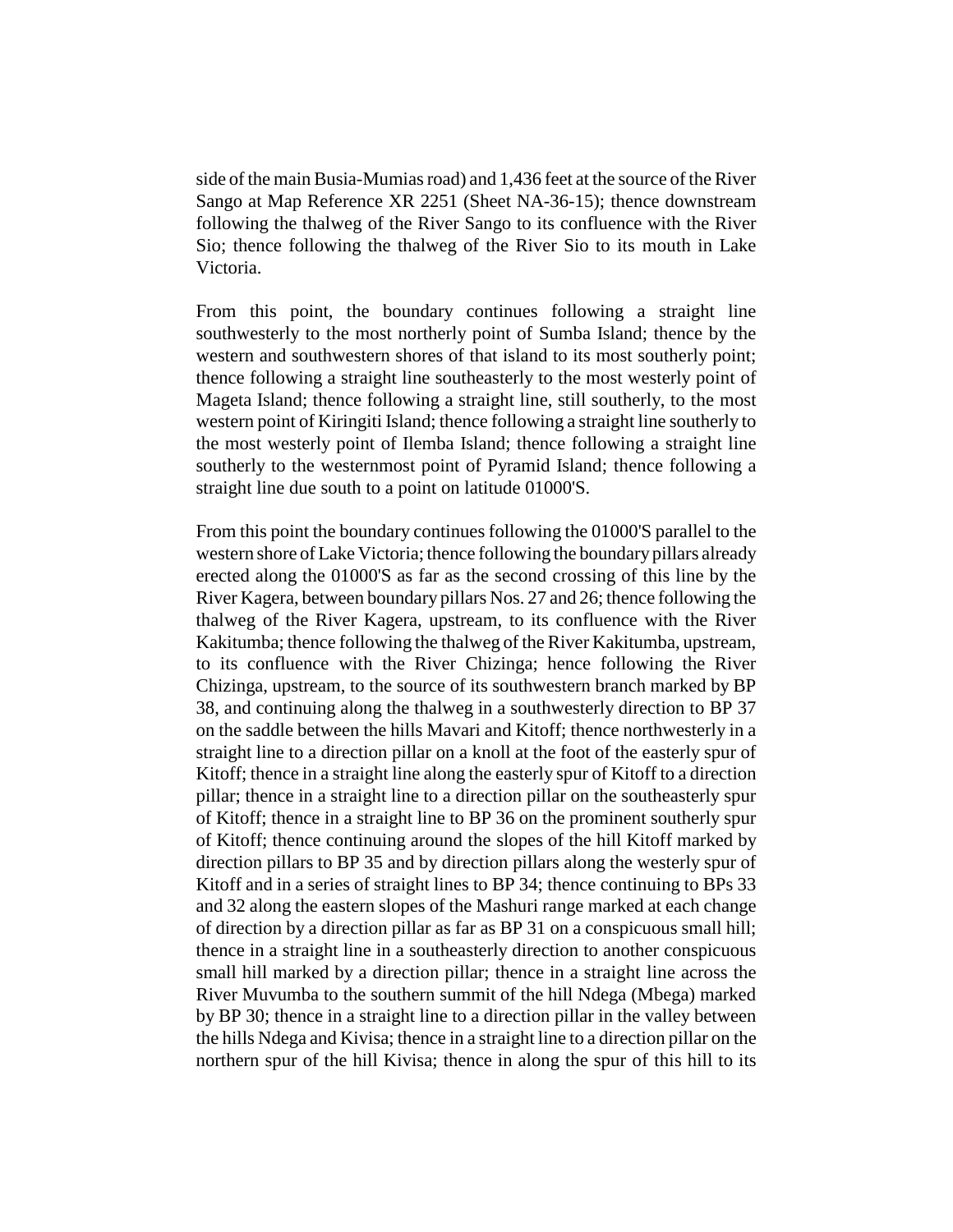side of the main Busia-Mumias road) and 1,436 feet at the source of the River Sango at Map Reference XR 2251 (Sheet NA-36-15); thence downstream following the thalweg of the River Sango to its confluence with the River Sio; thence following the thalweg of the River Sio to its mouth in Lake Victoria.

From this point, the boundary continues following a straight line southwesterly to the most northerly point of Sumba Island; thence by the western and southwestern shores of that island to its most southerly point; thence following a straight line southeasterly to the most westerly point of Mageta Island; thence following a straight line, still southerly, to the most western point of Kiringiti Island; thence following a straight line southerly to the most westerly point of Ilemba Island; thence following a straight line southerly to the westernmost point of Pyramid Island; thence following a straight line due south to a point on latitude 01000'S.

From this point the boundary continues following the 01000'S parallel to the western shore of Lake Victoria; thence following the boundary pillars already erected along the 01000'S as far as the second crossing of this line by the River Kagera, between boundary pillars Nos. 27 and 26; thence following the thalweg of the River Kagera, upstream, to its confluence with the River Kakitumba; thence following the thalweg of the River Kakitumba, upstream, to its confluence with the River Chizinga; hence following the River Chizinga, upstream, to the source of its southwestern branch marked by BP 38, and continuing along the thalweg in a southwesterly direction to BP 37 on the saddle between the hills Mavari and Kitoff; thence northwesterly in a straight line to a direction pillar on a knoll at the foot of the easterly spur of Kitoff; thence in a straight line along the easterly spur of Kitoff to a direction pillar; thence in a straight line to a direction pillar on the southeasterly spur of Kitoff; thence in a straight line to BP 36 on the prominent southerly spur of Kitoff; thence continuing around the slopes of the hill Kitoff marked by direction pillars to BP 35 and by direction pillars along the westerly spur of Kitoff and in a series of straight lines to BP 34; thence continuing to BPs 33 and 32 along the eastern slopes of the Mashuri range marked at each change of direction by a direction pillar as far as BP 31 on a conspicuous small hill; thence in a straight line in a southeasterly direction to another conspicuous small hill marked by a direction pillar; thence in a straight line across the River Muvumba to the southern summit of the hill Ndega (Mbega) marked by BP 30; thence in a straight line to a direction pillar in the valley between the hills Ndega and Kivisa; thence in a straight line to a direction pillar on the northern spur of the hill Kivisa; thence in along the spur of this hill to its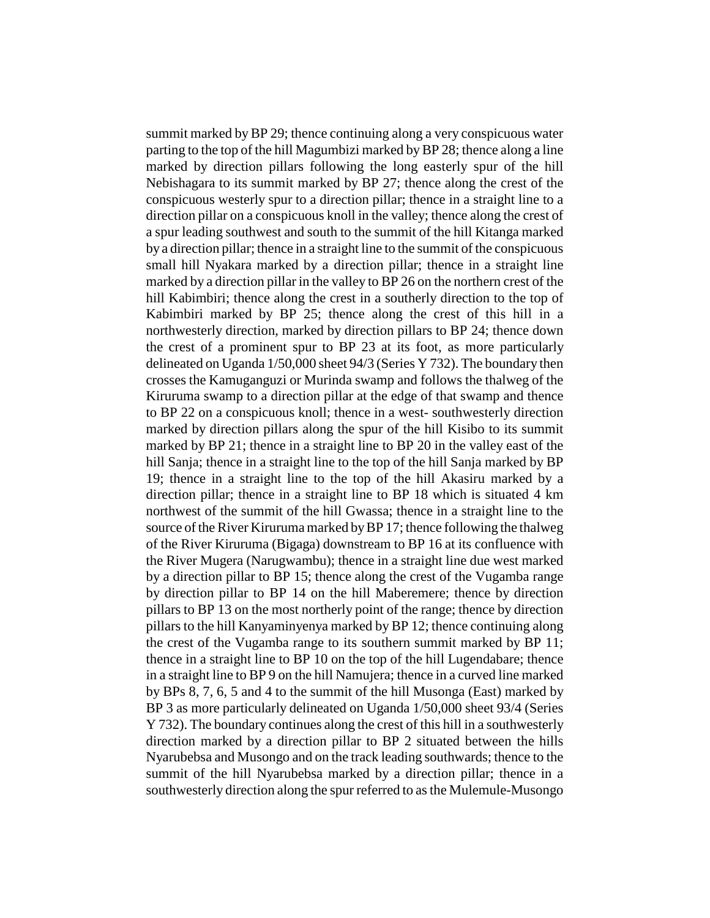summit marked by BP 29; thence continuing along a very conspicuous water parting to the top of the hill Magumbizi marked by BP 28; thence along a line marked by direction pillars following the long easterly spur of the hill Nebishagara to its summit marked by BP 27; thence along the crest of the conspicuous westerly spur to a direction pillar; thence in a straight line to a direction pillar on a conspicuous knoll in the valley; thence along the crest of a spur leading southwest and south to the summit of the hill Kitanga marked by a direction pillar; thence in a straight line to the summit of the conspicuous small hill Nyakara marked by a direction pillar; thence in a straight line marked by a direction pillar in the valley to BP 26 on the northern crest of the hill Kabimbiri; thence along the crest in a southerly direction to the top of Kabimbiri marked by BP 25; thence along the crest of this hill in a northwesterly direction, marked by direction pillars to BP 24; thence down the crest of a prominent spur to BP 23 at its foot, as more particularly delineated on Uganda 1/50,000 sheet 94/3 (Series Y 732). The boundary then crosses the Kamuganguzi or Murinda swamp and follows the thalweg of the Kiruruma swamp to a direction pillar at the edge of that swamp and thence to BP 22 on a conspicuous knoll; thence in a west- southwesterly direction marked by direction pillars along the spur of the hill Kisibo to its summit marked by BP 21; thence in a straight line to BP 20 in the valley east of the hill Sanja; thence in a straight line to the top of the hill Sanja marked by BP 19; thence in a straight line to the top of the hill Akasiru marked by a direction pillar; thence in a straight line to BP 18 which is situated 4 km northwest of the summit of the hill Gwassa; thence in a straight line to the source of the River Kiruruma marked by BP 17; thence following the thalweg of the River Kiruruma (Bigaga) downstream to BP 16 at its confluence with the River Mugera (Narugwambu); thence in a straight line due west marked by a direction pillar to BP 15; thence along the crest of the Vugamba range by direction pillar to BP 14 on the hill Maberemere; thence by direction pillars to BP 13 on the most northerly point of the range; thence by direction pillars to the hill Kanyaminyenya marked by BP 12; thence continuing along the crest of the Vugamba range to its southern summit marked by BP 11; thence in a straight line to BP 10 on the top of the hill Lugendabare; thence in a straight line to BP 9 on the hill Namujera; thence in a curved line marked by BPs 8, 7, 6, 5 and 4 to the summit of the hill Musonga (East) marked by BP 3 as more particularly delineated on Uganda 1/50,000 sheet 93/4 (Series Y 732). The boundary continues along the crest of this hill in a southwesterly direction marked by a direction pillar to BP 2 situated between the hills Nyarubebsa and Musongo and on the track leading southwards; thence to the summit of the hill Nyarubebsa marked by a direction pillar; thence in a southwesterly direction along the spur referred to as the Mulemule-Musongo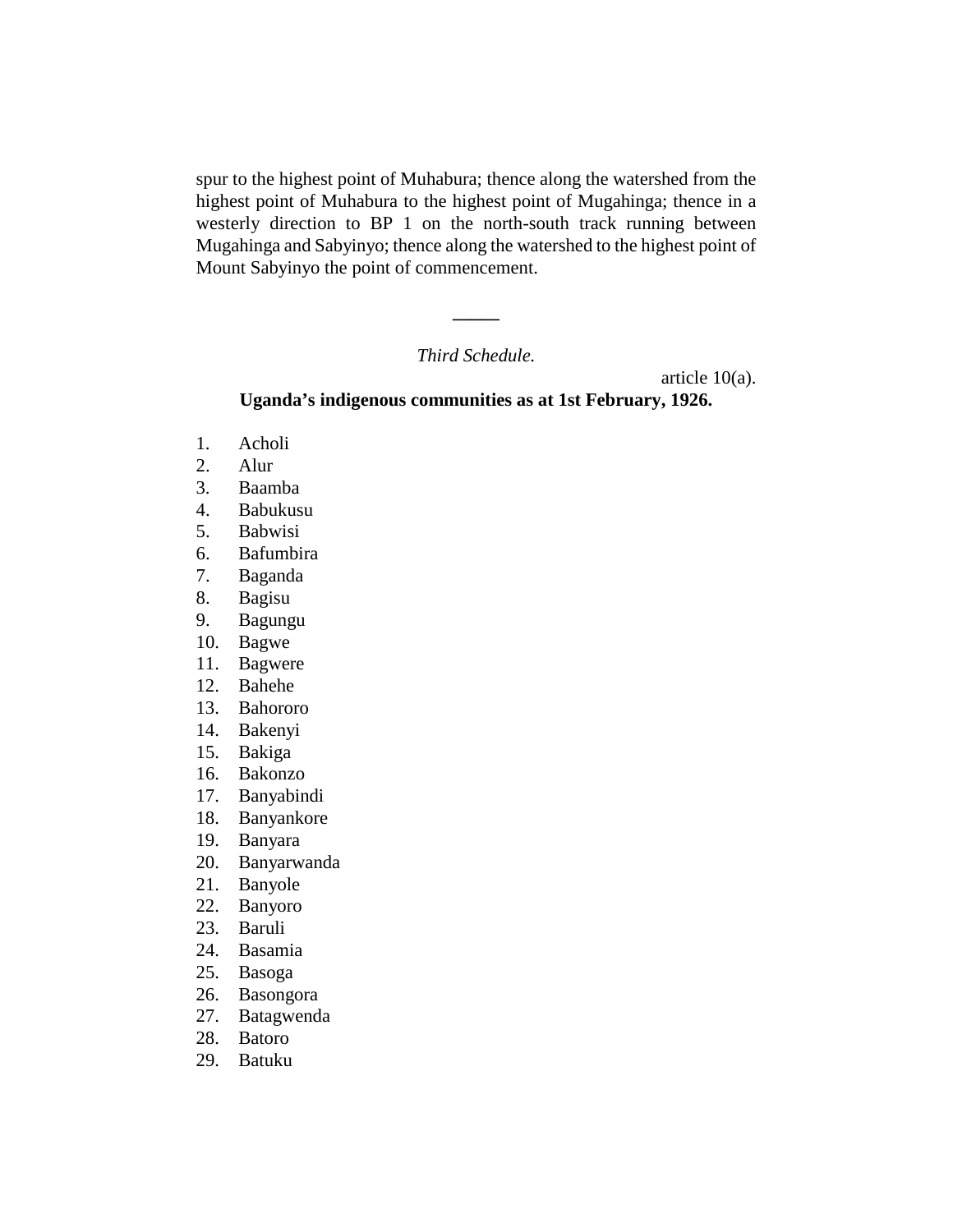spur to the highest point of Muhabura; thence along the watershed from the highest point of Muhabura to the highest point of Mugahinga; thence in a westerly direction to BP 1 on the north-south track running between Mugahinga and Sabyinyo; thence along the watershed to the highest point of Mount Sabyinyo the point of commencement.

---

*Third Schedule.*

article 10(a).

**Uganda's indigenous communities as at 1st February, 1926.**

1. Acholi
2. Alur
3. Baamba
4. Babukusu
5. Babwisi
6. Bafumbira
7. Baganda
8. Bagisu
9. Bagungu
10. Bagwe
11. Bagwere
12. Bahehe
13. Bahororo
14. Bakenyi
15. Bakiga
16. Bakonzo
17. Banyabindi
18. Banyankore
19. Banyara
20. Banyarwanda
21. Banyole
22. Banyoro
23. Baruli
24. Basamia
25. Basoga
26. Basongora
27. Batagwenda
28. Batoro
29. Batuku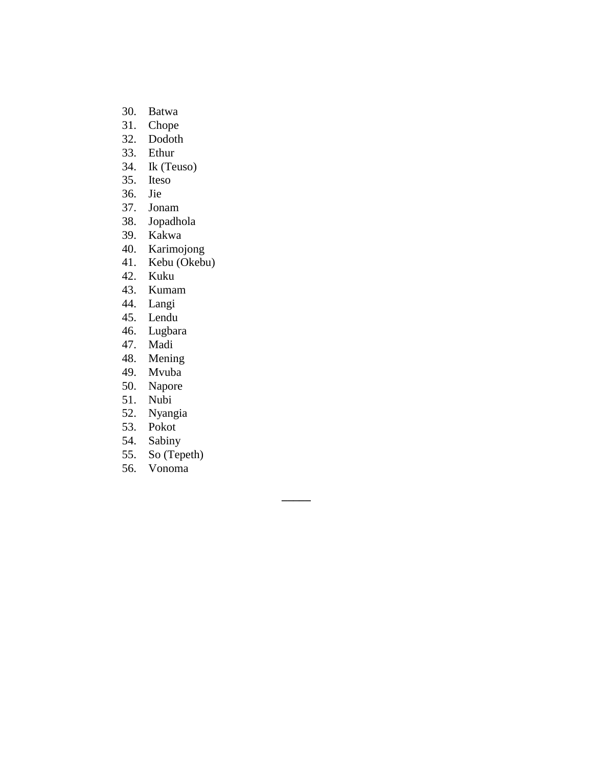30. Batwa
31. Chope
32. Dodoth
33. Ethur
34. Ik (Teuso)
35. Iteso
36. Jie
37. Jonam
38. Jopadhola
39. Kakwa
40. Karimojong
41. Kebu (Okebu)
42. Kuku
43. Kumam
44. Langi
45. Lendu
46. Lugbara
47. Madi
48. Mening
49. Mvuba
50. Napore
51. Nubi
52. Nyangia
53. Pokot
54. Sabiny
55. So (Tepeth)
56. Vonoma

---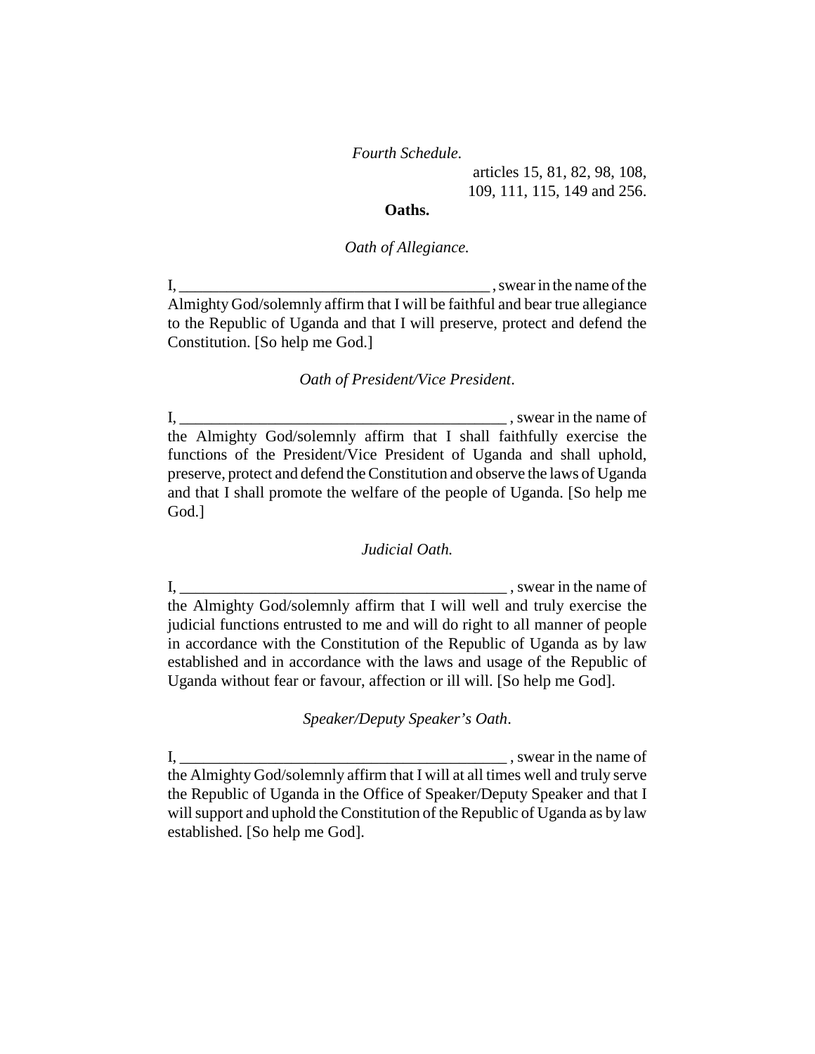*Fourth Schedule.*

articles 15, 81, 82, 98, 108, 109, 111, 115, 149 and 256.

**Oaths.**

*Oath of Allegiance.*

I, ________________________________________ , swear in the name of the Almighty God/solemnly affirm that I will be faithful and bear true allegiance to the Republic of Uganda and that I will preserve, protect and defend the Constitution. [So help me God.]

*Oath of President/Vice President.*

I, ________________________________________ , swear in the name of the Almighty God/solemnly affirm that I shall faithfully exercise the functions of the President/Vice President of Uganda and shall uphold, preserve, protect and defend the Constitution and observe the laws of Uganda and that I shall promote the welfare of the people of Uganda. [So help me God.]

*Judicial Oath.*

I, ________________________________________ , swear in the name of the Almighty God/solemnly affirm that I will well and truly exercise the judicial functions entrusted to me and will do right to all manner of people in accordance with the Constitution of the Republic of Uganda as by law established and in accordance with the laws and usage of the Republic of Uganda without fear or favour, affection or ill will. [So help me God].

*Speaker/Deputy Speaker's Oath.*

I, ________________________________________ , swear in the name of the Almighty God/solemnly affirm that I will at all times well and truly serve the Republic of Uganda in the Office of Speaker/Deputy Speaker and that I will support and uphold the Constitution of the Republic of Uganda as by law established. [So help me God].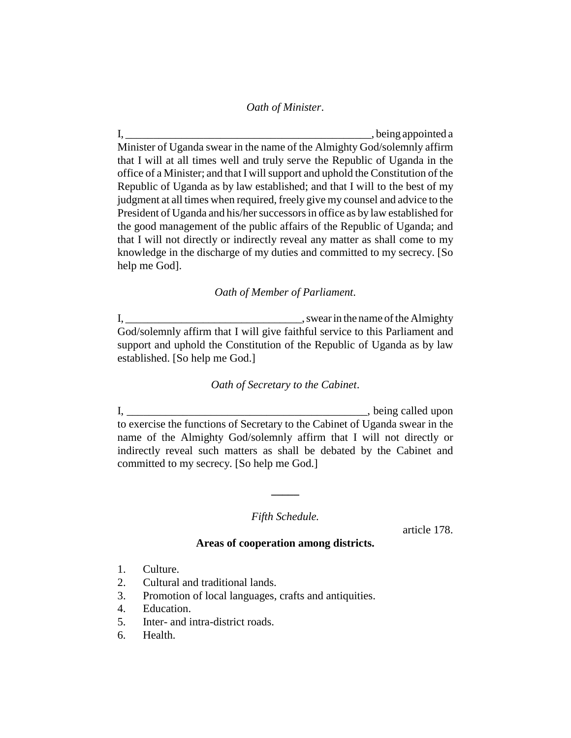*Oath of Minister*.

I, \_\_\_\_\_\_\_\_\_\_\_\_\_\_\_\_\_\_\_\_\_\_\_\_\_\_\_\_\_\_\_\_\_\_\_\_\_\_\_\_\_\_\_\_\_, being appointed a Minister of Uganda swear in the name of the Almighty God/solemnly affirm that I will at all times well and truly serve the Republic of Uganda in the office of a Minister; and that I will support and uphold the Constitution of the Republic of Uganda as by law established; and that I will to the best of my judgment at all times when required, freely give my counsel and advice to the President of Uganda and his/her successors in office as by law established for the good management of the public affairs of the Republic of Uganda; and that I will not directly or indirectly reveal any matter as shall come to my knowledge in the discharge of my duties and committed to my secrecy. [So help me God].

*Oath of Member of Parliament*.

I, \_\_\_\_\_\_\_\_\_\_\_\_\_\_\_\_\_\_\_\_\_\_\_\_\_\_\_\_\_\_\_\_, swear in the name of the Almighty God/solemnly affirm that I will give faithful service to this Parliament and support and uphold the Constitution of the Republic of Uganda as by law established. [So help me God.]

*Oath of Secretary to the Cabinet*.

I, \_\_\_\_\_\_\_\_\_\_\_\_\_\_\_\_\_\_\_\_\_\_\_\_\_\_\_\_\_\_\_\_\_\_\_\_\_\_\_\_\_\_\_\_\_, being called upon to exercise the functions of Secretary to the Cabinet of Uganda swear in the name of the Almighty God/solemnly affirm that I will not directly or indirectly reveal such matters as shall be debated by the Cabinet and committed to my secrecy. [So help me God.]

---

*Fifth Schedule.*

article 178.

**Areas of cooperation among districts.**

1. Culture.
2. Cultural and traditional lands.
3. Promotion of local languages, crafts and antiquities.
4. Education.
5. Inter- and intra-district roads.
6. Health.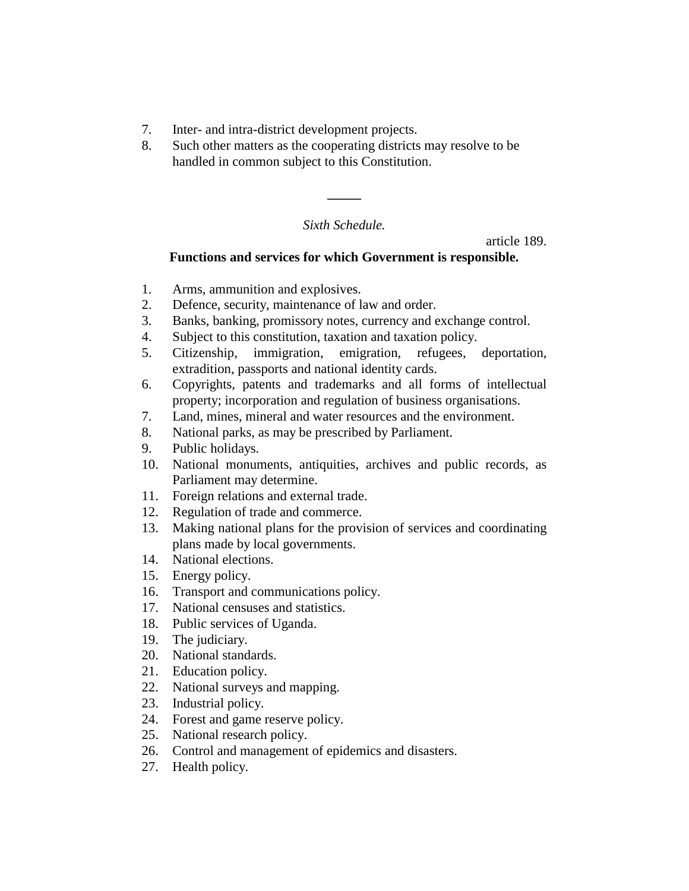7. Inter- and intra-district development projects.
8. Such other matters as the cooperating districts may resolve to be handled in common subject to this Constitution.

---

*Sixth Schedule.*

article 189.

**Functions and services for which Government is responsible.**

1. Arms, ammunition and explosives.
2. Defence, security, maintenance of law and order.
3. Banks, banking, promissory notes, currency and exchange control.
4. Subject to this constitution, taxation and taxation policy.
5. Citizenship, immigration, emigration, refugees, deportation, extradition, passports and national identity cards.
6. Copyrights, patents and trademarks and all forms of intellectual property; incorporation and regulation of business organisations.
7. Land, mines, mineral and water resources and the environment.
8. National parks, as may be prescribed by Parliament.
9. Public holidays.
10. National monuments, antiquities, archives and public records, as Parliament may determine.
11. Foreign relations and external trade.
12. Regulation of trade and commerce.
13. Making national plans for the provision of services and coordinating plans made by local governments.
14. National elections.
15. Energy policy.
16. Transport and communications policy.
17. National censuses and statistics.
18. Public services of Uganda.
19. The judiciary.
20. National standards.
21. Education policy.
22. National surveys and mapping.
23. Industrial policy.
24. Forest and game reserve policy.
25. National research policy.
26. Control and management of epidemics and disasters.
27. Health policy.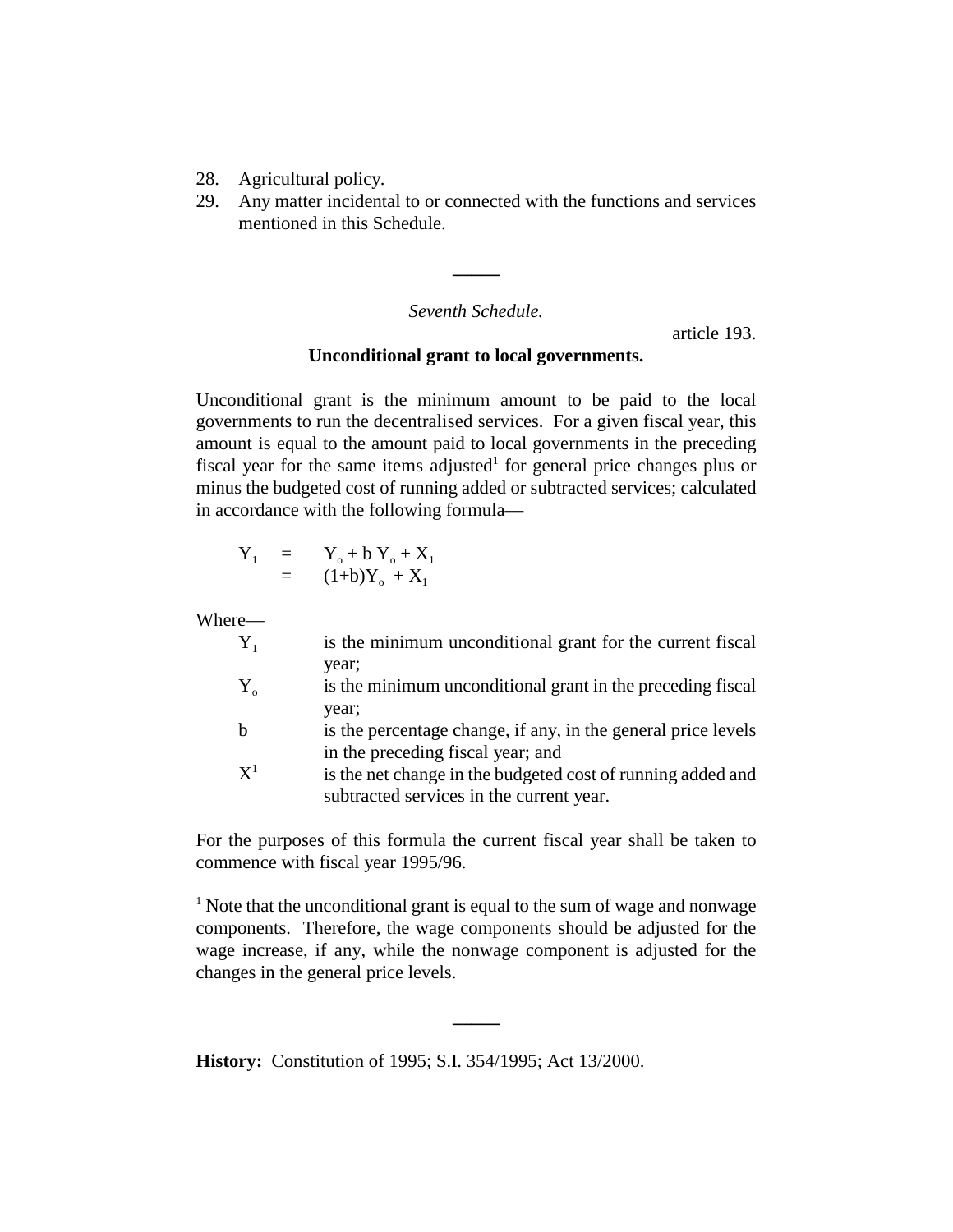28. Agricultural policy.
29. Any matter incidental to or connected with the functions and services mentioned in this Schedule.

---

*Seventh Schedule.*

article 193.

**Unconditional grant to local governments.**

Unconditional grant is the minimum amount to be paid to the local governments to run the decentralised services. For a given fiscal year, this amount is equal to the amount paid to local governments in the preceding fiscal year for the same items adjusted[1] for general price changes plus or minus the budgeted cost of running added or subtracted services; calculated in accordance with the following formula—

$$Y_1 = Y_o + b\,Y_o + X_1$$
$$= (1+b)Y_o + X_1$$

Where—

- $Y_1$ is the minimum unconditional grant for the current fiscal year;
- $Y_o$ is the minimum unconditional grant in the preceding fiscal year;
- $b$ is the percentage change, if any, in the general price levels in the preceding fiscal year; and
- $X^1$ is the net change in the budgeted cost of running added and subtracted services in the current year.

For the purposes of this formula the current fiscal year shall be taken to commence with fiscal year 1995/96.

[1] Note that the unconditional grant is equal to the sum of wage and nonwage components. Therefore, the wage components should be adjusted for the wage increase, if any, while the nonwage component is adjusted for the changes in the general price levels.

---

**History:** Constitution of 1995; S.I. 354/1995; Act 13/2000.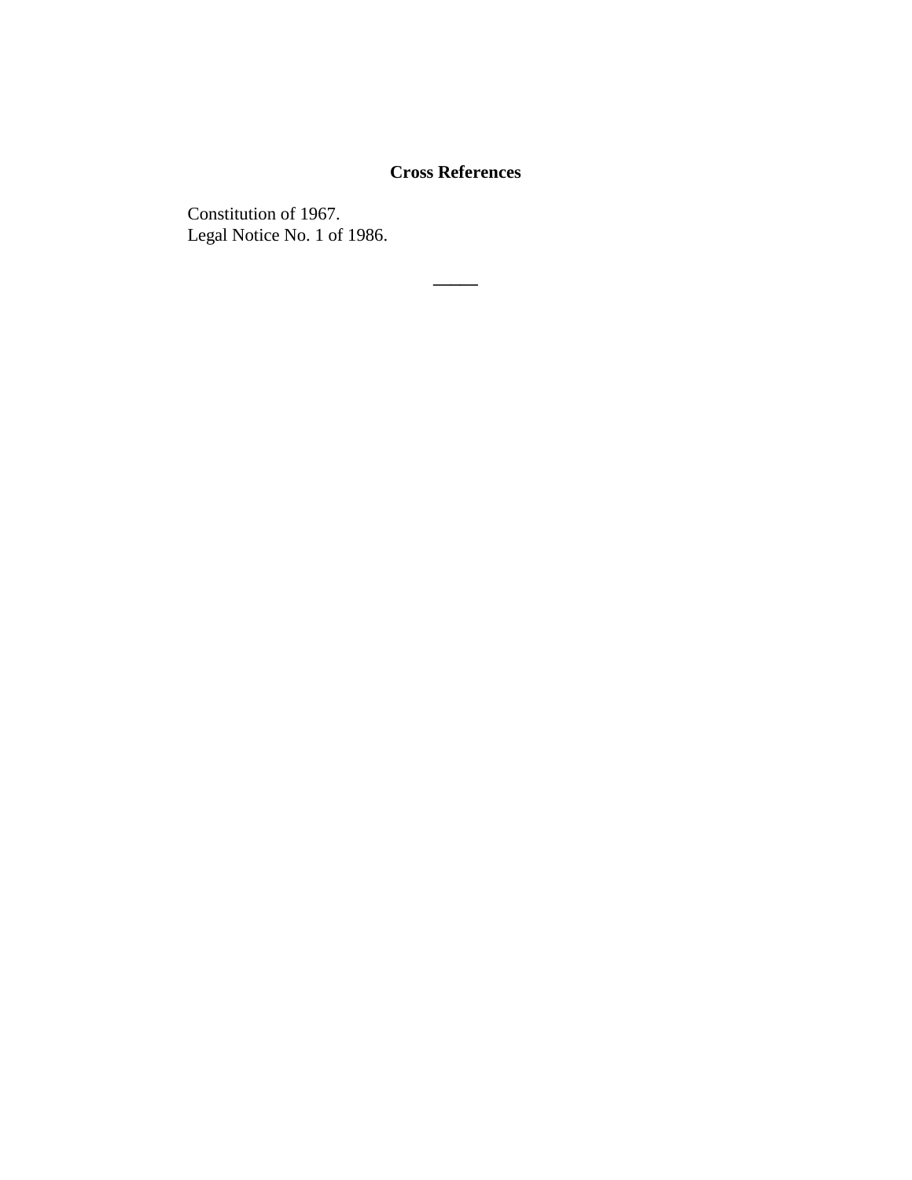**Cross References**

Constitution of 1967.
Legal Notice No. 1 of 1986.

---